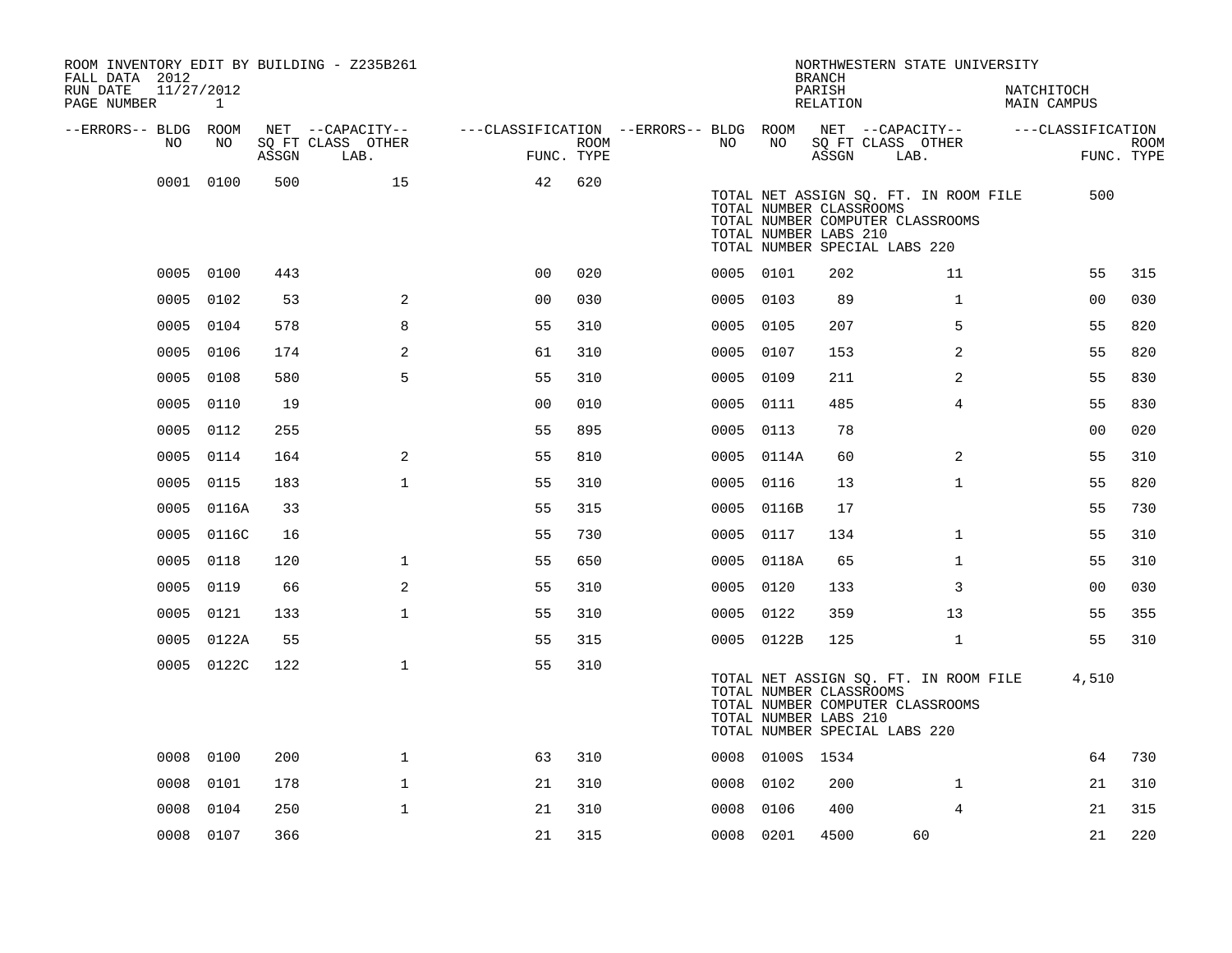ROOM INVENTORY EDIT BY BUILDING - Z235B261
FALL DATA 2012
RUN DATE 11/27/2012

NORTHWESTERN STATE UNIVERSITY
BRANCH
PARISH NATCHITOCH
RELATION MAIN CAMPUS

| --ERRORS-- | BLDG NO | ROOM NO | NET SQ FT ASSGN | CAPACITY CLASS | CAPACITY OTHER LAB. | CLASSIFICATION FUNC. | ROOM TYPE | --ERRORS-- | BLDG NO | ROOM NO | NET SQ FT ASSGN | CAPACITY CLASS | CAPACITY OTHER LAB. | CLASSIFICATION FUNC. | ROOM TYPE |
|---|---|---|---|---|---|---|---|---|---|---|---|---|---|---|---|
| | 0001 | 0100 | 500 | | 15 | 42 | 620 | | | | | | | | |

TOTAL NET ASSIGN SQ. FT. IN ROOM FILE 500
TOTAL NUMBER CLASSROOMS
TOTAL NUMBER COMPUTER CLASSROOMS
TOTAL NUMBER LABS 210
TOTAL NUMBER SPECIAL LABS 220

| --ERRORS-- | BLDG NO | ROOM NO | NET SQ FT ASSGN | CAPACITY CLASS | CAPACITY OTHER LAB. | CLASSIFICATION FUNC. | ROOM TYPE | --ERRORS-- | BLDG NO | ROOM NO | NET SQ FT ASSGN | CAPACITY CLASS | CAPACITY OTHER LAB. | CLASSIFICATION FUNC. | ROOM TYPE |
|---|---|---|---|---|---|---|---|---|---|---|---|---|---|---|---|
| | 0005 | 0100 | 443 | | | 00 | 020 | | 0005 | 0101 | 202 | | 11 | 55 | 315 |
| | 0005 | 0102 | 53 | | 2 | 00 | 030 | | 0005 | 0103 | 89 | | 1 | 00 | 030 |
| | 0005 | 0104 | 578 | | 8 | 55 | 310 | | 0005 | 0105 | 207 | | 5 | 55 | 820 |
| | 0005 | 0106 | 174 | | 2 | 61 | 310 | | 0005 | 0107 | 153 | | 2 | 55 | 820 |
| | 0005 | 0108 | 580 | | 5 | 55 | 310 | | 0005 | 0109 | 211 | | 2 | 55 | 830 |
| | 0005 | 0110 | 19 | | | 00 | 010 | | 0005 | 0111 | 485 | | 4 | 55 | 830 |
| | 0005 | 0112 | 255 | | | 55 | 895 | | 0005 | 0113 | 78 | | | 00 | 020 |
| | 0005 | 0114 | 164 | | 2 | 55 | 810 | | 0005 | 0114A | 60 | | 2 | 55 | 310 |
| | 0005 | 0115 | 183 | | 1 | 55 | 310 | | 0005 | 0116 | 13 | | 1 | 55 | 820 |
| | 0005 | 0116A | 33 | | | 55 | 315 | | 0005 | 0116B | 17 | | | 55 | 730 |
| | 0005 | 0116C | 16 | | | 55 | 730 | | 0005 | 0117 | 134 | | 1 | 55 | 310 |
| | 0005 | 0118 | 120 | | 1 | 55 | 650 | | 0005 | 0118A | 65 | | 1 | 55 | 310 |
| | 0005 | 0119 | 66 | | 2 | 55 | 310 | | 0005 | 0120 | 133 | | 3 | 00 | 030 |
| | 0005 | 0121 | 133 | | 1 | 55 | 310 | | 0005 | 0122 | 359 | | 13 | 55 | 355 |
| | 0005 | 0122A | 55 | | | 55 | 315 | | 0005 | 0122B | 125 | | 1 | 55 | 310 |
| | 0005 | 0122C | 122 | | 1 | 55 | 310 | | | | | | | | |

TOTAL NET ASSIGN SQ. FT. IN ROOM FILE 4,510
TOTAL NUMBER CLASSROOMS
TOTAL NUMBER COMPUTER CLASSROOMS
TOTAL NUMBER LABS 210
TOTAL NUMBER SPECIAL LABS 220

| --ERRORS-- | BLDG NO | ROOM NO | NET SQ FT ASSGN | CAPACITY CLASS | CAPACITY OTHER LAB. | CLASSIFICATION FUNC. | ROOM TYPE | --ERRORS-- | BLDG NO | ROOM NO | NET SQ FT ASSGN | CAPACITY CLASS | CAPACITY OTHER LAB. | CLASSIFICATION FUNC. | ROOM TYPE |
|---|---|---|---|---|---|---|---|---|---|---|---|---|---|---|---|
| | 0008 | 0100 | 200 | | 1 | 63 | 310 | | 0008 | 0100S | 1534 | | | 64 | 730 |
| | 0008 | 0101 | 178 | | 1 | 21 | 310 | | 0008 | 0102 | 200 | | 1 | 21 | 310 |
| | 0008 | 0104 | 250 | | 1 | 21 | 310 | | 0008 | 0106 | 400 | | 4 | 21 | 315 |
| | 0008 | 0107 | 366 | | | 21 | 315 | | 0008 | 0201 | 4500 | 60 | | 21 | 220 |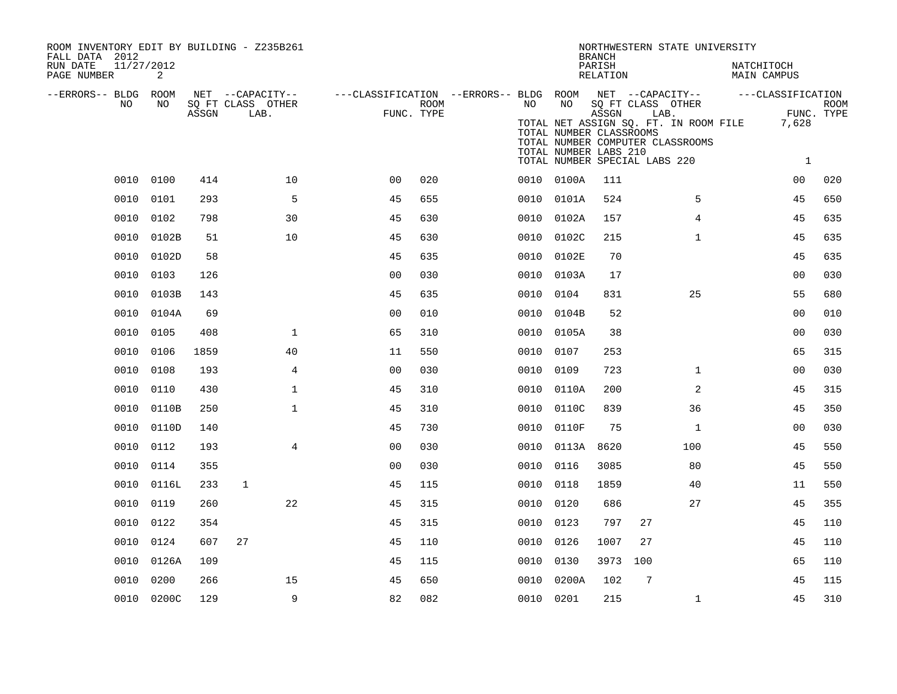ROOM INVENTORY EDIT BY BUILDING - Z235B261
FALL DATA 2012
RUN DATE 11/27/2012
PAGE NUMBER 2

NORTHWESTERN STATE UNIVERSITY
BRANCH
PARISH NATCHITOCH
RELATION MAIN CAMPUS

TOTAL NET ASSIGN SQ. FT. IN ROOM FILE 7,628
TOTAL NUMBER CLASSROOMS
TOTAL NUMBER COMPUTER CLASSROOMS
TOTAL NUMBER LABS 210
TOTAL NUMBER SPECIAL LABS 220 1

| --ERRORS-- | BLDG NO | ROOM NO | NET SQ FT ASSGN | CAPACITY CLASS | CAPACITY OTHER LAB. | CLASSIFICATION FUNC. | ROOM TYPE | --ERRORS-- | BLDG NO | ROOM NO | NET SQ FT ASSGN | CAPACITY CLASS | CAPACITY OTHER LAB. | CLASSIFICATION FUNC. | ROOM TYPE |
|---|---|---|---|---|---|---|---|---|---|---|---|---|---|---|---|
| | 0010 | 0100 | 414 | | 10 | 00 | 020 | | 0010 | 0100A | 111 | | | 00 | 020 |
| | 0010 | 0101 | 293 | | 5 | 45 | 655 | | 0010 | 0101A | 524 | | 5 | 45 | 650 |
| | 0010 | 0102 | 798 | | 30 | 45 | 630 | | 0010 | 0102A | 157 | | 4 | 45 | 635 |
| | 0010 | 0102B | 51 | | 10 | 45 | 630 | | 0010 | 0102C | 215 | | 1 | 45 | 635 |
| | 0010 | 0102D | 58 | | | 45 | 635 | | 0010 | 0102E | 70 | | | 45 | 635 |
| | 0010 | 0103 | 126 | | | 00 | 030 | | 0010 | 0103A | 17 | | | 00 | 030 |
| | 0010 | 0103B | 143 | | | 45 | 635 | | 0010 | 0104 | 831 | | 25 | 55 | 680 |
| | 0010 | 0104A | 69 | | | 00 | 010 | | 0010 | 0104B | 52 | | | 00 | 010 |
| | 0010 | 0105 | 408 | | 1 | 65 | 310 | | 0010 | 0105A | 38 | | | 00 | 030 |
| | 0010 | 0106 | 1859 | | 40 | 11 | 550 | | 0010 | 0107 | 253 | | | 65 | 315 |
| | 0010 | 0108 | 193 | | 4 | 00 | 030 | | 0010 | 0109 | 723 | | 1 | 00 | 030 |
| | 0010 | 0110 | 430 | | 1 | 45 | 310 | | 0010 | 0110A | 200 | | 2 | 45 | 315 |
| | 0010 | 0110B | 250 | | 1 | 45 | 310 | | 0010 | 0110C | 839 | | 36 | 45 | 350 |
| | 0010 | 0110D | 140 | | | 45 | 730 | | 0010 | 0110F | 75 | | 1 | 00 | 030 |
| | 0010 | 0112 | 193 | | 4 | 00 | 030 | | 0010 | 0113A | 8620 | | 100 | 45 | 550 |
| | 0010 | 0114 | 355 | | | 00 | 030 | | 0010 | 0116 | 3085 | | 80 | 45 | 550 |
| | 0010 | 0116L | 233 | 1 | | 45 | 115 | | 0010 | 0118 | 1859 | | 40 | 11 | 550 |
| | 0010 | 0119 | 260 | | 22 | 45 | 315 | | 0010 | 0120 | 686 | | 27 | 45 | 355 |
| | 0010 | 0122 | 354 | | | 45 | 315 | | 0010 | 0123 | 797 | 27 | | 45 | 110 |
| | 0010 | 0124 | 607 | 27 | | 45 | 110 | | 0010 | 0126 | 1007 | 27 | | 45 | 110 |
| | 0010 | 0126A | 109 | | | 45 | 115 | | 0010 | 0130 | 3973 | 100 | | 65 | 110 |
| | 0010 | 0200 | 266 | | 15 | 45 | 650 | | 0010 | 0200A | 102 | 7 | | 45 | 115 |
| | 0010 | 0200C | 129 | | 9 | 82 | 082 | | 0010 | 0201 | 215 | | 1 | 45 | 310 |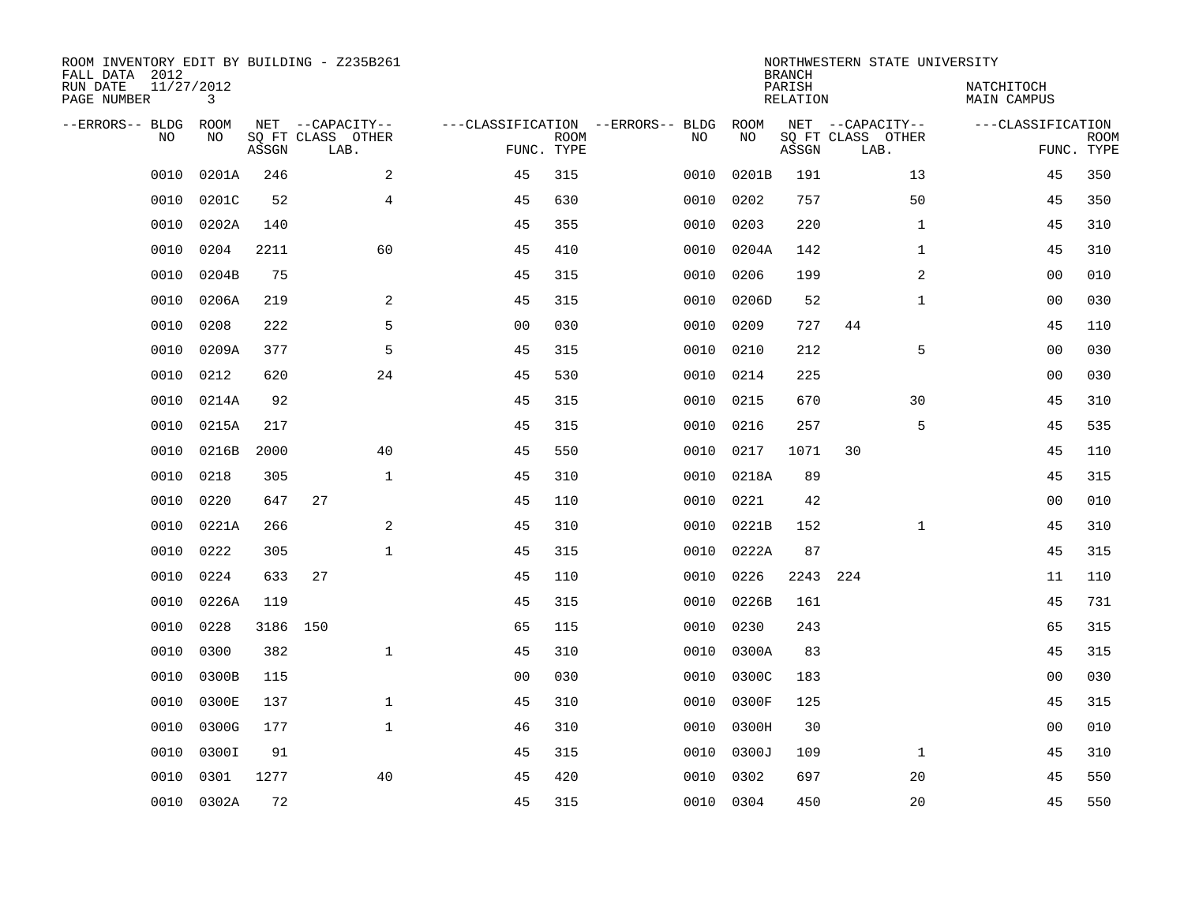ROOM INVENTORY EDIT BY BUILDING - Z235B261
FALL DATA 2012
RUN DATE 11/27/2012
PAGE NUMBER 3

NORTHWESTERN STATE UNIVERSITY
BRANCH
PARISH NATCHITOCH
RELATION MAIN CAMPUS

| --ERRORS-- | BLDG NO | ROOM NO | NET SQ FT ASSGN | --CAPACITY-- CLASS | OTHER LAB. | ---CLASSIFICATION FUNC. | ROOM TYPE | --ERRORS-- | BLDG NO | ROOM NO | NET SQ FT ASSGN | --CAPACITY-- CLASS | OTHER LAB. | ---CLASSIFICATION FUNC. | ROOM TYPE |
|---|---|---|---|---|---|---|---|---|---|---|---|---|---|---|---|
| | 0010 | 0201A | 246 | | 2 | 45 | 315 | | 0010 | 0201B | 191 | | 13 | 45 | 350 |
| | 0010 | 0201C | 52 | | 4 | 45 | 630 | | 0010 | 0202 | 757 | | 50 | 45 | 350 |
| | 0010 | 0202A | 140 | | | 45 | 355 | | 0010 | 0203 | 220 | | 1 | 45 | 310 |
| | 0010 | 0204 | 2211 | | 60 | 45 | 410 | | 0010 | 0204A | 142 | | 1 | 45 | 310 |
| | 0010 | 0204B | 75 | | | 45 | 315 | | 0010 | 0206 | 199 | | 2 | 00 | 010 |
| | 0010 | 0206A | 219 | | 2 | 45 | 315 | | 0010 | 0206D | 52 | | 1 | 00 | 030 |
| | 0010 | 0208 | 222 | | 5 | 00 | 030 | | 0010 | 0209 | 727 | 44 | | 45 | 110 |
| | 0010 | 0209A | 377 | | 5 | 45 | 315 | | 0010 | 0210 | 212 | | 5 | 00 | 030 |
| | 0010 | 0212 | 620 | | 24 | 45 | 530 | | 0010 | 0214 | 225 | | | 00 | 030 |
| | 0010 | 0214A | 92 | | | 45 | 315 | | 0010 | 0215 | 670 | | 30 | 45 | 310 |
| | 0010 | 0215A | 217 | | | 45 | 315 | | 0010 | 0216 | 257 | | 5 | 45 | 535 |
| | 0010 | 0216B | 2000 | | 40 | 45 | 550 | | 0010 | 0217 | 1071 | 30 | | 45 | 110 |
| | 0010 | 0218 | 305 | | 1 | 45 | 310 | | 0010 | 0218A | 89 | | | 45 | 315 |
| | 0010 | 0220 | 647 | 27 | | 45 | 110 | | 0010 | 0221 | 42 | | | 00 | 010 |
| | 0010 | 0221A | 266 | | 2 | 45 | 310 | | 0010 | 0221B | 152 | | 1 | 45 | 310 |
| | 0010 | 0222 | 305 | | 1 | 45 | 315 | | 0010 | 0222A | 87 | | | 45 | 315 |
| | 0010 | 0224 | 633 | 27 | | 45 | 110 | | 0010 | 0226 | 2243 | 224 | | 11 | 110 |
| | 0010 | 0226A | 119 | | | 45 | 315 | | 0010 | 0226B | 161 | | | 45 | 731 |
| | 0010 | 0228 | 3186 | 150 | | 65 | 115 | | 0010 | 0230 | 243 | | | 65 | 315 |
| | 0010 | 0300 | 382 | | 1 | 45 | 310 | | 0010 | 0300A | 83 | | | 45 | 315 |
| | 0010 | 0300B | 115 | | | 00 | 030 | | 0010 | 0300C | 183 | | | 00 | 030 |
| | 0010 | 0300E | 137 | | 1 | 45 | 310 | | 0010 | 0300F | 125 | | | 45 | 315 |
| | 0010 | 0300G | 177 | | 1 | 46 | 310 | | 0010 | 0300H | 30 | | | 00 | 010 |
| | 0010 | 0300I | 91 | | | 45 | 315 | | 0010 | 0300J | 109 | | 1 | 45 | 310 |
| | 0010 | 0301 | 1277 | | 40 | 45 | 420 | | 0010 | 0302 | 697 | | 20 | 45 | 550 |
| | 0010 | 0302A | 72 | | | 45 | 315 | | 0010 | 0304 | 450 | | 20 | 45 | 550 |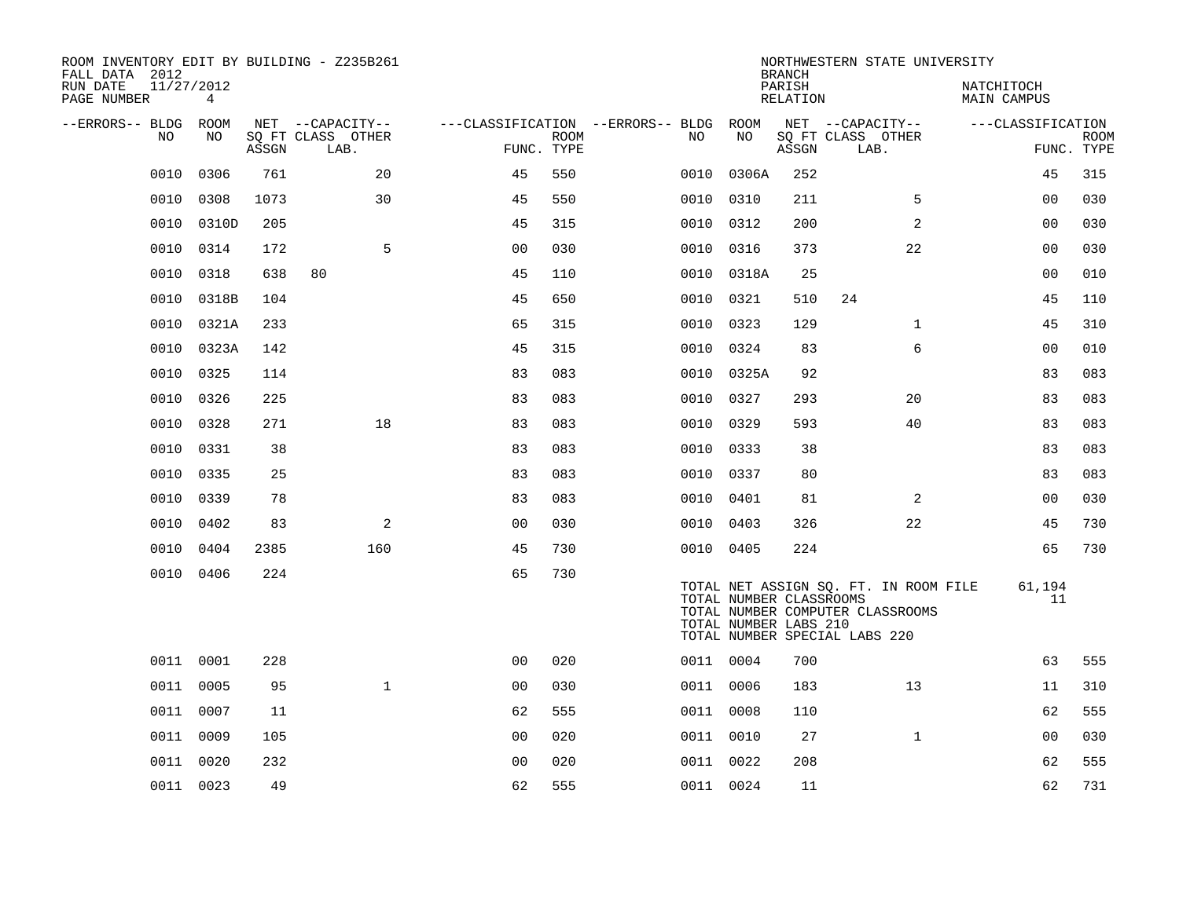ROOM INVENTORY EDIT BY BUILDING - Z235B261
FALL DATA 2012
RUN DATE 11/27/2012
PAGE NUMBER 4

NORTHWESTERN STATE UNIVERSITY
BRANCH
PARISH NATCHITOCH
RELATION MAIN CAMPUS

| --ERRORS-- | BLDG NO | ROOM NO | NET SQ FT ASSGN | CAPACITY CLASS | CAPACITY OTHER LAB. | CLASSIFICATION FUNC. | ROOM TYPE | --ERRORS-- | BLDG NO | ROOM NO | NET SQ FT ASSGN | CAPACITY CLASS | CAPACITY OTHER LAB. | CLASSIFICATION FUNC. | ROOM TYPE |
|---|---|---|---|---|---|---|---|---|---|---|---|---|---|---|---|
| | 0010 | 0306 | 761 | | 20 | 45 | 550 | | 0010 | 0306A | 252 | | | 45 | 315 |
| | 0010 | 0308 | 1073 | | 30 | 45 | 550 | | 0010 | 0310 | 211 | | 5 | 00 | 030 |
| | 0010 | 0310D | 205 | | | 45 | 315 | | 0010 | 0312 | 200 | | 2 | 00 | 030 |
| | 0010 | 0314 | 172 | | 5 | 00 | 030 | | 0010 | 0316 | 373 | | 22 | 00 | 030 |
| | 0010 | 0318 | 638 | 80 | | 45 | 110 | | 0010 | 0318A | 25 | | | 00 | 010 |
| | 0010 | 0318B | 104 | | | 45 | 650 | | 0010 | 0321 | 510 | 24 | | 45 | 110 |
| | 0010 | 0321A | 233 | | | 65 | 315 | | 0010 | 0323 | 129 | | 1 | 45 | 310 |
| | 0010 | 0323A | 142 | | | 45 | 315 | | 0010 | 0324 | 83 | | 6 | 00 | 010 |
| | 0010 | 0325 | 114 | | | 83 | 083 | | 0010 | 0325A | 92 | | | 83 | 083 |
| | 0010 | 0326 | 225 | | | 83 | 083 | | 0010 | 0327 | 293 | | 20 | 83 | 083 |
| | 0010 | 0328 | 271 | | 18 | 83 | 083 | | 0010 | 0329 | 593 | | 40 | 83 | 083 |
| | 0010 | 0331 | 38 | | | 83 | 083 | | 0010 | 0333 | 38 | | | 83 | 083 |
| | 0010 | 0335 | 25 | | | 83 | 083 | | 0010 | 0337 | 80 | | | 83 | 083 |
| | 0010 | 0339 | 78 | | | 83 | 083 | | 0010 | 0401 | 81 | | 2 | 00 | 030 |
| | 0010 | 0402 | 83 | | 2 | 00 | 030 | | 0010 | 0403 | 326 | | 22 | 45 | 730 |
| | 0010 | 0404 | 2385 | | 160 | 45 | 730 | | 0010 | 0405 | 224 | | | 65 | 730 |
| | 0010 | 0406 | 224 | | | 65 | 730 | | | | | | | | |

TOTAL NET ASSIGN SQ. FT. IN ROOM FILE 61,194
TOTAL NUMBER CLASSROOMS 11
TOTAL NUMBER COMPUTER CLASSROOMS
TOTAL NUMBER LABS 210
TOTAL NUMBER SPECIAL LABS 220

| --ERRORS-- | BLDG NO | ROOM NO | NET SQ FT ASSGN | CAPACITY CLASS | CAPACITY OTHER LAB. | CLASSIFICATION FUNC. | ROOM TYPE | --ERRORS-- | BLDG NO | ROOM NO | NET SQ FT ASSGN | CAPACITY CLASS | CAPACITY OTHER LAB. | CLASSIFICATION FUNC. | ROOM TYPE |
|---|---|---|---|---|---|---|---|---|---|---|---|---|---|---|---|
| | 0011 | 0001 | 228 | | | 00 | 020 | | 0011 | 0004 | 700 | | | 63 | 555 |
| | 0011 | 0005 | 95 | | 1 | 00 | 030 | | 0011 | 0006 | 183 | | 13 | 11 | 310 |
| | 0011 | 0007 | 11 | | | 62 | 555 | | 0011 | 0008 | 110 | | | 62 | 555 |
| | 0011 | 0009 | 105 | | | 00 | 020 | | 0011 | 0010 | 27 | | 1 | 00 | 030 |
| | 0011 | 0020 | 232 | | | 00 | 020 | | 0011 | 0022 | 208 | | | 62 | 555 |
| | 0011 | 0023 | 49 | | | 62 | 555 | | 0011 | 0024 | 11 | | | 62 | 731 |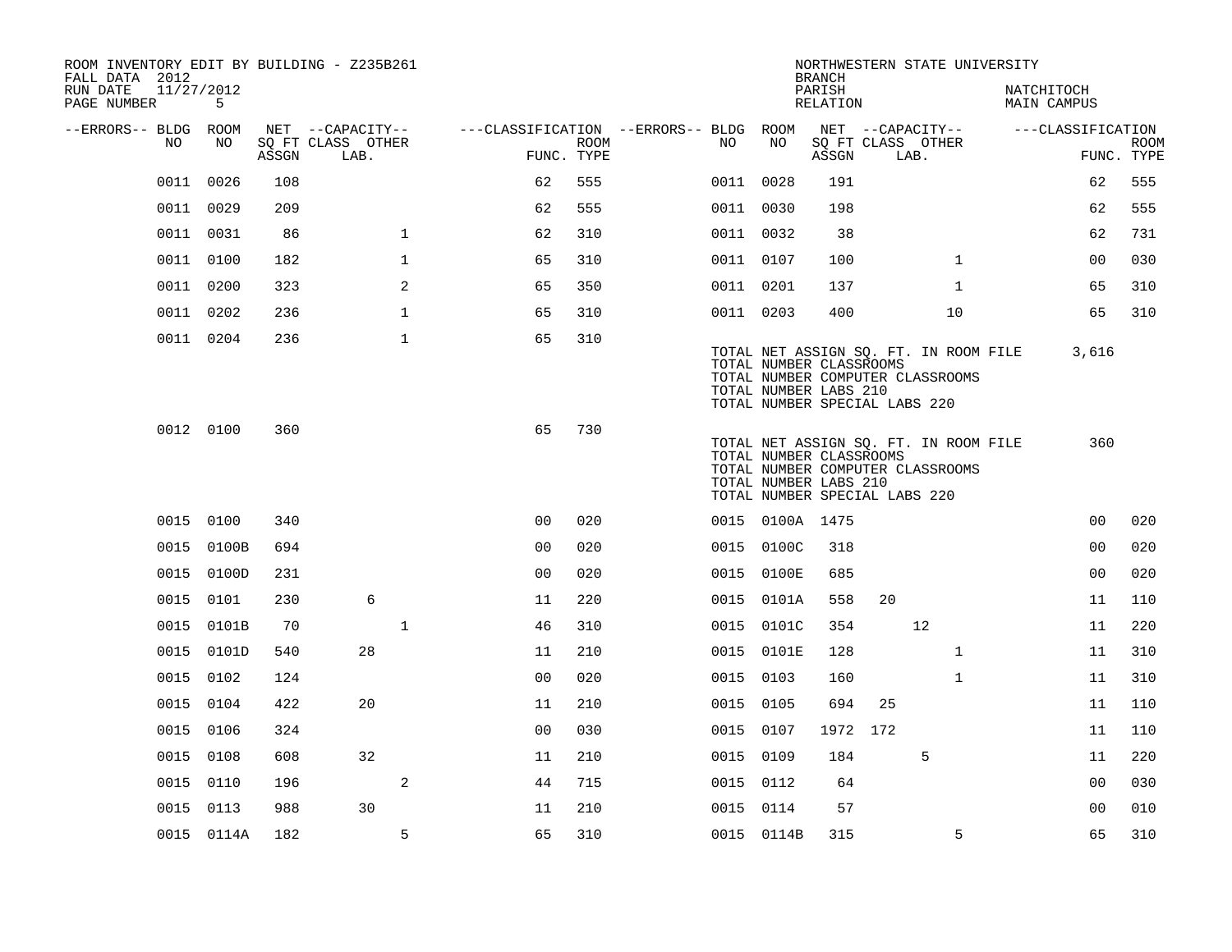ROOM INVENTORY EDIT BY BUILDING - Z235B261
FALL DATA 2012
RUN DATE 11/27/2012
PAGE NUMBER 5

NORTHWESTERN STATE UNIVERSITY
BRANCH
PARISH NATCHITOCH
RELATION MAIN CAMPUS

| --ERRORS-- | BLDG NO | ROOM NO | NET SQ FT ASSGN | CAPACITY CLASS LAB. | CAPACITY OTHER | CLASSIFICATION FUNC. | ROOM TYPE | --ERRORS-- | BLDG NO | ROOM NO | NET SQ FT ASSGN | CAPACITY CLASS LAB. | CAPACITY OTHER | CLASSIFICATION FUNC. | ROOM TYPE |
|---|---|---|---|---|---|---|---|---|---|---|---|---|---|---|---|
| | 0011 | 0026 | 108 | | | 62 | 555 | | 0011 | 0028 | 191 | | | 62 | 555 |
| | 0011 | 0029 | 209 | | | 62 | 555 | | 0011 | 0030 | 198 | | | 62 | 555 |
| | 0011 | 0031 | 86 | | 1 | 62 | 310 | | 0011 | 0032 | 38 | | | 62 | 731 |
| | 0011 | 0100 | 182 | | 1 | 65 | 310 | | 0011 | 0107 | 100 | | 1 | 00 | 030 |
| | 0011 | 0200 | 323 | | 2 | 65 | 350 | | 0011 | 0201 | 137 | | 1 | 65 | 310 |
| | 0011 | 0202 | 236 | | 1 | 65 | 310 | | 0011 | 0203 | 400 | | 10 | 65 | 310 |
| | 0011 | 0204 | 236 | | 1 | 65 | 310 | | | | | | | | |

TOTAL NET ASSIGN SQ. FT. IN ROOM FILE 3,616
TOTAL NUMBER CLASSROOMS
TOTAL NUMBER COMPUTER CLASSROOMS
TOTAL NUMBER LABS 210
TOTAL NUMBER SPECIAL LABS 220

| --ERRORS-- | BLDG NO | ROOM NO | NET SQ FT ASSGN | CAPACITY CLASS LAB. | CAPACITY OTHER | CLASSIFICATION FUNC. | ROOM TYPE |
|---|---|---|---|---|---|---|---|
| | 0012 | 0100 | 360 | | | 65 | 730 |

TOTAL NET ASSIGN SQ. FT. IN ROOM FILE 360
TOTAL NUMBER CLASSROOMS
TOTAL NUMBER COMPUTER CLASSROOMS
TOTAL NUMBER LABS 210
TOTAL NUMBER SPECIAL LABS 220

| --ERRORS-- | BLDG NO | ROOM NO | NET SQ FT ASSGN | CAPACITY CLASS LAB. | CAPACITY OTHER | CLASSIFICATION FUNC. | ROOM TYPE | --ERRORS-- | BLDG NO | ROOM NO | NET SQ FT ASSGN | CAPACITY CLASS LAB. | CAPACITY OTHER | CLASSIFICATION FUNC. | ROOM TYPE |
|---|---|---|---|---|---|---|---|---|---|---|---|---|---|---|---|
| | 0015 | 0100 | 340 | | | 00 | 020 | | 0015 | 0100A | 1475 | | | 00 | 020 |
| | 0015 | 0100B | 694 | | | 00 | 020 | | 0015 | 0100C | 318 | | | 00 | 020 |
| | 0015 | 0100D | 231 | | | 00 | 020 | | 0015 | 0100E | 685 | | | 00 | 020 |
| | 0015 | 0101 | 230 | 6 | | 11 | 220 | | 0015 | 0101A | 558 | 20 | | 11 | 110 |
| | 0015 | 0101B | 70 | | 1 | 46 | 310 | | 0015 | 0101C | 354 | 12 | | 11 | 220 |
| | 0015 | 0101D | 540 | 28 | | 11 | 210 | | 0015 | 0101E | 128 | | 1 | 11 | 310 |
| | 0015 | 0102 | 124 | | | 00 | 020 | | 0015 | 0103 | 160 | | 1 | 11 | 310 |
| | 0015 | 0104 | 422 | 20 | | 11 | 210 | | 0015 | 0105 | 694 | 25 | | 11 | 110 |
| | 0015 | 0106 | 324 | | | 00 | 030 | | 0015 | 0107 | 1972 | 172 | | 11 | 110 |
| | 0015 | 0108 | 608 | 32 | | 11 | 210 | | 0015 | 0109 | 184 | 5 | | 11 | 220 |
| | 0015 | 0110 | 196 | | 2 | 44 | 715 | | 0015 | 0112 | 64 | | | 00 | 030 |
| | 0015 | 0113 | 988 | 30 | | 11 | 210 | | 0015 | 0114 | 57 | | | 00 | 010 |
| | 0015 | 0114A | 182 | | 5 | 65 | 310 | | 0015 | 0114B | 315 | | 5 | 65 | 310 |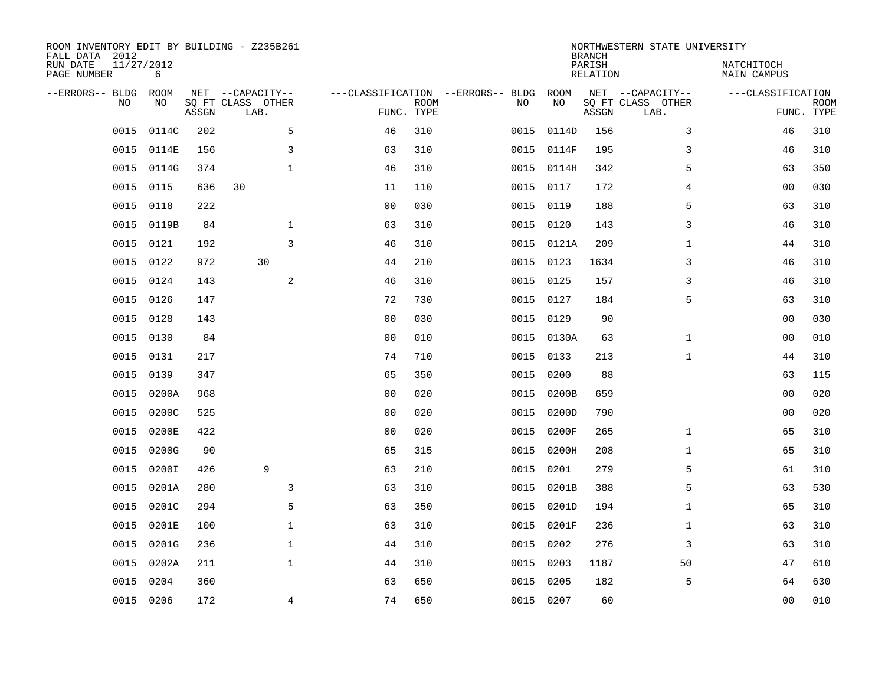ROOM INVENTORY EDIT BY BUILDING - Z235B261
FALL DATA 2012
RUN DATE 11/27/2012
PAGE NUMBER 6

NORTHWESTERN STATE UNIVERSITY
BRANCH
PARISH NATCHITOCH
RELATION MAIN CAMPUS

| --ERRORS-- | BLDG NO | ROOM NO | NET SQ FT ASSGN | CAPACITY CLASS LAB. | CAPACITY OTHER | CLASSIFICATION FUNC. | ROOM TYPE | --ERRORS-- | BLDG NO | ROOM NO | NET SQ FT ASSGN | CAPACITY CLASS LAB. | CAPACITY OTHER | CLASSIFICATION FUNC. | ROOM TYPE |
|---|---|---|---|---|---|---|---|---|---|---|---|---|---|---|---|
| | 0015 | 0114C | 202 | | 5 | 46 | 310 | | 0015 | 0114D | 156 | | 3 | 46 | 310 |
| | 0015 | 0114E | 156 | | 3 | 63 | 310 | | 0015 | 0114F | 195 | | 3 | 46 | 310 |
| | 0015 | 0114G | 374 | | 1 | 46 | 310 | | 0015 | 0114H | 342 | | 5 | 63 | 350 |
| | 0015 | 0115 | 636 | 30 | | 11 | 110 | | 0015 | 0117 | 172 | | 4 | 00 | 030 |
| | 0015 | 0118 | 222 | | | 00 | 030 | | 0015 | 0119 | 188 | | 5 | 63 | 310 |
| | 0015 | 0119B | 84 | | 1 | 63 | 310 | | 0015 | 0120 | 143 | | 3 | 46 | 310 |
| | 0015 | 0121 | 192 | | 3 | 46 | 310 | | 0015 | 0121A | 209 | | 1 | 44 | 310 |
| | 0015 | 0122 | 972 | 30 | | 44 | 210 | | 0015 | 0123 | 1634 | | 3 | 46 | 310 |
| | 0015 | 0124 | 143 | | 2 | 46 | 310 | | 0015 | 0125 | 157 | | 3 | 46 | 310 |
| | 0015 | 0126 | 147 | | | 72 | 730 | | 0015 | 0127 | 184 | | 5 | 63 | 310 |
| | 0015 | 0128 | 143 | | | 00 | 030 | | 0015 | 0129 | 90 | | | 00 | 030 |
| | 0015 | 0130 | 84 | | | 00 | 010 | | 0015 | 0130A | 63 | | 1 | 00 | 010 |
| | 0015 | 0131 | 217 | | | 74 | 710 | | 0015 | 0133 | 213 | | 1 | 44 | 310 |
| | 0015 | 0139 | 347 | | | 65 | 350 | | 0015 | 0200 | 88 | | | 63 | 115 |
| | 0015 | 0200A | 968 | | | 00 | 020 | | 0015 | 0200B | 659 | | | 00 | 020 |
| | 0015 | 0200C | 525 | | | 00 | 020 | | 0015 | 0200D | 790 | | | 00 | 020 |
| | 0015 | 0200E | 422 | | | 00 | 020 | | 0015 | 0200F | 265 | | 1 | 65 | 310 |
| | 0015 | 0200G | 90 | | | 65 | 315 | | 0015 | 0200H | 208 | | 1 | 65 | 310 |
| | 0015 | 0200I | 426 | 9 | | 63 | 210 | | 0015 | 0201 | 279 | | 5 | 61 | 310 |
| | 0015 | 0201A | 280 | | 3 | 63 | 310 | | 0015 | 0201B | 388 | | 5 | 63 | 530 |
| | 0015 | 0201C | 294 | | 5 | 63 | 350 | | 0015 | 0201D | 194 | | 1 | 65 | 310 |
| | 0015 | 0201E | 100 | | 1 | 63 | 310 | | 0015 | 0201F | 236 | | 1 | 63 | 310 |
| | 0015 | 0201G | 236 | | 1 | 44 | 310 | | 0015 | 0202 | 276 | | 3 | 63 | 310 |
| | 0015 | 0202A | 211 | | 1 | 44 | 310 | | 0015 | 0203 | 1187 | | 50 | 47 | 610 |
| | 0015 | 0204 | 360 | | | 63 | 650 | | 0015 | 0205 | 182 | | 5 | 64 | 630 |
| | 0015 | 0206 | 172 | | 4 | 74 | 650 | | 0015 | 0207 | 60 | | | 00 | 010 |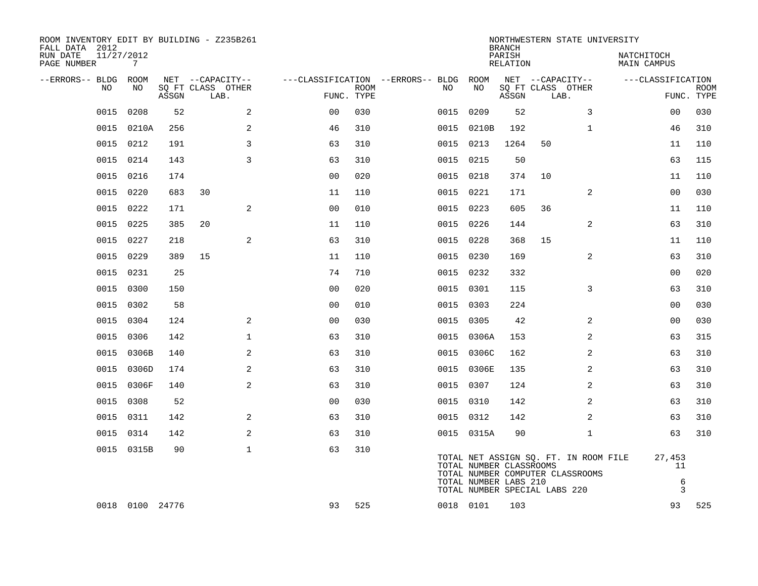ROOM INVENTORY EDIT BY BUILDING - Z235B261
FALL DATA 2012
RUN DATE 11/27/2012
PAGE NUMBER 7

NORTHWESTERN STATE UNIVERSITY
BRANCH
PARISH NATCHITOCH
RELATION MAIN CAMPUS

| --ERRORS-- | BLDG NO | ROOM NO | NET SQ FT ASSGN | CAPACITY CLASS LAB. | CAPACITY OTHER | CLASSIFICATION FUNC. | ROOM TYPE | --ERRORS-- | BLDG NO | ROOM NO | NET SQ FT ASSGN | CAPACITY CLASS LAB. | CAPACITY OTHER | CLASSIFICATION FUNC. | ROOM TYPE |
|---|---|---|---|---|---|---|---|---|---|---|---|---|---|---|---|
| | 0015 | 0208 | 52 | | 2 | 00 | 030 | | 0015 | 0209 | 52 | | 3 | 00 | 030 |
| | 0015 | 0210A | 256 | | 2 | 46 | 310 | | 0015 | 0210B | 192 | | 1 | 46 | 310 |
| | 0015 | 0212 | 191 | | 3 | 63 | 310 | | 0015 | 0213 | 1264 | 50 | | 11 | 110 |
| | 0015 | 0214 | 143 | | 3 | 63 | 310 | | 0015 | 0215 | 50 | | | 63 | 115 |
| | 0015 | 0216 | 174 | | | 00 | 020 | | 0015 | 0218 | 374 | 10 | | 11 | 110 |
| | 0015 | 0220 | 683 | 30 | | 11 | 110 | | 0015 | 0221 | 171 | | 2 | 00 | 030 |
| | 0015 | 0222 | 171 | | 2 | 00 | 010 | | 0015 | 0223 | 605 | 36 | | 11 | 110 |
| | 0015 | 0225 | 385 | 20 | | 11 | 110 | | 0015 | 0226 | 144 | | 2 | 63 | 310 |
| | 0015 | 0227 | 218 | | 2 | 63 | 310 | | 0015 | 0228 | 368 | 15 | | 11 | 110 |
| | 0015 | 0229 | 389 | 15 | | 11 | 110 | | 0015 | 0230 | 169 | | 2 | 63 | 310 |
| | 0015 | 0231 | 25 | | | 74 | 710 | | 0015 | 0232 | 332 | | | 00 | 020 |
| | 0015 | 0300 | 150 | | | 00 | 020 | | 0015 | 0301 | 115 | | 3 | 63 | 310 |
| | 0015 | 0302 | 58 | | | 00 | 010 | | 0015 | 0303 | 224 | | | 00 | 030 |
| | 0015 | 0304 | 124 | | 2 | 00 | 030 | | 0015 | 0305 | 42 | | 2 | 00 | 030 |
| | 0015 | 0306 | 142 | | 1 | 63 | 310 | | 0015 | 0306A | 153 | | 2 | 63 | 315 |
| | 0015 | 0306B | 140 | | 2 | 63 | 310 | | 0015 | 0306C | 162 | | 2 | 63 | 310 |
| | 0015 | 0306D | 174 | | 2 | 63 | 310 | | 0015 | 0306E | 135 | | 2 | 63 | 310 |
| | 0015 | 0306F | 140 | | 2 | 63 | 310 | | 0015 | 0307 | 124 | | 2 | 63 | 310 |
| | 0015 | 0308 | 52 | | | 00 | 030 | | 0015 | 0310 | 142 | | 2 | 63 | 310 |
| | 0015 | 0311 | 142 | | 2 | 63 | 310 | | 0015 | 0312 | 142 | | 2 | 63 | 310 |
| | 0015 | 0314 | 142 | | 2 | 63 | 310 | | 0015 | 0315A | 90 | | 1 | 63 | 310 |
| | 0015 | 0315B | 90 | | 1 | 63 | 310 | | | | | | | | |
| | 0018 | 0100 | 24776 | | | 93 | 525 | | 0018 | 0101 | 103 | | | 93 | 525 |

| TOTALS | |
|---|---|
| TOTAL NET ASSIGN SQ. FT. IN ROOM FILE | 27,453 |
| TOTAL NUMBER CLASSROOMS | 11 |
| TOTAL NUMBER COMPUTER CLASSROOMS | |
| TOTAL NUMBER LABS 210 | 6 |
| TOTAL NUMBER SPECIAL LABS 220 | 3 |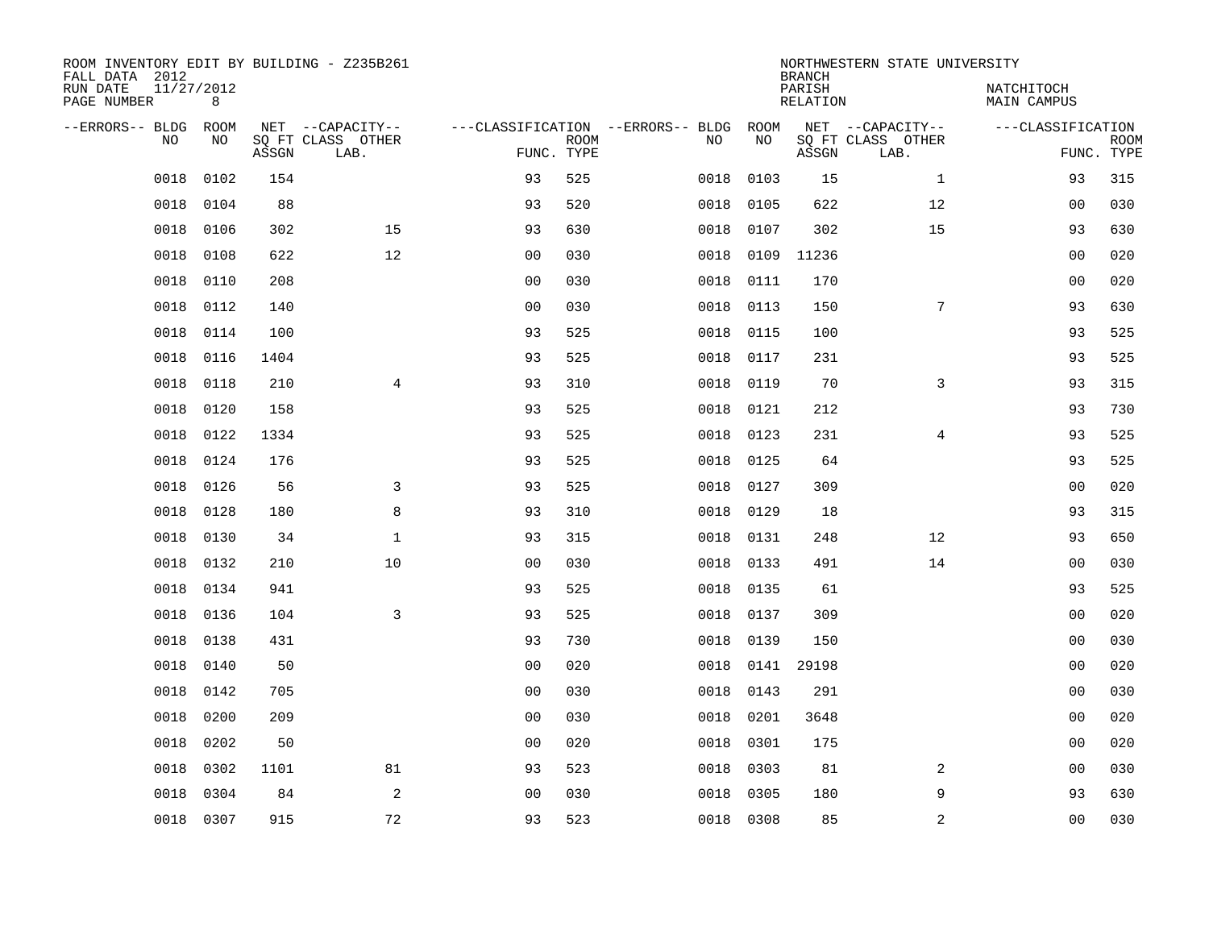ROOM INVENTORY EDIT BY BUILDING - Z235B261
FALL DATA 2012
RUN DATE 11/27/2012
PAGE NUMBER 8

NORTHWESTERN STATE UNIVERSITY
BRANCH
PARISH NATCHITOCH
RELATION MAIN CAMPUS

| --ERRORS-- | BLDG NO | ROOM NO | NET SQ FT ASSGN | --CAPACITY-- CLASS LAB. | OTHER | ---CLASSIFICATION FUNC. | ROOM TYPE | --ERRORS-- | BLDG NO | ROOM NO | NET SQ FT ASSGN | --CAPACITY-- CLASS LAB. | OTHER | ---CLASSIFICATION FUNC. | ROOM TYPE |
|---|---|---|---|---|---|---|---|---|---|---|---|---|---|---|---|
| | 0018 | 0102 | 154 | | | 93 | 525 | | 0018 | 0103 | 15 | | 1 | 93 | 315 |
| | 0018 | 0104 | 88 | | | 93 | 520 | | 0018 | 0105 | 622 | | 12 | 00 | 030 |
| | 0018 | 0106 | 302 | | 15 | 93 | 630 | | 0018 | 0107 | 302 | | 15 | 93 | 630 |
| | 0018 | 0108 | 622 | | 12 | 00 | 030 | | 0018 | 0109 | 11236 | | | 00 | 020 |
| | 0018 | 0110 | 208 | | | 00 | 030 | | 0018 | 0111 | 170 | | | 00 | 020 |
| | 0018 | 0112 | 140 | | | 00 | 030 | | 0018 | 0113 | 150 | | 7 | 93 | 630 |
| | 0018 | 0114 | 100 | | | 93 | 525 | | 0018 | 0115 | 100 | | | 93 | 525 |
| | 0018 | 0116 | 1404 | | | 93 | 525 | | 0018 | 0117 | 231 | | | 93 | 525 |
| | 0018 | 0118 | 210 | | 4 | 93 | 310 | | 0018 | 0119 | 70 | | 3 | 93 | 315 |
| | 0018 | 0120 | 158 | | | 93 | 525 | | 0018 | 0121 | 212 | | | 93 | 730 |
| | 0018 | 0122 | 1334 | | | 93 | 525 | | 0018 | 0123 | 231 | | 4 | 93 | 525 |
| | 0018 | 0124 | 176 | | | 93 | 525 | | 0018 | 0125 | 64 | | | 93 | 525 |
| | 0018 | 0126 | 56 | | 3 | 93 | 525 | | 0018 | 0127 | 309 | | | 00 | 020 |
| | 0018 | 0128 | 180 | | 8 | 93 | 310 | | 0018 | 0129 | 18 | | | 93 | 315 |
| | 0018 | 0130 | 34 | | 1 | 93 | 315 | | 0018 | 0131 | 248 | | 12 | 93 | 650 |
| | 0018 | 0132 | 210 | | 10 | 00 | 030 | | 0018 | 0133 | 491 | | 14 | 00 | 030 |
| | 0018 | 0134 | 941 | | | 93 | 525 | | 0018 | 0135 | 61 | | | 93 | 525 |
| | 0018 | 0136 | 104 | | 3 | 93 | 525 | | 0018 | 0137 | 309 | | | 00 | 020 |
| | 0018 | 0138 | 431 | | | 93 | 730 | | 0018 | 0139 | 150 | | | 00 | 030 |
| | 0018 | 0140 | 50 | | | 00 | 020 | | 0018 | 0141 | 29198 | | | 00 | 020 |
| | 0018 | 0142 | 705 | | | 00 | 030 | | 0018 | 0143 | 291 | | | 00 | 030 |
| | 0018 | 0200 | 209 | | | 00 | 030 | | 0018 | 0201 | 3648 | | | 00 | 020 |
| | 0018 | 0202 | 50 | | | 00 | 020 | | 0018 | 0301 | 175 | | | 00 | 020 |
| | 0018 | 0302 | 1101 | | 81 | 93 | 523 | | 0018 | 0303 | 81 | | 2 | 00 | 030 |
| | 0018 | 0304 | 84 | | 2 | 00 | 030 | | 0018 | 0305 | 180 | | 9 | 93 | 630 |
| | 0018 | 0307 | 915 | | 72 | 93 | 523 | | 0018 | 0308 | 85 | | 2 | 00 | 030 |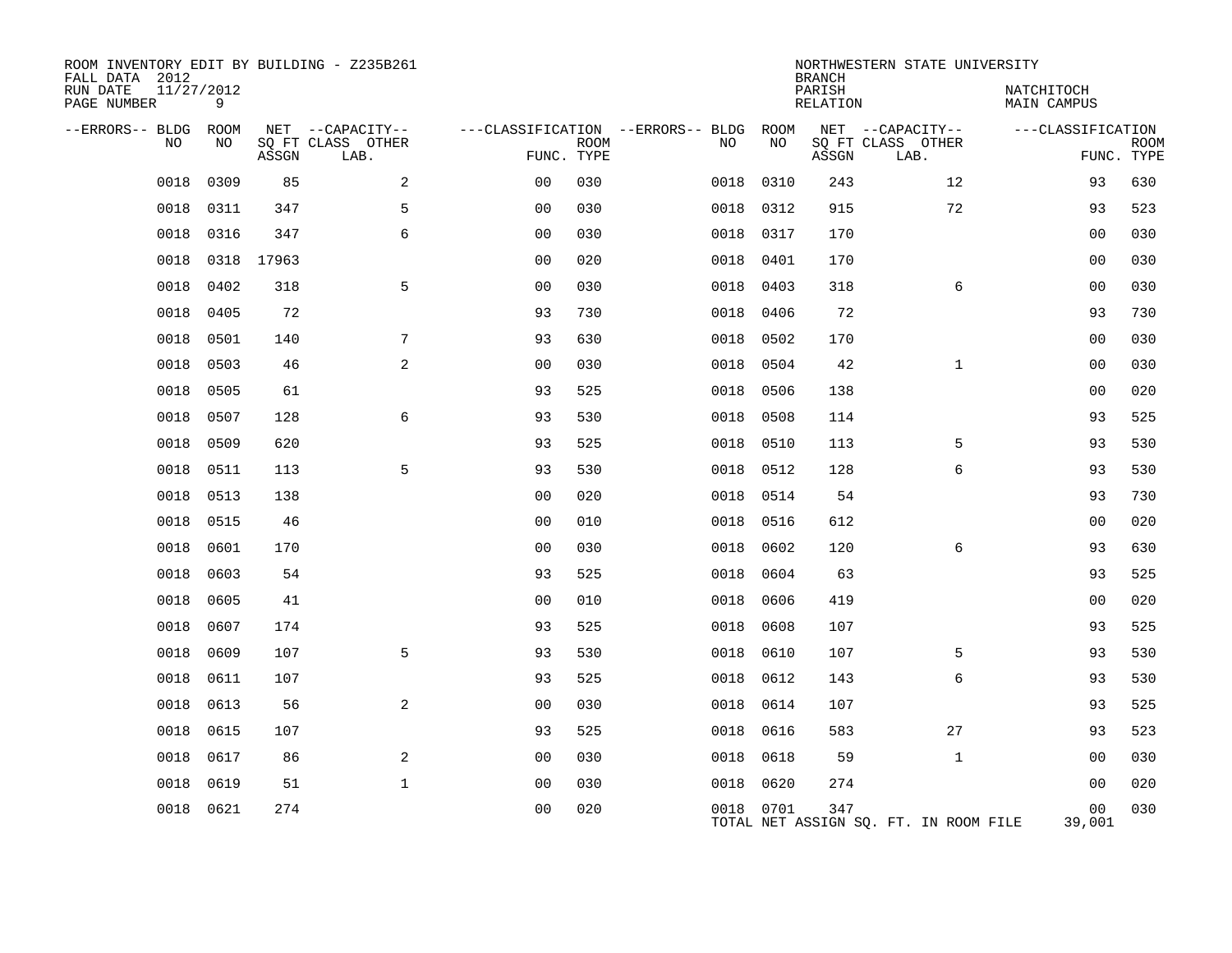ROOM INVENTORY EDIT BY BUILDING - Z235B261
FALL DATA 2012
RUN DATE 11/27/2012

NORTHWESTERN STATE UNIVERSITY
BRANCH
PARISH NATCHITOCH
RELATION MAIN CAMPUS

| --ERRORS-- | BLDG NO | ROOM NO | NET SQ FT ASSGN | CAPACITY CLASS LAB. | CAPACITY OTHER | CLASSIFICATION FUNC. | ROOM TYPE | --ERRORS-- | BLDG NO | ROOM NO | NET SQ FT ASSGN | CAPACITY CLASS LAB. | CAPACITY OTHER | CLASSIFICATION FUNC. | ROOM TYPE |
|---|---|---|---|---|---|---|---|---|---|---|---|---|---|---|---|
| | 0018 | 0309 | 85 | | 2 | 00 | 030 | | 0018 | 0310 | 243 | | 12 | 93 | 630 |
| | 0018 | 0311 | 347 | | 5 | 00 | 030 | | 0018 | 0312 | 915 | | 72 | 93 | 523 |
| | 0018 | 0316 | 347 | | 6 | 00 | 030 | | 0018 | 0317 | 170 | | | 00 | 030 |
| | 0018 | 0318 | 17963 | | | 00 | 020 | | 0018 | 0401 | 170 | | | 00 | 030 |
| | 0018 | 0402 | 318 | | 5 | 00 | 030 | | 0018 | 0403 | 318 | | 6 | 00 | 030 |
| | 0018 | 0405 | 72 | | | 93 | 730 | | 0018 | 0406 | 72 | | | 93 | 730 |
| | 0018 | 0501 | 140 | | 7 | 93 | 630 | | 0018 | 0502 | 170 | | | 00 | 030 |
| | 0018 | 0503 | 46 | | 2 | 00 | 030 | | 0018 | 0504 | 42 | | 1 | 00 | 030 |
| | 0018 | 0505 | 61 | | | 93 | 525 | | 0018 | 0506 | 138 | | | 00 | 020 |
| | 0018 | 0507 | 128 | | 6 | 93 | 530 | | 0018 | 0508 | 114 | | | 93 | 525 |
| | 0018 | 0509 | 620 | | | 93 | 525 | | 0018 | 0510 | 113 | | 5 | 93 | 530 |
| | 0018 | 0511 | 113 | | 5 | 93 | 530 | | 0018 | 0512 | 128 | | 6 | 93 | 530 |
| | 0018 | 0513 | 138 | | | 00 | 020 | | 0018 | 0514 | 54 | | | 93 | 730 |
| | 0018 | 0515 | 46 | | | 00 | 010 | | 0018 | 0516 | 612 | | | 00 | 020 |
| | 0018 | 0601 | 170 | | | 00 | 030 | | 0018 | 0602 | 120 | | 6 | 93 | 630 |
| | 0018 | 0603 | 54 | | | 93 | 525 | | 0018 | 0604 | 63 | | | 93 | 525 |
| | 0018 | 0605 | 41 | | | 00 | 010 | | 0018 | 0606 | 419 | | | 00 | 020 |
| | 0018 | 0607 | 174 | | | 93 | 525 | | 0018 | 0608 | 107 | | | 93 | 525 |
| | 0018 | 0609 | 107 | | 5 | 93 | 530 | | 0018 | 0610 | 107 | | 5 | 93 | 530 |
| | 0018 | 0611 | 107 | | | 93 | 525 | | 0018 | 0612 | 143 | | 6 | 93 | 530 |
| | 0018 | 0613 | 56 | | 2 | 00 | 030 | | 0018 | 0614 | 107 | | | 93 | 525 |
| | 0018 | 0615 | 107 | | | 93 | 525 | | 0018 | 0616 | 583 | | 27 | 93 | 523 |
| | 0018 | 0617 | 86 | | 2 | 00 | 030 | | 0018 | 0618 | 59 | | 1 | 00 | 030 |
| | 0018 | 0619 | 51 | | 1 | 00 | 030 | | 0018 | 0620 | 274 | | | 00 | 020 |
| | 0018 | 0621 | 274 | | | 00 | 020 | | 0018 | 0701 | 347 | | | 00 | 030 |

TOTAL NET ASSIGN SQ. FT. IN ROOM FILE 39,001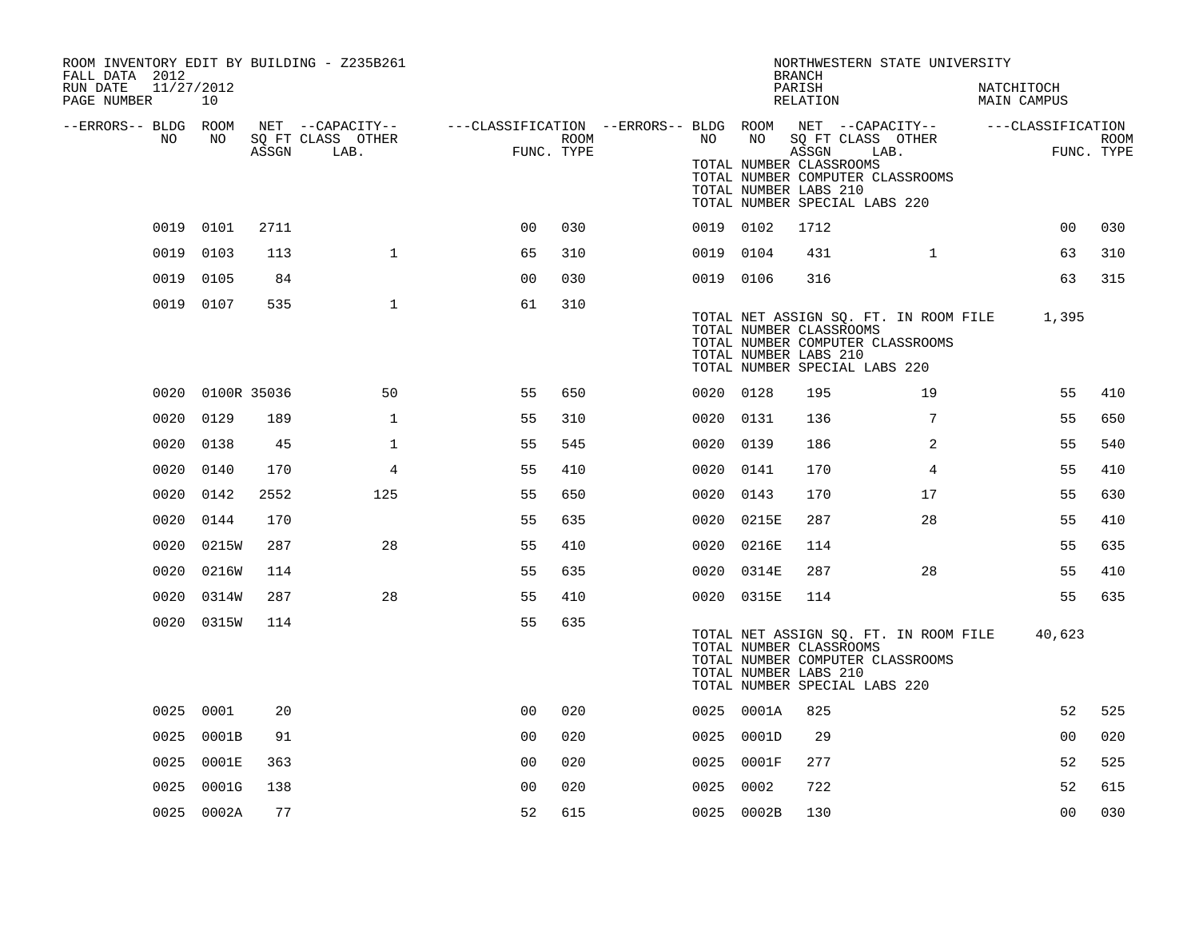ROOM INVENTORY EDIT BY BUILDING - Z235B261
FALL DATA 2012
RUN DATE 11/27/2012
PAGE NUMBER 10

NORTHWESTERN STATE UNIVERSITY
BRANCH
PARISH NATCHITOCH
RELATION MAIN CAMPUS

| --ERRORS-- | BLDG NO | ROOM NO | NET SQ FT ASSGN | --CAPACITY-- CLASS | OTHER LAB. | ---CLASSIFICATION FUNC. | ROOM TYPE | --ERRORS-- | BLDG NO | ROOM NO | NET SQ FT ASSGN | --CAPACITY-- CLASS | OTHER LAB. | ---CLASSIFICATION FUNC. | ROOM TYPE |
|---|---|---|---|---|---|---|---|---|---|---|---|---|---|---|---|
| | | | | | | | | | TOTAL NUMBER CLASSROOMS | | | | | | |
| | | | | | | | | | TOTAL NUMBER COMPUTER CLASSROOMS | | | | | | |
| | | | | | | | | | TOTAL NUMBER LABS 210 | | | | | | |
| | | | | | | | | | TOTAL NUMBER SPECIAL LABS 220 | | | | | | |
| | 0019 | 0101 | 2711 | | | 00 | 030 | | 0019 | 0102 | 1712 | | | 00 | 030 |
| | 0019 | 0103 | 113 | 1 | | 65 | 310 | | 0019 | 0104 | 431 | 1 | | 63 | 310 |
| | 0019 | 0105 | 84 | | | 00 | 030 | | 0019 | 0106 | 316 | | | 63 | 315 |
| | 0019 | 0107 | 535 | 1 | | 61 | 310 | | | | | | | | |
| | | | | | | | | | TOTAL NET ASSIGN SQ. FT. IN ROOM FILE | | | | | 1,395 | |
| | | | | | | | | | TOTAL NUMBER CLASSROOMS | | | | | | |
| | | | | | | | | | TOTAL NUMBER COMPUTER CLASSROOMS | | | | | | |
| | | | | | | | | | TOTAL NUMBER LABS 210 | | | | | | |
| | | | | | | | | | TOTAL NUMBER SPECIAL LABS 220 | | | | | | |
| | 0020 | 0100R | 35036 | 50 | | 55 | 650 | | 0020 | 0128 | 195 | 19 | | 55 | 410 |
| | 0020 | 0129 | 189 | 1 | | 55 | 310 | | 0020 | 0131 | 136 | 7 | | 55 | 650 |
| | 0020 | 0138 | 45 | 1 | | 55 | 545 | | 0020 | 0139 | 186 | 2 | | 55 | 540 |
| | 0020 | 0140 | 170 | 4 | | 55 | 410 | | 0020 | 0141 | 170 | 4 | | 55 | 410 |
| | 0020 | 0142 | 2552 | 125 | | 55 | 650 | | 0020 | 0143 | 170 | 17 | | 55 | 630 |
| | 0020 | 0144 | 170 | | | 55 | 635 | | 0020 | 0215E | 287 | 28 | | 55 | 410 |
| | 0020 | 0215W | 287 | 28 | | 55 | 410 | | 0020 | 0216E | 114 | | | 55 | 635 |
| | 0020 | 0216W | 114 | | | 55 | 635 | | 0020 | 0314E | 287 | 28 | | 55 | 410 |
| | 0020 | 0314W | 287 | 28 | | 55 | 410 | | 0020 | 0315E | 114 | | | 55 | 635 |
| | 0020 | 0315W | 114 | | | 55 | 635 | | | | | | | | |
| | | | | | | | | | TOTAL NET ASSIGN SQ. FT. IN ROOM FILE | | | | | 40,623 | |
| | | | | | | | | | TOTAL NUMBER CLASSROOMS | | | | | | |
| | | | | | | | | | TOTAL NUMBER COMPUTER CLASSROOMS | | | | | | |
| | | | | | | | | | TOTAL NUMBER LABS 210 | | | | | | |
| | | | | | | | | | TOTAL NUMBER SPECIAL LABS 220 | | | | | | |
| | 0025 | 0001 | 20 | | | 00 | 020 | | 0025 | 0001A | 825 | | | 52 | 525 |
| | 0025 | 0001B | 91 | | | 00 | 020 | | 0025 | 0001D | 29 | | | 00 | 020 |
| | 0025 | 0001E | 363 | | | 00 | 020 | | 0025 | 0001F | 277 | | | 52 | 525 |
| | 0025 | 0001G | 138 | | | 00 | 020 | | 0025 | 0002 | 722 | | | 52 | 615 |
| | 0025 | 0002A | 77 | | | 52 | 615 | | 0025 | 0002B | 130 | | | 00 | 030 |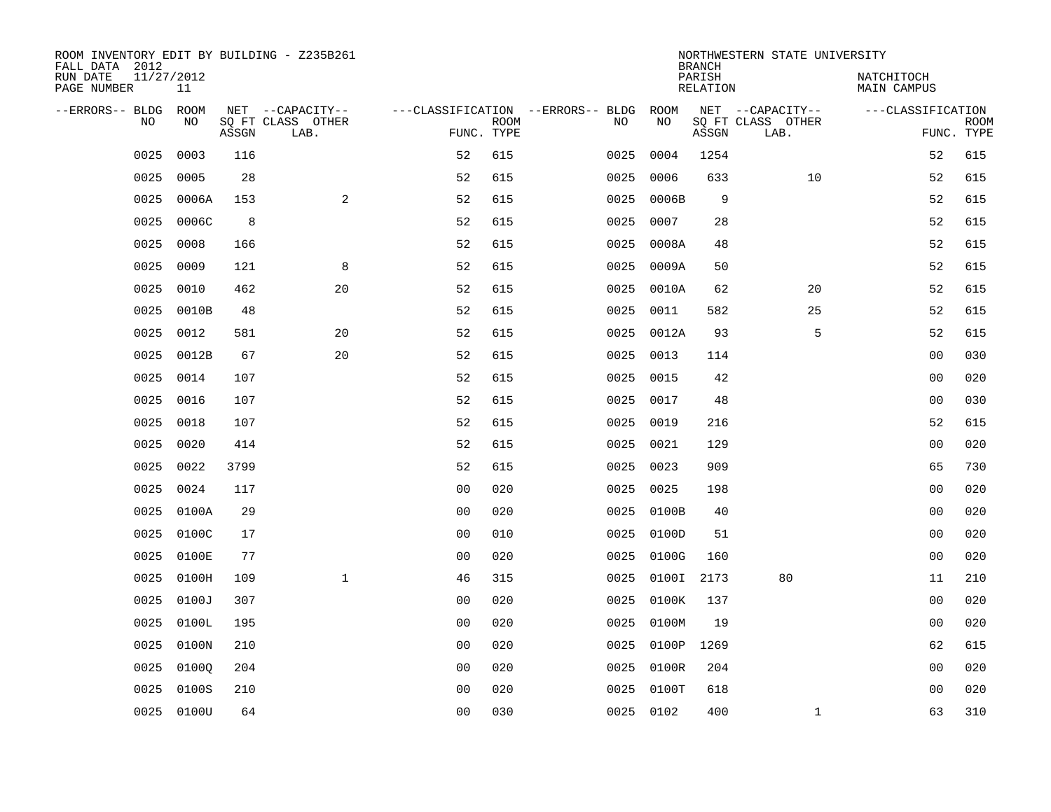ROOM INVENTORY EDIT BY BUILDING - Z235B261
FALL DATA 2012
RUN DATE 11/27/2012
PAGE NUMBER 11

NORTHWESTERN STATE UNIVERSITY
BRANCH
PARISH NATCHITOCH
RELATION MAIN CAMPUS

| --ERRORS-- | BLDG NO | ROOM NO | NET SQ FT ASSGN | --CAPACITY-- CLASS LAB. | OTHER | ---CLASSIFICATION FUNC. | ROOM TYPE | --ERRORS-- | BLDG NO | ROOM NO | NET SQ FT ASSGN | --CAPACITY-- CLASS LAB. | OTHER | ---CLASSIFICATION FUNC. | ROOM TYPE |
|---|---|---|---|---|---|---|---|---|---|---|---|---|---|---|---|
| | 0025 | 0003 | 116 | | | 52 | 615 | | 0025 | 0004 | 1254 | | | 52 | 615 |
| | 0025 | 0005 | 28 | | | 52 | 615 | | 0025 | 0006 | 633 | | 10 | 52 | 615 |
| | 0025 | 0006A | 153 | | 2 | 52 | 615 | | 0025 | 0006B | 9 | | | 52 | 615 |
| | 0025 | 0006C | 8 | | | 52 | 615 | | 0025 | 0007 | 28 | | | 52 | 615 |
| | 0025 | 0008 | 166 | | | 52 | 615 | | 0025 | 0008A | 48 | | | 52 | 615 |
| | 0025 | 0009 | 121 | | 8 | 52 | 615 | | 0025 | 0009A | 50 | | | 52 | 615 |
| | 0025 | 0010 | 462 | | 20 | 52 | 615 | | 0025 | 0010A | 62 | | 20 | 52 | 615 |
| | 0025 | 0010B | 48 | | | 52 | 615 | | 0025 | 0011 | 582 | | 25 | 52 | 615 |
| | 0025 | 0012 | 581 | | 20 | 52 | 615 | | 0025 | 0012A | 93 | | 5 | 52 | 615 |
| | 0025 | 0012B | 67 | | 20 | 52 | 615 | | 0025 | 0013 | 114 | | | 00 | 030 |
| | 0025 | 0014 | 107 | | | 52 | 615 | | 0025 | 0015 | 42 | | | 00 | 020 |
| | 0025 | 0016 | 107 | | | 52 | 615 | | 0025 | 0017 | 48 | | | 00 | 030 |
| | 0025 | 0018 | 107 | | | 52 | 615 | | 0025 | 0019 | 216 | | | 52 | 615 |
| | 0025 | 0020 | 414 | | | 52 | 615 | | 0025 | 0021 | 129 | | | 00 | 020 |
| | 0025 | 0022 | 3799 | | | 52 | 615 | | 0025 | 0023 | 909 | | | 65 | 730 |
| | 0025 | 0024 | 117 | | | 00 | 020 | | 0025 | 0025 | 198 | | | 00 | 020 |
| | 0025 | 0100A | 29 | | | 00 | 020 | | 0025 | 0100B | 40 | | | 00 | 020 |
| | 0025 | 0100C | 17 | | | 00 | 010 | | 0025 | 0100D | 51 | | | 00 | 020 |
| | 0025 | 0100E | 77 | | | 00 | 020 | | 0025 | 0100G | 160 | | | 00 | 020 |
| | 0025 | 0100H | 109 | | 1 | 46 | 315 | | 0025 | 0100I | 2173 | 80 | | 11 | 210 |
| | 0025 | 0100J | 307 | | | 00 | 020 | | 0025 | 0100K | 137 | | | 00 | 020 |
| | 0025 | 0100L | 195 | | | 00 | 020 | | 0025 | 0100M | 19 | | | 00 | 020 |
| | 0025 | 0100N | 210 | | | 00 | 020 | | 0025 | 0100P | 1269 | | | 62 | 615 |
| | 0025 | 0100Q | 204 | | | 00 | 020 | | 0025 | 0100R | 204 | | | 00 | 020 |
| | 0025 | 0100S | 210 | | | 00 | 020 | | 0025 | 0100T | 618 | | | 00 | 020 |
| | 0025 | 0100U | 64 | | | 00 | 030 | | 0025 | 0102 | 400 | | 1 | 63 | 310 |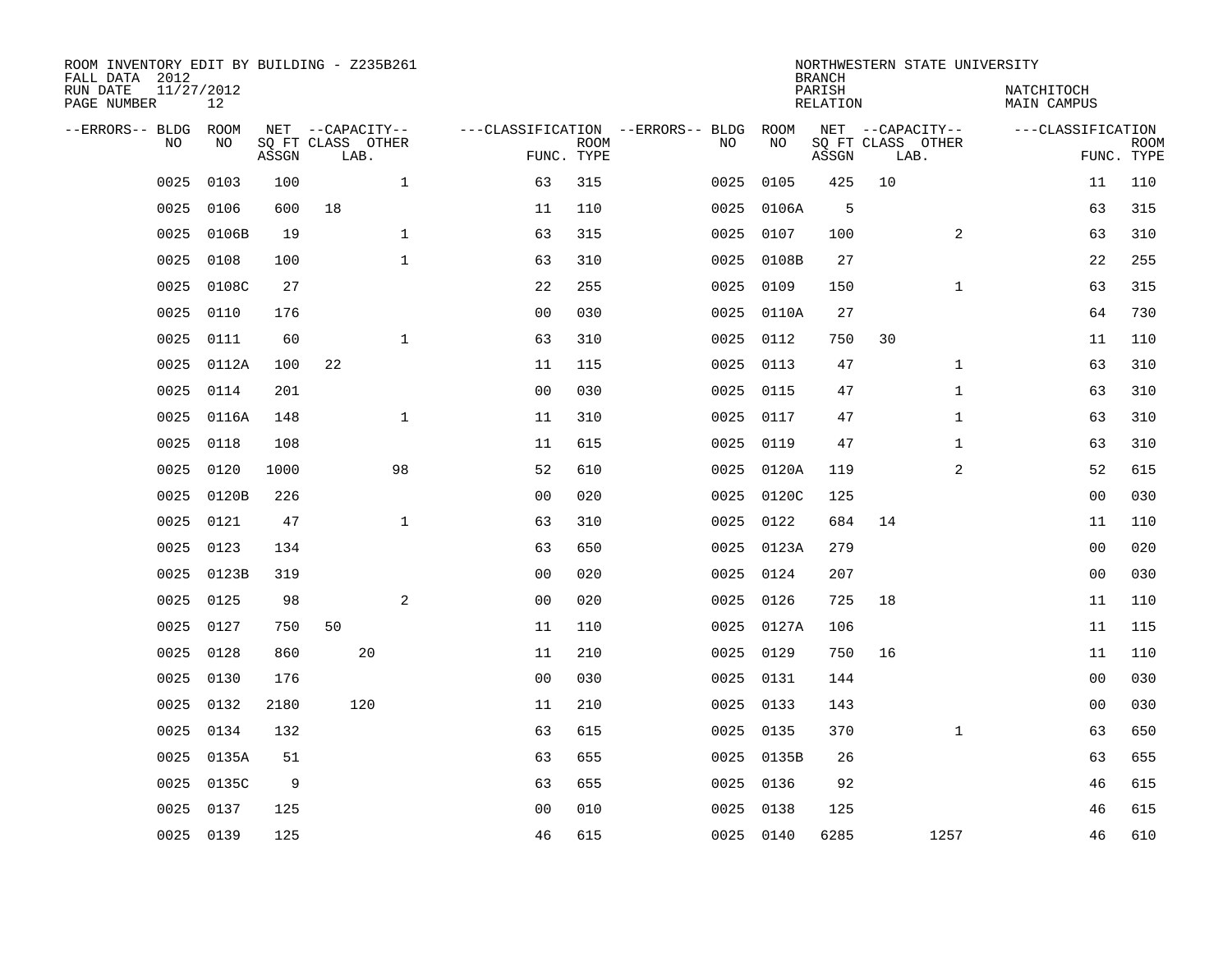ROOM INVENTORY EDIT BY BUILDING - Z235B261
FALL DATA 2012
RUN DATE 11/27/2012
PAGE NUMBER 12

NORTHWESTERN STATE UNIVERSITY
BRANCH
PARISH NATCHITOCH
RELATION MAIN CAMPUS

| --ERRORS-- | BLDG NO | ROOM NO | NET SQ FT ASSGN | CAPACITY CLASS LAB. | CAPACITY OTHER | CLASSIFICATION FUNC. | ROOM TYPE | --ERRORS-- | BLDG NO | ROOM NO | NET SQ FT ASSGN | CAPACITY CLASS LAB. | CAPACITY OTHER | CLASSIFICATION FUNC. | ROOM TYPE |
|---|---|---|---|---|---|---|---|---|---|---|---|---|---|---|---|
| | 0025 | 0103 | 100 | | 1 | 63 | 315 | | 0025 | 0105 | 425 | 10 | | 11 | 110 |
| | 0025 | 0106 | 600 | 18 | | 11 | 110 | | 0025 | 0106A | 5 | | | 63 | 315 |
| | 0025 | 0106B | 19 | | 1 | 63 | 315 | | 0025 | 0107 | 100 | | 2 | 63 | 310 |
| | 0025 | 0108 | 100 | | 1 | 63 | 310 | | 0025 | 0108B | 27 | | | 22 | 255 |
| | 0025 | 0108C | 27 | | | 22 | 255 | | 0025 | 0109 | 150 | | 1 | 63 | 315 |
| | 0025 | 0110 | 176 | | | 00 | 030 | | 0025 | 0110A | 27 | | | 64 | 730 |
| | 0025 | 0111 | 60 | | 1 | 63 | 310 | | 0025 | 0112 | 750 | 30 | | 11 | 110 |
| | 0025 | 0112A | 100 | 22 | | 11 | 115 | | 0025 | 0113 | 47 | | 1 | 63 | 310 |
| | 0025 | 0114 | 201 | | | 00 | 030 | | 0025 | 0115 | 47 | | 1 | 63 | 310 |
| | 0025 | 0116A | 148 | | 1 | 11 | 310 | | 0025 | 0117 | 47 | | 1 | 63 | 310 |
| | 0025 | 0118 | 108 | | | 11 | 615 | | 0025 | 0119 | 47 | | 1 | 63 | 310 |
| | 0025 | 0120 | 1000 | | 98 | 52 | 610 | | 0025 | 0120A | 119 | | 2 | 52 | 615 |
| | 0025 | 0120B | 226 | | | 00 | 020 | | 0025 | 0120C | 125 | | | 00 | 030 |
| | 0025 | 0121 | 47 | | 1 | 63 | 310 | | 0025 | 0122 | 684 | 14 | | 11 | 110 |
| | 0025 | 0123 | 134 | | | 63 | 650 | | 0025 | 0123A | 279 | | | 00 | 020 |
| | 0025 | 0123B | 319 | | | 00 | 020 | | 0025 | 0124 | 207 | | | 00 | 030 |
| | 0025 | 0125 | 98 | | 2 | 00 | 020 | | 0025 | 0126 | 725 | 18 | | 11 | 110 |
| | 0025 | 0127 | 750 | 50 | | 11 | 110 | | 0025 | 0127A | 106 | | | 11 | 115 |
| | 0025 | 0128 | 860 | 20 | | 11 | 210 | | 0025 | 0129 | 750 | 16 | | 11 | 110 |
| | 0025 | 0130 | 176 | | | 00 | 030 | | 0025 | 0131 | 144 | | | 00 | 030 |
| | 0025 | 0132 | 2180 | 120 | | 11 | 210 | | 0025 | 0133 | 143 | | | 00 | 030 |
| | 0025 | 0134 | 132 | | | 63 | 615 | | 0025 | 0135 | 370 | | 1 | 63 | 650 |
| | 0025 | 0135A | 51 | | | 63 | 655 | | 0025 | 0135B | 26 | | | 63 | 655 |
| | 0025 | 0135C | 9 | | | 63 | 655 | | 0025 | 0136 | 92 | | | 46 | 615 |
| | 0025 | 0137 | 125 | | | 00 | 010 | | 0025 | 0138 | 125 | | | 46 | 615 |
| | 0025 | 0139 | 125 | | | 46 | 615 | | 0025 | 0140 | 6285 | | 1257 | 46 | 610 |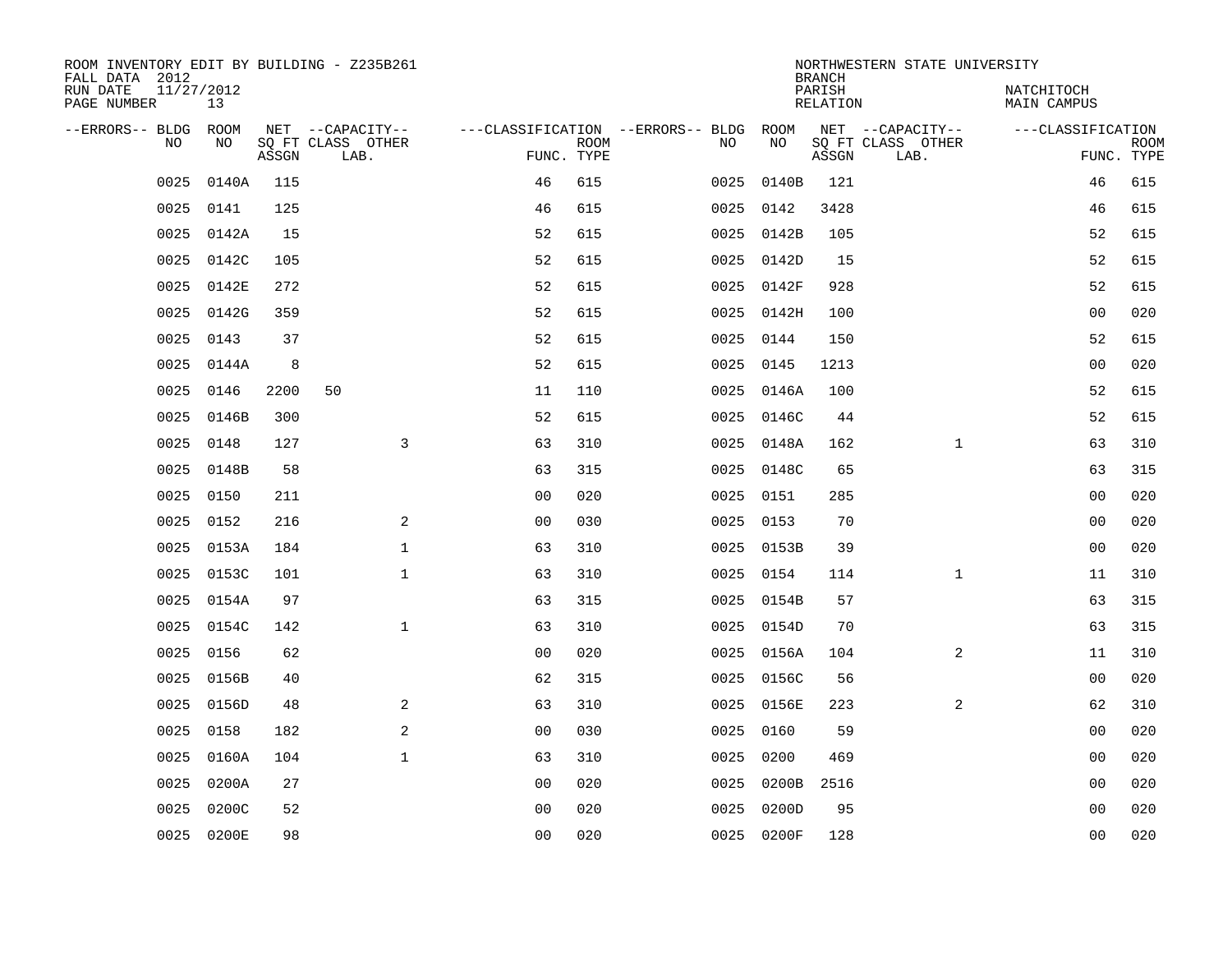ROOM INVENTORY EDIT BY BUILDING - Z235B261
FALL DATA 2012
RUN DATE 11/27/2012
PAGE NUMBER 13

NORTHWESTERN STATE UNIVERSITY
BRANCH
PARISH NATCHITOCH
RELATION MAIN CAMPUS

| --ERRORS-- | BLDG NO | ROOM NO | NET SQ FT ASSGN | --CAPACITY-- CLASS LAB. | OTHER | ---CLASSIFICATION FUNC. | ROOM TYPE | --ERRORS-- | BLDG NO | ROOM NO | NET SQ FT ASSGN | --CAPACITY-- CLASS LAB. | OTHER | ---CLASSIFICATION FUNC. | ROOM TYPE |
|---|---|---|---|---|---|---|---|---|---|---|---|---|---|---|---|
| | 0025 | 0140A | 115 | | | 46 | 615 | | 0025 | 0140B | 121 | | | 46 | 615 |
| | 0025 | 0141 | 125 | | | 46 | 615 | | 0025 | 0142 | 3428 | | | 46 | 615 |
| | 0025 | 0142A | 15 | | | 52 | 615 | | 0025 | 0142B | 105 | | | 52 | 615 |
| | 0025 | 0142C | 105 | | | 52 | 615 | | 0025 | 0142D | 15 | | | 52 | 615 |
| | 0025 | 0142E | 272 | | | 52 | 615 | | 0025 | 0142F | 928 | | | 52 | 615 |
| | 0025 | 0142G | 359 | | | 52 | 615 | | 0025 | 0142H | 100 | | | 00 | 020 |
| | 0025 | 0143 | 37 | | | 52 | 615 | | 0025 | 0144 | 150 | | | 52 | 615 |
| | 0025 | 0144A | 8 | | | 52 | 615 | | 0025 | 0145 | 1213 | | | 00 | 020 |
| | 0025 | 0146 | 2200 | 50 | | 11 | 110 | | 0025 | 0146A | 100 | | | 52 | 615 |
| | 0025 | 0146B | 300 | | | 52 | 615 | | 0025 | 0146C | 44 | | | 52 | 615 |
| | 0025 | 0148 | 127 | | 3 | 63 | 310 | | 0025 | 0148A | 162 | | 1 | 63 | 310 |
| | 0025 | 0148B | 58 | | | 63 | 315 | | 0025 | 0148C | 65 | | | 63 | 315 |
| | 0025 | 0150 | 211 | | | 00 | 020 | | 0025 | 0151 | 285 | | | 00 | 020 |
| | 0025 | 0152 | 216 | | 2 | 00 | 030 | | 0025 | 0153 | 70 | | | 00 | 020 |
| | 0025 | 0153A | 184 | | 1 | 63 | 310 | | 0025 | 0153B | 39 | | | 00 | 020 |
| | 0025 | 0153C | 101 | | 1 | 63 | 310 | | 0025 | 0154 | 114 | | 1 | 11 | 310 |
| | 0025 | 0154A | 97 | | | 63 | 315 | | 0025 | 0154B | 57 | | | 63 | 315 |
| | 0025 | 0154C | 142 | | 1 | 63 | 310 | | 0025 | 0154D | 70 | | | 63 | 315 |
| | 0025 | 0156 | 62 | | | 00 | 020 | | 0025 | 0156A | 104 | | 2 | 11 | 310 |
| | 0025 | 0156B | 40 | | | 62 | 315 | | 0025 | 0156C | 56 | | | 00 | 020 |
| | 0025 | 0156D | 48 | | 2 | 63 | 310 | | 0025 | 0156E | 223 | | 2 | 62 | 310 |
| | 0025 | 0158 | 182 | | 2 | 00 | 030 | | 0025 | 0160 | 59 | | | 00 | 020 |
| | 0025 | 0160A | 104 | | 1 | 63 | 310 | | 0025 | 0200 | 469 | | | 00 | 020 |
| | 0025 | 0200A | 27 | | | 00 | 020 | | 0025 | 0200B | 2516 | | | 00 | 020 |
| | 0025 | 0200C | 52 | | | 00 | 020 | | 0025 | 0200D | 95 | | | 00 | 020 |
| | 0025 | 0200E | 98 | | | 00 | 020 | | 0025 | 0200F | 128 | | | 00 | 020 |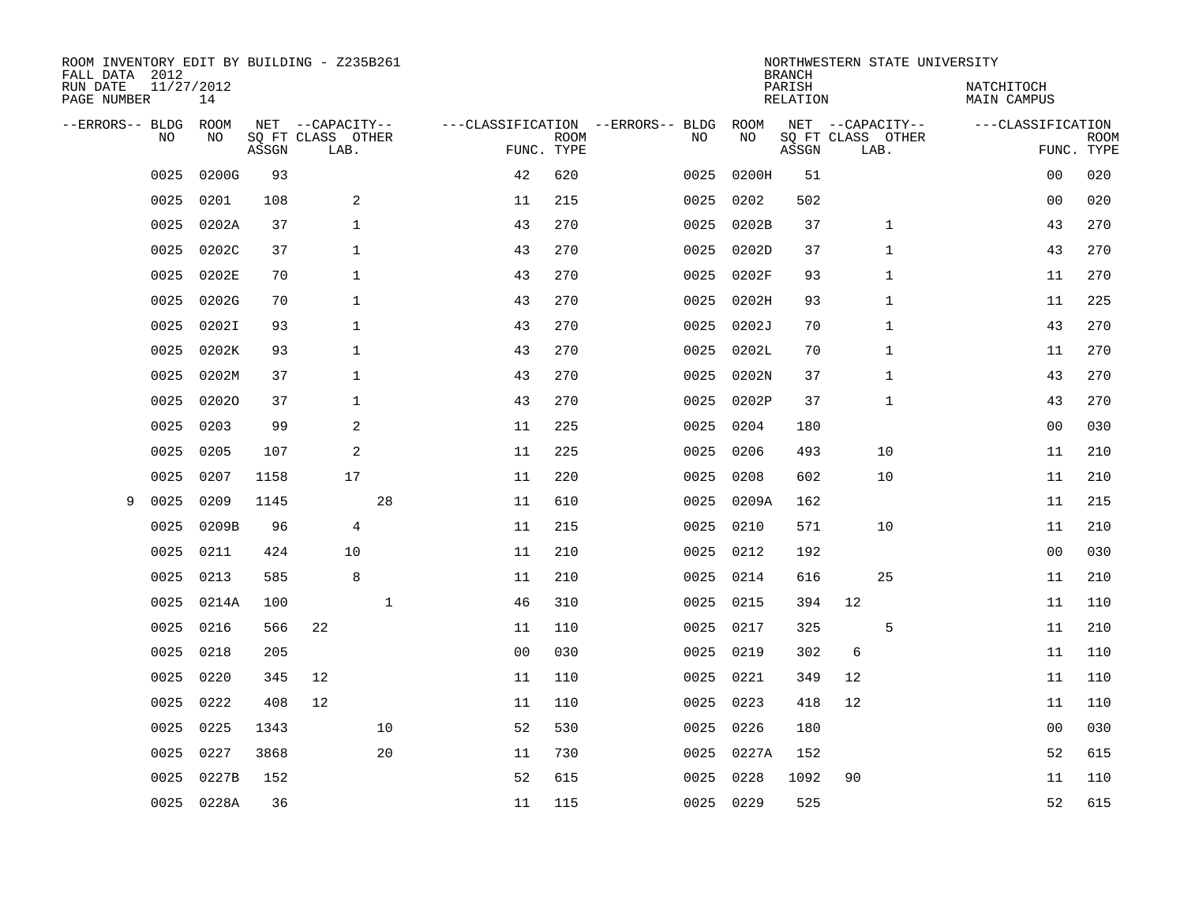ROOM INVENTORY EDIT BY BUILDING - Z235B261
FALL DATA 2012
RUN DATE 11/27/2012
PAGE NUMBER 14

NORTHWESTERN STATE UNIVERSITY
BRANCH
PARISH NATCHITOCH
RELATION MAIN CAMPUS

| --ERRORS-- | BLDG NO | ROOM NO | NET SQ FT ASSGN | CAPACITY CLASS | CAPACITY LAB. | CAPACITY OTHER | CLASSIFICATION FUNC. | ROOM TYPE | --ERRORS-- | BLDG NO | ROOM NO | NET SQ FT ASSGN | CAPACITY CLASS | CAPACITY LAB. | CAPACITY OTHER | CLASSIFICATION FUNC. | ROOM TYPE |
|---|---|---|---|---|---|---|---|---|---|---|---|---|---|---|---|---|---|
| | 0025 | 0200G | 93 | | | | 42 | 620 | | 0025 | 0200H | 51 | | | | 00 | 020 |
| | 0025 | 0201 | 108 | | 2 | | 11 | 215 | | 0025 | 0202 | 502 | | | | 00 | 020 |
| | 0025 | 0202A | 37 | | 1 | | 43 | 270 | | 0025 | 0202B | 37 | | 1 | | 43 | 270 |
| | 0025 | 0202C | 37 | | 1 | | 43 | 270 | | 0025 | 0202D | 37 | | 1 | | 43 | 270 |
| | 0025 | 0202E | 70 | | 1 | | 43 | 270 | | 0025 | 0202F | 93 | | 1 | | 11 | 270 |
| | 0025 | 0202G | 70 | | 1 | | 43 | 270 | | 0025 | 0202H | 93 | | 1 | | 11 | 225 |
| | 0025 | 0202I | 93 | | 1 | | 43 | 270 | | 0025 | 0202J | 70 | | 1 | | 43 | 270 |
| | 0025 | 0202K | 93 | | 1 | | 43 | 270 | | 0025 | 0202L | 70 | | 1 | | 11 | 270 |
| | 0025 | 0202M | 37 | | 1 | | 43 | 270 | | 0025 | 0202N | 37 | | 1 | | 43 | 270 |
| | 0025 | 0202O | 37 | | 1 | | 43 | 270 | | 0025 | 0202P | 37 | | 1 | | 43 | 270 |
| | 0025 | 0203 | 99 | | 2 | | 11 | 225 | | 0025 | 0204 | 180 | | | | 00 | 030 |
| | 0025 | 0205 | 107 | | 2 | | 11 | 225 | | 0025 | 0206 | 493 | | 10 | | 11 | 210 |
| | 0025 | 0207 | 1158 | | 17 | | 11 | 220 | | 0025 | 0208 | 602 | | 10 | | 11 | 210 |
| 9 | 0025 | 0209 | 1145 | | | 28 | 11 | 610 | | 0025 | 0209A | 162 | | | | 11 | 215 |
| | 0025 | 0209B | 96 | | 4 | | 11 | 215 | | 0025 | 0210 | 571 | | 10 | | 11 | 210 |
| | 0025 | 0211 | 424 | | 10 | | 11 | 210 | | 0025 | 0212 | 192 | | | | 00 | 030 |
| | 0025 | 0213 | 585 | | 8 | | 11 | 210 | | 0025 | 0214 | 616 | | 25 | | 11 | 210 |
| | 0025 | 0214A | 100 | | | 1 | 46 | 310 | | 0025 | 0215 | 394 | 12 | | | 11 | 110 |
| | 0025 | 0216 | 566 | 22 | | | 11 | 110 | | 0025 | 0217 | 325 | | 5 | | 11 | 210 |
| | 0025 | 0218 | 205 | | | | 00 | 030 | | 0025 | 0219 | 302 | 6 | | | 11 | 110 |
| | 0025 | 0220 | 345 | 12 | | | 11 | 110 | | 0025 | 0221 | 349 | 12 | | | 11 | 110 |
| | 0025 | 0222 | 408 | 12 | | | 11 | 110 | | 0025 | 0223 | 418 | 12 | | | 11 | 110 |
| | 0025 | 0225 | 1343 | | | 10 | 52 | 530 | | 0025 | 0226 | 180 | | | | 00 | 030 |
| | 0025 | 0227 | 3868 | | | 20 | 11 | 730 | | 0025 | 0227A | 152 | | | | 52 | 615 |
| | 0025 | 0227B | 152 | | | | 52 | 615 | | 0025 | 0228 | 1092 | 90 | | | 11 | 110 |
| | 0025 | 0228A | 36 | | | | 11 | 115 | | 0025 | 0229 | 525 | | | | 52 | 615 |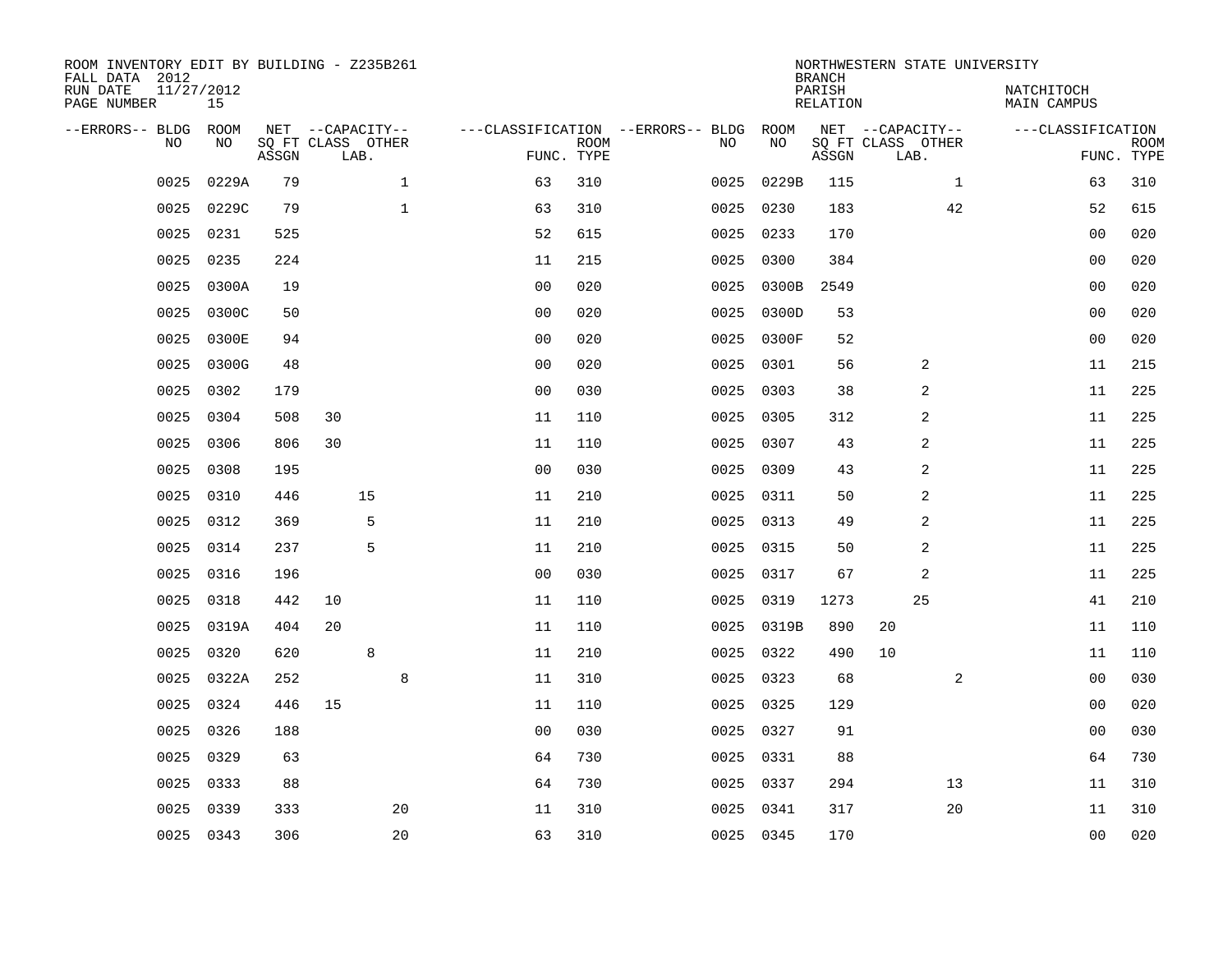ROOM INVENTORY EDIT BY BUILDING - Z235B261
FALL DATA 2012
RUN DATE 11/27/2012

NORTHWESTERN STATE UNIVERSITY
BRANCH
PARISH NATCHITOCH
RELATION MAIN CAMPUS

| --ERRORS-- | BLDG NO | ROOM NO | NET SQ FT ASSGN | --CAPACITY-- CLASS | LAB. | OTHER | ---CLASSIFICATION FUNC. | ROOM TYPE | --ERRORS-- | BLDG NO | ROOM NO | NET SQ FT ASSGN | --CAPACITY-- CLASS | LAB. | OTHER | ---CLASSIFICATION FUNC. | ROOM TYPE |
|---|---|---|---|---|---|---|---|---|---|---|---|---|---|---|---|---|---|
| | 0025 | 0229A | 79 | | | 1 | 63 | 310 | | 0025 | 0229B | 115 | | | 1 | 63 | 310 |
| | 0025 | 0229C | 79 | | | 1 | 63 | 310 | | 0025 | 0230 | 183 | | | 42 | 52 | 615 |
| | 0025 | 0231 | 525 | | | | 52 | 615 | | 0025 | 0233 | 170 | | | | 00 | 020 |
| | 0025 | 0235 | 224 | | | | 11 | 215 | | 0025 | 0300 | 384 | | | | 00 | 020 |
| | 0025 | 0300A | 19 | | | | 00 | 020 | | 0025 | 0300B | 2549 | | | | 00 | 020 |
| | 0025 | 0300C | 50 | | | | 00 | 020 | | 0025 | 0300D | 53 | | | | 00 | 020 |
| | 0025 | 0300E | 94 | | | | 00 | 020 | | 0025 | 0300F | 52 | | | | 00 | 020 |
| | 0025 | 0300G | 48 | | | | 00 | 020 | | 0025 | 0301 | 56 | | 2 | | 11 | 215 |
| | 0025 | 0302 | 179 | | | | 00 | 030 | | 0025 | 0303 | 38 | | 2 | | 11 | 225 |
| | 0025 | 0304 | 508 | 30 | | | 11 | 110 | | 0025 | 0305 | 312 | | 2 | | 11 | 225 |
| | 0025 | 0306 | 806 | 30 | | | 11 | 110 | | 0025 | 0307 | 43 | | 2 | | 11 | 225 |
| | 0025 | 0308 | 195 | | | | 00 | 030 | | 0025 | 0309 | 43 | | 2 | | 11 | 225 |
| | 0025 | 0310 | 446 | | 15 | | 11 | 210 | | 0025 | 0311 | 50 | | 2 | | 11 | 225 |
| | 0025 | 0312 | 369 | | 5 | | 11 | 210 | | 0025 | 0313 | 49 | | 2 | | 11 | 225 |
| | 0025 | 0314 | 237 | | 5 | | 11 | 210 | | 0025 | 0315 | 50 | | 2 | | 11 | 225 |
| | 0025 | 0316 | 196 | | | | 00 | 030 | | 0025 | 0317 | 67 | | 2 | | 11 | 225 |
| | 0025 | 0318 | 442 | 10 | | | 11 | 110 | | 0025 | 0319 | 1273 | | 25 | | 41 | 210 |
| | 0025 | 0319A | 404 | 20 | | | 11 | 110 | | 0025 | 0319B | 890 | 20 | | | 11 | 110 |
| | 0025 | 0320 | 620 | | 8 | | 11 | 210 | | 0025 | 0322 | 490 | 10 | | | 11 | 110 |
| | 0025 | 0322A | 252 | | | 8 | 11 | 310 | | 0025 | 0323 | 68 | | | 2 | 00 | 030 |
| | 0025 | 0324 | 446 | 15 | | | 11 | 110 | | 0025 | 0325 | 129 | | | | 00 | 020 |
| | 0025 | 0326 | 188 | | | | 00 | 030 | | 0025 | 0327 | 91 | | | | 00 | 030 |
| | 0025 | 0329 | 63 | | | | 64 | 730 | | 0025 | 0331 | 88 | | | | 64 | 730 |
| | 0025 | 0333 | 88 | | | | 64 | 730 | | 0025 | 0337 | 294 | | | 13 | 11 | 310 |
| | 0025 | 0339 | 333 | | | 20 | 11 | 310 | | 0025 | 0341 | 317 | | | 20 | 11 | 310 |
| | 0025 | 0343 | 306 | | | 20 | 63 | 310 | | 0025 | 0345 | 170 | | | | 00 | 020 |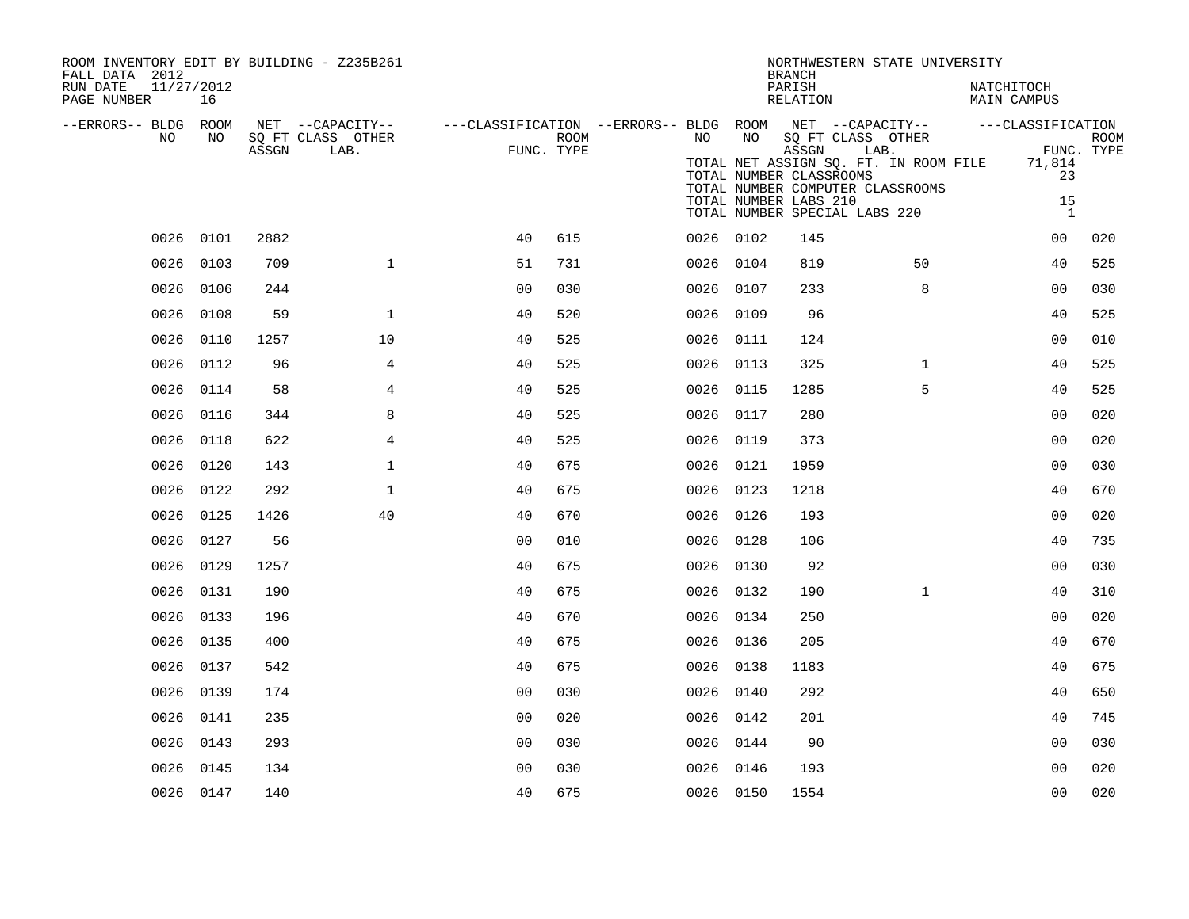ROOM INVENTORY EDIT BY BUILDING - Z235B261
FALL DATA 2012
RUN DATE 11/27/2012
PAGE NUMBER 16

NORTHWESTERN STATE UNIVERSITY
BRANCH
PARISH NATCHITOCH
RELATION MAIN CAMPUS

TOTAL NET ASSIGN SQ. FT. IN ROOM FILE 71,814
TOTAL NUMBER CLASSROOMS 23
TOTAL NUMBER COMPUTER CLASSROOMS
TOTAL NUMBER LABS 210 15
TOTAL NUMBER SPECIAL LABS 220 1

| --ERRORS-- | BLDG NO | ROOM NO | NET SQ FT ASSGN | CAPACITY CLASS LAB. | CAPACITY OTHER | FUNC. | ROOM TYPE | --ERRORS-- | BLDG NO | ROOM NO | NET SQ FT ASSGN | CAPACITY CLASS LAB. | CAPACITY OTHER | FUNC. | ROOM TYPE |
|---|---|---|---|---|---|---|---|---|---|---|---|---|---|---|---|
| | 0026 | 0101 | 2882 | | | 40 | 615 | | 0026 | 0102 | 145 | | | 00 | 020 |
| | 0026 | 0103 | 709 | | 1 | 51 | 731 | | 0026 | 0104 | 819 | | 50 | 40 | 525 |
| | 0026 | 0106 | 244 | | | 00 | 030 | | 0026 | 0107 | 233 | | 8 | 00 | 030 |
| | 0026 | 0108 | 59 | | 1 | 40 | 520 | | 0026 | 0109 | 96 | | | 40 | 525 |
| | 0026 | 0110 | 1257 | | 10 | 40 | 525 | | 0026 | 0111 | 124 | | | 00 | 010 |
| | 0026 | 0112 | 96 | | 4 | 40 | 525 | | 0026 | 0113 | 325 | | 1 | 40 | 525 |
| | 0026 | 0114 | 58 | | 4 | 40 | 525 | | 0026 | 0115 | 1285 | | 5 | 40 | 525 |
| | 0026 | 0116 | 344 | | 8 | 40 | 525 | | 0026 | 0117 | 280 | | | 00 | 020 |
| | 0026 | 0118 | 622 | | 4 | 40 | 525 | | 0026 | 0119 | 373 | | | 00 | 020 |
| | 0026 | 0120 | 143 | | 1 | 40 | 675 | | 0026 | 0121 | 1959 | | | 00 | 030 |
| | 0026 | 0122 | 292 | | 1 | 40 | 675 | | 0026 | 0123 | 1218 | | | 40 | 670 |
| | 0026 | 0125 | 1426 | | 40 | 40 | 670 | | 0026 | 0126 | 193 | | | 00 | 020 |
| | 0026 | 0127 | 56 | | | 00 | 010 | | 0026 | 0128 | 106 | | | 40 | 735 |
| | 0026 | 0129 | 1257 | | | 40 | 675 | | 0026 | 0130 | 92 | | | 00 | 030 |
| | 0026 | 0131 | 190 | | | 40 | 675 | | 0026 | 0132 | 190 | | 1 | 40 | 310 |
| | 0026 | 0133 | 196 | | | 40 | 670 | | 0026 | 0134 | 250 | | | 00 | 020 |
| | 0026 | 0135 | 400 | | | 40 | 675 | | 0026 | 0136 | 205 | | | 40 | 670 |
| | 0026 | 0137 | 542 | | | 40 | 675 | | 0026 | 0138 | 1183 | | | 40 | 675 |
| | 0026 | 0139 | 174 | | | 00 | 030 | | 0026 | 0140 | 292 | | | 40 | 650 |
| | 0026 | 0141 | 235 | | | 00 | 020 | | 0026 | 0142 | 201 | | | 40 | 745 |
| | 0026 | 0143 | 293 | | | 00 | 030 | | 0026 | 0144 | 90 | | | 00 | 030 |
| | 0026 | 0145 | 134 | | | 00 | 030 | | 0026 | 0146 | 193 | | | 00 | 020 |
| | 0026 | 0147 | 140 | | | 40 | 675 | | 0026 | 0150 | 1554 | | | 00 | 020 |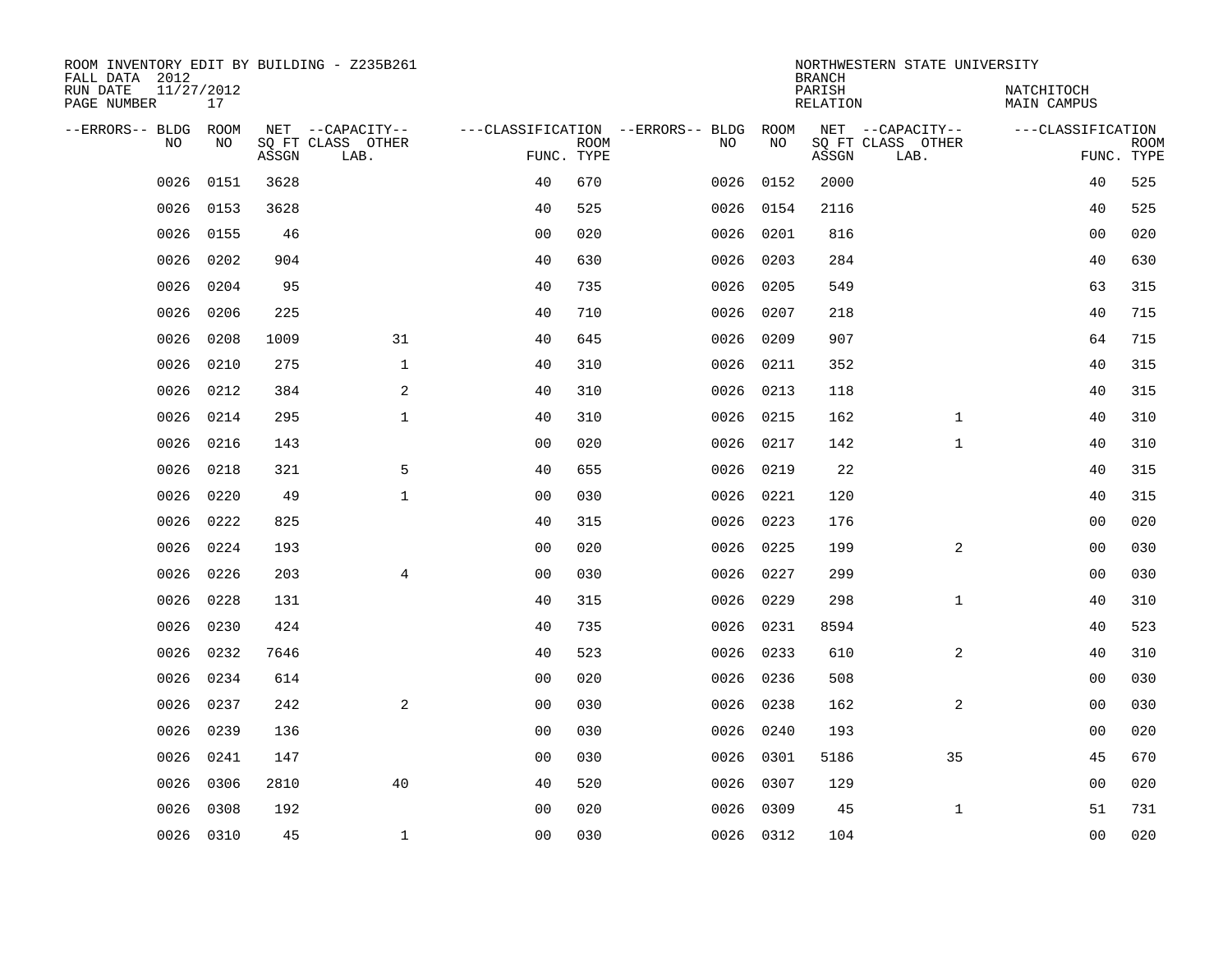ROOM INVENTORY EDIT BY BUILDING - Z235B261
FALL DATA 2012
RUN DATE 11/27/2012
PAGE NUMBER 17

NORTHWESTERN STATE UNIVERSITY
BRANCH
PARISH NATCHITOCH
RELATION MAIN CAMPUS

| --ERRORS-- | BLDG NO | ROOM NO | NET SQ FT ASSGN | --CAPACITY-- CLASS LAB. | OTHER | ---CLASSIFICATION FUNC. | ROOM TYPE | --ERRORS-- | BLDG NO | ROOM NO | NET SQ FT ASSGN | --CAPACITY-- CLASS LAB. | OTHER | ---CLASSIFICATION FUNC. | ROOM TYPE |
|---|---|---|---|---|---|---|---|---|---|---|---|---|---|---|---|
| | 0026 | 0151 | 3628 | | | 40 | 670 | | 0026 | 0152 | 2000 | | | 40 | 525 |
| | 0026 | 0153 | 3628 | | | 40 | 525 | | 0026 | 0154 | 2116 | | | 40 | 525 |
| | 0026 | 0155 | 46 | | | 00 | 020 | | 0026 | 0201 | 816 | | | 00 | 020 |
| | 0026 | 0202 | 904 | | | 40 | 630 | | 0026 | 0203 | 284 | | | 40 | 630 |
| | 0026 | 0204 | 95 | | | 40 | 735 | | 0026 | 0205 | 549 | | | 63 | 315 |
| | 0026 | 0206 | 225 | | | 40 | 710 | | 0026 | 0207 | 218 | | | 40 | 715 |
| | 0026 | 0208 | 1009 | | 31 | 40 | 645 | | 0026 | 0209 | 907 | | | 64 | 715 |
| | 0026 | 0210 | 275 | | 1 | 40 | 310 | | 0026 | 0211 | 352 | | | 40 | 315 |
| | 0026 | 0212 | 384 | | 2 | 40 | 310 | | 0026 | 0213 | 118 | | | 40 | 315 |
| | 0026 | 0214 | 295 | | 1 | 40 | 310 | | 0026 | 0215 | 162 | | 1 | 40 | 310 |
| | 0026 | 0216 | 143 | | | 00 | 020 | | 0026 | 0217 | 142 | | 1 | 40 | 310 |
| | 0026 | 0218 | 321 | | 5 | 40 | 655 | | 0026 | 0219 | 22 | | | 40 | 315 |
| | 0026 | 0220 | 49 | | 1 | 00 | 030 | | 0026 | 0221 | 120 | | | 40 | 315 |
| | 0026 | 0222 | 825 | | | 40 | 315 | | 0026 | 0223 | 176 | | | 00 | 020 |
| | 0026 | 0224 | 193 | | | 00 | 020 | | 0026 | 0225 | 199 | | 2 | 00 | 030 |
| | 0026 | 0226 | 203 | | 4 | 00 | 030 | | 0026 | 0227 | 299 | | | 00 | 030 |
| | 0026 | 0228 | 131 | | | 40 | 315 | | 0026 | 0229 | 298 | | 1 | 40 | 310 |
| | 0026 | 0230 | 424 | | | 40 | 735 | | 0026 | 0231 | 8594 | | | 40 | 523 |
| | 0026 | 0232 | 7646 | | | 40 | 523 | | 0026 | 0233 | 610 | | 2 | 40 | 310 |
| | 0026 | 0234 | 614 | | | 00 | 020 | | 0026 | 0236 | 508 | | | 00 | 030 |
| | 0026 | 0237 | 242 | | 2 | 00 | 030 | | 0026 | 0238 | 162 | | 2 | 00 | 030 |
| | 0026 | 0239 | 136 | | | 00 | 030 | | 0026 | 0240 | 193 | | | 00 | 020 |
| | 0026 | 0241 | 147 | | | 00 | 030 | | 0026 | 0301 | 5186 | | 35 | 45 | 670 |
| | 0026 | 0306 | 2810 | | 40 | 40 | 520 | | 0026 | 0307 | 129 | | | 00 | 020 |
| | 0026 | 0308 | 192 | | | 00 | 020 | | 0026 | 0309 | 45 | | 1 | 51 | 731 |
| | 0026 | 0310 | 45 | | 1 | 00 | 030 | | 0026 | 0312 | 104 | | | 00 | 020 |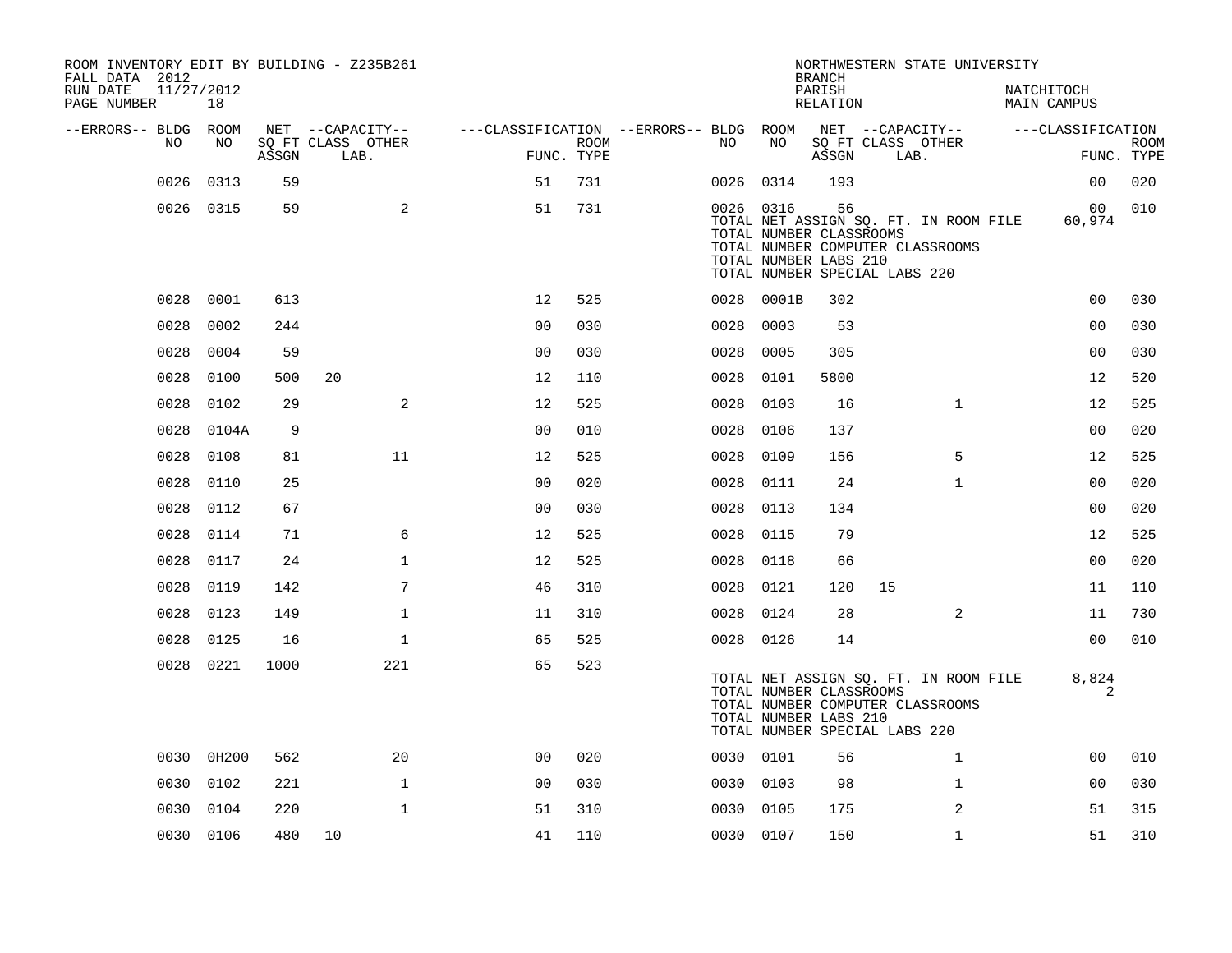ROOM INVENTORY EDIT BY BUILDING - Z235B261
FALL DATA 2012
RUN DATE 11/27/2012
PAGE NUMBER 18

NORTHWESTERN STATE UNIVERSITY
BRANCH
PARISH NATCHITOCH
RELATION MAIN CAMPUS

| --ERRORS-- | BLDG NO | ROOM NO | NET SQ FT ASSGN | CAPACITY CLASS | CAPACITY LAB. | CAPACITY OTHER | CLASSIFICATION FUNC. | ROOM TYPE | --ERRORS-- | BLDG NO | ROOM NO | NET SQ FT ASSGN | CAPACITY CLASS | CAPACITY LAB. | CAPACITY OTHER | CLASSIFICATION FUNC. | ROOM TYPE |
|---|---|---|---|---|---|---|---|---|---|---|---|---|---|---|---|---|---|
| | 0026 | 0313 | 59 | | | | 51 | 731 | | 0026 | 0314 | 193 | | | | 00 | 020 |
| | 0026 | 0315 | 59 | | | 2 | 51 | 731 | | 0026 | 0316 | 56 | | | | 00 | 010 |

TOTAL NET ASSIGN SQ. FT. IN ROOM FILE 60,974
TOTAL NUMBER CLASSROOMS
TOTAL NUMBER COMPUTER CLASSROOMS
TOTAL NUMBER LABS 210
TOTAL NUMBER SPECIAL LABS 220

| --ERRORS-- | BLDG NO | ROOM NO | NET SQ FT ASSGN | CAPACITY CLASS | CAPACITY LAB. | CAPACITY OTHER | CLASSIFICATION FUNC. | ROOM TYPE | --ERRORS-- | BLDG NO | ROOM NO | NET SQ FT ASSGN | CAPACITY CLASS | CAPACITY LAB. | CAPACITY OTHER | CLASSIFICATION FUNC. | ROOM TYPE |
|---|---|---|---|---|---|---|---|---|---|---|---|---|---|---|---|---|---|
| | 0028 | 0001 | 613 | | | | 12 | 525 | | 0028 | 0001B | 302 | | | | 00 | 030 |
| | 0028 | 0002 | 244 | | | | 00 | 030 | | 0028 | 0003 | 53 | | | | 00 | 030 |
| | 0028 | 0004 | 59 | | | | 00 | 030 | | 0028 | 0005 | 305 | | | | 00 | 030 |
| | 0028 | 0100 | 500 | 20 | | | 12 | 110 | | 0028 | 0101 | 5800 | | | | 12 | 520 |
| | 0028 | 0102 | 29 | | | 2 | 12 | 525 | | 0028 | 0103 | 16 | | | 1 | 12 | 525 |
| | 0028 | 0104A | 9 | | | | 00 | 010 | | 0028 | 0106 | 137 | | | | 00 | 020 |
| | 0028 | 0108 | 81 | | | 11 | 12 | 525 | | 0028 | 0109 | 156 | | | 5 | 12 | 525 |
| | 0028 | 0110 | 25 | | | | 00 | 020 | | 0028 | 0111 | 24 | | | 1 | 00 | 020 |
| | 0028 | 0112 | 67 | | | | 00 | 030 | | 0028 | 0113 | 134 | | | | 00 | 020 |
| | 0028 | 0114 | 71 | | | 6 | 12 | 525 | | 0028 | 0115 | 79 | | | | 12 | 525 |
| | 0028 | 0117 | 24 | | | 1 | 12 | 525 | | 0028 | 0118 | 66 | | | | 00 | 020 |
| | 0028 | 0119 | 142 | | | 7 | 46 | 310 | | 0028 | 0121 | 120 | 15 | | | 11 | 110 |
| | 0028 | 0123 | 149 | | | 1 | 11 | 310 | | 0028 | 0124 | 28 | | | 2 | 11 | 730 |
| | 0028 | 0125 | 16 | | | 1 | 65 | 525 | | 0028 | 0126 | 14 | | | | 00 | 010 |
| | 0028 | 0221 | 1000 | | | 221 | 65 | 523 | | | | | | | | | |

TOTAL NET ASSIGN SQ. FT. IN ROOM FILE 8,824
TOTAL NUMBER CLASSROOMS 2
TOTAL NUMBER COMPUTER CLASSROOMS
TOTAL NUMBER LABS 210
TOTAL NUMBER SPECIAL LABS 220

| --ERRORS-- | BLDG NO | ROOM NO | NET SQ FT ASSGN | CAPACITY CLASS | CAPACITY LAB. | CAPACITY OTHER | CLASSIFICATION FUNC. | ROOM TYPE | --ERRORS-- | BLDG NO | ROOM NO | NET SQ FT ASSGN | CAPACITY CLASS | CAPACITY LAB. | CAPACITY OTHER | CLASSIFICATION FUNC. | ROOM TYPE |
|---|---|---|---|---|---|---|---|---|---|---|---|---|---|---|---|---|---|
| | 0030 | 0H200 | 562 | | | 20 | 00 | 020 | | 0030 | 0101 | 56 | | | 1 | 00 | 010 |
| | 0030 | 0102 | 221 | | | 1 | 00 | 030 | | 0030 | 0103 | 98 | | | 1 | 00 | 030 |
| | 0030 | 0104 | 220 | | | 1 | 51 | 310 | | 0030 | 0105 | 175 | | | 2 | 51 | 315 |
| | 0030 | 0106 | 480 | 10 | | | 41 | 110 | | 0030 | 0107 | 150 | | | 1 | 51 | 310 |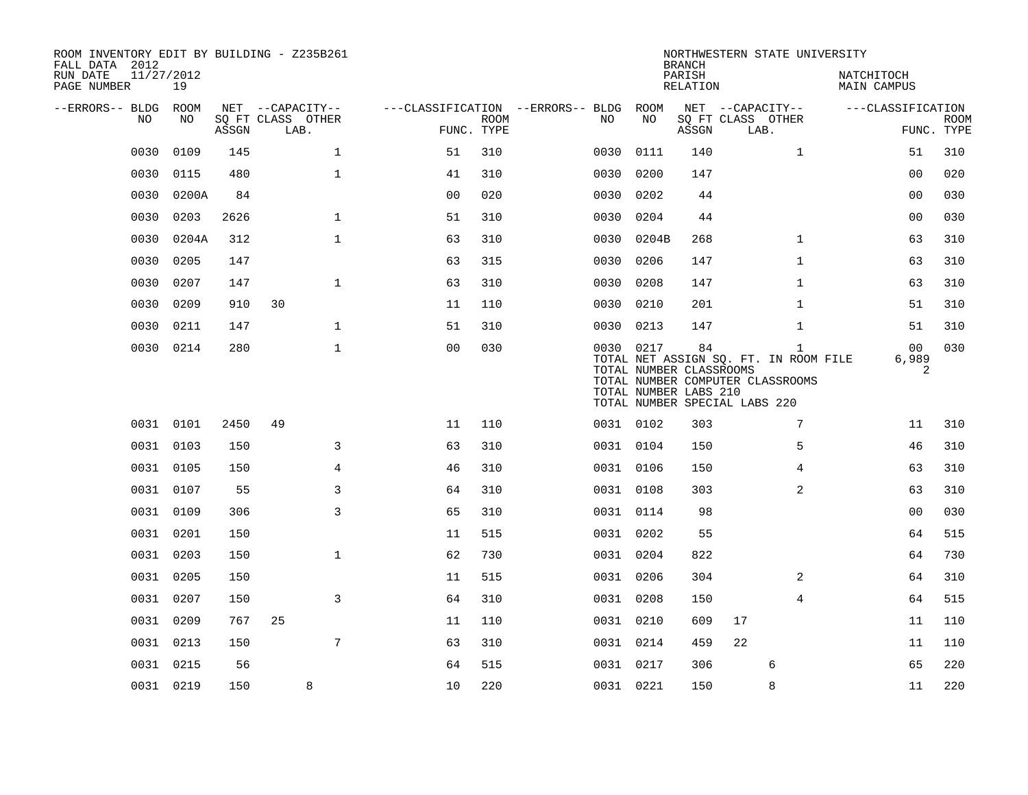ROOM INVENTORY EDIT BY BUILDING - Z235B261
FALL DATA 2012
RUN DATE 11/27/2012
PAGE NUMBER 19

NORTHWESTERN STATE UNIVERSITY
BRANCH
PARISH NATCHITOCH
RELATION MAIN CAMPUS

| --ERRORS-- | BLDG NO | ROOM NO | NET SQ FT ASSGN | CAPACITY CLASS | CAPACITY LAB. | CAPACITY OTHER | CLASSIFICATION FUNC. | ROOM TYPE | --ERRORS-- | BLDG NO | ROOM NO | NET SQ FT ASSGN | CAPACITY CLASS | CAPACITY LAB. | CAPACITY OTHER | CLASSIFICATION FUNC. | ROOM TYPE |
|---|---|---|---|---|---|---|---|---|---|---|---|---|---|---|---|---|---|
| | 0030 | 0109 | 145 | | | 1 | 51 | 310 | | 0030 | 0111 | 140 | | | 1 | 51 | 310 |
| | 0030 | 0115 | 480 | | | 1 | 41 | 310 | | 0030 | 0200 | 147 | | | | 00 | 020 |
| | 0030 | 0200A | 84 | | | | 00 | 020 | | 0030 | 0202 | 44 | | | | 00 | 030 |
| | 0030 | 0203 | 2626 | | | 1 | 51 | 310 | | 0030 | 0204 | 44 | | | | 00 | 030 |
| | 0030 | 0204A | 312 | | | 1 | 63 | 310 | | 0030 | 0204B | 268 | | | 1 | 63 | 310 |
| | 0030 | 0205 | 147 | | | | 63 | 315 | | 0030 | 0206 | 147 | | | 1 | 63 | 310 |
| | 0030 | 0207 | 147 | | | 1 | 63 | 310 | | 0030 | 0208 | 147 | | | 1 | 63 | 310 |
| | 0030 | 0209 | 910 | 30 | | | 11 | 110 | | 0030 | 0210 | 201 | | | 1 | 51 | 310 |
| | 0030 | 0211 | 147 | | | 1 | 51 | 310 | | 0030 | 0213 | 147 | | | 1 | 51 | 310 |
| | 0030 | 0214 | 280 | | | 1 | 00 | 030 | | 0030 | 0217 | 84 | | | 1 | 00 | 030 |
| | | | | | | | | | | TOTAL NET ASSIGN SQ. FT. IN ROOM FILE | | | | | | 6,989 | |
| | | | | | | | | | | TOTAL NUMBER CLASSROOMS | | | | | | 2 | |
| | | | | | | | | | | TOTAL NUMBER COMPUTER CLASSROOMS | | | | | | | |
| | | | | | | | | | | TOTAL NUMBER LABS 210 | | | | | | | |
| | | | | | | | | | | TOTAL NUMBER SPECIAL LABS 220 | | | | | | | |
| | 0031 | 0101 | 2450 | 49 | | | 11 | 110 | | 0031 | 0102 | 303 | | | 7 | 11 | 310 |
| | 0031 | 0103 | 150 | | | 3 | 63 | 310 | | 0031 | 0104 | 150 | | | 5 | 46 | 310 |
| | 0031 | 0105 | 150 | | | 4 | 46 | 310 | | 0031 | 0106 | 150 | | | 4 | 63 | 310 |
| | 0031 | 0107 | 55 | | | 3 | 64 | 310 | | 0031 | 0108 | 303 | | | 2 | 63 | 310 |
| | 0031 | 0109 | 306 | | | 3 | 65 | 310 | | 0031 | 0114 | 98 | | | | 00 | 030 |
| | 0031 | 0201 | 150 | | | | 11 | 515 | | 0031 | 0202 | 55 | | | | 64 | 515 |
| | 0031 | 0203 | 150 | | | 1 | 62 | 730 | | 0031 | 0204 | 822 | | | | 64 | 730 |
| | 0031 | 0205 | 150 | | | | 11 | 515 | | 0031 | 0206 | 304 | | | 2 | 64 | 310 |
| | 0031 | 0207 | 150 | | | 3 | 64 | 310 | | 0031 | 0208 | 150 | | | 4 | 64 | 515 |
| | 0031 | 0209 | 767 | 25 | | | 11 | 110 | | 0031 | 0210 | 609 | 17 | | | 11 | 110 |
| | 0031 | 0213 | 150 | | | 7 | 63 | 310 | | 0031 | 0214 | 459 | 22 | | | 11 | 110 |
| | 0031 | 0215 | 56 | | | | 64 | 515 | | 0031 | 0217 | 306 | | 6 | | 65 | 220 |
| | 0031 | 0219 | 150 | | 8 | | 10 | 220 | | 0031 | 0221 | 150 | | 8 | | 11 | 220 |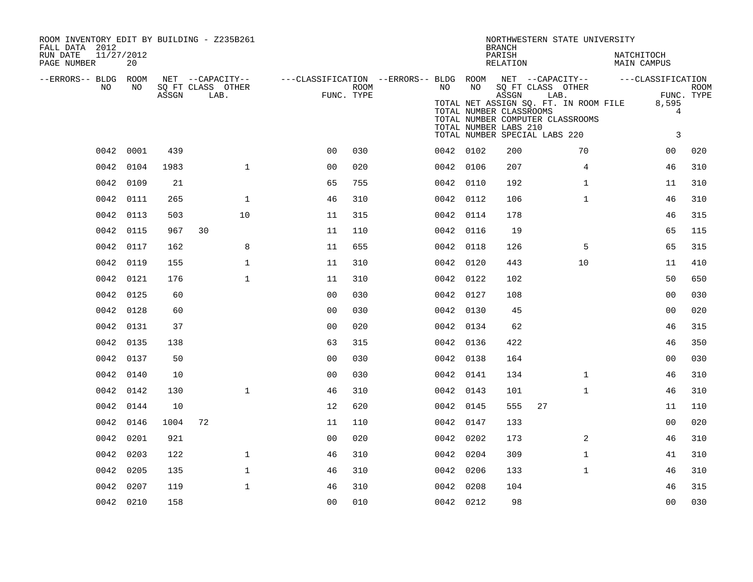ROOM INVENTORY EDIT BY BUILDING - Z235B261
FALL DATA 2012
RUN DATE 11/27/2012
PAGE NUMBER 20

NORTHWESTERN STATE UNIVERSITY
BRANCH
PARISH NATCHITOCH
RELATION MAIN CAMPUS

TOTAL NET ASSIGN SQ. FT. IN ROOM FILE 8,595
TOTAL NUMBER CLASSROOMS 4
TOTAL NUMBER COMPUTER CLASSROOMS
TOTAL NUMBER LABS 210
TOTAL NUMBER SPECIAL LABS 220 3

| --ERRORS-- | BLDG NO | ROOM NO | NET SQ FT ASSGN | CAPACITY CLASS | CAPACITY OTHER LAB. | FUNC. | ROOM TYPE | --ERRORS-- | BLDG NO | ROOM NO | NET SQ FT ASSGN | CAPACITY CLASS | CAPACITY OTHER LAB. | FUNC. | ROOM TYPE |
|---|---|---|---|---|---|---|---|---|---|---|---|---|---|---|---|
| | 0042 | 0001 | 439 | | | 00 | 030 | | 0042 | 0102 | 200 | | 70 | 00 | 020 |
| | 0042 | 0104 | 1983 | | 1 | 00 | 020 | | 0042 | 0106 | 207 | | 4 | 46 | 310 |
| | 0042 | 0109 | 21 | | | 65 | 755 | | 0042 | 0110 | 192 | | 1 | 11 | 310 |
| | 0042 | 0111 | 265 | | 1 | 46 | 310 | | 0042 | 0112 | 106 | | 1 | 46 | 310 |
| | 0042 | 0113 | 503 | | 10 | 11 | 315 | | 0042 | 0114 | 178 | | | 46 | 315 |
| | 0042 | 0115 | 967 | 30 | | 11 | 110 | | 0042 | 0116 | 19 | | | 65 | 115 |
| | 0042 | 0117 | 162 | | 8 | 11 | 655 | | 0042 | 0118 | 126 | | 5 | 65 | 315 |
| | 0042 | 0119 | 155 | | 1 | 11 | 310 | | 0042 | 0120 | 443 | | 10 | 11 | 410 |
| | 0042 | 0121 | 176 | | 1 | 11 | 310 | | 0042 | 0122 | 102 | | | 50 | 650 |
| | 0042 | 0125 | 60 | | | 00 | 030 | | 0042 | 0127 | 108 | | | 00 | 030 |
| | 0042 | 0128 | 60 | | | 00 | 030 | | 0042 | 0130 | 45 | | | 00 | 020 |
| | 0042 | 0131 | 37 | | | 00 | 020 | | 0042 | 0134 | 62 | | | 46 | 315 |
| | 0042 | 0135 | 138 | | | 63 | 315 | | 0042 | 0136 | 422 | | | 46 | 350 |
| | 0042 | 0137 | 50 | | | 00 | 030 | | 0042 | 0138 | 164 | | | 00 | 030 |
| | 0042 | 0140 | 10 | | | 00 | 030 | | 0042 | 0141 | 134 | | 1 | 46 | 310 |
| | 0042 | 0142 | 130 | | 1 | 46 | 310 | | 0042 | 0143 | 101 | | 1 | 46 | 310 |
| | 0042 | 0144 | 10 | | | 12 | 620 | | 0042 | 0145 | 555 | 27 | | 11 | 110 |
| | 0042 | 0146 | 1004 | 72 | | 11 | 110 | | 0042 | 0147 | 133 | | | 00 | 020 |
| | 0042 | 0201 | 921 | | | 00 | 020 | | 0042 | 0202 | 173 | | 2 | 46 | 310 |
| | 0042 | 0203 | 122 | | 1 | 46 | 310 | | 0042 | 0204 | 309 | | 1 | 41 | 310 |
| | 0042 | 0205 | 135 | | 1 | 46 | 310 | | 0042 | 0206 | 133 | | 1 | 46 | 310 |
| | 0042 | 0207 | 119 | | 1 | 46 | 310 | | 0042 | 0208 | 104 | | | 46 | 315 |
| | 0042 | 0210 | 158 | | | 00 | 010 | | 0042 | 0212 | 98 | | | 00 | 030 |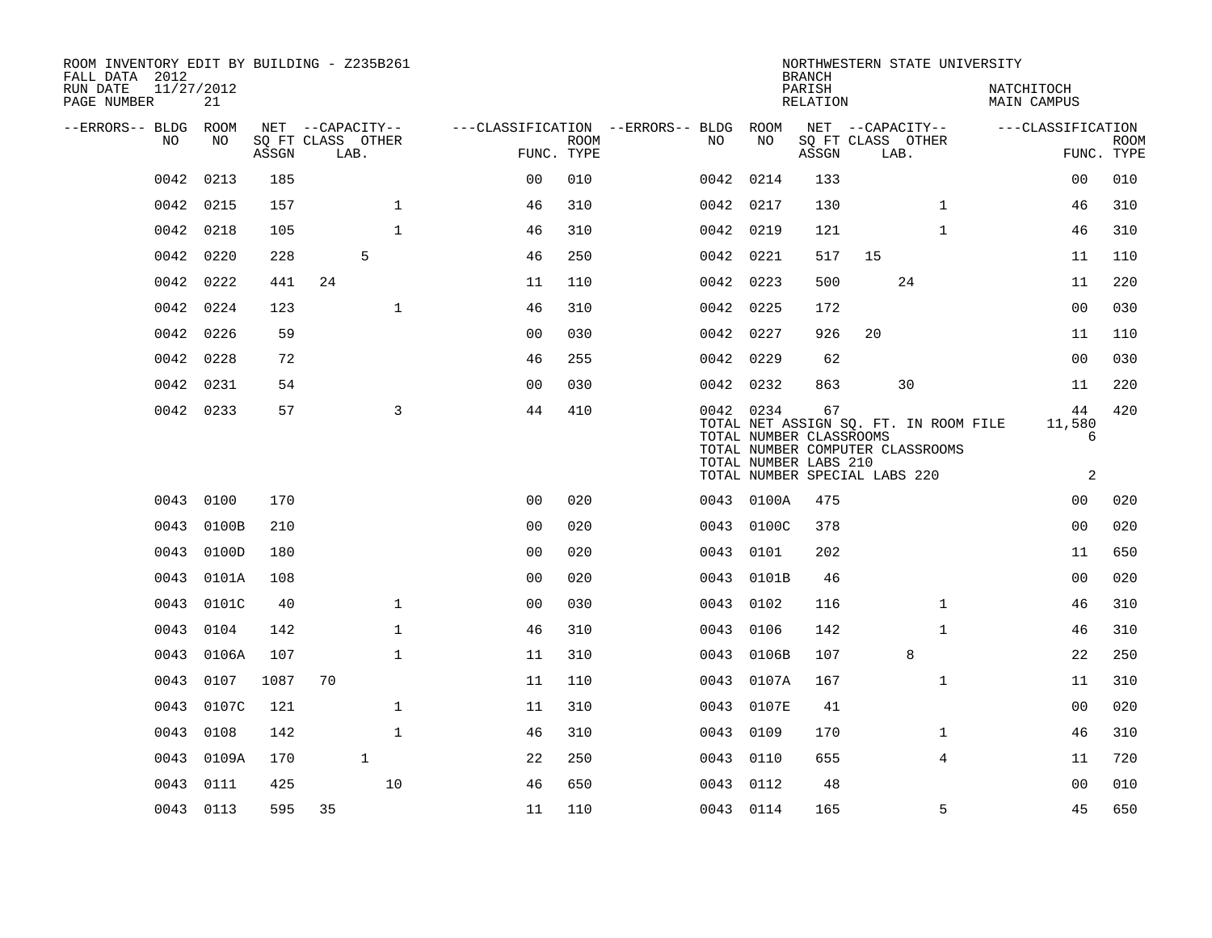ROOM INVENTORY EDIT BY BUILDING - Z235B261
FALL DATA 2012
RUN DATE 11/27/2012

NORTHWESTERN STATE UNIVERSITY
BRANCH
PARISH NATCHITOCH
RELATION MAIN CAMPUS

| --ERRORS-- | BLDG NO | ROOM NO | NET ASSGN SQ FT | CLASS | LAB. | OTHER | FUNC. | ROOM TYPE | --ERRORS-- | BLDG NO | ROOM NO | NET ASSGN SQ FT | CLASS | LAB. | OTHER | FUNC. | ROOM TYPE |
|---|---|---|---|---|---|---|---|---|---|---|---|---|---|---|---|---|---|
| | 0042 | 0213 | 185 | | | | 00 | 010 | | 0042 | 0214 | 133 | | | | 00 | 010 |
| | 0042 | 0215 | 157 | | | 1 | 46 | 310 | | 0042 | 0217 | 130 | | | 1 | 46 | 310 |
| | 0042 | 0218 | 105 | | | 1 | 46 | 310 | | 0042 | 0219 | 121 | | | 1 | 46 | 310 |
| | 0042 | 0220 | 228 | | 5 | | 46 | 250 | | 0042 | 0221 | 517 | 15 | | | 11 | 110 |
| | 0042 | 0222 | 441 | 24 | | | 11 | 110 | | 0042 | 0223 | 500 | | 24 | | 11 | 220 |
| | 0042 | 0224 | 123 | | | 1 | 46 | 310 | | 0042 | 0225 | 172 | | | | 00 | 030 |
| | 0042 | 0226 | 59 | | | | 00 | 030 | | 0042 | 0227 | 926 | 20 | | | 11 | 110 |
| | 0042 | 0228 | 72 | | | | 46 | 255 | | 0042 | 0229 | 62 | | | | 00 | 030 |
| | 0042 | 0231 | 54 | | | | 00 | 030 | | 0042 | 0232 | 863 | | 30 | | 11 | 220 |
| | 0042 | 0233 | 57 | | | 3 | 44 | 410 | | 0042 | 0234 | 67 | | | | 44 | 420 |
| | | | | | | | | | | TOTAL NET ASSIGN SQ. FT. IN ROOM FILE | | | | | | 11,580 | |
| | | | | | | | | | | TOTAL NUMBER CLASSROOMS | | | | | | 6 | |
| | | | | | | | | | | TOTAL NUMBER COMPUTER CLASSROOMS | | | | | | | |
| | | | | | | | | | | TOTAL NUMBER LABS 210 | | | | | | | |
| | | | | | | | | | | TOTAL NUMBER SPECIAL LABS 220 | | | | | | 2 | |
| | 0043 | 0100 | 170 | | | | 00 | 020 | | 0043 | 0100A | 475 | | | | 00 | 020 |
| | 0043 | 0100B | 210 | | | | 00 | 020 | | 0043 | 0100C | 378 | | | | 00 | 020 |
| | 0043 | 0100D | 180 | | | | 00 | 020 | | 0043 | 0101 | 202 | | | | 11 | 650 |
| | 0043 | 0101A | 108 | | | | 00 | 020 | | 0043 | 0101B | 46 | | | | 00 | 020 |
| | 0043 | 0101C | 40 | | | 1 | 00 | 030 | | 0043 | 0102 | 116 | | | 1 | 46 | 310 |
| | 0043 | 0104 | 142 | | | 1 | 46 | 310 | | 0043 | 0106 | 142 | | | 1 | 46 | 310 |
| | 0043 | 0106A | 107 | | | 1 | 11 | 310 | | 0043 | 0106B | 107 | | 8 | | 22 | 250 |
| | 0043 | 0107 | 1087 | 70 | | | 11 | 110 | | 0043 | 0107A | 167 | | | 1 | 11 | 310 |
| | 0043 | 0107C | 121 | | | 1 | 11 | 310 | | 0043 | 0107E | 41 | | | | 00 | 020 |
| | 0043 | 0108 | 142 | | | 1 | 46 | 310 | | 0043 | 0109 | 170 | | | 1 | 46 | 310 |
| | 0043 | 0109A | 170 | | 1 | | 22 | 250 | | 0043 | 0110 | 655 | | | 4 | 11 | 720 |
| | 0043 | 0111 | 425 | | | 10 | 46 | 650 | | 0043 | 0112 | 48 | | | | 00 | 010 |
| | 0043 | 0113 | 595 | 35 | | | 11 | 110 | | 0043 | 0114 | 165 | | | 5 | 45 | 650 |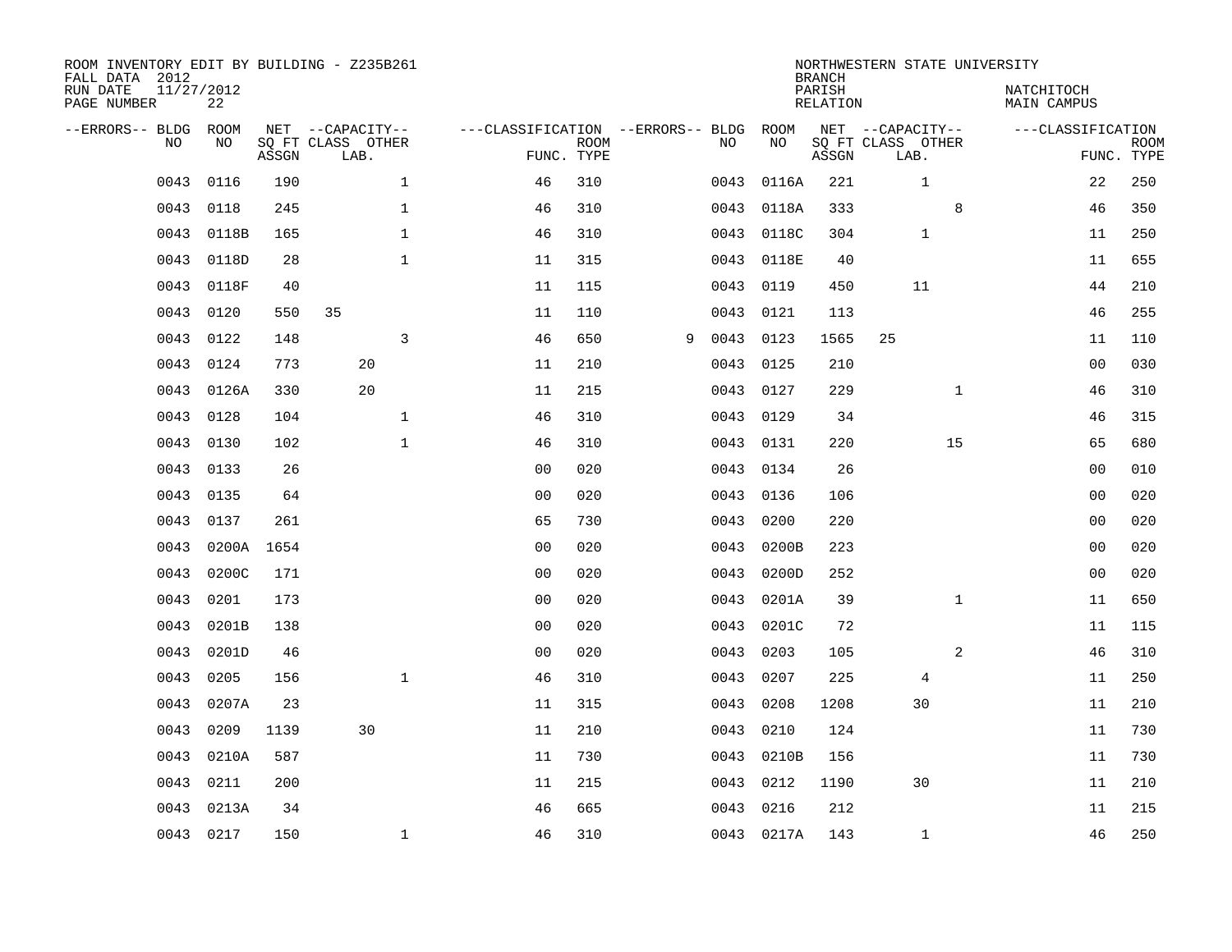ROOM INVENTORY EDIT BY BUILDING - Z235B261
FALL DATA 2012
RUN DATE 11/27/2012
PAGE NUMBER 22

NORTHWESTERN STATE UNIVERSITY
BRANCH
PARISH NATCHITOCH
RELATION MAIN CAMPUS

| --ERRORS-- | BLDG NO | ROOM NO | NET SQ FT ASSGN | CAPACITY CLASS | CAPACITY LAB. | CAPACITY OTHER | CLASSIFICATION FUNC. | ROOM TYPE | --ERRORS-- | BLDG NO | ROOM NO | NET SQ FT ASSGN | CAPACITY CLASS | CAPACITY LAB. | CAPACITY OTHER | CLASSIFICATION FUNC. | ROOM TYPE |
|---|---|---|---|---|---|---|---|---|---|---|---|---|---|---|---|---|---|
| | 0043 | 0116 | 190 | | | 1 | 46 | 310 | | 0043 | 0116A | 221 | | 1 | | 22 | 250 |
| | 0043 | 0118 | 245 | | | 1 | 46 | 310 | | 0043 | 0118A | 333 | | | 8 | 46 | 350 |
| | 0043 | 0118B | 165 | | | 1 | 46 | 310 | | 0043 | 0118C | 304 | | 1 | | 11 | 250 |
| | 0043 | 0118D | 28 | | | 1 | 11 | 315 | | 0043 | 0118E | 40 | | | | 11 | 655 |
| | 0043 | 0118F | 40 | | | | 11 | 115 | | 0043 | 0119 | 450 | | 11 | | 44 | 210 |
| | 0043 | 0120 | 550 | 35 | | | 11 | 110 | | 0043 | 0121 | 113 | | | | 46 | 255 |
| | 0043 | 0122 | 148 | | | 3 | 46 | 650 | 9 | 0043 | 0123 | 1565 | 25 | | | 11 | 110 |
| | 0043 | 0124 | 773 | | 20 | | 11 | 210 | | 0043 | 0125 | 210 | | | | 00 | 030 |
| | 0043 | 0126A | 330 | | 20 | | 11 | 215 | | 0043 | 0127 | 229 | | | 1 | 46 | 310 |
| | 0043 | 0128 | 104 | | | 1 | 46 | 310 | | 0043 | 0129 | 34 | | | | 46 | 315 |
| | 0043 | 0130 | 102 | | | 1 | 46 | 310 | | 0043 | 0131 | 220 | | | 15 | 65 | 680 |
| | 0043 | 0133 | 26 | | | | 00 | 020 | | 0043 | 0134 | 26 | | | | 00 | 010 |
| | 0043 | 0135 | 64 | | | | 00 | 020 | | 0043 | 0136 | 106 | | | | 00 | 020 |
| | 0043 | 0137 | 261 | | | | 65 | 730 | | 0043 | 0200 | 220 | | | | 00 | 020 |
| | 0043 | 0200A | 1654 | | | | 00 | 020 | | 0043 | 0200B | 223 | | | | 00 | 020 |
| | 0043 | 0200C | 171 | | | | 00 | 020 | | 0043 | 0200D | 252 | | | | 00 | 020 |
| | 0043 | 0201 | 173 | | | | 00 | 020 | | 0043 | 0201A | 39 | | | 1 | 11 | 650 |
| | 0043 | 0201B | 138 | | | | 00 | 020 | | 0043 | 0201C | 72 | | | | 11 | 115 |
| | 0043 | 0201D | 46 | | | | 00 | 020 | | 0043 | 0203 | 105 | | | 2 | 46 | 310 |
| | 0043 | 0205 | 156 | | | 1 | 46 | 310 | | 0043 | 0207 | 225 | | 4 | | 11 | 250 |
| | 0043 | 0207A | 23 | | | | 11 | 315 | | 0043 | 0208 | 1208 | | 30 | | 11 | 210 |
| | 0043 | 0209 | 1139 | | 30 | | 11 | 210 | | 0043 | 0210 | 124 | | | | 11 | 730 |
| | 0043 | 0210A | 587 | | | | 11 | 730 | | 0043 | 0210B | 156 | | | | 11 | 730 |
| | 0043 | 0211 | 200 | | | | 11 | 215 | | 0043 | 0212 | 1190 | | 30 | | 11 | 210 |
| | 0043 | 0213A | 34 | | | | 46 | 665 | | 0043 | 0216 | 212 | | | | 11 | 215 |
| | 0043 | 0217 | 150 | | | 1 | 46 | 310 | | 0043 | 0217A | 143 | | 1 | | 46 | 250 |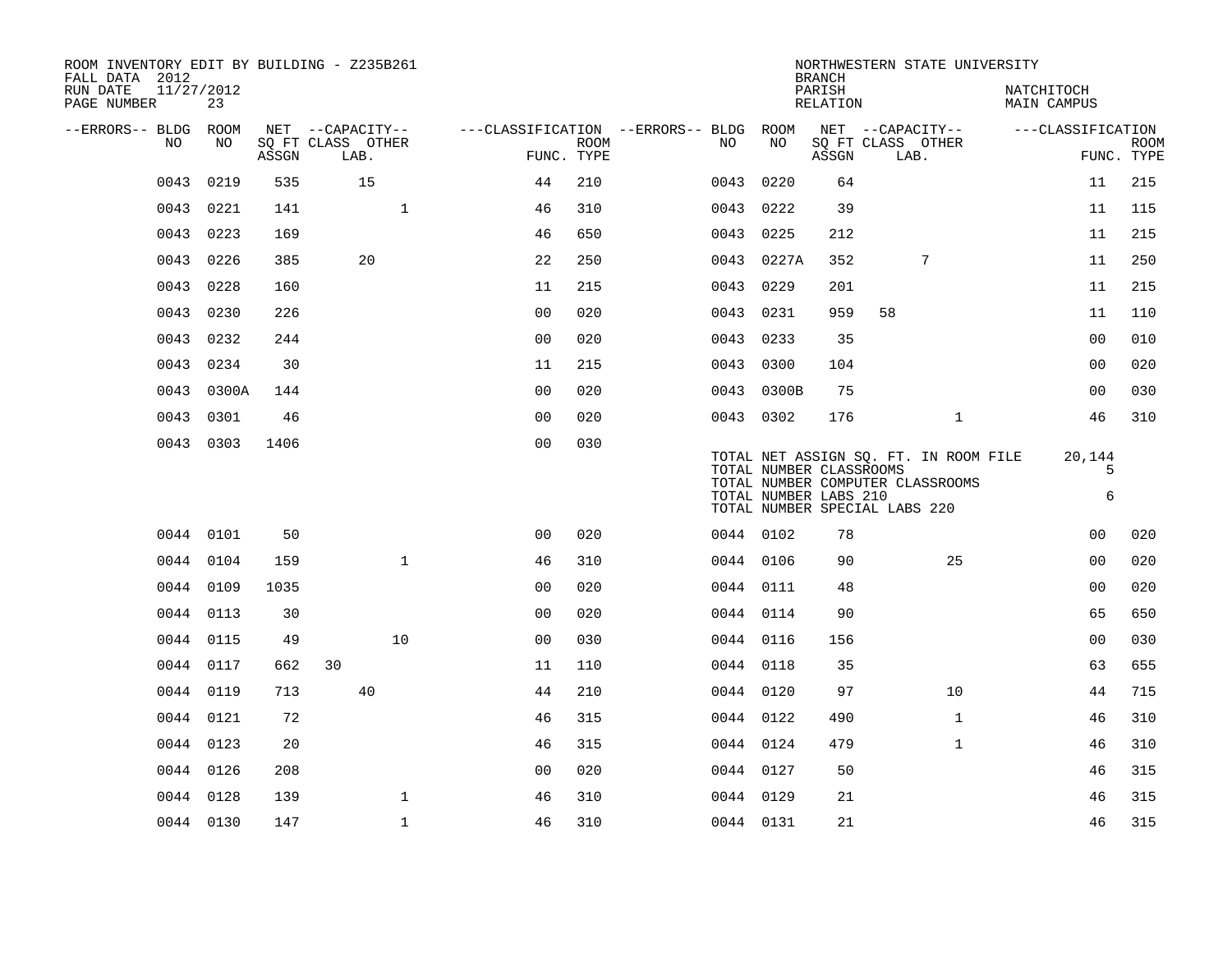ROOM INVENTORY EDIT BY BUILDING - Z235B261
FALL DATA 2012
RUN DATE 11/27/2012
PAGE NUMBER 23

NORTHWESTERN STATE UNIVERSITY
BRANCH
PARISH NATCHITOCH
RELATION MAIN CAMPUS

| --ERRORS-- | BLDG NO | ROOM NO | NET SQ FT ASSGN | CAPACITY CLASS | CAPACITY LAB. | CAPACITY OTHER | CLASSIFICATION FUNC. | ROOM TYPE | --ERRORS-- | BLDG NO | ROOM NO | NET SQ FT ASSGN | CAPACITY CLASS | CAPACITY LAB. | CAPACITY OTHER | CLASSIFICATION FUNC. | ROOM TYPE |
|---|---|---|---|---|---|---|---|---|---|---|---|---|---|---|---|---|---|
| | 0043 | 0219 | 535 | | 15 | | 44 | 210 | | 0043 | 0220 | 64 | | | | 11 | 215 |
| | 0043 | 0221 | 141 | | | 1 | 46 | 310 | | 0043 | 0222 | 39 | | | | 11 | 115 |
| | 0043 | 0223 | 169 | | | | 46 | 650 | | 0043 | 0225 | 212 | | | | 11 | 215 |
| | 0043 | 0226 | 385 | | 20 | | 22 | 250 | | 0043 | 0227A | 352 | | 7 | | 11 | 250 |
| | 0043 | 0228 | 160 | | | | 11 | 215 | | 0043 | 0229 | 201 | | | | 11 | 215 |
| | 0043 | 0230 | 226 | | | | 00 | 020 | | 0043 | 0231 | 959 | 58 | | | 11 | 110 |
| | 0043 | 0232 | 244 | | | | 00 | 020 | | 0043 | 0233 | 35 | | | | 00 | 010 |
| | 0043 | 0234 | 30 | | | | 11 | 215 | | 0043 | 0300 | 104 | | | | 00 | 020 |
| | 0043 | 0300A | 144 | | | | 00 | 020 | | 0043 | 0300B | 75 | | | | 00 | 030 |
| | 0043 | 0301 | 46 | | | | 00 | 020 | | 0043 | 0302 | 176 | | | 1 | 46 | 310 |
| | 0043 | 0303 | 1406 | | | | 00 | 030 | | | | | | | | | |

TOTAL NET ASSIGN SQ. FT. IN ROOM FILE 20,144
TOTAL NUMBER CLASSROOMS 5
TOTAL NUMBER COMPUTER CLASSROOMS
TOTAL NUMBER LABS 210 6
TOTAL NUMBER SPECIAL LABS 220

| --ERRORS-- | BLDG NO | ROOM NO | NET SQ FT ASSGN | CAPACITY CLASS | CAPACITY LAB. | CAPACITY OTHER | CLASSIFICATION FUNC. | ROOM TYPE | --ERRORS-- | BLDG NO | ROOM NO | NET SQ FT ASSGN | CAPACITY CLASS | CAPACITY LAB. | CAPACITY OTHER | CLASSIFICATION FUNC. | ROOM TYPE |
|---|---|---|---|---|---|---|---|---|---|---|---|---|---|---|---|---|---|
| | 0044 | 0101 | 50 | | | | 00 | 020 | | 0044 | 0102 | 78 | | | | 00 | 020 |
| | 0044 | 0104 | 159 | | | 1 | 46 | 310 | | 0044 | 0106 | 90 | | | 25 | 00 | 020 |
| | 0044 | 0109 | 1035 | | | | 00 | 020 | | 0044 | 0111 | 48 | | | | 00 | 020 |
| | 0044 | 0113 | 30 | | | | 00 | 020 | | 0044 | 0114 | 90 | | | | 65 | 650 |
| | 0044 | 0115 | 49 | | | 10 | 00 | 030 | | 0044 | 0116 | 156 | | | | 00 | 030 |
| | 0044 | 0117 | 662 | 30 | | | 11 | 110 | | 0044 | 0118 | 35 | | | | 63 | 655 |
| | 0044 | 0119 | 713 | | 40 | | 44 | 210 | | 0044 | 0120 | 97 | | | 10 | 44 | 715 |
| | 0044 | 0121 | 72 | | | | 46 | 315 | | 0044 | 0122 | 490 | | | 1 | 46 | 310 |
| | 0044 | 0123 | 20 | | | | 46 | 315 | | 0044 | 0124 | 479 | | | 1 | 46 | 310 |
| | 0044 | 0126 | 208 | | | | 00 | 020 | | 0044 | 0127 | 50 | | | | 46 | 315 |
| | 0044 | 0128 | 139 | | | 1 | 46 | 310 | | 0044 | 0129 | 21 | | | | 46 | 315 |
| | 0044 | 0130 | 147 | | | 1 | 46 | 310 | | 0044 | 0131 | 21 | | | | 46 | 315 |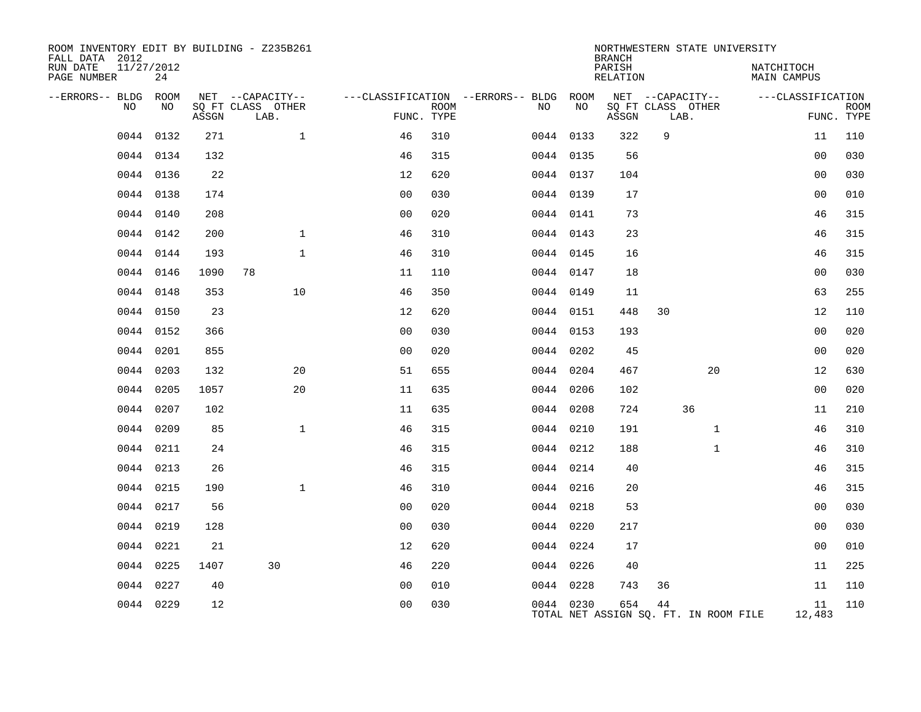ROOM INVENTORY EDIT BY BUILDING - Z235B261
FALL DATA 2012
RUN DATE 11/27/2012
PAGE NUMBER 24

NORTHWESTERN STATE UNIVERSITY
BRANCH
PARISH NATCHITOCH
RELATION MAIN CAMPUS

| --ERRORS-- | BLDG NO | ROOM NO | NET ASSGN SQ FT | CAPACITY CLASS | CAPACITY LAB. | CAPACITY OTHER | CLASSIFICATION FUNC. | ROOM TYPE | --ERRORS-- | BLDG NO | ROOM NO | NET ASSGN SQ FT | CAPACITY CLASS | CAPACITY LAB. | CAPACITY OTHER | CLASSIFICATION FUNC. | ROOM TYPE |
|---|---|---|---|---|---|---|---|---|---|---|---|---|---|---|---|---|---|
| | 0044 | 0132 | 271 | | | 1 | 46 | 310 | | 0044 | 0133 | 322 | 9 | | | 11 | 110 |
| | 0044 | 0134 | 132 | | | | 46 | 315 | | 0044 | 0135 | 56 | | | | 00 | 030 |
| | 0044 | 0136 | 22 | | | | 12 | 620 | | 0044 | 0137 | 104 | | | | 00 | 030 |
| | 0044 | 0138 | 174 | | | | 00 | 030 | | 0044 | 0139 | 17 | | | | 00 | 010 |
| | 0044 | 0140 | 208 | | | | 00 | 020 | | 0044 | 0141 | 73 | | | | 46 | 315 |
| | 0044 | 0142 | 200 | | | 1 | 46 | 310 | | 0044 | 0143 | 23 | | | | 46 | 315 |
| | 0044 | 0144 | 193 | | | 1 | 46 | 310 | | 0044 | 0145 | 16 | | | | 46 | 315 |
| | 0044 | 0146 | 1090 | 78 | | | 11 | 110 | | 0044 | 0147 | 18 | | | | 00 | 030 |
| | 0044 | 0148 | 353 | | | 10 | 46 | 350 | | 0044 | 0149 | 11 | | | | 63 | 255 |
| | 0044 | 0150 | 23 | | | | 12 | 620 | | 0044 | 0151 | 448 | 30 | | | 12 | 110 |
| | 0044 | 0152 | 366 | | | | 00 | 030 | | 0044 | 0153 | 193 | | | | 00 | 020 |
| | 0044 | 0201 | 855 | | | | 00 | 020 | | 0044 | 0202 | 45 | | | | 00 | 020 |
| | 0044 | 0203 | 132 | | | 20 | 51 | 655 | | 0044 | 0204 | 467 | | | 20 | 12 | 630 |
| | 0044 | 0205 | 1057 | | | 20 | 11 | 635 | | 0044 | 0206 | 102 | | | | 00 | 020 |
| | 0044 | 0207 | 102 | | | | 11 | 635 | | 0044 | 0208 | 724 | | 36 | | 11 | 210 |
| | 0044 | 0209 | 85 | | | 1 | 46 | 315 | | 0044 | 0210 | 191 | | | 1 | 46 | 310 |
| | 0044 | 0211 | 24 | | | | 46 | 315 | | 0044 | 0212 | 188 | | | 1 | 46 | 310 |
| | 0044 | 0213 | 26 | | | | 46 | 315 | | 0044 | 0214 | 40 | | | | 46 | 315 |
| | 0044 | 0215 | 190 | | | 1 | 46 | 310 | | 0044 | 0216 | 20 | | | | 46 | 315 |
| | 0044 | 0217 | 56 | | | | 00 | 020 | | 0044 | 0218 | 53 | | | | 00 | 030 |
| | 0044 | 0219 | 128 | | | | 00 | 030 | | 0044 | 0220 | 217 | | | | 00 | 030 |
| | 0044 | 0221 | 21 | | | | 12 | 620 | | 0044 | 0224 | 17 | | | | 00 | 010 |
| | 0044 | 0225 | 1407 | | 30 | | 46 | 220 | | 0044 | 0226 | 40 | | | | 11 | 225 |
| | 0044 | 0227 | 40 | | | | 00 | 010 | | 0044 | 0228 | 743 | 36 | | | 11 | 110 |
| | 0044 | 0229 | 12 | | | | 00 | 030 | | 0044 | 0230 | 654 | 44 | | | 11 | 110 |

TOTAL NET ASSIGN SQ. FT. IN ROOM FILE 12,483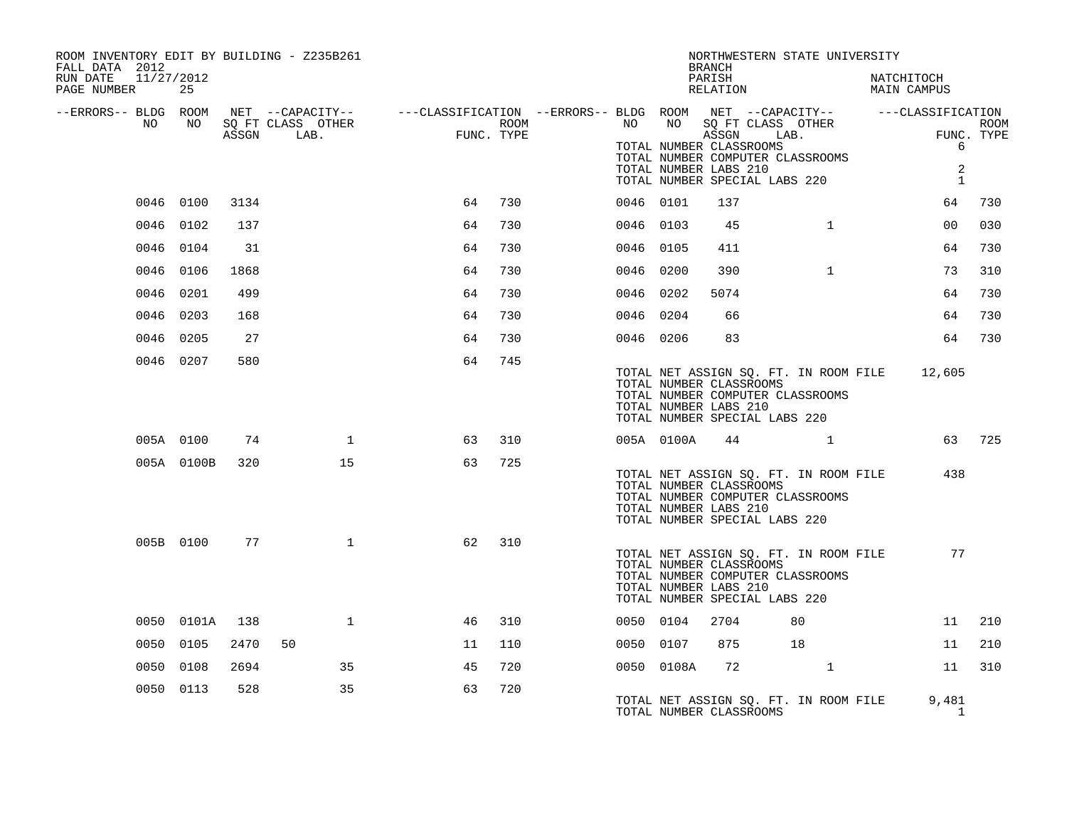ROOM INVENTORY EDIT BY BUILDING - Z235B261
FALL DATA 2012
RUN DATE 11/27/2012

NORTHWESTERN STATE UNIVERSITY
BRANCH
PARISH NATCHITOCH
RELATION MAIN CAMPUS

| --ERRORS-- | BLDG NO | ROOM NO | NET ASSGN SQ FT | CAPACITY CLASS | CAPACITY LAB. | CAPACITY OTHER | CLASSIFICATION FUNC. | ROOM TYPE | --ERRORS-- | BLDG NO | ROOM NO | NET ASSGN SQ FT | CAPACITY CLASS | CAPACITY LAB. | CAPACITY OTHER | CLASSIFICATION FUNC. | ROOM TYPE |
|---|---|---|---|---|---|---|---|---|---|---|---|---|---|---|---|---|---|
| | | | | | | | | | | | TOTAL NUMBER CLASSROOMS | | | | | 6 | |
| | | | | | | | | | | | TOTAL NUMBER COMPUTER CLASSROOMS | | | | | | |
| | | | | | | | | | | | TOTAL NUMBER LABS 210 | | | | | 2 | |
| | | | | | | | | | | | TOTAL NUMBER SPECIAL LABS 220 | | | | | 1 | |
| | 0046 | 0100 | 3134 | | | | 64 | 730 | | 0046 | 0101 | 137 | | | | 64 | 730 |
| | 0046 | 0102 | 137 | | | | 64 | 730 | | 0046 | 0103 | 45 | | | 1 | 00 | 030 |
| | 0046 | 0104 | 31 | | | | 64 | 730 | | 0046 | 0105 | 411 | | | | 64 | 730 |
| | 0046 | 0106 | 1868 | | | | 64 | 730 | | 0046 | 0200 | 390 | | | 1 | 73 | 310 |
| | 0046 | 0201 | 499 | | | | 64 | 730 | | 0046 | 0202 | 5074 | | | | 64 | 730 |
| | 0046 | 0203 | 168 | | | | 64 | 730 | | 0046 | 0204 | 66 | | | | 64 | 730 |
| | 0046 | 0205 | 27 | | | | 64 | 730 | | 0046 | 0206 | 83 | | | | 64 | 730 |
| | 0046 | 0207 | 580 | | | | 64 | 745 | | | | | | | | | |
| | | | | | | | | | | | TOTAL NET ASSIGN SQ. FT. IN ROOM FILE | | | | | 12,605 | |
| | | | | | | | | | | | TOTAL NUMBER CLASSROOMS | | | | | | |
| | | | | | | | | | | | TOTAL NUMBER COMPUTER CLASSROOMS | | | | | | |
| | | | | | | | | | | | TOTAL NUMBER LABS 210 | | | | | | |
| | | | | | | | | | | | TOTAL NUMBER SPECIAL LABS 220 | | | | | | |
| | 005A | 0100 | 74 | | | 1 | 63 | 310 | | 005A | 0100A | 44 | | | 1 | 63 | 725 |
| | 005A | 0100B | 320 | | | 15 | 63 | 725 | | | | | | | | | |
| | | | | | | | | | | | TOTAL NET ASSIGN SQ. FT. IN ROOM FILE | | | | | 438 | |
| | | | | | | | | | | | TOTAL NUMBER CLASSROOMS | | | | | | |
| | | | | | | | | | | | TOTAL NUMBER COMPUTER CLASSROOMS | | | | | | |
| | | | | | | | | | | | TOTAL NUMBER LABS 210 | | | | | | |
| | | | | | | | | | | | TOTAL NUMBER SPECIAL LABS 220 | | | | | | |
| | 005B | 0100 | 77 | | | 1 | 62 | 310 | | | | | | | | | |
| | | | | | | | | | | | TOTAL NET ASSIGN SQ. FT. IN ROOM FILE | | | | | 77 | |
| | | | | | | | | | | | TOTAL NUMBER CLASSROOMS | | | | | | |
| | | | | | | | | | | | TOTAL NUMBER COMPUTER CLASSROOMS | | | | | | |
| | | | | | | | | | | | TOTAL NUMBER LABS 210 | | | | | | |
| | | | | | | | | | | | TOTAL NUMBER SPECIAL LABS 220 | | | | | | |
| | 0050 | 0101A | 138 | | | 1 | 46 | 310 | | 0050 | 0104 | 2704 | | 80 | | 11 | 210 |
| | 0050 | 0105 | 2470 | 50 | | | 11 | 110 | | 0050 | 0107 | 875 | | 18 | | 11 | 210 |
| | 0050 | 0108 | 2694 | | | 35 | 45 | 720 | | 0050 | 0108A | 72 | | | 1 | 11 | 310 |
| | 0050 | 0113 | 528 | | | 35 | 63 | 720 | | | | | | | | | |
| | | | | | | | | | | | TOTAL NET ASSIGN SQ. FT. IN ROOM FILE | | | | | 9,481 | |
| | | | | | | | | | | | TOTAL NUMBER CLASSROOMS | | | | | 1 | |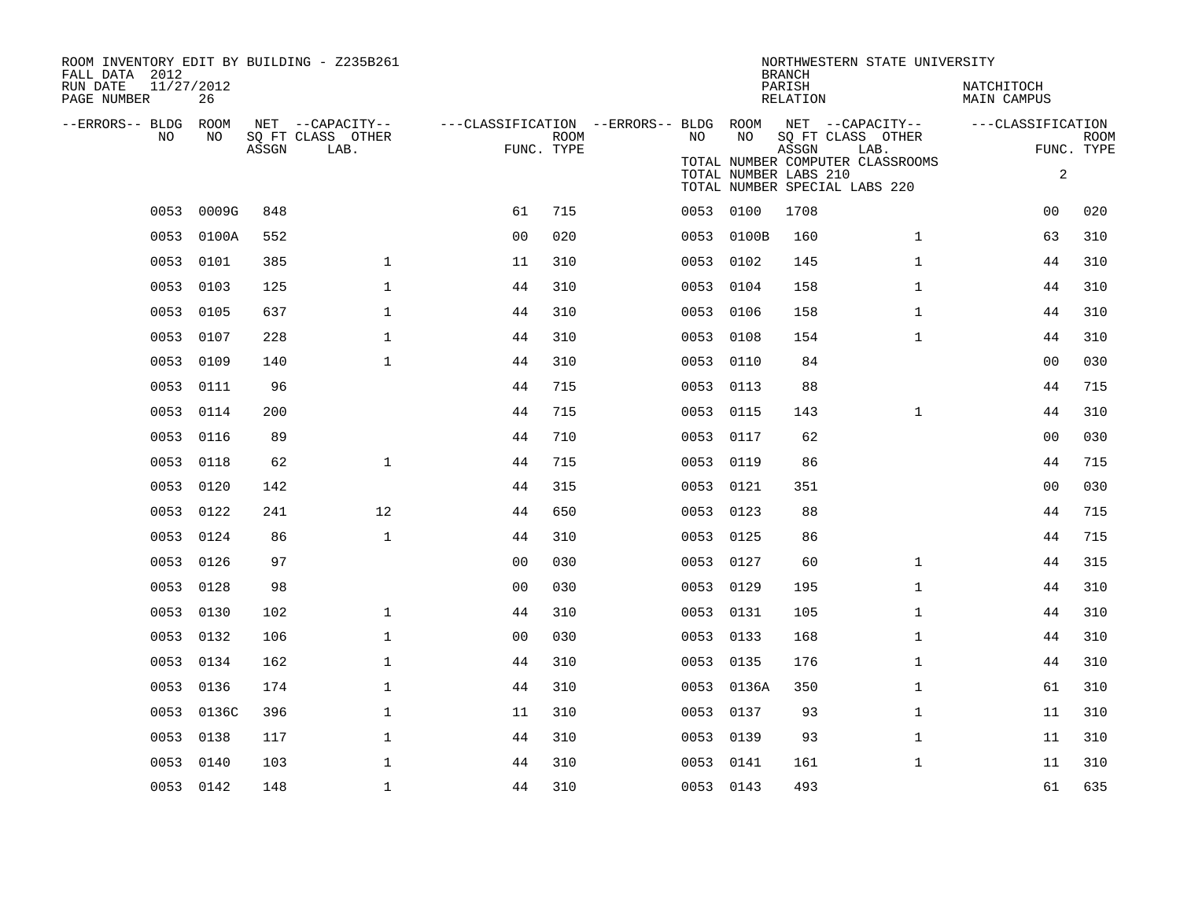ROOM INVENTORY EDIT BY BUILDING - Z235B261
FALL DATA 2012
RUN DATE 11/27/2012
PAGE NUMBER 26

NORTHWESTERN STATE UNIVERSITY
BRANCH
PARISH NATCHITOCH
RELATION MAIN CAMPUS

TOTAL NUMBER COMPUTER CLASSROOMS
TOTAL NUMBER LABS 210 2
TOTAL NUMBER SPECIAL LABS 220

| --ERRORS-- | BLDG NO | ROOM NO | NET SQ FT ASSGN | CAPACITY CLASS | CAPACITY OTHER LAB. | FUNC. | ROOM TYPE | --ERRORS-- | BLDG NO | ROOM NO | NET SQ FT ASSGN | CAPACITY CLASS | CAPACITY OTHER LAB. | FUNC. | ROOM TYPE |
|---|---|---|---|---|---|---|---|---|---|---|---|---|---|---|---|
| | 0053 | 0009G | 848 | | | 61 | 715 | | 0053 | 0100 | 1708 | | | 00 | 020 |
| | 0053 | 0100A | 552 | | | 00 | 020 | | 0053 | 0100B | 160 | | 1 | 63 | 310 |
| | 0053 | 0101 | 385 | | 1 | 11 | 310 | | 0053 | 0102 | 145 | | 1 | 44 | 310 |
| | 0053 | 0103 | 125 | | 1 | 44 | 310 | | 0053 | 0104 | 158 | | 1 | 44 | 310 |
| | 0053 | 0105 | 637 | | 1 | 44 | 310 | | 0053 | 0106 | 158 | | 1 | 44 | 310 |
| | 0053 | 0107 | 228 | | 1 | 44 | 310 | | 0053 | 0108 | 154 | | 1 | 44 | 310 |
| | 0053 | 0109 | 140 | | 1 | 44 | 310 | | 0053 | 0110 | 84 | | | 00 | 030 |
| | 0053 | 0111 | 96 | | | 44 | 715 | | 0053 | 0113 | 88 | | | 44 | 715 |
| | 0053 | 0114 | 200 | | | 44 | 715 | | 0053 | 0115 | 143 | | 1 | 44 | 310 |
| | 0053 | 0116 | 89 | | | 44 | 710 | | 0053 | 0117 | 62 | | | 00 | 030 |
| | 0053 | 0118 | 62 | | 1 | 44 | 715 | | 0053 | 0119 | 86 | | | 44 | 715 |
| | 0053 | 0120 | 142 | | | 44 | 315 | | 0053 | 0121 | 351 | | | 00 | 030 |
| | 0053 | 0122 | 241 | | 12 | 44 | 650 | | 0053 | 0123 | 88 | | | 44 | 715 |
| | 0053 | 0124 | 86 | | 1 | 44 | 310 | | 0053 | 0125 | 86 | | | 44 | 715 |
| | 0053 | 0126 | 97 | | | 00 | 030 | | 0053 | 0127 | 60 | | 1 | 44 | 315 |
| | 0053 | 0128 | 98 | | | 00 | 030 | | 0053 | 0129 | 195 | | 1 | 44 | 310 |
| | 0053 | 0130 | 102 | | 1 | 44 | 310 | | 0053 | 0131 | 105 | | 1 | 44 | 310 |
| | 0053 | 0132 | 106 | | 1 | 00 | 030 | | 0053 | 0133 | 168 | | 1 | 44 | 310 |
| | 0053 | 0134 | 162 | | 1 | 44 | 310 | | 0053 | 0135 | 176 | | 1 | 44 | 310 |
| | 0053 | 0136 | 174 | | 1 | 44 | 310 | | 0053 | 0136A | 350 | | 1 | 61 | 310 |
| | 0053 | 0136C | 396 | | 1 | 11 | 310 | | 0053 | 0137 | 93 | | 1 | 11 | 310 |
| | 0053 | 0138 | 117 | | 1 | 44 | 310 | | 0053 | 0139 | 93 | | 1 | 11 | 310 |
| | 0053 | 0140 | 103 | | 1 | 44 | 310 | | 0053 | 0141 | 161 | | 1 | 11 | 310 |
| | 0053 | 0142 | 148 | | 1 | 44 | 310 | | 0053 | 0143 | 493 | | | 61 | 635 |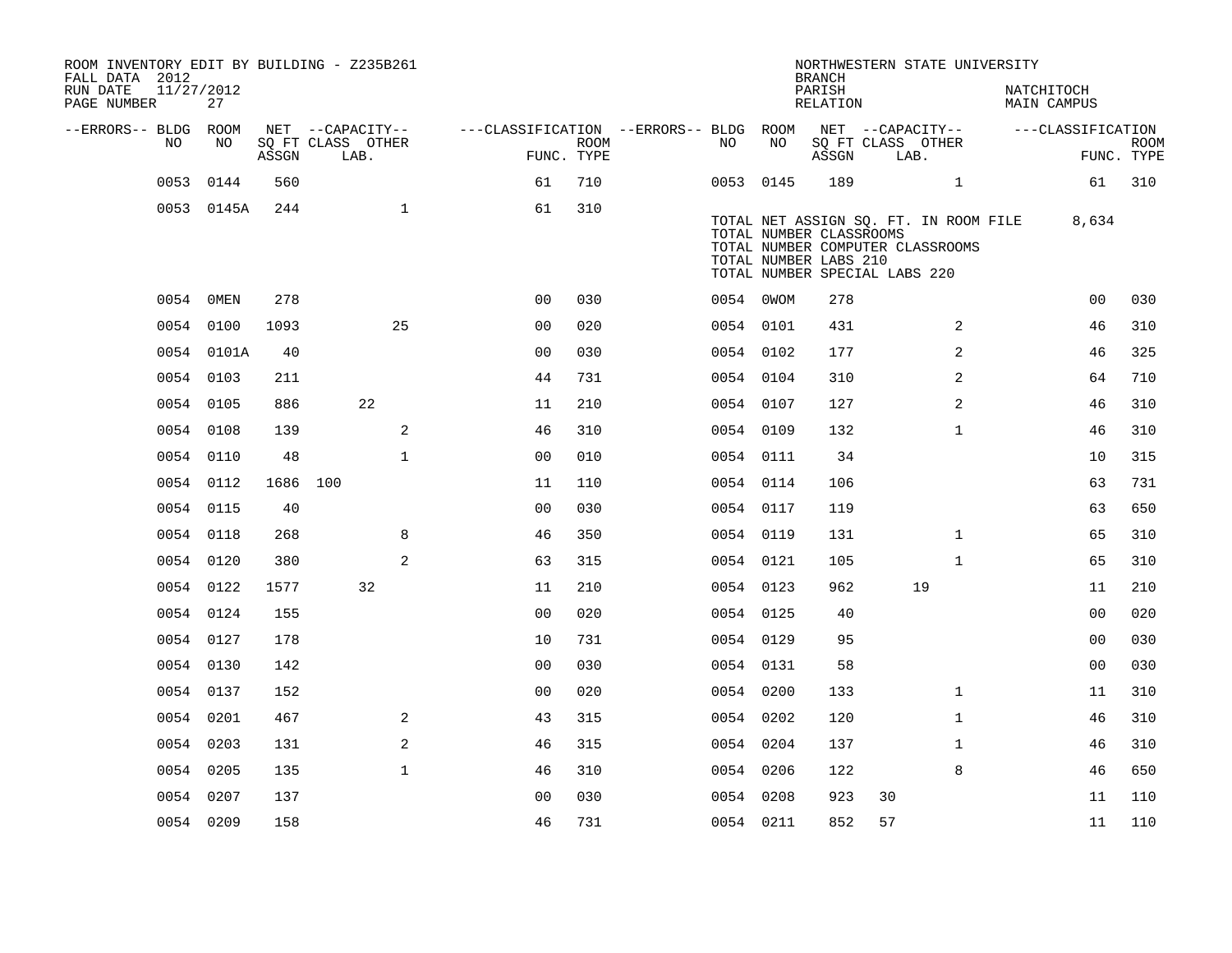ROOM INVENTORY EDIT BY BUILDING - Z235B261
FALL DATA 2012
RUN DATE 11/27/2012
PAGE NUMBER 27

NORTHWESTERN STATE UNIVERSITY
BRANCH
PARISH NATCHITOCH
RELATION MAIN CAMPUS

| --ERRORS-- | BLDG NO | ROOM NO | NET SQ FT ASSGN | CAPACITY CLASS LAB. | CAPACITY OTHER | CLASSIFICATION FUNC. | ROOM TYPE | --ERRORS-- | BLDG NO | ROOM NO | NET SQ FT ASSGN | CAPACITY CLASS LAB. | CAPACITY OTHER | CLASSIFICATION FUNC. | ROOM TYPE |
|---|---|---|---|---|---|---|---|---|---|---|---|---|---|---|---|
| | 0053 | 0144 | 560 | | | 61 | 710 | | 0053 | 0145 | 189 | | 1 | 61 | 310 |
| | 0053 | 0145A | 244 | | 1 | 61 | 310 | | | | | | | | |
| | 0054 | 0MEN | 278 | | | 00 | 030 | | 0054 | 0WOM | 278 | | | 00 | 030 |
| | 0054 | 0100 | 1093 | | 25 | 00 | 020 | | 0054 | 0101 | 431 | | 2 | 46 | 310 |
| | 0054 | 0101A | 40 | | | 00 | 030 | | 0054 | 0102 | 177 | | 2 | 46 | 325 |
| | 0054 | 0103 | 211 | | | 44 | 731 | | 0054 | 0104 | 310 | | 2 | 64 | 710 |
| | 0054 | 0105 | 886 | 22 | | 11 | 210 | | 0054 | 0107 | 127 | | 2 | 46 | 310 |
| | 0054 | 0108 | 139 | | 2 | 46 | 310 | | 0054 | 0109 | 132 | | 1 | 46 | 310 |
| | 0054 | 0110 | 48 | | 1 | 00 | 010 | | 0054 | 0111 | 34 | | | 10 | 315 |
| | 0054 | 0112 | 1686 | 100 | | 11 | 110 | | 0054 | 0114 | 106 | | | 63 | 731 |
| | 0054 | 0115 | 40 | | | 00 | 030 | | 0054 | 0117 | 119 | | | 63 | 650 |
| | 0054 | 0118 | 268 | | 8 | 46 | 350 | | 0054 | 0119 | 131 | | 1 | 65 | 310 |
| | 0054 | 0120 | 380 | | 2 | 63 | 315 | | 0054 | 0121 | 105 | | 1 | 65 | 310 |
| | 0054 | 0122 | 1577 | 32 | | 11 | 210 | | 0054 | 0123 | 962 | 19 | | 11 | 210 |
| | 0054 | 0124 | 155 | | | 00 | 020 | | 0054 | 0125 | 40 | | | 00 | 020 |
| | 0054 | 0127 | 178 | | | 10 | 731 | | 0054 | 0129 | 95 | | | 00 | 030 |
| | 0054 | 0130 | 142 | | | 00 | 030 | | 0054 | 0131 | 58 | | | 00 | 030 |
| | 0054 | 0137 | 152 | | | 00 | 020 | | 0054 | 0200 | 133 | | 1 | 11 | 310 |
| | 0054 | 0201 | 467 | | 2 | 43 | 315 | | 0054 | 0202 | 120 | | 1 | 46 | 310 |
| | 0054 | 0203 | 131 | | 2 | 46 | 315 | | 0054 | 0204 | 137 | | 1 | 46 | 310 |
| | 0054 | 0205 | 135 | | 1 | 46 | 310 | | 0054 | 0206 | 122 | | 8 | 46 | 650 |
| | 0054 | 0207 | 137 | | | 00 | 030 | | 0054 | 0208 | 923 | 30 | | 11 | 110 |
| | 0054 | 0209 | 158 | | | 46 | 731 | | 0054 | 0211 | 852 | 57 | | 11 | 110 |

TOTAL NET ASSIGN SQ. FT. IN ROOM FILE 8,634
TOTAL NUMBER CLASSROOMS
TOTAL NUMBER COMPUTER CLASSROOMS
TOTAL NUMBER LABS 210
TOTAL NUMBER SPECIAL LABS 220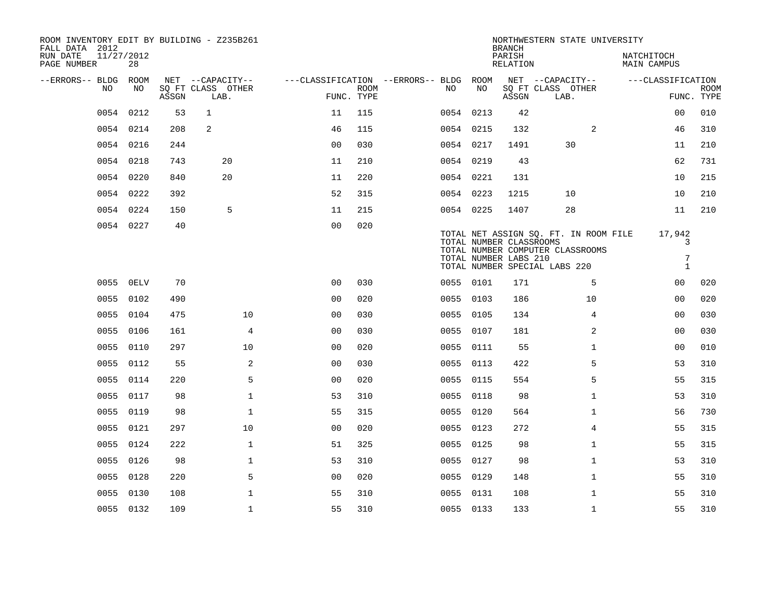ROOM INVENTORY EDIT BY BUILDING - Z235B261
FALL DATA 2012
RUN DATE 11/27/2012
PAGE NUMBER 28

NORTHWESTERN STATE UNIVERSITY
BRANCH
PARISH NATCHITOCH
RELATION MAIN CAMPUS

| --ERRORS-- | BLDG NO | ROOM NO | NET SQ FT ASSGN | CAPACITY CLASS | CAPACITY OTHER LAB. | FUNC. | ROOM TYPE | --ERRORS-- | BLDG NO | ROOM NO | NET SQ FT ASSGN | CAPACITY CLASS | CAPACITY OTHER LAB. | FUNC. | ROOM TYPE |
|---|---|---|---|---|---|---|---|---|---|---|---|---|---|---|---|
| | 0054 | 0212 | 53 | 1 | | 11 | 115 | | 0054 | 0213 | 42 | | | 00 | 010 |
| | 0054 | 0214 | 208 | 2 | | 46 | 115 | | 0054 | 0215 | 132 | | 2 | 46 | 310 |
| | 0054 | 0216 | 244 | | | 00 | 030 | | 0054 | 0217 | 1491 | 30 | | 11 | 210 |
| | 0054 | 0218 | 743 | 20 | | 11 | 210 | | 0054 | 0219 | 43 | | | 62 | 731 |
| | 0054 | 0220 | 840 | 20 | | 11 | 220 | | 0054 | 0221 | 131 | | | 10 | 215 |
| | 0054 | 0222 | 392 | | | 52 | 315 | | 0054 | 0223 | 1215 | 10 | | 10 | 210 |
| | 0054 | 0224 | 150 | 5 | | 11 | 215 | | 0054 | 0225 | 1407 | 28 | | 11 | 210 |
| | 0054 | 0227 | 40 | | | 00 | 020 | | | | | | | | |

TOTAL NET ASSIGN SQ. FT. IN ROOM FILE 17,942
TOTAL NUMBER CLASSROOMS 3
TOTAL NUMBER COMPUTER CLASSROOMS
TOTAL NUMBER LABS 210 7
TOTAL NUMBER SPECIAL LABS 220 1

| --ERRORS-- | BLDG NO | ROOM NO | NET SQ FT ASSGN | CAPACITY CLASS | CAPACITY OTHER LAB. | FUNC. | ROOM TYPE | --ERRORS-- | BLDG NO | ROOM NO | NET SQ FT ASSGN | CAPACITY CLASS | CAPACITY OTHER LAB. | FUNC. | ROOM TYPE |
|---|---|---|---|---|---|---|---|---|---|---|---|---|---|---|---|
| | 0055 | 0ELV | 70 | | | 00 | 030 | | 0055 | 0101 | 171 | | 5 | 00 | 020 |
| | 0055 | 0102 | 490 | | | 00 | 020 | | 0055 | 0103 | 186 | | 10 | 00 | 020 |
| | 0055 | 0104 | 475 | | 10 | 00 | 030 | | 0055 | 0105 | 134 | | 4 | 00 | 030 |
| | 0055 | 0106 | 161 | | 4 | 00 | 030 | | 0055 | 0107 | 181 | | 2 | 00 | 030 |
| | 0055 | 0110 | 297 | | 10 | 00 | 020 | | 0055 | 0111 | 55 | | 1 | 00 | 010 |
| | 0055 | 0112 | 55 | | 2 | 00 | 030 | | 0055 | 0113 | 422 | | 5 | 53 | 310 |
| | 0055 | 0114 | 220 | | 5 | 00 | 020 | | 0055 | 0115 | 554 | | 5 | 55 | 315 |
| | 0055 | 0117 | 98 | | 1 | 53 | 310 | | 0055 | 0118 | 98 | | 1 | 53 | 310 |
| | 0055 | 0119 | 98 | | 1 | 55 | 315 | | 0055 | 0120 | 564 | | 1 | 56 | 730 |
| | 0055 | 0121 | 297 | | 10 | 00 | 020 | | 0055 | 0123 | 272 | | 4 | 55 | 315 |
| | 0055 | 0124 | 222 | | 1 | 51 | 325 | | 0055 | 0125 | 98 | | 1 | 55 | 315 |
| | 0055 | 0126 | 98 | | 1 | 53 | 310 | | 0055 | 0127 | 98 | | 1 | 53 | 310 |
| | 0055 | 0128 | 220 | | 5 | 00 | 020 | | 0055 | 0129 | 148 | | 1 | 55 | 310 |
| | 0055 | 0130 | 108 | | 1 | 55 | 310 | | 0055 | 0131 | 108 | | 1 | 55 | 310 |
| | 0055 | 0132 | 109 | | 1 | 55 | 310 | | 0055 | 0133 | 133 | | 1 | 55 | 310 |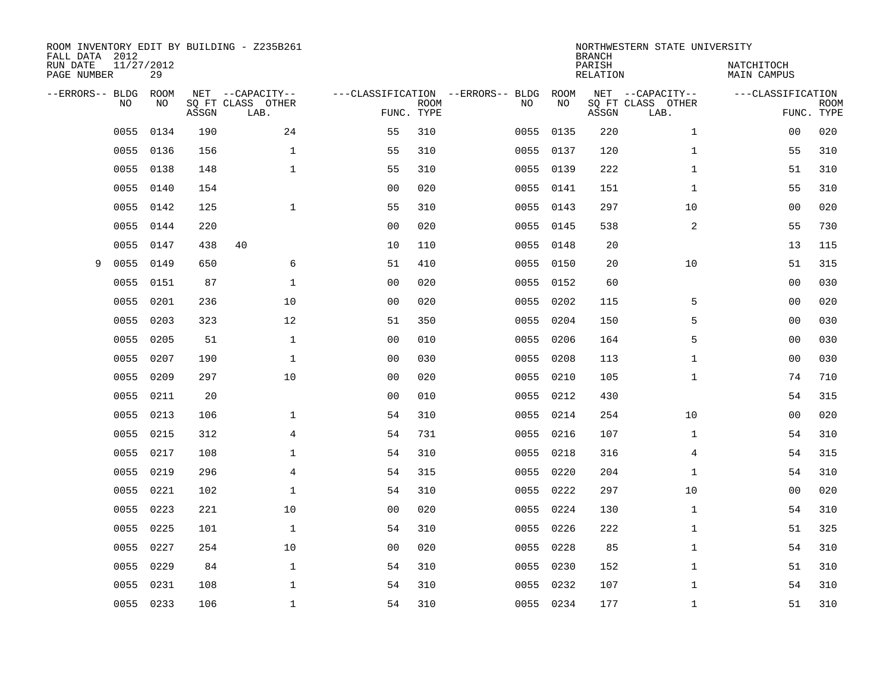ROOM INVENTORY EDIT BY BUILDING - Z235B261
FALL DATA 2012
RUN DATE 11/27/2012
PAGE NUMBER 29

NORTHWESTERN STATE UNIVERSITY
BRANCH
PARISH NATCHITOCH
RELATION MAIN CAMPUS

| --ERRORS-- | BLDG NO | ROOM NO | NET SQ FT ASSGN | --CAPACITY-- CLASS | OTHER LAB. | ---CLASSIFICATION FUNC. | ROOM TYPE | --ERRORS-- | BLDG NO | ROOM NO | NET SQ FT ASSGN | --CAPACITY-- CLASS | OTHER LAB. | ---CLASSIFICATION FUNC. | ROOM TYPE |
|---|---|---|---|---|---|---|---|---|---|---|---|---|---|---|---|
| | 0055 | 0134 | 190 | | 24 | 55 | 310 | | 0055 | 0135 | 220 | | 1 | 00 | 020 |
| | 0055 | 0136 | 156 | | 1 | 55 | 310 | | 0055 | 0137 | 120 | | 1 | 55 | 310 |
| | 0055 | 0138 | 148 | | 1 | 55 | 310 | | 0055 | 0139 | 222 | | 1 | 51 | 310 |
| | 0055 | 0140 | 154 | | | 00 | 020 | | 0055 | 0141 | 151 | | 1 | 55 | 310 |
| | 0055 | 0142 | 125 | | 1 | 55 | 310 | | 0055 | 0143 | 297 | | 10 | 00 | 020 |
| | 0055 | 0144 | 220 | | | 00 | 020 | | 0055 | 0145 | 538 | | 2 | 55 | 730 |
| | 0055 | 0147 | 438 | 40 | | 10 | 110 | | 0055 | 0148 | 20 | | | 13 | 115 |
| 9 | 0055 | 0149 | 650 | | 6 | 51 | 410 | | 0055 | 0150 | 20 | | 10 | 51 | 315 |
| | 0055 | 0151 | 87 | | 1 | 00 | 020 | | 0055 | 0152 | 60 | | | 00 | 030 |
| | 0055 | 0201 | 236 | | 10 | 00 | 020 | | 0055 | 0202 | 115 | | 5 | 00 | 020 |
| | 0055 | 0203 | 323 | | 12 | 51 | 350 | | 0055 | 0204 | 150 | | 5 | 00 | 030 |
| | 0055 | 0205 | 51 | | 1 | 00 | 010 | | 0055 | 0206 | 164 | | 5 | 00 | 030 |
| | 0055 | 0207 | 190 | | 1 | 00 | 030 | | 0055 | 0208 | 113 | | 1 | 00 | 030 |
| | 0055 | 0209 | 297 | | 10 | 00 | 020 | | 0055 | 0210 | 105 | | 1 | 74 | 710 |
| | 0055 | 0211 | 20 | | | 00 | 010 | | 0055 | 0212 | 430 | | | 54 | 315 |
| | 0055 | 0213 | 106 | | 1 | 54 | 310 | | 0055 | 0214 | 254 | | 10 | 00 | 020 |
| | 0055 | 0215 | 312 | | 4 | 54 | 731 | | 0055 | 0216 | 107 | | 1 | 54 | 310 |
| | 0055 | 0217 | 108 | | 1 | 54 | 310 | | 0055 | 0218 | 316 | | 4 | 54 | 315 |
| | 0055 | 0219 | 296 | | 4 | 54 | 315 | | 0055 | 0220 | 204 | | 1 | 54 | 310 |
| | 0055 | 0221 | 102 | | 1 | 54 | 310 | | 0055 | 0222 | 297 | | 10 | 00 | 020 |
| | 0055 | 0223 | 221 | | 10 | 00 | 020 | | 0055 | 0224 | 130 | | 1 | 54 | 310 |
| | 0055 | 0225 | 101 | | 1 | 54 | 310 | | 0055 | 0226 | 222 | | 1 | 51 | 325 |
| | 0055 | 0227 | 254 | | 10 | 00 | 020 | | 0055 | 0228 | 85 | | 1 | 54 | 310 |
| | 0055 | 0229 | 84 | | 1 | 54 | 310 | | 0055 | 0230 | 152 | | 1 | 51 | 310 |
| | 0055 | 0231 | 108 | | 1 | 54 | 310 | | 0055 | 0232 | 107 | | 1 | 54 | 310 |
| | 0055 | 0233 | 106 | | 1 | 54 | 310 | | 0055 | 0234 | 177 | | 1 | 51 | 310 |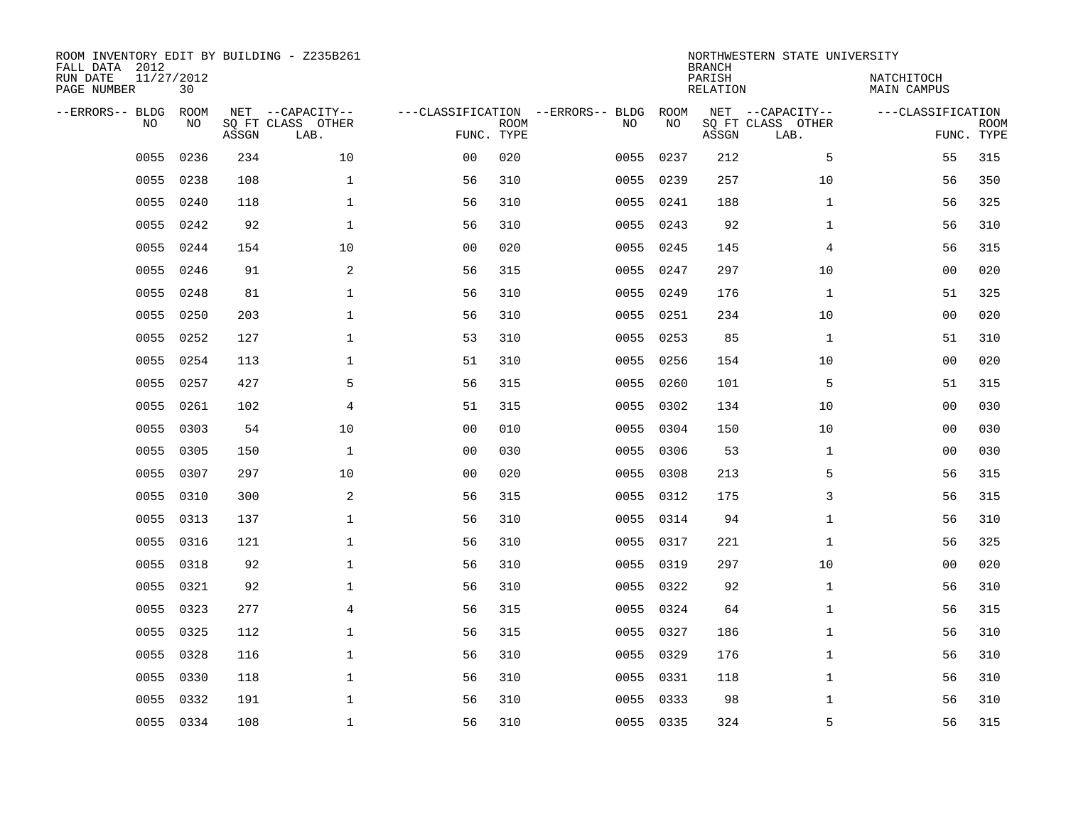ROOM INVENTORY EDIT BY BUILDING - Z235B261
FALL DATA 2012
RUN DATE 11/27/2012
PAGE NUMBER 30

NORTHWESTERN STATE UNIVERSITY
BRANCH
PARISH NATCHITOCH
RELATION MAIN CAMPUS

| --ERRORS-- | BLDG NO | ROOM NO | NET SQ FT ASSGN | --CAPACITY-- CLASS LAB. | OTHER | ---CLASSIFICATION FUNC. | ROOM TYPE | --ERRORS-- | BLDG NO | ROOM NO | NET SQ FT ASSGN | --CAPACITY-- CLASS LAB. | OTHER | ---CLASSIFICATION FUNC. | ROOM TYPE |
|---|---|---|---|---|---|---|---|---|---|---|---|---|---|---|---|
| | 0055 | 0236 | 234 | | 10 | 00 | 020 | | 0055 | 0237 | 212 | | 5 | 55 | 315 |
| | 0055 | 0238 | 108 | | 1 | 56 | 310 | | 0055 | 0239 | 257 | | 10 | 56 | 350 |
| | 0055 | 0240 | 118 | | 1 | 56 | 310 | | 0055 | 0241 | 188 | | 1 | 56 | 325 |
| | 0055 | 0242 | 92 | | 1 | 56 | 310 | | 0055 | 0243 | 92 | | 1 | 56 | 310 |
| | 0055 | 0244 | 154 | | 10 | 00 | 020 | | 0055 | 0245 | 145 | | 4 | 56 | 315 |
| | 0055 | 0246 | 91 | | 2 | 56 | 315 | | 0055 | 0247 | 297 | | 10 | 00 | 020 |
| | 0055 | 0248 | 81 | | 1 | 56 | 310 | | 0055 | 0249 | 176 | | 1 | 51 | 325 |
| | 0055 | 0250 | 203 | | 1 | 56 | 310 | | 0055 | 0251 | 234 | | 10 | 00 | 020 |
| | 0055 | 0252 | 127 | | 1 | 53 | 310 | | 0055 | 0253 | 85 | | 1 | 51 | 310 |
| | 0055 | 0254 | 113 | | 1 | 51 | 310 | | 0055 | 0256 | 154 | | 10 | 00 | 020 |
| | 0055 | 0257 | 427 | | 5 | 56 | 315 | | 0055 | 0260 | 101 | | 5 | 51 | 315 |
| | 0055 | 0261 | 102 | | 4 | 51 | 315 | | 0055 | 0302 | 134 | | 10 | 00 | 030 |
| | 0055 | 0303 | 54 | | 10 | 00 | 010 | | 0055 | 0304 | 150 | | 10 | 00 | 030 |
| | 0055 | 0305 | 150 | | 1 | 00 | 030 | | 0055 | 0306 | 53 | | 1 | 00 | 030 |
| | 0055 | 0307 | 297 | | 10 | 00 | 020 | | 0055 | 0308 | 213 | | 5 | 56 | 315 |
| | 0055 | 0310 | 300 | | 2 | 56 | 315 | | 0055 | 0312 | 175 | | 3 | 56 | 315 |
| | 0055 | 0313 | 137 | | 1 | 56 | 310 | | 0055 | 0314 | 94 | | 1 | 56 | 310 |
| | 0055 | 0316 | 121 | | 1 | 56 | 310 | | 0055 | 0317 | 221 | | 1 | 56 | 325 |
| | 0055 | 0318 | 92 | | 1 | 56 | 310 | | 0055 | 0319 | 297 | | 10 | 00 | 020 |
| | 0055 | 0321 | 92 | | 1 | 56 | 310 | | 0055 | 0322 | 92 | | 1 | 56 | 310 |
| | 0055 | 0323 | 277 | | 4 | 56 | 315 | | 0055 | 0324 | 64 | | 1 | 56 | 315 |
| | 0055 | 0325 | 112 | | 1 | 56 | 315 | | 0055 | 0327 | 186 | | 1 | 56 | 310 |
| | 0055 | 0328 | 116 | | 1 | 56 | 310 | | 0055 | 0329 | 176 | | 1 | 56 | 310 |
| | 0055 | 0330 | 118 | | 1 | 56 | 310 | | 0055 | 0331 | 118 | | 1 | 56 | 310 |
| | 0055 | 0332 | 191 | | 1 | 56 | 310 | | 0055 | 0333 | 98 | | 1 | 56 | 310 |
| | 0055 | 0334 | 108 | | 1 | 56 | 310 | | 0055 | 0335 | 324 | | 5 | 56 | 315 |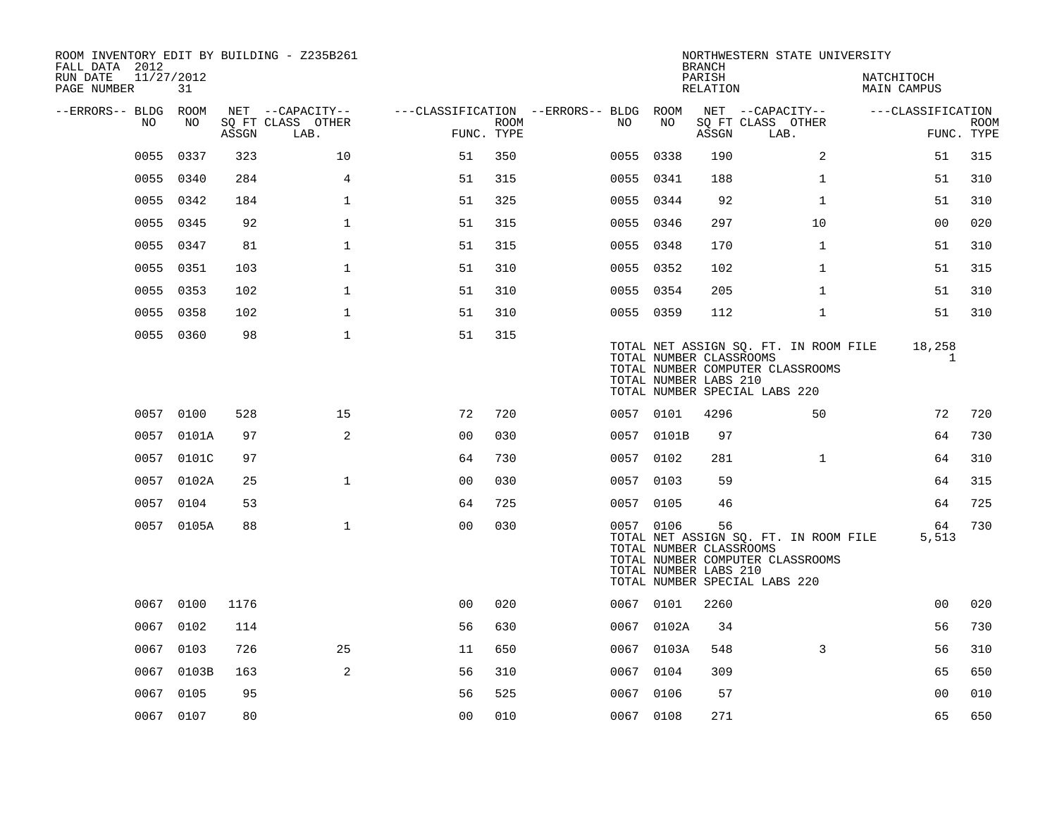ROOM INVENTORY EDIT BY BUILDING - Z235B261
FALL DATA 2012
RUN DATE 11/27/2012
PAGE NUMBER 31

NORTHWESTERN STATE UNIVERSITY
BRANCH
PARISH NATCHITOCH
RELATION MAIN CAMPUS

| --ERRORS-- | BLDG NO | ROOM NO | NET SQ FT ASSGN | CAPACITY CLASS | CAPACITY OTHER LAB. | CLASSIFICATION FUNC. | ROOM TYPE | --ERRORS-- | BLDG NO | ROOM NO | NET SQ FT ASSGN | CAPACITY CLASS | CAPACITY OTHER LAB. | CLASSIFICATION FUNC. | ROOM TYPE |
|---|---|---|---|---|---|---|---|---|---|---|---|---|---|---|---|
| | 0055 | 0337 | 323 | | 10 | 51 | 350 | | 0055 | 0338 | 190 | | 2 | 51 | 315 |
| | 0055 | 0340 | 284 | | 4 | 51 | 315 | | 0055 | 0341 | 188 | | 1 | 51 | 310 |
| | 0055 | 0342 | 184 | | 1 | 51 | 325 | | 0055 | 0344 | 92 | | 1 | 51 | 310 |
| | 0055 | 0345 | 92 | | 1 | 51 | 315 | | 0055 | 0346 | 297 | | 10 | 00 | 020 |
| | 0055 | 0347 | 81 | | 1 | 51 | 315 | | 0055 | 0348 | 170 | | 1 | 51 | 310 |
| | 0055 | 0351 | 103 | | 1 | 51 | 310 | | 0055 | 0352 | 102 | | 1 | 51 | 315 |
| | 0055 | 0353 | 102 | | 1 | 51 | 310 | | 0055 | 0354 | 205 | | 1 | 51 | 310 |
| | 0055 | 0358 | 102 | | 1 | 51 | 310 | | 0055 | 0359 | 112 | | 1 | 51 | 310 |
| | 0055 | 0360 | 98 | | 1 | 51 | 315 | | | | | | | | |

TOTAL NET ASSIGN SQ. FT. IN ROOM FILE 18,258
TOTAL NUMBER CLASSROOMS 1
TOTAL NUMBER COMPUTER CLASSROOMS
TOTAL NUMBER LABS 210
TOTAL NUMBER SPECIAL LABS 220

| --ERRORS-- | BLDG NO | ROOM NO | NET SQ FT ASSGN | CAPACITY CLASS | CAPACITY OTHER LAB. | CLASSIFICATION FUNC. | ROOM TYPE | --ERRORS-- | BLDG NO | ROOM NO | NET SQ FT ASSGN | CAPACITY CLASS | CAPACITY OTHER LAB. | CLASSIFICATION FUNC. | ROOM TYPE |
|---|---|---|---|---|---|---|---|---|---|---|---|---|---|---|---|
| | 0057 | 0100 | 528 | | 15 | 72 | 720 | | 0057 | 0101 | 4296 | | 50 | 72 | 720 |
| | 0057 | 0101A | 97 | | 2 | 00 | 030 | | 0057 | 0101B | 97 | | | 64 | 730 |
| | 0057 | 0101C | 97 | | | 64 | 730 | | 0057 | 0102 | 281 | | 1 | 64 | 310 |
| | 0057 | 0102A | 25 | | 1 | 00 | 030 | | 0057 | 0103 | 59 | | | 64 | 315 |
| | 0057 | 0104 | 53 | | | 64 | 725 | | 0057 | 0105 | 46 | | | 64 | 725 |
| | 0057 | 0105A | 88 | | 1 | 00 | 030 | | 0057 | 0106 | 56 | | | 64 | 730 |

TOTAL NET ASSIGN SQ. FT. IN ROOM FILE 5,513
TOTAL NUMBER CLASSROOMS
TOTAL NUMBER COMPUTER CLASSROOMS
TOTAL NUMBER LABS 210
TOTAL NUMBER SPECIAL LABS 220

| --ERRORS-- | BLDG NO | ROOM NO | NET SQ FT ASSGN | CAPACITY CLASS | CAPACITY OTHER LAB. | CLASSIFICATION FUNC. | ROOM TYPE | --ERRORS-- | BLDG NO | ROOM NO | NET SQ FT ASSGN | CAPACITY CLASS | CAPACITY OTHER LAB. | CLASSIFICATION FUNC. | ROOM TYPE |
|---|---|---|---|---|---|---|---|---|---|---|---|---|---|---|---|
| | 0067 | 0100 | 1176 | | | 00 | 020 | | 0067 | 0101 | 2260 | | | 00 | 020 |
| | 0067 | 0102 | 114 | | | 56 | 630 | | 0067 | 0102A | 34 | | | 56 | 730 |
| | 0067 | 0103 | 726 | | 25 | 11 | 650 | | 0067 | 0103A | 548 | | 3 | 56 | 310 |
| | 0067 | 0103B | 163 | | 2 | 56 | 310 | | 0067 | 0104 | 309 | | | 65 | 650 |
| | 0067 | 0105 | 95 | | | 56 | 525 | | 0067 | 0106 | 57 | | | 00 | 010 |
| | 0067 | 0107 | 80 | | | 00 | 010 | | 0067 | 0108 | 271 | | | 65 | 650 |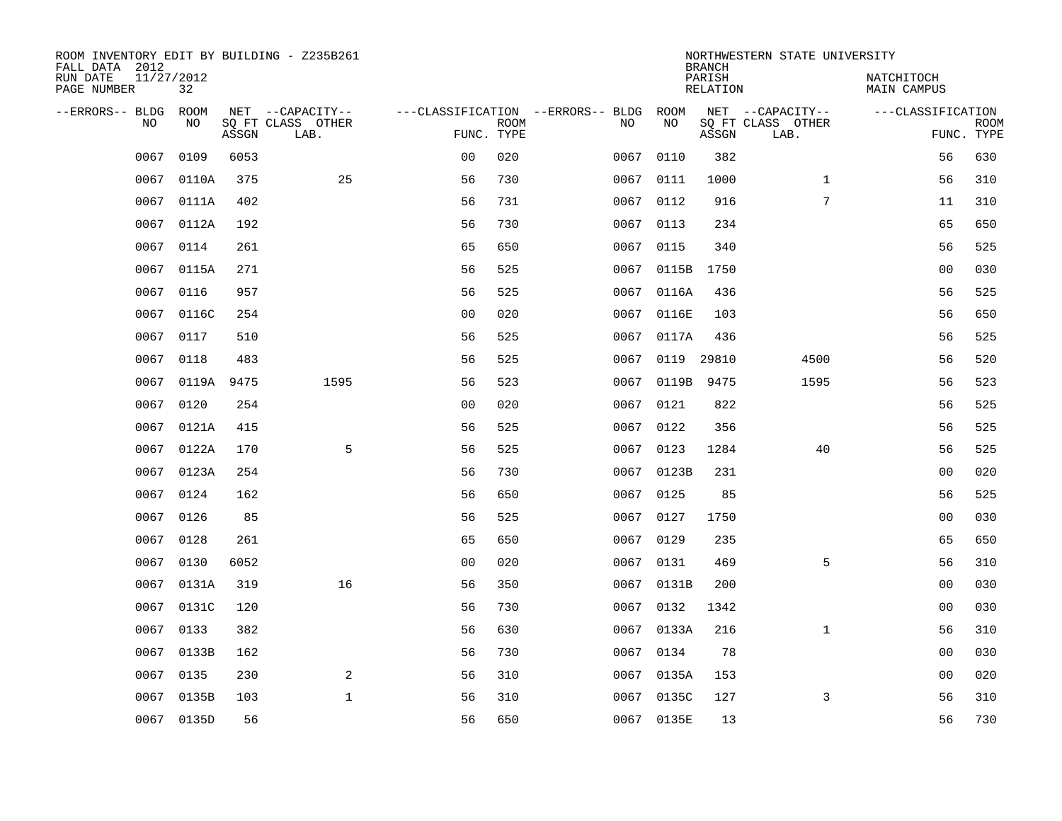ROOM INVENTORY EDIT BY BUILDING - Z235B261
FALL DATA 2012
RUN DATE 11/27/2012
PAGE NUMBER 32

NORTHWESTERN STATE UNIVERSITY
BRANCH
PARISH NATCHITOCH
RELATION MAIN CAMPUS

| --ERRORS-- | BLDG NO | ROOM NO | NET SQ FT ASSGN | --CAPACITY-- CLASS | OTHER LAB. | ---CLASSIFICATION FUNC. | ROOM TYPE | --ERRORS-- | BLDG NO | ROOM NO | NET SQ FT ASSGN | --CAPACITY-- CLASS | OTHER LAB. | ---CLASSIFICATION FUNC. | ROOM TYPE |
|---|---|---|---|---|---|---|---|---|---|---|---|---|---|---|---|
| | 0067 | 0109 | 6053 | | | 00 | 020 | | 0067 | 0110 | 382 | | | 56 | 630 |
| | 0067 | 0110A | 375 | | 25 | 56 | 730 | | 0067 | 0111 | 1000 | | 1 | 56 | 310 |
| | 0067 | 0111A | 402 | | | 56 | 731 | | 0067 | 0112 | 916 | | 7 | 11 | 310 |
| | 0067 | 0112A | 192 | | | 56 | 730 | | 0067 | 0113 | 234 | | | 65 | 650 |
| | 0067 | 0114 | 261 | | | 65 | 650 | | 0067 | 0115 | 340 | | | 56 | 525 |
| | 0067 | 0115A | 271 | | | 56 | 525 | | 0067 | 0115B | 1750 | | | 00 | 030 |
| | 0067 | 0116 | 957 | | | 56 | 525 | | 0067 | 0116A | 436 | | | 56 | 525 |
| | 0067 | 0116C | 254 | | | 00 | 020 | | 0067 | 0116E | 103 | | | 56 | 650 |
| | 0067 | 0117 | 510 | | | 56 | 525 | | 0067 | 0117A | 436 | | | 56 | 525 |
| | 0067 | 0118 | 483 | | | 56 | 525 | | 0067 | 0119 | 29810 | | 4500 | 56 | 520 |
| | 0067 | 0119A | 9475 | | 1595 | 56 | 523 | | 0067 | 0119B | 9475 | | 1595 | 56 | 523 |
| | 0067 | 0120 | 254 | | | 00 | 020 | | 0067 | 0121 | 822 | | | 56 | 525 |
| | 0067 | 0121A | 415 | | | 56 | 525 | | 0067 | 0122 | 356 | | | 56 | 525 |
| | 0067 | 0122A | 170 | | 5 | 56 | 525 | | 0067 | 0123 | 1284 | | 40 | 56 | 525 |
| | 0067 | 0123A | 254 | | | 56 | 730 | | 0067 | 0123B | 231 | | | 00 | 020 |
| | 0067 | 0124 | 162 | | | 56 | 650 | | 0067 | 0125 | 85 | | | 56 | 525 |
| | 0067 | 0126 | 85 | | | 56 | 525 | | 0067 | 0127 | 1750 | | | 00 | 030 |
| | 0067 | 0128 | 261 | | | 65 | 650 | | 0067 | 0129 | 235 | | | 65 | 650 |
| | 0067 | 0130 | 6052 | | | 00 | 020 | | 0067 | 0131 | 469 | | 5 | 56 | 310 |
| | 0067 | 0131A | 319 | | 16 | 56 | 350 | | 0067 | 0131B | 200 | | | 00 | 030 |
| | 0067 | 0131C | 120 | | | 56 | 730 | | 0067 | 0132 | 1342 | | | 00 | 030 |
| | 0067 | 0133 | 382 | | | 56 | 630 | | 0067 | 0133A | 216 | | 1 | 56 | 310 |
| | 0067 | 0133B | 162 | | | 56 | 730 | | 0067 | 0134 | 78 | | | 00 | 030 |
| | 0067 | 0135 | 230 | | 2 | 56 | 310 | | 0067 | 0135A | 153 | | | 00 | 020 |
| | 0067 | 0135B | 103 | | 1 | 56 | 310 | | 0067 | 0135C | 127 | | 3 | 56 | 310 |
| | 0067 | 0135D | 56 | | | 56 | 650 | | 0067 | 0135E | 13 | | | 56 | 730 |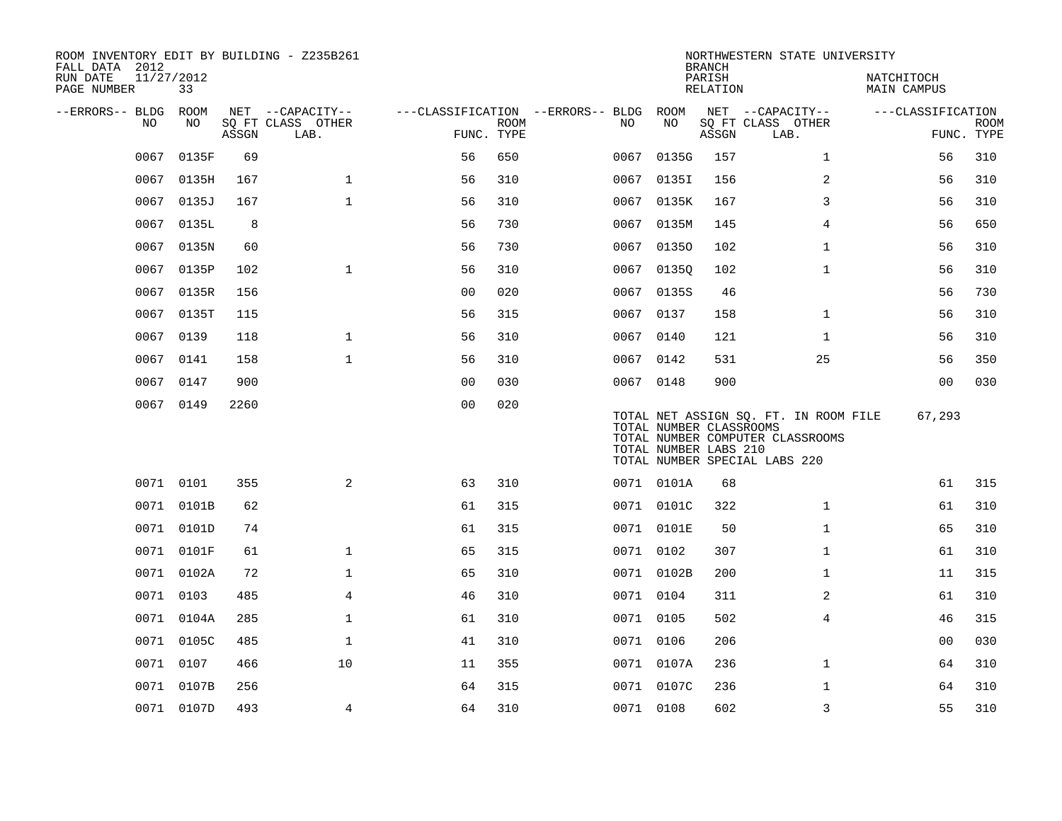ROOM INVENTORY EDIT BY BUILDING - Z235B261
FALL DATA 2012
RUN DATE 11/27/2012
PAGE NUMBER 33

NORTHWESTERN STATE UNIVERSITY
BRANCH
PARISH NATCHITOCH
RELATION MAIN CAMPUS

| --ERRORS-- | BLDG NO | ROOM NO | NET SQ FT ASSGN | --CAPACITY-- CLASS LAB. | OTHER | ---CLASSIFICATION FUNC. | ROOM TYPE | --ERRORS-- | BLDG NO | ROOM NO | NET SQ FT ASSGN | --CAPACITY-- CLASS LAB. | OTHER | ---CLASSIFICATION FUNC. | ROOM TYPE |
|---|---|---|---|---|---|---|---|---|---|---|---|---|---|---|---|
| | 0067 | 0135F | 69 | | | 56 | 650 | | 0067 | 0135G | 157 | 1 | | 56 | 310 |
| | 0067 | 0135H | 167 | 1 | | 56 | 310 | | 0067 | 0135I | 156 | 2 | | 56 | 310 |
| | 0067 | 0135J | 167 | 1 | | 56 | 310 | | 0067 | 0135K | 167 | 3 | | 56 | 310 |
| | 0067 | 0135L | 8 | | | 56 | 730 | | 0067 | 0135M | 145 | 4 | | 56 | 650 |
| | 0067 | 0135N | 60 | | | 56 | 730 | | 0067 | 0135O | 102 | 1 | | 56 | 310 |
| | 0067 | 0135P | 102 | 1 | | 56 | 310 | | 0067 | 0135Q | 102 | 1 | | 56 | 310 |
| | 0067 | 0135R | 156 | | | 00 | 020 | | 0067 | 0135S | 46 | | | 56 | 730 |
| | 0067 | 0135T | 115 | | | 56 | 315 | | 0067 | 0137 | 158 | 1 | | 56 | 310 |
| | 0067 | 0139 | 118 | 1 | | 56 | 310 | | 0067 | 0140 | 121 | 1 | | 56 | 310 |
| | 0067 | 0141 | 158 | 1 | | 56 | 310 | | 0067 | 0142 | 531 | 25 | | 56 | 350 |
| | 0067 | 0147 | 900 | | | 00 | 030 | | 0067 | 0148 | 900 | | | 00 | 030 |
| | 0067 | 0149 | 2260 | | | 00 | 020 | | | | | | | | |

TOTAL NET ASSIGN SQ. FT. IN ROOM FILE 67,293
TOTAL NUMBER CLASSROOMS
TOTAL NUMBER COMPUTER CLASSROOMS
TOTAL NUMBER LABS 210
TOTAL NUMBER SPECIAL LABS 220

| --ERRORS-- | BLDG NO | ROOM NO | NET SQ FT ASSGN | --CAPACITY-- CLASS LAB. | OTHER | ---CLASSIFICATION FUNC. | ROOM TYPE | --ERRORS-- | BLDG NO | ROOM NO | NET SQ FT ASSGN | --CAPACITY-- CLASS LAB. | OTHER | ---CLASSIFICATION FUNC. | ROOM TYPE |
|---|---|---|---|---|---|---|---|---|---|---|---|---|---|---|---|
| | 0071 | 0101 | 355 | 2 | | 63 | 310 | | 0071 | 0101A | 68 | | | 61 | 315 |
| | 0071 | 0101B | 62 | | | 61 | 315 | | 0071 | 0101C | 322 | 1 | | 61 | 310 |
| | 0071 | 0101D | 74 | | | 61 | 315 | | 0071 | 0101E | 50 | 1 | | 65 | 310 |
| | 0071 | 0101F | 61 | 1 | | 65 | 315 | | 0071 | 0102 | 307 | 1 | | 61 | 310 |
| | 0071 | 0102A | 72 | 1 | | 65 | 310 | | 0071 | 0102B | 200 | 1 | | 11 | 315 |
| | 0071 | 0103 | 485 | 4 | | 46 | 310 | | 0071 | 0104 | 311 | 2 | | 61 | 310 |
| | 0071 | 0104A | 285 | 1 | | 61 | 310 | | 0071 | 0105 | 502 | 4 | | 46 | 315 |
| | 0071 | 0105C | 485 | 1 | | 41 | 310 | | 0071 | 0106 | 206 | | | 00 | 030 |
| | 0071 | 0107 | 466 | 10 | | 11 | 355 | | 0071 | 0107A | 236 | 1 | | 64 | 310 |
| | 0071 | 0107B | 256 | | | 64 | 315 | | 0071 | 0107C | 236 | 1 | | 64 | 310 |
| | 0071 | 0107D | 493 | 4 | | 64 | 310 | | 0071 | 0108 | 602 | 3 | | 55 | 310 |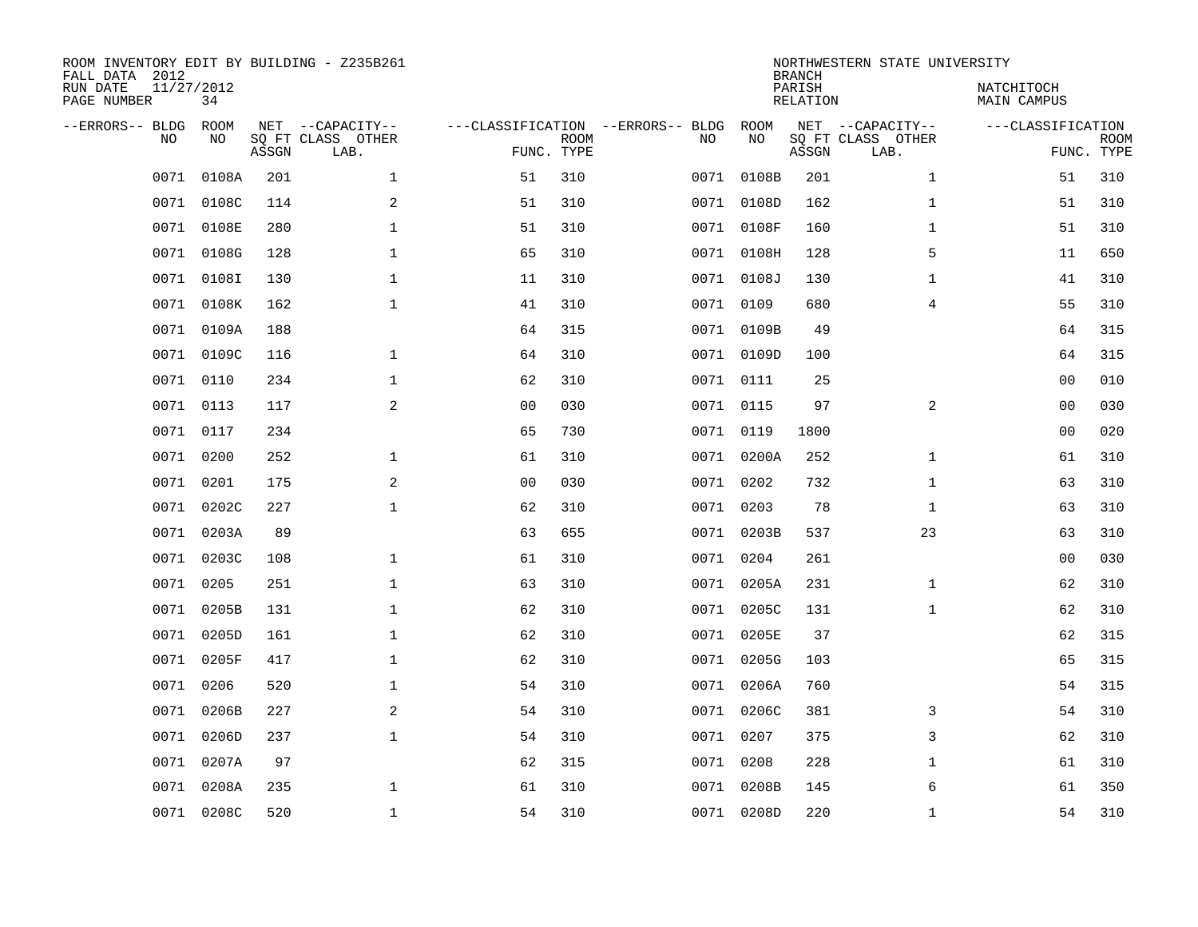ROOM INVENTORY EDIT BY BUILDING - Z235B261
FALL DATA 2012
RUN DATE 11/27/2012
PAGE NUMBER 34

NORTHWESTERN STATE UNIVERSITY
BRANCH
PARISH NATCHITOCH
RELATION MAIN CAMPUS

| --ERRORS-- | BLDG NO | ROOM NO | NET SQ FT ASSGN | --CAPACITY-- CLASS LAB. | OTHER | ---CLASSIFICATION FUNC. | ROOM TYPE | --ERRORS-- | BLDG NO | ROOM NO | NET SQ FT ASSGN | --CAPACITY-- CLASS LAB. | OTHER | ---CLASSIFICATION FUNC. | ROOM TYPE |
|---|---|---|---|---|---|---|---|---|---|---|---|---|---|---|---|
| | 0071 | 0108A | 201 | | 1 | 51 | 310 | | 0071 | 0108B | 201 | | 1 | 51 | 310 |
| | 0071 | 0108C | 114 | | 2 | 51 | 310 | | 0071 | 0108D | 162 | | 1 | 51 | 310 |
| | 0071 | 0108E | 280 | | 1 | 51 | 310 | | 0071 | 0108F | 160 | | 1 | 51 | 310 |
| | 0071 | 0108G | 128 | | 1 | 65 | 310 | | 0071 | 0108H | 128 | | 5 | 11 | 650 |
| | 0071 | 0108I | 130 | | 1 | 11 | 310 | | 0071 | 0108J | 130 | | 1 | 41 | 310 |
| | 0071 | 0108K | 162 | | 1 | 41 | 310 | | 0071 | 0109 | 680 | | 4 | 55 | 310 |
| | 0071 | 0109A | 188 | | | 64 | 315 | | 0071 | 0109B | 49 | | | 64 | 315 |
| | 0071 | 0109C | 116 | | 1 | 64 | 310 | | 0071 | 0109D | 100 | | | 64 | 315 |
| | 0071 | 0110 | 234 | | 1 | 62 | 310 | | 0071 | 0111 | 25 | | | 00 | 010 |
| | 0071 | 0113 | 117 | | 2 | 00 | 030 | | 0071 | 0115 | 97 | | 2 | 00 | 030 |
| | 0071 | 0117 | 234 | | | 65 | 730 | | 0071 | 0119 | 1800 | | | 00 | 020 |
| | 0071 | 0200 | 252 | | 1 | 61 | 310 | | 0071 | 0200A | 252 | | 1 | 61 | 310 |
| | 0071 | 0201 | 175 | | 2 | 00 | 030 | | 0071 | 0202 | 732 | | 1 | 63 | 310 |
| | 0071 | 0202C | 227 | | 1 | 62 | 310 | | 0071 | 0203 | 78 | | 1 | 63 | 310 |
| | 0071 | 0203A | 89 | | | 63 | 655 | | 0071 | 0203B | 537 | | 23 | 63 | 310 |
| | 0071 | 0203C | 108 | | 1 | 61 | 310 | | 0071 | 0204 | 261 | | | 00 | 030 |
| | 0071 | 0205 | 251 | | 1 | 63 | 310 | | 0071 | 0205A | 231 | | 1 | 62 | 310 |
| | 0071 | 0205B | 131 | | 1 | 62 | 310 | | 0071 | 0205C | 131 | | 1 | 62 | 310 |
| | 0071 | 0205D | 161 | | 1 | 62 | 310 | | 0071 | 0205E | 37 | | | 62 | 315 |
| | 0071 | 0205F | 417 | | 1 | 62 | 310 | | 0071 | 0205G | 103 | | | 65 | 315 |
| | 0071 | 0206 | 520 | | 1 | 54 | 310 | | 0071 | 0206A | 760 | | | 54 | 315 |
| | 0071 | 0206B | 227 | | 2 | 54 | 310 | | 0071 | 0206C | 381 | | 3 | 54 | 310 |
| | 0071 | 0206D | 237 | | 1 | 54 | 310 | | 0071 | 0207 | 375 | | 3 | 62 | 310 |
| | 0071 | 0207A | 97 | | | 62 | 315 | | 0071 | 0208 | 228 | | 1 | 61 | 310 |
| | 0071 | 0208A | 235 | | 1 | 61 | 310 | | 0071 | 0208B | 145 | | 6 | 61 | 350 |
| | 0071 | 0208C | 520 | | 1 | 54 | 310 | | 0071 | 0208D | 220 | | 1 | 54 | 310 |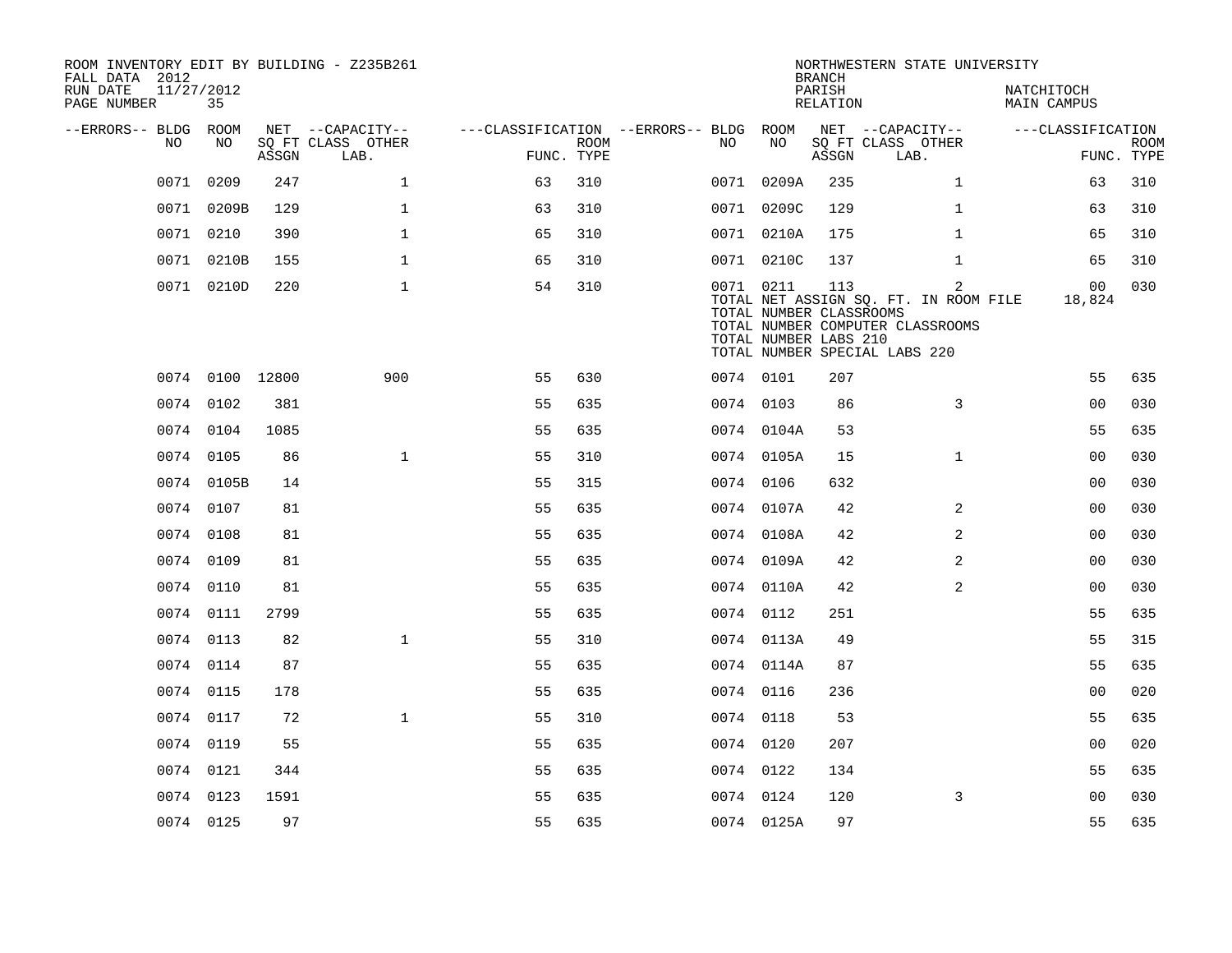ROOM INVENTORY EDIT BY BUILDING - Z235B261
FALL DATA 2012
RUN DATE 11/27/2012
PAGE NUMBER 35

NORTHWESTERN STATE UNIVERSITY
BRANCH
PARISH NATCHITOCH
RELATION MAIN CAMPUS

| --ERRORS-- | BLDG NO | ROOM NO | NET SQ FT ASSGN | --CAPACITY-- CLASS LAB. | OTHER | ---CLASSIFICATION FUNC. | ROOM TYPE | --ERRORS-- | BLDG NO | ROOM NO | NET SQ FT ASSGN | --CAPACITY-- CLASS LAB. | OTHER | ---CLASSIFICATION FUNC. | ROOM TYPE |
|---|---|---|---|---|---|---|---|---|---|---|---|---|---|---|---|
| | 0071 | 0209 | 247 | | 1 | 63 | 310 | | 0071 | 0209A | 235 | | 1 | 63 | 310 |
| | 0071 | 0209B | 129 | | 1 | 63 | 310 | | 0071 | 0209C | 129 | | 1 | 63 | 310 |
| | 0071 | 0210 | 390 | | 1 | 65 | 310 | | 0071 | 0210A | 175 | | 1 | 65 | 310 |
| | 0071 | 0210B | 155 | | 1 | 65 | 310 | | 0071 | 0210C | 137 | | 1 | 65 | 310 |
| | 0071 | 0210D | 220 | | 1 | 54 | 310 | | 0071 | 0211 | 113 | | 2 | 00 | 030 |

TOTAL NET ASSIGN SQ. FT. IN ROOM FILE 18,824
TOTAL NUMBER CLASSROOMS
TOTAL NUMBER COMPUTER CLASSROOMS
TOTAL NUMBER LABS 210
TOTAL NUMBER SPECIAL LABS 220

| --ERRORS-- | BLDG NO | ROOM NO | NET SQ FT ASSGN | --CAPACITY-- CLASS LAB. | OTHER | ---CLASSIFICATION FUNC. | ROOM TYPE | --ERRORS-- | BLDG NO | ROOM NO | NET SQ FT ASSGN | --CAPACITY-- CLASS LAB. | OTHER | ---CLASSIFICATION FUNC. | ROOM TYPE |
|---|---|---|---|---|---|---|---|---|---|---|---|---|---|---|---|
| | 0074 | 0100 | 12800 | | 900 | 55 | 630 | | 0074 | 0101 | 207 | | | 55 | 635 |
| | 0074 | 0102 | 381 | | | 55 | 635 | | 0074 | 0103 | 86 | | 3 | 00 | 030 |
| | 0074 | 0104 | 1085 | | | 55 | 635 | | 0074 | 0104A | 53 | | | 55 | 635 |
| | 0074 | 0105 | 86 | | 1 | 55 | 310 | | 0074 | 0105A | 15 | | 1 | 00 | 030 |
| | 0074 | 0105B | 14 | | | 55 | 315 | | 0074 | 0106 | 632 | | | 00 | 030 |
| | 0074 | 0107 | 81 | | | 55 | 635 | | 0074 | 0107A | 42 | | 2 | 00 | 030 |
| | 0074 | 0108 | 81 | | | 55 | 635 | | 0074 | 0108A | 42 | | 2 | 00 | 030 |
| | 0074 | 0109 | 81 | | | 55 | 635 | | 0074 | 0109A | 42 | | 2 | 00 | 030 |
| | 0074 | 0110 | 81 | | | 55 | 635 | | 0074 | 0110A | 42 | | 2 | 00 | 030 |
| | 0074 | 0111 | 2799 | | | 55 | 635 | | 0074 | 0112 | 251 | | | 55 | 635 |
| | 0074 | 0113 | 82 | | 1 | 55 | 310 | | 0074 | 0113A | 49 | | | 55 | 315 |
| | 0074 | 0114 | 87 | | | 55 | 635 | | 0074 | 0114A | 87 | | | 55 | 635 |
| | 0074 | 0115 | 178 | | | 55 | 635 | | 0074 | 0116 | 236 | | | 00 | 020 |
| | 0074 | 0117 | 72 | | 1 | 55 | 310 | | 0074 | 0118 | 53 | | | 55 | 635 |
| | 0074 | 0119 | 55 | | | 55 | 635 | | 0074 | 0120 | 207 | | | 00 | 020 |
| | 0074 | 0121 | 344 | | | 55 | 635 | | 0074 | 0122 | 134 | | | 55 | 635 |
| | 0074 | 0123 | 1591 | | | 55 | 635 | | 0074 | 0124 | 120 | | 3 | 00 | 030 |
| | 0074 | 0125 | 97 | | | 55 | 635 | | 0074 | 0125A | 97 | | | 55 | 635 |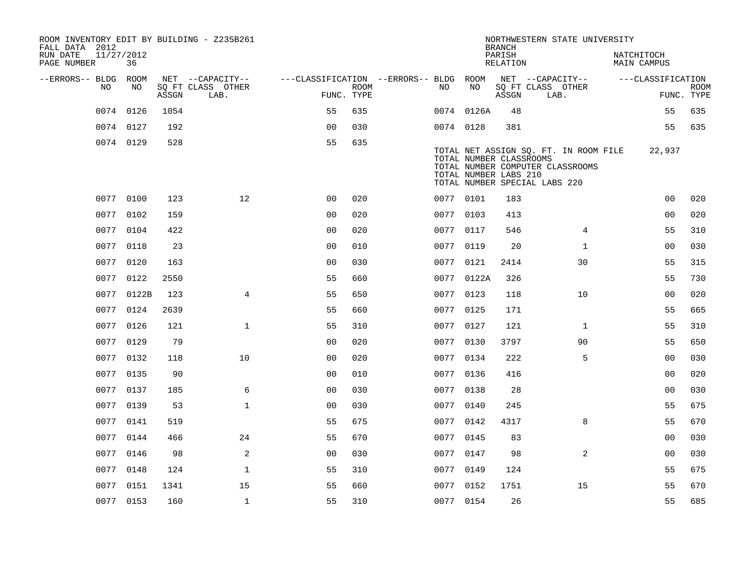ROOM INVENTORY EDIT BY BUILDING - Z235B261
FALL DATA 2012
RUN DATE 11/27/2012
PAGE NUMBER 36

NORTHWESTERN STATE UNIVERSITY
BRANCH
PARISH NATCHITOCH
RELATION MAIN CAMPUS

| --ERRORS-- | BLDG NO | ROOM NO | NET SQ FT ASSGN | CAPACITY CLASS LAB. | CAPACITY OTHER | CLASSIFICATION FUNC. | ROOM TYPE | --ERRORS-- | BLDG NO | ROOM NO | NET SQ FT ASSGN | CAPACITY CLASS LAB. | CAPACITY OTHER | CLASSIFICATION FUNC. | ROOM TYPE |
|---|---|---|---|---|---|---|---|---|---|---|---|---|---|---|---|
| | 0074 | 0126 | 1054 | | | 55 | 635 | | 0074 | 0126A | 48 | | | 55 | 635 |
| | 0074 | 0127 | 192 | | | 00 | 030 | | 0074 | 0128 | 381 | | | 55 | 635 |
| | 0074 | 0129 | 528 | | | 55 | 635 | | | | | | | | |

TOTAL NET ASSIGN SQ. FT. IN ROOM FILE 22,937
TOTAL NUMBER CLASSROOMS
TOTAL NUMBER COMPUTER CLASSROOMS
TOTAL NUMBER LABS 210
TOTAL NUMBER SPECIAL LABS 220

| --ERRORS-- | BLDG NO | ROOM NO | NET SQ FT ASSGN | CAPACITY CLASS LAB. | CAPACITY OTHER | CLASSIFICATION FUNC. | ROOM TYPE | --ERRORS-- | BLDG NO | ROOM NO | NET SQ FT ASSGN | CAPACITY CLASS LAB. | CAPACITY OTHER | CLASSIFICATION FUNC. | ROOM TYPE |
|---|---|---|---|---|---|---|---|---|---|---|---|---|---|---|---|
| | 0077 | 0100 | 123 | | 12 | 00 | 020 | | 0077 | 0101 | 183 | | | 00 | 020 |
| | 0077 | 0102 | 159 | | | 00 | 020 | | 0077 | 0103 | 413 | | | 00 | 020 |
| | 0077 | 0104 | 422 | | | 00 | 020 | | 0077 | 0117 | 546 | | 4 | 55 | 310 |
| | 0077 | 0118 | 23 | | | 00 | 010 | | 0077 | 0119 | 20 | | 1 | 00 | 030 |
| | 0077 | 0120 | 163 | | | 00 | 030 | | 0077 | 0121 | 2414 | | 30 | 55 | 315 |
| | 0077 | 0122 | 2550 | | | 55 | 660 | | 0077 | 0122A | 326 | | | 55 | 730 |
| | 0077 | 0122B | 123 | | 4 | 55 | 650 | | 0077 | 0123 | 118 | | 10 | 00 | 020 |
| | 0077 | 0124 | 2639 | | | 55 | 660 | | 0077 | 0125 | 171 | | | 55 | 665 |
| | 0077 | 0126 | 121 | | 1 | 55 | 310 | | 0077 | 0127 | 121 | | 1 | 55 | 310 |
| | 0077 | 0129 | 79 | | | 00 | 020 | | 0077 | 0130 | 3797 | | 90 | 55 | 650 |
| | 0077 | 0132 | 118 | | 10 | 00 | 020 | | 0077 | 0134 | 222 | | 5 | 00 | 030 |
| | 0077 | 0135 | 90 | | | 00 | 010 | | 0077 | 0136 | 416 | | | 00 | 020 |
| | 0077 | 0137 | 185 | | 6 | 00 | 030 | | 0077 | 0138 | 28 | | | 00 | 030 |
| | 0077 | 0139 | 53 | | 1 | 00 | 030 | | 0077 | 0140 | 245 | | | 55 | 675 |
| | 0077 | 0141 | 519 | | | 55 | 675 | | 0077 | 0142 | 4317 | | 8 | 55 | 670 |
| | 0077 | 0144 | 466 | | 24 | 55 | 670 | | 0077 | 0145 | 83 | | | 00 | 030 |
| | 0077 | 0146 | 98 | | 2 | 00 | 030 | | 0077 | 0147 | 98 | | 2 | 00 | 030 |
| | 0077 | 0148 | 124 | | 1 | 55 | 310 | | 0077 | 0149 | 124 | | | 55 | 675 |
| | 0077 | 0151 | 1341 | | 15 | 55 | 660 | | 0077 | 0152 | 1751 | | 15 | 55 | 670 |
| | 0077 | 0153 | 160 | | 1 | 55 | 310 | | 0077 | 0154 | 26 | | | 55 | 685 |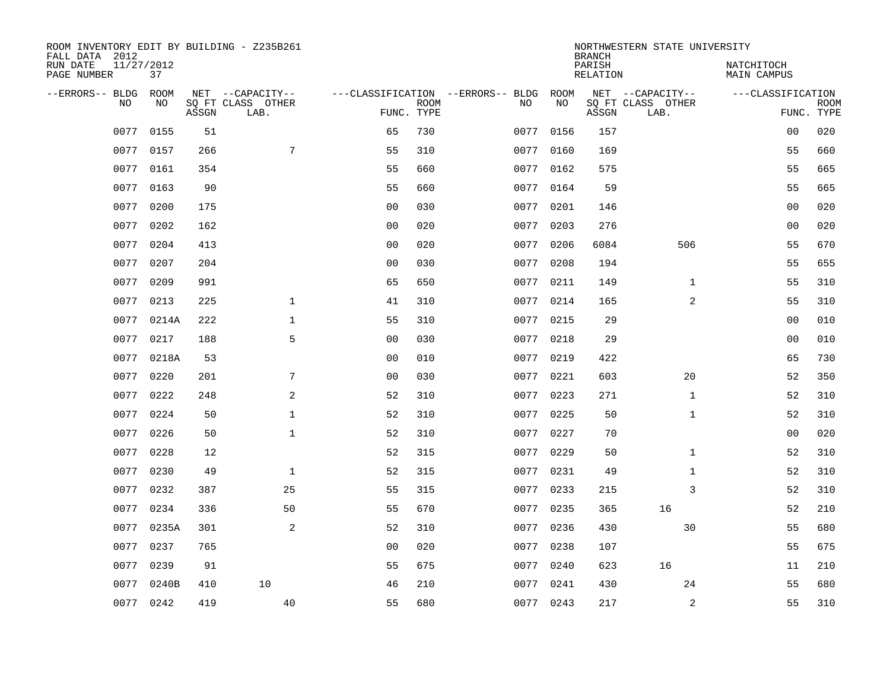ROOM INVENTORY EDIT BY BUILDING - Z235B261
FALL DATA 2012
RUN DATE 11/27/2012
PAGE NUMBER 37

NORTHWESTERN STATE UNIVERSITY
BRANCH
PARISH NATCHITOCH
RELATION MAIN CAMPUS

| --ERRORS-- | BLDG NO | ROOM NO | NET SQ FT ASSGN | --CAPACITY-- CLASS LAB. | OTHER | ---CLASSIFICATION FUNC. | ROOM TYPE | --ERRORS-- | BLDG NO | ROOM NO | NET SQ FT ASSGN | --CAPACITY-- CLASS LAB. | OTHER | ---CLASSIFICATION FUNC. | ROOM TYPE |
|---|---|---|---|---|---|---|---|---|---|---|---|---|---|---|---|
| | 0077 | 0155 | 51 | | | 65 | 730 | | 0077 | 0156 | 157 | | | 00 | 020 |
| | 0077 | 0157 | 266 | | 7 | 55 | 310 | | 0077 | 0160 | 169 | | | 55 | 660 |
| | 0077 | 0161 | 354 | | | 55 | 660 | | 0077 | 0162 | 575 | | | 55 | 665 |
| | 0077 | 0163 | 90 | | | 55 | 660 | | 0077 | 0164 | 59 | | | 55 | 665 |
| | 0077 | 0200 | 175 | | | 00 | 030 | | 0077 | 0201 | 146 | | | 00 | 020 |
| | 0077 | 0202 | 162 | | | 00 | 020 | | 0077 | 0203 | 276 | | | 00 | 020 |
| | 0077 | 0204 | 413 | | | 00 | 020 | | 0077 | 0206 | 6084 | | 506 | 55 | 670 |
| | 0077 | 0207 | 204 | | | 00 | 030 | | 0077 | 0208 | 194 | | | 55 | 655 |
| | 0077 | 0209 | 991 | | | 65 | 650 | | 0077 | 0211 | 149 | | 1 | 55 | 310 |
| | 0077 | 0213 | 225 | | 1 | 41 | 310 | | 0077 | 0214 | 165 | | 2 | 55 | 310 |
| | 0077 | 0214A | 222 | | 1 | 55 | 310 | | 0077 | 0215 | 29 | | | 00 | 010 |
| | 0077 | 0217 | 188 | | 5 | 00 | 030 | | 0077 | 0218 | 29 | | | 00 | 010 |
| | 0077 | 0218A | 53 | | | 00 | 010 | | 0077 | 0219 | 422 | | | 65 | 730 |
| | 0077 | 0220 | 201 | | 7 | 00 | 030 | | 0077 | 0221 | 603 | | 20 | 52 | 350 |
| | 0077 | 0222 | 248 | | 2 | 52 | 310 | | 0077 | 0223 | 271 | | 1 | 52 | 310 |
| | 0077 | 0224 | 50 | | 1 | 52 | 310 | | 0077 | 0225 | 50 | | 1 | 52 | 310 |
| | 0077 | 0226 | 50 | | 1 | 52 | 310 | | 0077 | 0227 | 70 | | | 00 | 020 |
| | 0077 | 0228 | 12 | | | 52 | 315 | | 0077 | 0229 | 50 | | 1 | 52 | 310 |
| | 0077 | 0230 | 49 | | 1 | 52 | 315 | | 0077 | 0231 | 49 | | 1 | 52 | 310 |
| | 0077 | 0232 | 387 | | 25 | 55 | 315 | | 0077 | 0233 | 215 | | 3 | 52 | 310 |
| | 0077 | 0234 | 336 | | 50 | 55 | 670 | | 0077 | 0235 | 365 | 16 | | 52 | 210 |
| | 0077 | 0235A | 301 | | 2 | 52 | 310 | | 0077 | 0236 | 430 | | 30 | 55 | 680 |
| | 0077 | 0237 | 765 | | | 00 | 020 | | 0077 | 0238 | 107 | | | 55 | 675 |
| | 0077 | 0239 | 91 | | | 55 | 675 | | 0077 | 0240 | 623 | 16 | | 11 | 210 |
| | 0077 | 0240B | 410 | 10 | | 46 | 210 | | 0077 | 0241 | 430 | | 24 | 55 | 680 |
| | 0077 | 0242 | 419 | | 40 | 55 | 680 | | 0077 | 0243 | 217 | | 2 | 55 | 310 |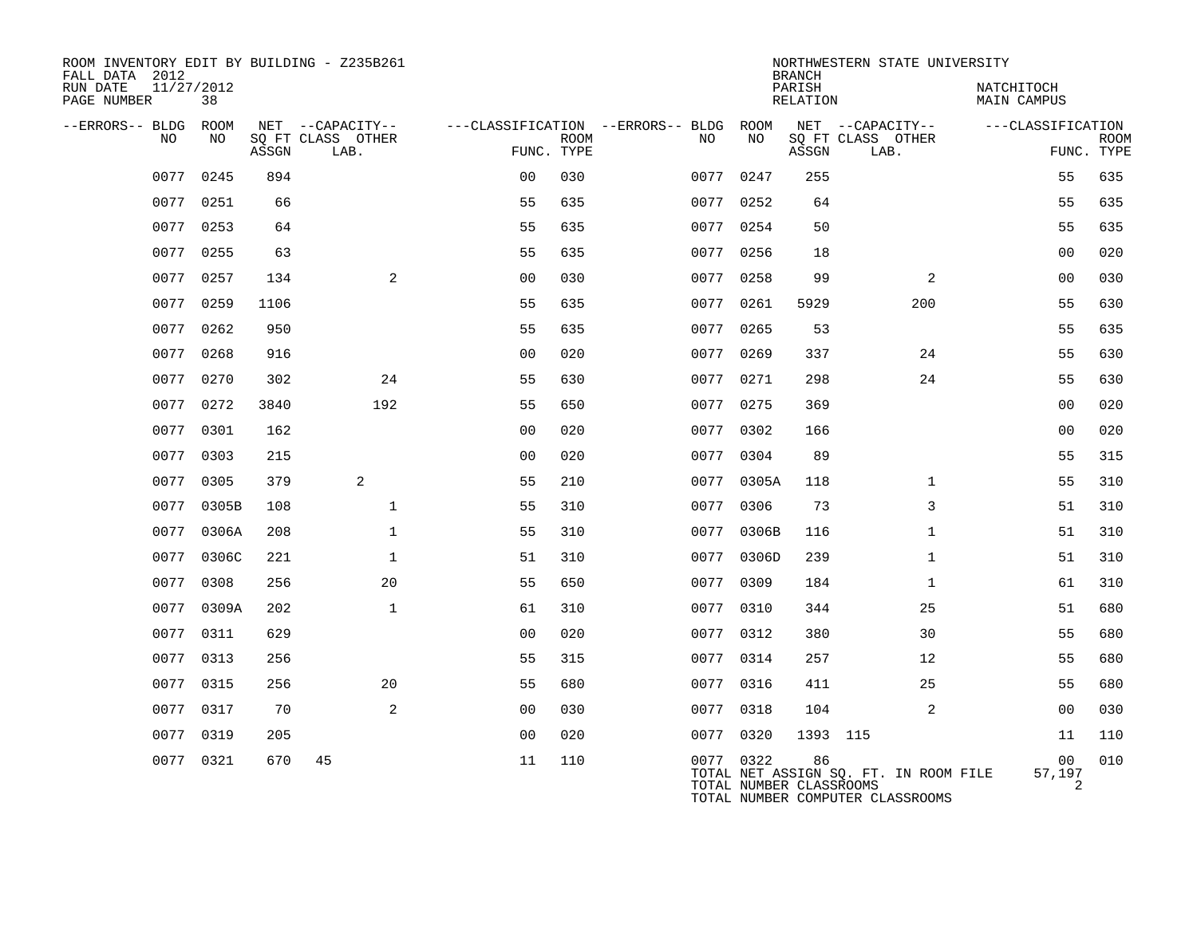ROOM INVENTORY EDIT BY BUILDING - Z235B261
FALL DATA 2012
RUN DATE 11/27/2012
PAGE NUMBER 38

NORTHWESTERN STATE UNIVERSITY
BRANCH
PARISH NATCHITOCH
RELATION MAIN CAMPUS

| --ERRORS-- | BLDG NO | ROOM NO | NET SQ FT ASSGN | CAPACITY CLASS | CAPACITY OTHER LAB. | FUNC. | ROOM TYPE | --ERRORS-- | BLDG NO | ROOM NO | NET SQ FT ASSGN | CAPACITY CLASS | CAPACITY OTHER LAB. | FUNC. | ROOM TYPE |
|---|---|---|---|---|---|---|---|---|---|---|---|---|---|---|---|
| | 0077 | 0245 | 894 | | | 00 | 030 | | 0077 | 0247 | 255 | | | 55 | 635 |
| | 0077 | 0251 | 66 | | | 55 | 635 | | 0077 | 0252 | 64 | | | 55 | 635 |
| | 0077 | 0253 | 64 | | | 55 | 635 | | 0077 | 0254 | 50 | | | 55 | 635 |
| | 0077 | 0255 | 63 | | | 55 | 635 | | 0077 | 0256 | 18 | | | 00 | 020 |
| | 0077 | 0257 | 134 | | 2 | 00 | 030 | | 0077 | 0258 | 99 | | 2 | 00 | 030 |
| | 0077 | 0259 | 1106 | | | 55 | 635 | | 0077 | 0261 | 5929 | | 200 | 55 | 630 |
| | 0077 | 0262 | 950 | | | 55 | 635 | | 0077 | 0265 | 53 | | | 55 | 635 |
| | 0077 | 0268 | 916 | | | 00 | 020 | | 0077 | 0269 | 337 | | 24 | 55 | 630 |
| | 0077 | 0270 | 302 | | 24 | 55 | 630 | | 0077 | 0271 | 298 | | 24 | 55 | 630 |
| | 0077 | 0272 | 3840 | | 192 | 55 | 650 | | 0077 | 0275 | 369 | | | 00 | 020 |
| | 0077 | 0301 | 162 | | | 00 | 020 | | 0077 | 0302 | 166 | | | 00 | 020 |
| | 0077 | 0303 | 215 | | | 00 | 020 | | 0077 | 0304 | 89 | | | 55 | 315 |
| | 0077 | 0305 | 379 | 2 | | 55 | 210 | | 0077 | 0305A | 118 | | 1 | 55 | 310 |
| | 0077 | 0305B | 108 | | 1 | 55 | 310 | | 0077 | 0306 | 73 | | 3 | 51 | 310 |
| | 0077 | 0306A | 208 | | 1 | 55 | 310 | | 0077 | 0306B | 116 | | 1 | 51 | 310 |
| | 0077 | 0306C | 221 | | 1 | 51 | 310 | | 0077 | 0306D | 239 | | 1 | 51 | 310 |
| | 0077 | 0308 | 256 | | 20 | 55 | 650 | | 0077 | 0309 | 184 | | 1 | 61 | 310 |
| | 0077 | 0309A | 202 | | 1 | 61 | 310 | | 0077 | 0310 | 344 | | 25 | 51 | 680 |
| | 0077 | 0311 | 629 | | | 00 | 020 | | 0077 | 0312 | 380 | | 30 | 55 | 680 |
| | 0077 | 0313 | 256 | | | 55 | 315 | | 0077 | 0314 | 257 | | 12 | 55 | 680 |
| | 0077 | 0315 | 256 | | 20 | 55 | 680 | | 0077 | 0316 | 411 | | 25 | 55 | 680 |
| | 0077 | 0317 | 70 | | 2 | 00 | 030 | | 0077 | 0318 | 104 | | 2 | 00 | 030 |
| | 0077 | 0319 | 205 | | | 00 | 020 | | 0077 | 0320 | 1393 | 115 | | 11 | 110 |
| | 0077 | 0321 | 670 | 45 | | 11 | 110 | | 0077 | 0322 | 86 | | | 00 | 010 |

TOTAL NET ASSIGN SQ. FT. IN ROOM FILE 57,197
TOTAL NUMBER CLASSROOMS 2
TOTAL NUMBER COMPUTER CLASSROOMS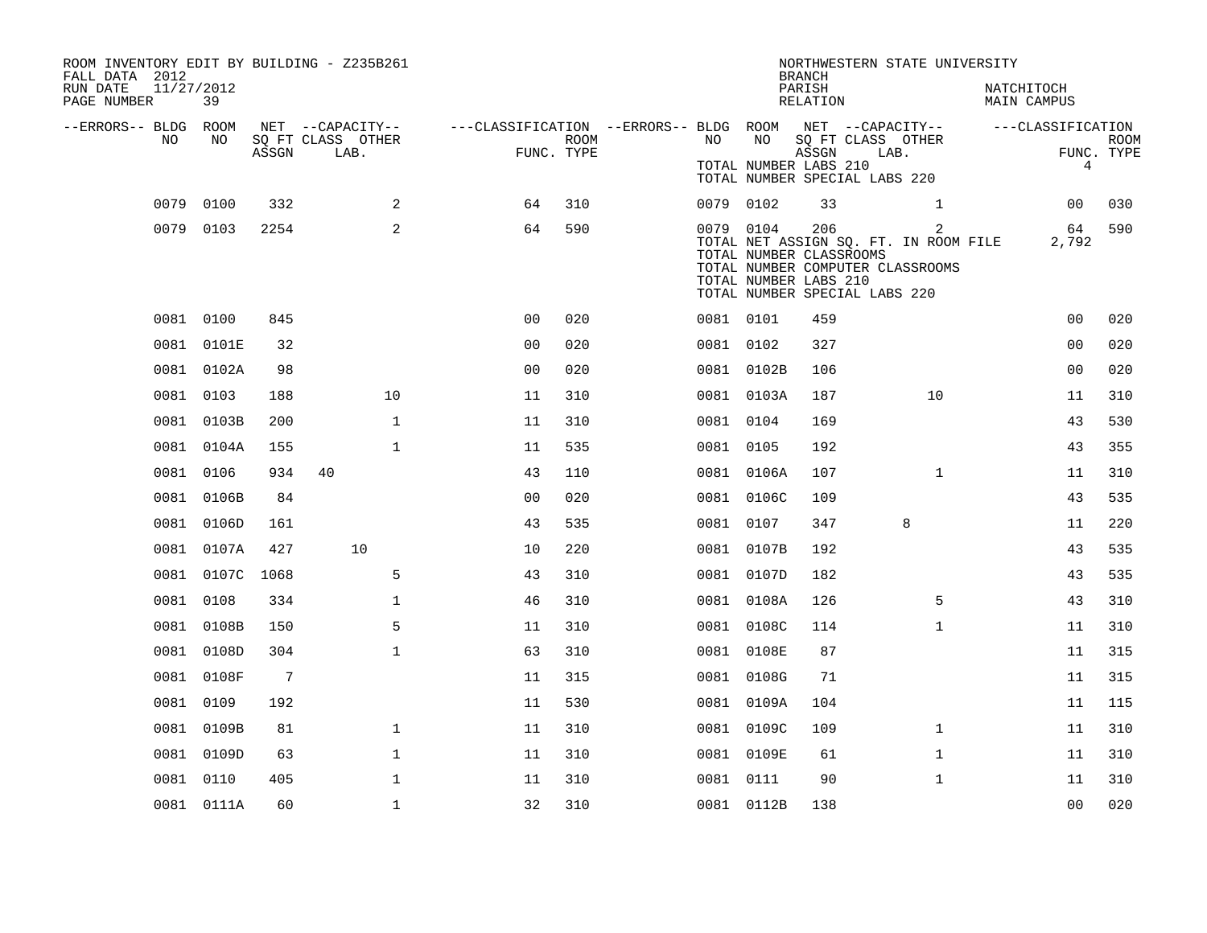ROOM INVENTORY EDIT BY BUILDING - Z235B261
FALL DATA 2012
RUN DATE 11/27/2012
PAGE NUMBER 39

NORTHWESTERN STATE UNIVERSITY
BRANCH
PARISH NATCHITOCH
RELATION MAIN CAMPUS

| --ERRORS-- | BLDG NO | ROOM NO | NET SQ FT ASSGN | CAPACITY CLASS | CAPACITY OTHER LAB. | FUNC. | ROOM TYPE | --ERRORS-- | BLDG NO | ROOM NO | NET SQ FT ASSGN | CAPACITY CLASS | CAPACITY OTHER LAB. | FUNC. | ROOM TYPE |
|---|---|---|---|---|---|---|---|---|---|---|---|---|---|---|---|
| | | | | | | | | | TOTAL NUMBER LABS 210 | | | | | | |
| | | | | | | | | | TOTAL NUMBER SPECIAL LABS 220 | | | | | 4 | |
| | 0079 | 0100 | 332 | | 2 | 64 | 310 | | 0079 | 0102 | 33 | | 1 | 00 | 030 |
| | 0079 | 0103 | 2254 | | 2 | 64 | 590 | | 0079 | 0104 | 206 | | 2 | 64 | 590 |
| | | | | | | | | | TOTAL NET ASSIGN SQ. FT. IN ROOM FILE | | | | | 2,792 | |
| | | | | | | | | | TOTAL NUMBER CLASSROOMS | | | | | | |
| | | | | | | | | | TOTAL NUMBER COMPUTER CLASSROOMS | | | | | | |
| | | | | | | | | | TOTAL NUMBER LABS 210 | | | | | | |
| | | | | | | | | | TOTAL NUMBER SPECIAL LABS 220 | | | | | | |
| | 0081 | 0100 | 845 | | | 00 | 020 | | 0081 | 0101 | 459 | | | 00 | 020 |
| | 0081 | 0101E | 32 | | | 00 | 020 | | 0081 | 0102 | 327 | | | 00 | 020 |
| | 0081 | 0102A | 98 | | | 00 | 020 | | 0081 | 0102B | 106 | | | 00 | 020 |
| | 0081 | 0103 | 188 | | 10 | 11 | 310 | | 0081 | 0103A | 187 | | 10 | 11 | 310 |
| | 0081 | 0103B | 200 | | 1 | 11 | 310 | | 0081 | 0104 | 169 | | | 43 | 530 |
| | 0081 | 0104A | 155 | | 1 | 11 | 535 | | 0081 | 0105 | 192 | | | 43 | 355 |
| | 0081 | 0106 | 934 | 40 | | 43 | 110 | | 0081 | 0106A | 107 | | 1 | 11 | 310 |
| | 0081 | 0106B | 84 | | | 00 | 020 | | 0081 | 0106C | 109 | | | 43 | 535 |
| | 0081 | 0106D | 161 | | | 43 | 535 | | 0081 | 0107 | 347 | | 8 | 11 | 220 |
| | 0081 | 0107A | 427 | | 10 | 10 | 220 | | 0081 | 0107B | 192 | | | 43 | 535 |
| | 0081 | 0107C | 1068 | | 5 | 43 | 310 | | 0081 | 0107D | 182 | | | 43 | 535 |
| | 0081 | 0108 | 334 | | 1 | 46 | 310 | | 0081 | 0108A | 126 | | 5 | 43 | 310 |
| | 0081 | 0108B | 150 | | 5 | 11 | 310 | | 0081 | 0108C | 114 | | 1 | 11 | 310 |
| | 0081 | 0108D | 304 | | 1 | 63 | 310 | | 0081 | 0108E | 87 | | | 11 | 315 |
| | 0081 | 0108F | 7 | | | 11 | 315 | | 0081 | 0108G | 71 | | | 11 | 315 |
| | 0081 | 0109 | 192 | | | 11 | 530 | | 0081 | 0109A | 104 | | | 11 | 115 |
| | 0081 | 0109B | 81 | | 1 | 11 | 310 | | 0081 | 0109C | 109 | | 1 | 11 | 310 |
| | 0081 | 0109D | 63 | | 1 | 11 | 310 | | 0081 | 0109E | 61 | | 1 | 11 | 310 |
| | 0081 | 0110 | 405 | | 1 | 11 | 310 | | 0081 | 0111 | 90 | | 1 | 11 | 310 |
| | 0081 | 0111A | 60 | | 1 | 32 | 310 | | 0081 | 0112B | 138 | | | 00 | 020 |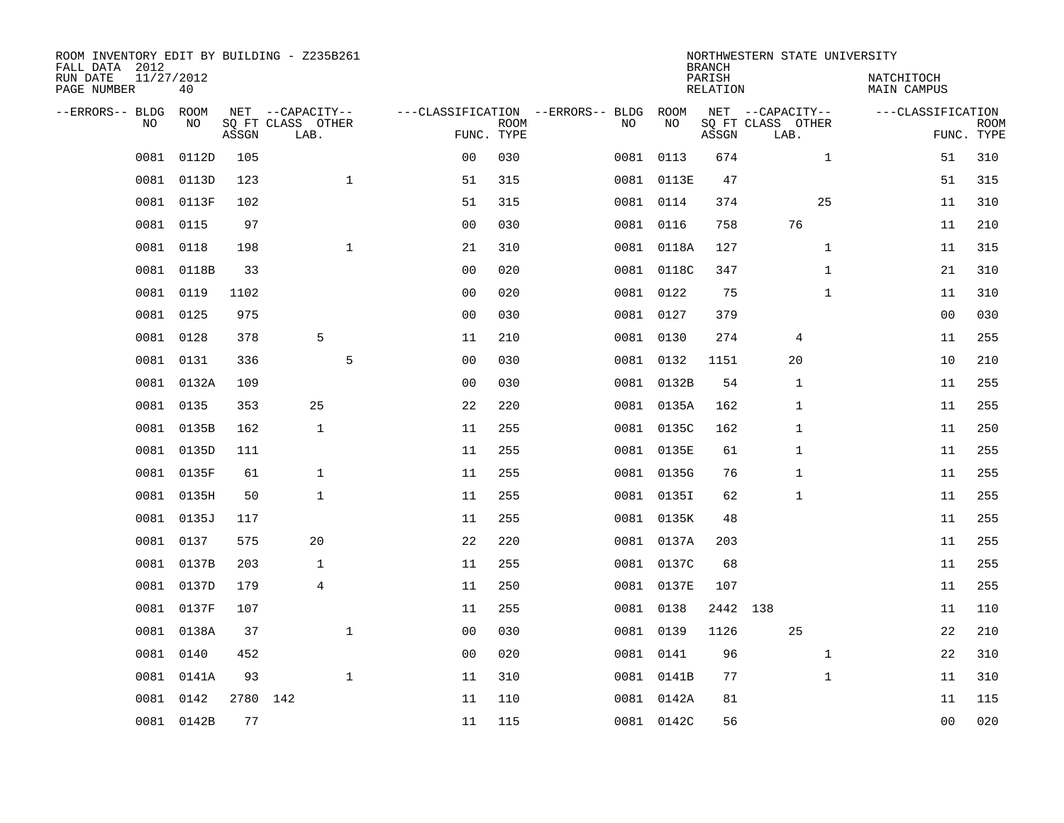ROOM INVENTORY EDIT BY BUILDING - Z235B261
FALL DATA 2012
RUN DATE 11/27/2012
PAGE NUMBER 40

NORTHWESTERN STATE UNIVERSITY
BRANCH
PARISH NATCHITOCH
RELATION MAIN CAMPUS

| --ERRORS-- | BLDG NO | ROOM NO | NET SQ FT ASSGN | CAPACITY CLASS LAB. | CAPACITY OTHER | CLASSIFICATION FUNC. | ROOM TYPE | --ERRORS-- | BLDG NO | ROOM NO | NET SQ FT ASSGN | CAPACITY CLASS LAB. | CAPACITY OTHER | CLASSIFICATION FUNC. | ROOM TYPE |
|---|---|---|---|---|---|---|---|---|---|---|---|---|---|---|---|
| | 0081 | 0112D | 105 | | | 00 | 030 | | 0081 | 0113 | 674 | | 1 | 51 | 310 |
| | 0081 | 0113D | 123 | | 1 | 51 | 315 | | 0081 | 0113E | 47 | | | 51 | 315 |
| | 0081 | 0113F | 102 | | | 51 | 315 | | 0081 | 0114 | 374 | | 25 | 11 | 310 |
| | 0081 | 0115 | 97 | | | 00 | 030 | | 0081 | 0116 | 758 | 76 | | 11 | 210 |
| | 0081 | 0118 | 198 | | 1 | 21 | 310 | | 0081 | 0118A | 127 | | 1 | 11 | 315 |
| | 0081 | 0118B | 33 | | | 00 | 020 | | 0081 | 0118C | 347 | | 1 | 21 | 310 |
| | 0081 | 0119 | 1102 | | | 00 | 020 | | 0081 | 0122 | 75 | | 1 | 11 | 310 |
| | 0081 | 0125 | 975 | | | 00 | 030 | | 0081 | 0127 | 379 | | | 00 | 030 |
| | 0081 | 0128 | 378 | 5 | | 11 | 210 | | 0081 | 0130 | 274 | 4 | | 11 | 255 |
| | 0081 | 0131 | 336 | | 5 | 00 | 030 | | 0081 | 0132 | 1151 | 20 | | 10 | 210 |
| | 0081 | 0132A | 109 | | | 00 | 030 | | 0081 | 0132B | 54 | 1 | | 11 | 255 |
| | 0081 | 0135 | 353 | 25 | | 22 | 220 | | 0081 | 0135A | 162 | 1 | | 11 | 255 |
| | 0081 | 0135B | 162 | 1 | | 11 | 255 | | 0081 | 0135C | 162 | 1 | | 11 | 250 |
| | 0081 | 0135D | 111 | | | 11 | 255 | | 0081 | 0135E | 61 | 1 | | 11 | 255 |
| | 0081 | 0135F | 61 | 1 | | 11 | 255 | | 0081 | 0135G | 76 | 1 | | 11 | 255 |
| | 0081 | 0135H | 50 | 1 | | 11 | 255 | | 0081 | 0135I | 62 | 1 | | 11 | 255 |
| | 0081 | 0135J | 117 | | | 11 | 255 | | 0081 | 0135K | 48 | | | 11 | 255 |
| | 0081 | 0137 | 575 | 20 | | 22 | 220 | | 0081 | 0137A | 203 | | | 11 | 255 |
| | 0081 | 0137B | 203 | 1 | | 11 | 255 | | 0081 | 0137C | 68 | | | 11 | 255 |
| | 0081 | 0137D | 179 | 4 | | 11 | 250 | | 0081 | 0137E | 107 | | | 11 | 255 |
| | 0081 | 0137F | 107 | | | 11 | 255 | | 0081 | 0138 | 2442 | 138 | | 11 | 110 |
| | 0081 | 0138A | 37 | | 1 | 00 | 030 | | 0081 | 0139 | 1126 | 25 | | 22 | 210 |
| | 0081 | 0140 | 452 | | | 00 | 020 | | 0081 | 0141 | 96 | | 1 | 22 | 310 |
| | 0081 | 0141A | 93 | | 1 | 11 | 310 | | 0081 | 0141B | 77 | | 1 | 11 | 310 |
| | 0081 | 0142 | 2780 | 142 | | 11 | 110 | | 0081 | 0142A | 81 | | | 11 | 115 |
| | 0081 | 0142B | 77 | | | 11 | 115 | | 0081 | 0142C | 56 | | | 00 | 020 |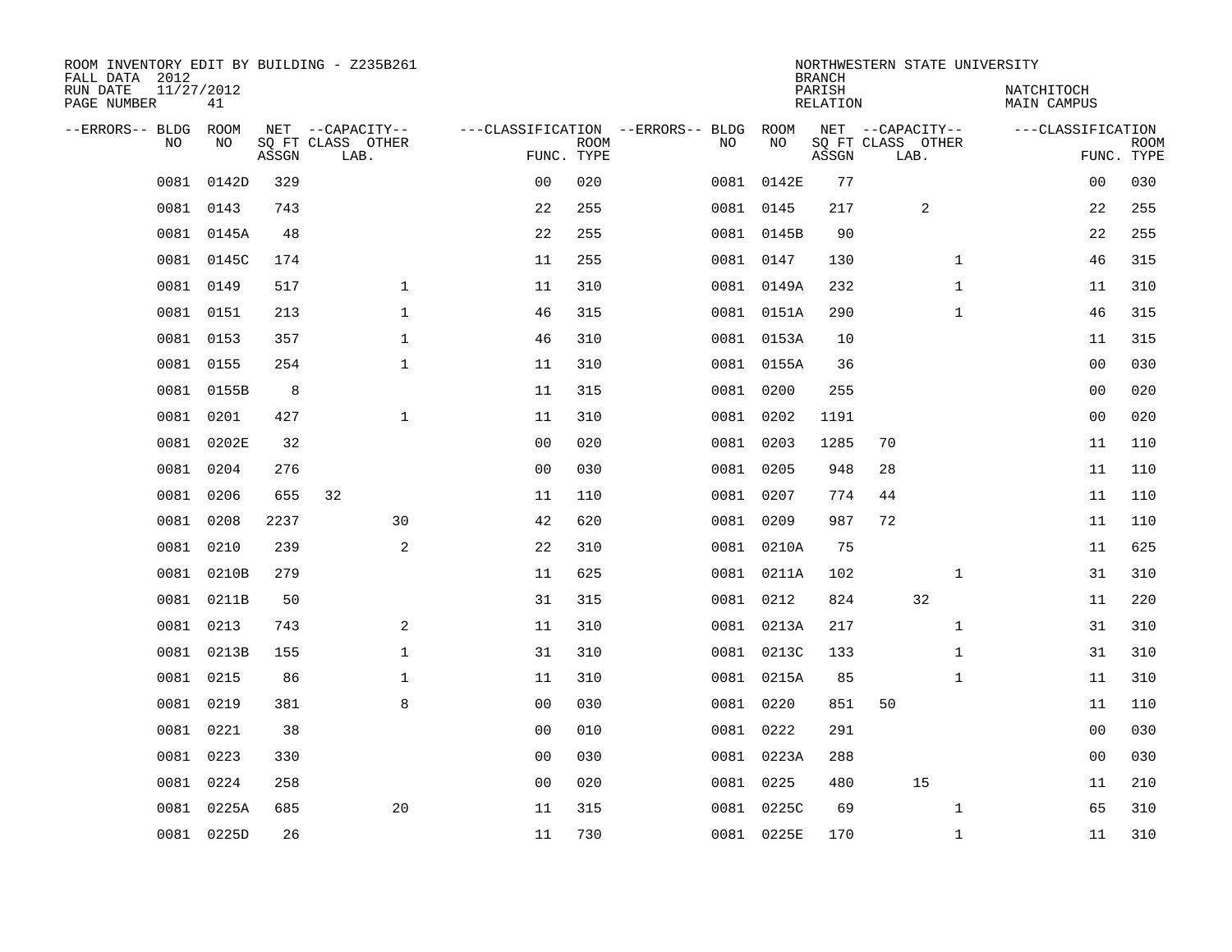ROOM INVENTORY EDIT BY BUILDING - Z235B261
FALL DATA 2012
RUN DATE 11/27/2012
PAGE NUMBER 41

NORTHWESTERN STATE UNIVERSITY
BRANCH
PARISH NATCHITOCH
RELATION MAIN CAMPUS

| --ERRORS-- | BLDG NO | ROOM NO | NET SQ FT ASSGN | CAPACITY CLASS | CAPACITY OTHER LAB. | CLASSIFICATION FUNC. | ROOM TYPE | --ERRORS-- | BLDG NO | ROOM NO | NET SQ FT ASSGN | CAPACITY CLASS | CAPACITY OTHER LAB. | CLASSIFICATION FUNC. | ROOM TYPE |
|---|---|---|---|---|---|---|---|---|---|---|---|---|---|---|---|
| | 0081 | 0142D | 329 | | | 00 | 020 | | 0081 | 0142E | 77 | | | 00 | 030 |
| | 0081 | 0143 | 743 | | | 22 | 255 | | 0081 | 0145 | 217 | 2 | | 22 | 255 |
| | 0081 | 0145A | 48 | | | 22 | 255 | | 0081 | 0145B | 90 | | | 22 | 255 |
| | 0081 | 0145C | 174 | | | 11 | 255 | | 0081 | 0147 | 130 | | 1 | 46 | 315 |
| | 0081 | 0149 | 517 | | 1 | 11 | 310 | | 0081 | 0149A | 232 | | 1 | 11 | 310 |
| | 0081 | 0151 | 213 | | 1 | 46 | 315 | | 0081 | 0151A | 290 | | 1 | 46 | 315 |
| | 0081 | 0153 | 357 | | 1 | 46 | 310 | | 0081 | 0153A | 10 | | | 11 | 315 |
| | 0081 | 0155 | 254 | | 1 | 11 | 310 | | 0081 | 0155A | 36 | | | 00 | 030 |
| | 0081 | 0155B | 8 | | | 11 | 315 | | 0081 | 0200 | 255 | | | 00 | 020 |
| | 0081 | 0201 | 427 | | 1 | 11 | 310 | | 0081 | 0202 | 1191 | | | 00 | 020 |
| | 0081 | 0202E | 32 | | | 00 | 020 | | 0081 | 0203 | 1285 | 70 | | 11 | 110 |
| | 0081 | 0204 | 276 | | | 00 | 030 | | 0081 | 0205 | 948 | 28 | | 11 | 110 |
| | 0081 | 0206 | 655 | 32 | | 11 | 110 | | 0081 | 0207 | 774 | 44 | | 11 | 110 |
| | 0081 | 0208 | 2237 | | 30 | 42 | 620 | | 0081 | 0209 | 987 | 72 | | 11 | 110 |
| | 0081 | 0210 | 239 | | 2 | 22 | 310 | | 0081 | 0210A | 75 | | | 11 | 625 |
| | 0081 | 0210B | 279 | | | 11 | 625 | | 0081 | 0211A | 102 | | 1 | 31 | 310 |
| | 0081 | 0211B | 50 | | | 31 | 315 | | 0081 | 0212 | 824 | 32 | | 11 | 220 |
| | 0081 | 0213 | 743 | | 2 | 11 | 310 | | 0081 | 0213A | 217 | | 1 | 31 | 310 |
| | 0081 | 0213B | 155 | | 1 | 31 | 310 | | 0081 | 0213C | 133 | | 1 | 31 | 310 |
| | 0081 | 0215 | 86 | | 1 | 11 | 310 | | 0081 | 0215A | 85 | | 1 | 11 | 310 |
| | 0081 | 0219 | 381 | | 8 | 00 | 030 | | 0081 | 0220 | 851 | 50 | | 11 | 110 |
| | 0081 | 0221 | 38 | | | 00 | 010 | | 0081 | 0222 | 291 | | | 00 | 030 |
| | 0081 | 0223 | 330 | | | 00 | 030 | | 0081 | 0223A | 288 | | | 00 | 030 |
| | 0081 | 0224 | 258 | | | 00 | 020 | | 0081 | 0225 | 480 | 15 | | 11 | 210 |
| | 0081 | 0225A | 685 | | 20 | 11 | 315 | | 0081 | 0225C | 69 | | 1 | 65 | 310 |
| | 0081 | 0225D | 26 | | | 11 | 730 | | 0081 | 0225E | 170 | | 1 | 11 | 310 |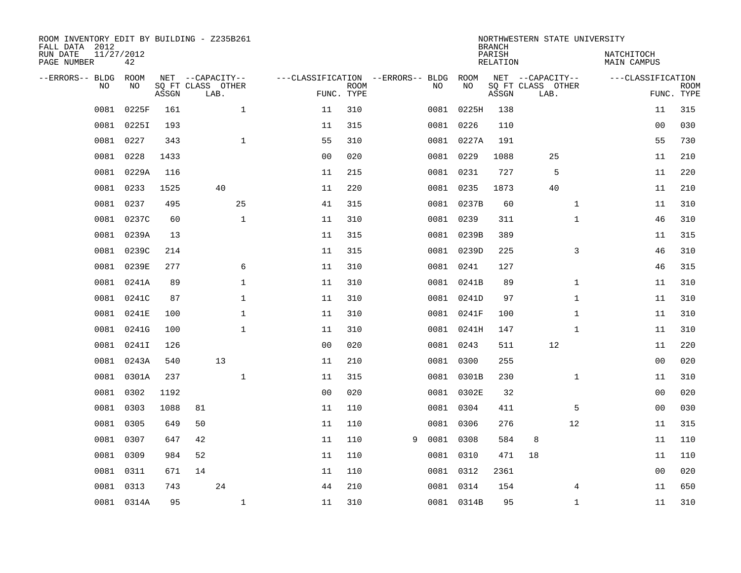ROOM INVENTORY EDIT BY BUILDING - Z235B261
FALL DATA 2012
RUN DATE 11/27/2012
PAGE NUMBER 42

NORTHWESTERN STATE UNIVERSITY
BRANCH
PARISH NATCHITOCH
RELATION MAIN CAMPUS

| --ERRORS-- | BLDG NO | ROOM NO | NET SQ FT ASSGN | CAPACITY CLASS | CAPACITY LAB. | CAPACITY OTHER | CLASSIFICATION FUNC. | ROOM TYPE | --ERRORS-- | BLDG NO | ROOM NO | NET SQ FT ASSGN | CAPACITY CLASS | CAPACITY LAB. | CAPACITY OTHER | CLASSIFICATION FUNC. | ROOM TYPE |
|---|---|---|---|---|---|---|---|---|---|---|---|---|---|---|---|---|---|
| | 0081 | 0225F | 161 | | | 1 | 11 | 310 | | 0081 | 0225H | 138 | | | | 11 | 315 |
| | 0081 | 0225I | 193 | | | | 11 | 315 | | 0081 | 0226 | 110 | | | | 00 | 030 |
| | 0081 | 0227 | 343 | | | 1 | 55 | 310 | | 0081 | 0227A | 191 | | | | 55 | 730 |
| | 0081 | 0228 | 1433 | | | | 00 | 020 | | 0081 | 0229 | 1088 | | 25 | | 11 | 210 |
| | 0081 | 0229A | 116 | | | | 11 | 215 | | 0081 | 0231 | 727 | | 5 | | 11 | 220 |
| | 0081 | 0233 | 1525 | | 40 | | 11 | 220 | | 0081 | 0235 | 1873 | | 40 | | 11 | 210 |
| | 0081 | 0237 | 495 | | | 25 | 41 | 315 | | 0081 | 0237B | 60 | | | 1 | 11 | 310 |
| | 0081 | 0237C | 60 | | | 1 | 11 | 310 | | 0081 | 0239 | 311 | | | 1 | 46 | 310 |
| | 0081 | 0239A | 13 | | | | 11 | 315 | | 0081 | 0239B | 389 | | | | 11 | 315 |
| | 0081 | 0239C | 214 | | | | 11 | 315 | | 0081 | 0239D | 225 | | | 3 | 46 | 310 |
| | 0081 | 0239E | 277 | | | 6 | 11 | 310 | | 0081 | 0241 | 127 | | | | 46 | 315 |
| | 0081 | 0241A | 89 | | | 1 | 11 | 310 | | 0081 | 0241B | 89 | | | 1 | 11 | 310 |
| | 0081 | 0241C | 87 | | | 1 | 11 | 310 | | 0081 | 0241D | 97 | | | 1 | 11 | 310 |
| | 0081 | 0241E | 100 | | | 1 | 11 | 310 | | 0081 | 0241F | 100 | | | 1 | 11 | 310 |
| | 0081 | 0241G | 100 | | | 1 | 11 | 310 | | 0081 | 0241H | 147 | | | 1 | 11 | 310 |
| | 0081 | 0241I | 126 | | | | 00 | 020 | | 0081 | 0243 | 511 | | 12 | | 11 | 220 |
| | 0081 | 0243A | 540 | | 13 | | 11 | 210 | | 0081 | 0300 | 255 | | | | 00 | 020 |
| | 0081 | 0301A | 237 | | | 1 | 11 | 315 | | 0081 | 0301B | 230 | | | 1 | 11 | 310 |
| | 0081 | 0302 | 1192 | | | | 00 | 020 | | 0081 | 0302E | 32 | | | | 00 | 020 |
| | 0081 | 0303 | 1088 | 81 | | | 11 | 110 | | 0081 | 0304 | 411 | | | 5 | 00 | 030 |
| | 0081 | 0305 | 649 | 50 | | | 11 | 110 | | 0081 | 0306 | 276 | | | 12 | 11 | 315 |
| | 0081 | 0307 | 647 | 42 | | | 11 | 110 | 9 | 0081 | 0308 | 584 | 8 | | | 11 | 110 |
| | 0081 | 0309 | 984 | 52 | | | 11 | 110 | | 0081 | 0310 | 471 | 18 | | | 11 | 110 |
| | 0081 | 0311 | 671 | 14 | | | 11 | 110 | | 0081 | 0312 | 2361 | | | | 00 | 020 |
| | 0081 | 0313 | 743 | | 24 | | 44 | 210 | | 0081 | 0314 | 154 | | | 4 | 11 | 650 |
| | 0081 | 0314A | 95 | | | 1 | 11 | 310 | | 0081 | 0314B | 95 | | | 1 | 11 | 310 |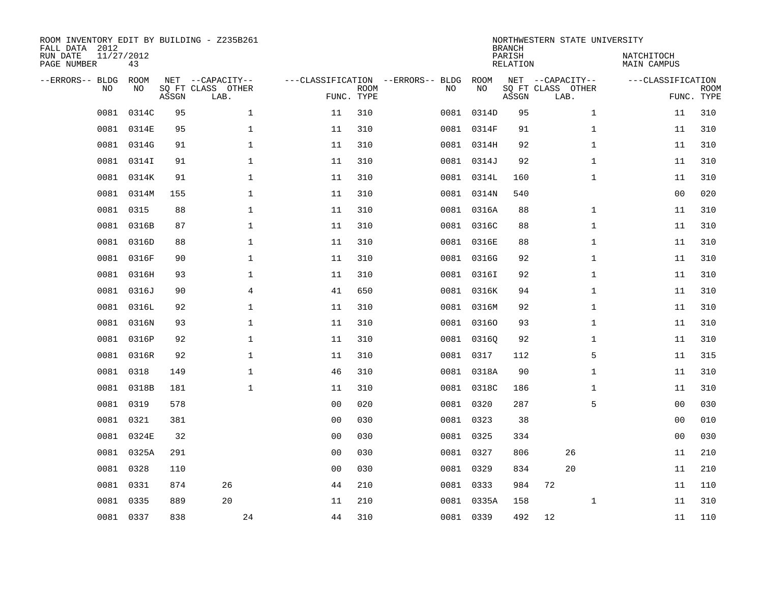ROOM INVENTORY EDIT BY BUILDING - Z235B261
FALL DATA 2012
RUN DATE 11/27/2012
PAGE NUMBER 43

NORTHWESTERN STATE UNIVERSITY
BRANCH
PARISH NATCHITOCH
RELATION MAIN CAMPUS

| --ERRORS-- | BLDG NO | ROOM NO | NET SQ FT ASSGN | CAPACITY CLASS | CAPACITY LAB. | CAPACITY OTHER | FUNC. | ROOM TYPE | --ERRORS-- | BLDG NO | ROOM NO | NET SQ FT ASSGN | CAPACITY CLASS | CAPACITY LAB. | CAPACITY OTHER | FUNC. | ROOM TYPE |
|---|---|---|---|---|---|---|---|---|---|---|---|---|---|---|---|---|---|
| | 0081 | 0314C | 95 | | | 1 | 11 | 310 | | 0081 | 0314D | 95 | | | 1 | 11 | 310 |
| | 0081 | 0314E | 95 | | | 1 | 11 | 310 | | 0081 | 0314F | 91 | | | 1 | 11 | 310 |
| | 0081 | 0314G | 91 | | | 1 | 11 | 310 | | 0081 | 0314H | 92 | | | 1 | 11 | 310 |
| | 0081 | 0314I | 91 | | | 1 | 11 | 310 | | 0081 | 0314J | 92 | | | 1 | 11 | 310 |
| | 0081 | 0314K | 91 | | | 1 | 11 | 310 | | 0081 | 0314L | 160 | | | 1 | 11 | 310 |
| | 0081 | 0314M | 155 | | | 1 | 11 | 310 | | 0081 | 0314N | 540 | | | | 00 | 020 |
| | 0081 | 0315 | 88 | | | 1 | 11 | 310 | | 0081 | 0316A | 88 | | | 1 | 11 | 310 |
| | 0081 | 0316B | 87 | | | 1 | 11 | 310 | | 0081 | 0316C | 88 | | | 1 | 11 | 310 |
| | 0081 | 0316D | 88 | | | 1 | 11 | 310 | | 0081 | 0316E | 88 | | | 1 | 11 | 310 |
| | 0081 | 0316F | 90 | | | 1 | 11 | 310 | | 0081 | 0316G | 92 | | | 1 | 11 | 310 |
| | 0081 | 0316H | 93 | | | 1 | 11 | 310 | | 0081 | 0316I | 92 | | | 1 | 11 | 310 |
| | 0081 | 0316J | 90 | | | 4 | 41 | 650 | | 0081 | 0316K | 94 | | | 1 | 11 | 310 |
| | 0081 | 0316L | 92 | | | 1 | 11 | 310 | | 0081 | 0316M | 92 | | | 1 | 11 | 310 |
| | 0081 | 0316N | 93 | | | 1 | 11 | 310 | | 0081 | 0316O | 93 | | | 1 | 11 | 310 |
| | 0081 | 0316P | 92 | | | 1 | 11 | 310 | | 0081 | 0316Q | 92 | | | 1 | 11 | 310 |
| | 0081 | 0316R | 92 | | | 1 | 11 | 310 | | 0081 | 0317 | 112 | | | 5 | 11 | 315 |
| | 0081 | 0318 | 149 | | | 1 | 46 | 310 | | 0081 | 0318A | 90 | | | 1 | 11 | 310 |
| | 0081 | 0318B | 181 | | | 1 | 11 | 310 | | 0081 | 0318C | 186 | | | 1 | 11 | 310 |
| | 0081 | 0319 | 578 | | | | 00 | 020 | | 0081 | 0320 | 287 | | | 5 | 00 | 030 |
| | 0081 | 0321 | 381 | | | | 00 | 030 | | 0081 | 0323 | 38 | | | | 00 | 010 |
| | 0081 | 0324E | 32 | | | | 00 | 030 | | 0081 | 0325 | 334 | | | | 00 | 030 |
| | 0081 | 0325A | 291 | | | | 00 | 030 | | 0081 | 0327 | 806 | | 26 | | 11 | 210 |
| | 0081 | 0328 | 110 | | | | 00 | 030 | | 0081 | 0329 | 834 | | 20 | | 11 | 210 |
| | 0081 | 0331 | 874 | | 26 | | 44 | 210 | | 0081 | 0333 | 984 | 72 | | | 11 | 110 |
| | 0081 | 0335 | 889 | | 20 | | 11 | 210 | | 0081 | 0335A | 158 | | | 1 | 11 | 310 |
| | 0081 | 0337 | 838 | | | 24 | 44 | 310 | | 0081 | 0339 | 492 | 12 | | | 11 | 110 |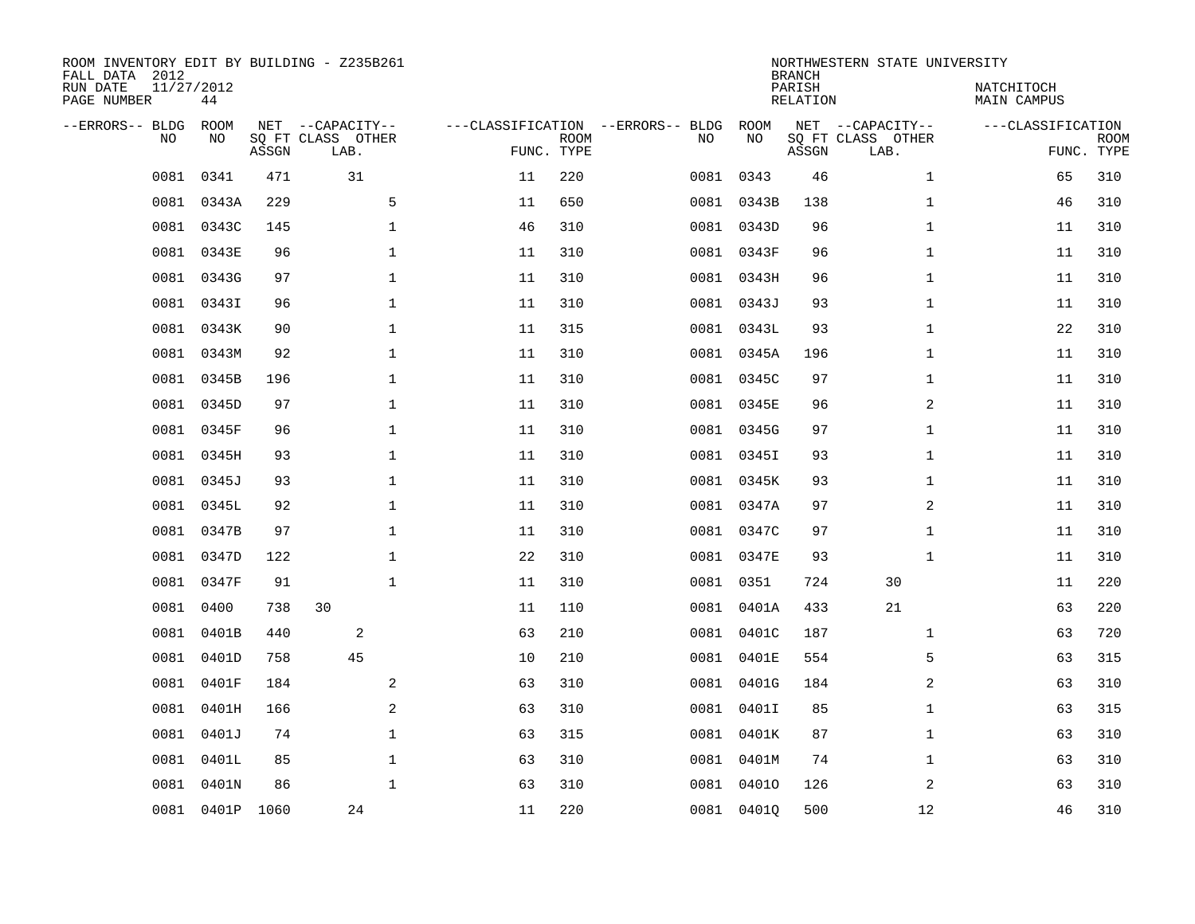ROOM INVENTORY EDIT BY BUILDING - Z235B261
FALL DATA 2012
RUN DATE 11/27/2012
PAGE NUMBER 44

NORTHWESTERN STATE UNIVERSITY
BRANCH
PARISH NATCHITOCH
RELATION MAIN CAMPUS

| --ERRORS-- | BLDG NO | ROOM NO | NET SQ FT ASSGN | CAPACITY CLASS LAB. | CAPACITY OTHER | CLASSIFICATION FUNC. | ROOM TYPE | --ERRORS-- | BLDG NO | ROOM NO | NET SQ FT ASSGN | CAPACITY CLASS LAB. | CAPACITY OTHER | CLASSIFICATION FUNC. | ROOM TYPE |
|---|---|---|---|---|---|---|---|---|---|---|---|---|---|---|---|
| | 0081 | 0341 | 471 | 31 | | 11 | 220 | | 0081 | 0343 | 46 | | 1 | 65 | 310 |
| | 0081 | 0343A | 229 | | 5 | 11 | 650 | | 0081 | 0343B | 138 | | 1 | 46 | 310 |
| | 0081 | 0343C | 145 | | 1 | 46 | 310 | | 0081 | 0343D | 96 | | 1 | 11 | 310 |
| | 0081 | 0343E | 96 | | 1 | 11 | 310 | | 0081 | 0343F | 96 | | 1 | 11 | 310 |
| | 0081 | 0343G | 97 | | 1 | 11 | 310 | | 0081 | 0343H | 96 | | 1 | 11 | 310 |
| | 0081 | 0343I | 96 | | 1 | 11 | 310 | | 0081 | 0343J | 93 | | 1 | 11 | 310 |
| | 0081 | 0343K | 90 | | 1 | 11 | 315 | | 0081 | 0343L | 93 | | 1 | 22 | 310 |
| | 0081 | 0343M | 92 | | 1 | 11 | 310 | | 0081 | 0345A | 196 | | 1 | 11 | 310 |
| | 0081 | 0345B | 196 | | 1 | 11 | 310 | | 0081 | 0345C | 97 | | 1 | 11 | 310 |
| | 0081 | 0345D | 97 | | 1 | 11 | 310 | | 0081 | 0345E | 96 | | 2 | 11 | 310 |
| | 0081 | 0345F | 96 | | 1 | 11 | 310 | | 0081 | 0345G | 97 | | 1 | 11 | 310 |
| | 0081 | 0345H | 93 | | 1 | 11 | 310 | | 0081 | 0345I | 93 | | 1 | 11 | 310 |
| | 0081 | 0345J | 93 | | 1 | 11 | 310 | | 0081 | 0345K | 93 | | 1 | 11 | 310 |
| | 0081 | 0345L | 92 | | 1 | 11 | 310 | | 0081 | 0347A | 97 | | 2 | 11 | 310 |
| | 0081 | 0347B | 97 | | 1 | 11 | 310 | | 0081 | 0347C | 97 | | 1 | 11 | 310 |
| | 0081 | 0347D | 122 | | 1 | 22 | 310 | | 0081 | 0347E | 93 | | 1 | 11 | 310 |
| | 0081 | 0347F | 91 | | 1 | 11 | 310 | | 0081 | 0351 | 724 | 30 | | 11 | 220 |
| | 0081 | 0400 | 738 | 30 | | 11 | 110 | | 0081 | 0401A | 433 | 21 | | 63 | 220 |
| | 0081 | 0401B | 440 | 2 | | 63 | 210 | | 0081 | 0401C | 187 | | 1 | 63 | 720 |
| | 0081 | 0401D | 758 | 45 | | 10 | 210 | | 0081 | 0401E | 554 | | 5 | 63 | 315 |
| | 0081 | 0401F | 184 | | 2 | 63 | 310 | | 0081 | 0401G | 184 | | 2 | 63 | 310 |
| | 0081 | 0401H | 166 | | 2 | 63 | 310 | | 0081 | 0401I | 85 | | 1 | 63 | 315 |
| | 0081 | 0401J | 74 | | 1 | 63 | 315 | | 0081 | 0401K | 87 | | 1 | 63 | 310 |
| | 0081 | 0401L | 85 | | 1 | 63 | 310 | | 0081 | 0401M | 74 | | 1 | 63 | 310 |
| | 0081 | 0401N | 86 | | 1 | 63 | 310 | | 0081 | 0401O | 126 | | 2 | 63 | 310 |
| | 0081 | 0401P | 1060 | 24 | | 11 | 220 | | 0081 | 0401Q | 500 | | 12 | 46 | 310 |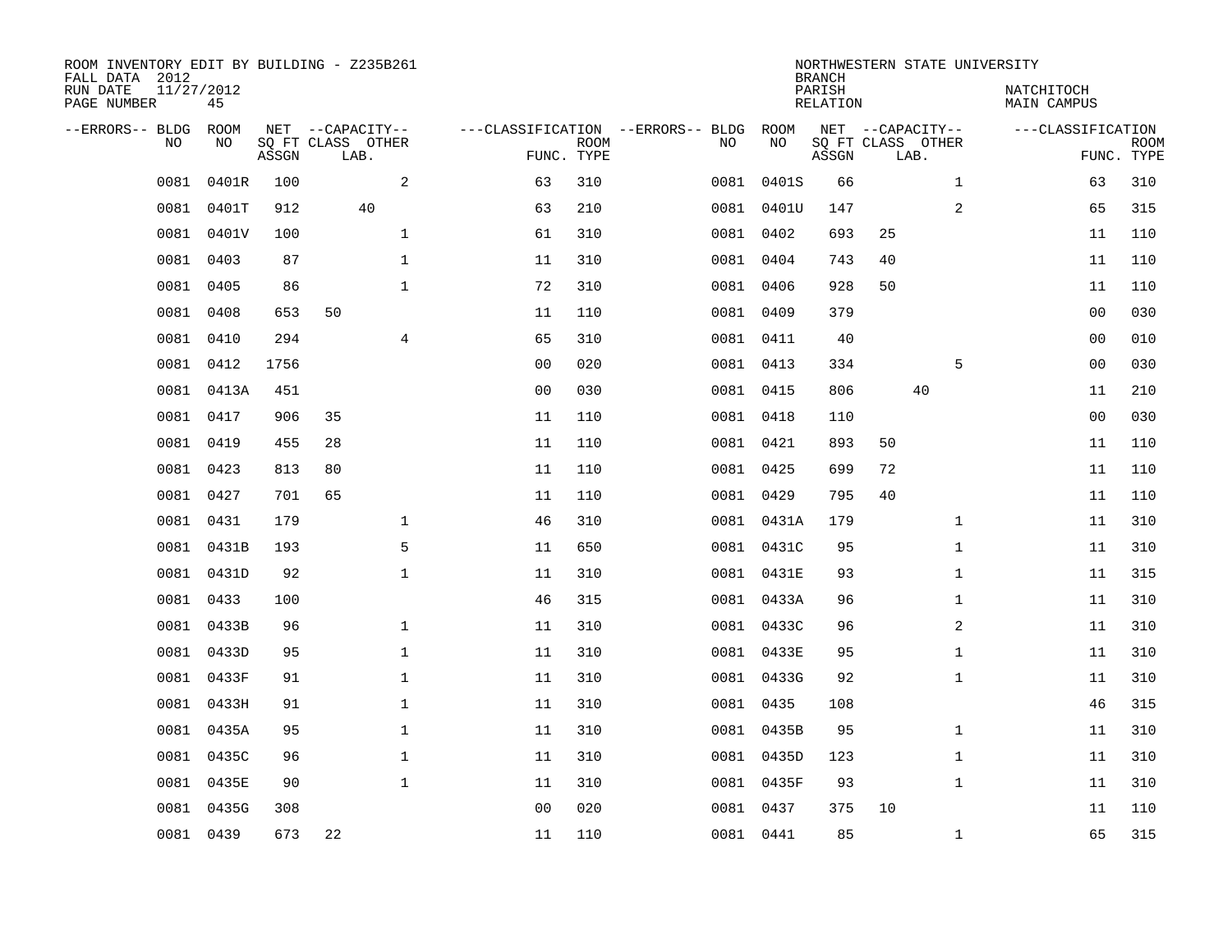ROOM INVENTORY EDIT BY BUILDING - Z235B261
FALL DATA 2012
RUN DATE 11/27/2012
PAGE NUMBER 45

NORTHWESTERN STATE UNIVERSITY
BRANCH
PARISH
RELATION

NATCHITOCH
MAIN CAMPUS

| --ERRORS-- | BLDG NO | ROOM NO | NET SQ FT ASSGN | --CAPACITY-- CLASS | LAB. | OTHER | ---CLASSIFICATION FUNC. | ROOM TYPE | --ERRORS-- | BLDG NO | ROOM NO | NET SQ FT ASSGN | --CAPACITY-- CLASS | LAB. | OTHER | ---CLASSIFICATION FUNC. | ROOM TYPE |
|---|---|---|---|---|---|---|---|---|---|---|---|---|---|---|---|---|---|
| | 0081 | 0401R | 100 | | | 2 | 63 | 310 | | 0081 | 0401S | 66 | | | 1 | 63 | 310 |
| | 0081 | 0401T | 912 | | 40 | | 63 | 210 | | 0081 | 0401U | 147 | | | 2 | 65 | 315 |
| | 0081 | 0401V | 100 | | | 1 | 61 | 310 | | 0081 | 0402 | 693 | 25 | | | 11 | 110 |
| | 0081 | 0403 | 87 | | | 1 | 11 | 310 | | 0081 | 0404 | 743 | 40 | | | 11 | 110 |
| | 0081 | 0405 | 86 | | | 1 | 72 | 310 | | 0081 | 0406 | 928 | 50 | | | 11 | 110 |
| | 0081 | 0408 | 653 | 50 | | | 11 | 110 | | 0081 | 0409 | 379 | | | | 00 | 030 |
| | 0081 | 0410 | 294 | | | 4 | 65 | 310 | | 0081 | 0411 | 40 | | | | 00 | 010 |
| | 0081 | 0412 | 1756 | | | | 00 | 020 | | 0081 | 0413 | 334 | | | 5 | 00 | 030 |
| | 0081 | 0413A | 451 | | | | 00 | 030 | | 0081 | 0415 | 806 | | 40 | | 11 | 210 |
| | 0081 | 0417 | 906 | 35 | | | 11 | 110 | | 0081 | 0418 | 110 | | | | 00 | 030 |
| | 0081 | 0419 | 455 | 28 | | | 11 | 110 | | 0081 | 0421 | 893 | 50 | | | 11 | 110 |
| | 0081 | 0423 | 813 | 80 | | | 11 | 110 | | 0081 | 0425 | 699 | 72 | | | 11 | 110 |
| | 0081 | 0427 | 701 | 65 | | | 11 | 110 | | 0081 | 0429 | 795 | 40 | | | 11 | 110 |
| | 0081 | 0431 | 179 | | | 1 | 46 | 310 | | 0081 | 0431A | 179 | | | 1 | 11 | 310 |
| | 0081 | 0431B | 193 | | | 5 | 11 | 650 | | 0081 | 0431C | 95 | | | 1 | 11 | 310 |
| | 0081 | 0431D | 92 | | | 1 | 11 | 310 | | 0081 | 0431E | 93 | | | 1 | 11 | 315 |
| | 0081 | 0433 | 100 | | | | 46 | 315 | | 0081 | 0433A | 96 | | | 1 | 11 | 310 |
| | 0081 | 0433B | 96 | | | 1 | 11 | 310 | | 0081 | 0433C | 96 | | | 2 | 11 | 310 |
| | 0081 | 0433D | 95 | | | 1 | 11 | 310 | | 0081 | 0433E | 95 | | | 1 | 11 | 310 |
| | 0081 | 0433F | 91 | | | 1 | 11 | 310 | | 0081 | 0433G | 92 | | | 1 | 11 | 310 |
| | 0081 | 0433H | 91 | | | 1 | 11 | 310 | | 0081 | 0435 | 108 | | | | 46 | 315 |
| | 0081 | 0435A | 95 | | | 1 | 11 | 310 | | 0081 | 0435B | 95 | | | 1 | 11 | 310 |
| | 0081 | 0435C | 96 | | | 1 | 11 | 310 | | 0081 | 0435D | 123 | | | 1 | 11 | 310 |
| | 0081 | 0435E | 90 | | | 1 | 11 | 310 | | 0081 | 0435F | 93 | | | 1 | 11 | 310 |
| | 0081 | 0435G | 308 | | | | 00 | 020 | | 0081 | 0437 | 375 | 10 | | | 11 | 110 |
| | 0081 | 0439 | 673 | 22 | | | 11 | 110 | | 0081 | 0441 | 85 | | | 1 | 65 | 315 |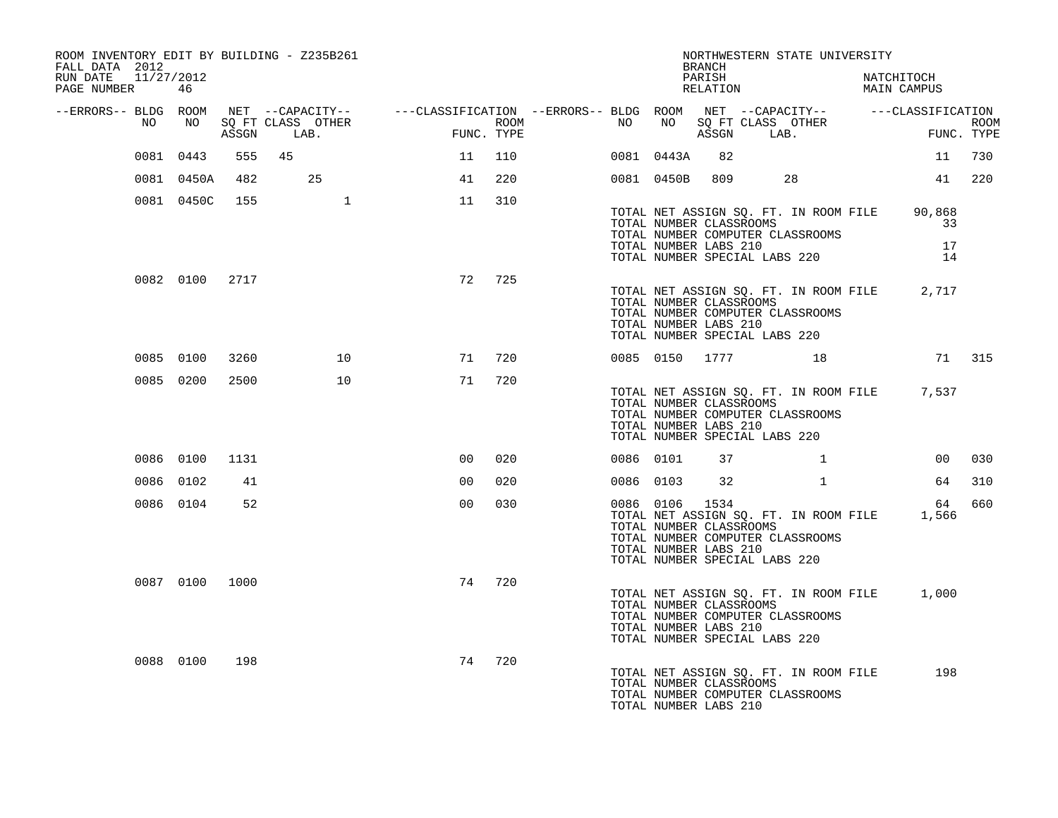ROOM INVENTORY EDIT BY BUILDING - Z235B261
FALL DATA 2012
RUN DATE 11/27/2012

NORTHWESTERN STATE UNIVERSITY
BRANCH
PARISH NATCHITOCH
RELATION MAIN CAMPUS

| --ERRORS-- | BLDG NO | ROOM NO | NET SQ FT ASSGN | CAPACITY CLASS LAB. | CAPACITY OTHER | CLASSIFICATION FUNC. | ROOM TYPE | --ERRORS-- | BLDG NO | ROOM NO | NET SQ FT ASSGN | CAPACITY CLASS LAB. | CAPACITY OTHER | CLASSIFICATION FUNC. | ROOM TYPE |
|---|---|---|---|---|---|---|---|---|---|---|---|---|---|---|---|
| | 0081 | 0443 | 555 | 45 | | 11 | 110 | | 0081 | 0443A | 82 | | | 11 | 730 |
| | 0081 | 0450A | 482 | 25 | | 41 | 220 | | 0081 | 0450B | 809 | 28 | | 41 | 220 |
| | 0081 | 0450C | 155 | | 1 | 11 | 310 | | | | | | | | |

TOTAL NET ASSIGN SQ. FT. IN ROOM FILE 90,868
TOTAL NUMBER CLASSROOMS 33
TOTAL NUMBER COMPUTER CLASSROOMS
TOTAL NUMBER LABS 210 17
TOTAL NUMBER SPECIAL LABS 220 14

| --ERRORS-- | BLDG NO | ROOM NO | NET SQ FT ASSGN | CAPACITY CLASS LAB. | CAPACITY OTHER | CLASSIFICATION FUNC. | ROOM TYPE |
|---|---|---|---|---|---|---|---|
| | 0082 | 0100 | 2717 | | | 72 | 725 |

TOTAL NET ASSIGN SQ. FT. IN ROOM FILE 2,717
TOTAL NUMBER CLASSROOMS
TOTAL NUMBER COMPUTER CLASSROOMS
TOTAL NUMBER LABS 210
TOTAL NUMBER SPECIAL LABS 220

| --ERRORS-- | BLDG NO | ROOM NO | NET SQ FT ASSGN | CAPACITY CLASS LAB. | CAPACITY OTHER | CLASSIFICATION FUNC. | ROOM TYPE | --ERRORS-- | BLDG NO | ROOM NO | NET SQ FT ASSGN | CAPACITY CLASS LAB. | CAPACITY OTHER | CLASSIFICATION FUNC. | ROOM TYPE |
|---|---|---|---|---|---|---|---|---|---|---|---|---|---|---|---|
| | 0085 | 0100 | 3260 | | 10 | 71 | 720 | | 0085 | 0150 | 1777 | | 18 | 71 | 315 |
| | 0085 | 0200 | 2500 | | 10 | 71 | 720 | | | | | | | | |

TOTAL NET ASSIGN SQ. FT. IN ROOM FILE 7,537
TOTAL NUMBER CLASSROOMS
TOTAL NUMBER COMPUTER CLASSROOMS
TOTAL NUMBER LABS 210
TOTAL NUMBER SPECIAL LABS 220

| --ERRORS-- | BLDG NO | ROOM NO | NET SQ FT ASSGN | CAPACITY CLASS LAB. | CAPACITY OTHER | CLASSIFICATION FUNC. | ROOM TYPE | --ERRORS-- | BLDG NO | ROOM NO | NET SQ FT ASSGN | CAPACITY CLASS LAB. | CAPACITY OTHER | CLASSIFICATION FUNC. | ROOM TYPE |
|---|---|---|---|---|---|---|---|---|---|---|---|---|---|---|---|
| | 0086 | 0100 | 1131 | | | 00 | 020 | | 0086 | 0101 | 37 | | 1 | 00 | 030 |
| | 0086 | 0102 | 41 | | | 00 | 020 | | 0086 | 0103 | 32 | | 1 | 64 | 310 |
| | 0086 | 0104 | 52 | | | 00 | 030 | | 0086 | 0106 | 1534 | | | 64 | 660 |

TOTAL NET ASSIGN SQ. FT. IN ROOM FILE 1,566
TOTAL NUMBER CLASSROOMS
TOTAL NUMBER COMPUTER CLASSROOMS
TOTAL NUMBER LABS 210
TOTAL NUMBER SPECIAL LABS 220

| --ERRORS-- | BLDG NO | ROOM NO | NET SQ FT ASSGN | CAPACITY CLASS LAB. | CAPACITY OTHER | CLASSIFICATION FUNC. | ROOM TYPE |
|---|---|---|---|---|---|---|---|
| | 0087 | 0100 | 1000 | | | 74 | 720 |

TOTAL NET ASSIGN SQ. FT. IN ROOM FILE 1,000
TOTAL NUMBER CLASSROOMS
TOTAL NUMBER COMPUTER CLASSROOMS
TOTAL NUMBER LABS 210
TOTAL NUMBER SPECIAL LABS 220

| --ERRORS-- | BLDG NO | ROOM NO | NET SQ FT ASSGN | CAPACITY CLASS LAB. | CAPACITY OTHER | CLASSIFICATION FUNC. | ROOM TYPE |
|---|---|---|---|---|---|---|---|
| | 0088 | 0100 | 198 | | | 74 | 720 |

TOTAL NET ASSIGN SQ. FT. IN ROOM FILE 198
TOTAL NUMBER CLASSROOMS
TOTAL NUMBER COMPUTER CLASSROOMS
TOTAL NUMBER LABS 210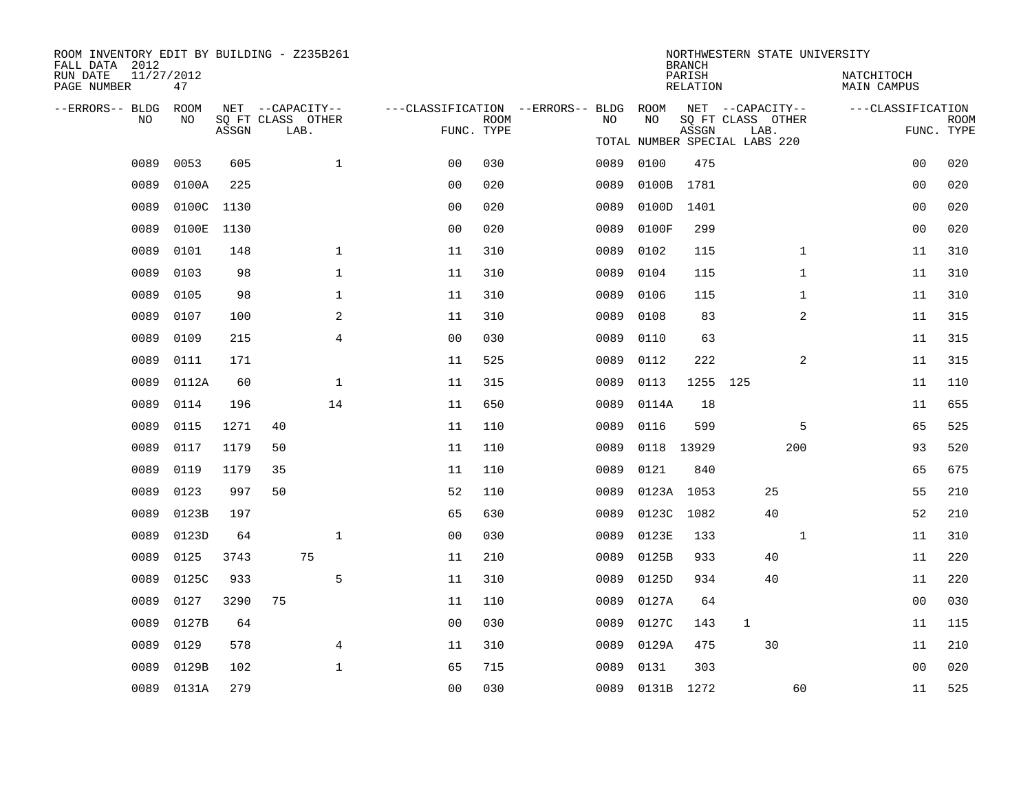ROOM INVENTORY EDIT BY BUILDING - Z235B261
FALL DATA 2012
RUN DATE 11/27/2012
PAGE NUMBER 47

NORTHWESTERN STATE UNIVERSITY
BRANCH
PARISH NATCHITOCH
RELATION MAIN CAMPUS

TOTAL NUMBER SPECIAL LABS 220

| --ERRORS-- | BLDG NO | ROOM NO | NET SQ FT ASSGN | CAPACITY CLASS | CAPACITY LAB. | CAPACITY OTHER | CLASSIFICATION FUNC. | ROOM TYPE | --ERRORS-- | BLDG NO | ROOM NO | NET SQ FT ASSGN | CAPACITY CLASS | CAPACITY LAB. | CAPACITY OTHER | CLASSIFICATION FUNC. | ROOM TYPE |
|---|---|---|---|---|---|---|---|---|---|---|---|---|---|---|---|---|---|
| | 0089 | 0053 | 605 | | | 1 | 00 | 030 | | 0089 | 0100 | 475 | | | | 00 | 020 |
| | 0089 | 0100A | 225 | | | | 00 | 020 | | 0089 | 0100B | 1781 | | | | 00 | 020 |
| | 0089 | 0100C | 1130 | | | | 00 | 020 | | 0089 | 0100D | 1401 | | | | 00 | 020 |
| | 0089 | 0100E | 1130 | | | | 00 | 020 | | 0089 | 0100F | 299 | | | | 00 | 020 |
| | 0089 | 0101 | 148 | | | 1 | 11 | 310 | | 0089 | 0102 | 115 | | | 1 | 11 | 310 |
| | 0089 | 0103 | 98 | | | 1 | 11 | 310 | | 0089 | 0104 | 115 | | | 1 | 11 | 310 |
| | 0089 | 0105 | 98 | | | 1 | 11 | 310 | | 0089 | 0106 | 115 | | | 1 | 11 | 310 |
| | 0089 | 0107 | 100 | | | 2 | 11 | 310 | | 0089 | 0108 | 83 | | | 2 | 11 | 315 |
| | 0089 | 0109 | 215 | | | 4 | 00 | 030 | | 0089 | 0110 | 63 | | | | 11 | 315 |
| | 0089 | 0111 | 171 | | | | 11 | 525 | | 0089 | 0112 | 222 | | | 2 | 11 | 315 |
| | 0089 | 0112A | 60 | | | 1 | 11 | 315 | | 0089 | 0113 | 1255 | 125 | | | 11 | 110 |
| | 0089 | 0114 | 196 | | | 14 | 11 | 650 | | 0089 | 0114A | 18 | | | | 11 | 655 |
| | 0089 | 0115 | 1271 | 40 | | | 11 | 110 | | 0089 | 0116 | 599 | | | 5 | 65 | 525 |
| | 0089 | 0117 | 1179 | 50 | | | 11 | 110 | | 0089 | 0118 | 13929 | | | 200 | 93 | 520 |
| | 0089 | 0119 | 1179 | 35 | | | 11 | 110 | | 0089 | 0121 | 840 | | | | 65 | 675 |
| | 0089 | 0123 | 997 | 50 | | | 52 | 110 | | 0089 | 0123A | 1053 | | 25 | | 55 | 210 |
| | 0089 | 0123B | 197 | | | | 65 | 630 | | 0089 | 0123C | 1082 | | 40 | | 52 | 210 |
| | 0089 | 0123D | 64 | | | 1 | 00 | 030 | | 0089 | 0123E | 133 | | | 1 | 11 | 310 |
| | 0089 | 0125 | 3743 | | 75 | | 11 | 210 | | 0089 | 0125B | 933 | | 40 | | 11 | 220 |
| | 0089 | 0125C | 933 | | | 5 | 11 | 310 | | 0089 | 0125D | 934 | | 40 | | 11 | 220 |
| | 0089 | 0127 | 3290 | 75 | | | 11 | 110 | | 0089 | 0127A | 64 | | | | 00 | 030 |
| | 0089 | 0127B | 64 | | | | 00 | 030 | | 0089 | 0127C | 143 | 1 | | | 11 | 115 |
| | 0089 | 0129 | 578 | | | 4 | 11 | 310 | | 0089 | 0129A | 475 | | 30 | | 11 | 210 |
| | 0089 | 0129B | 102 | | | 1 | 65 | 715 | | 0089 | 0131 | 303 | | | | 00 | 020 |
| | 0089 | 0131A | 279 | | | | 00 | 030 | | 0089 | 0131B | 1272 | | | 60 | 11 | 525 |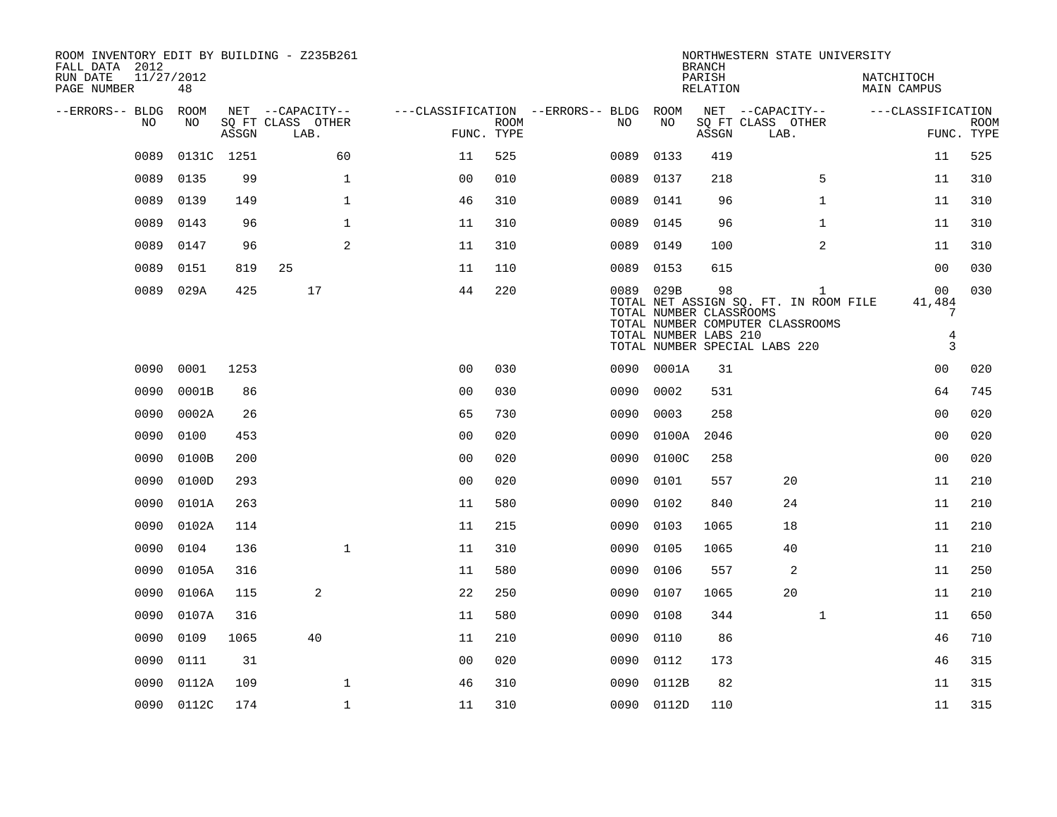ROOM INVENTORY EDIT BY BUILDING - Z235B261
FALL DATA 2012
RUN DATE 11/27/2012
PAGE NUMBER 48

NORTHWESTERN STATE UNIVERSITY
BRANCH
PARISH NATCHITOCH
RELATION MAIN CAMPUS

| --ERRORS-- | BLDG NO | ROOM NO | NET SQ FT ASSGN | CAPACITY CLASS LAB. | CAPACITY OTHER | CLASSIFICATION FUNC. | ROOM TYPE | --ERRORS-- | BLDG NO | ROOM NO | NET SQ FT ASSGN | CAPACITY CLASS LAB. | CAPACITY OTHER | CLASSIFICATION FUNC. | ROOM TYPE |
|---|---|---|---|---|---|---|---|---|---|---|---|---|---|---|---|
| | 0089 | 0131C | 1251 | | 60 | 11 | 525 | | 0089 | 0133 | 419 | | | 11 | 525 |
| | 0089 | 0135 | 99 | | 1 | 00 | 010 | | 0089 | 0137 | 218 | | 5 | 11 | 310 |
| | 0089 | 0139 | 149 | | 1 | 46 | 310 | | 0089 | 0141 | 96 | | 1 | 11 | 310 |
| | 0089 | 0143 | 96 | | 1 | 11 | 310 | | 0089 | 0145 | 96 | | 1 | 11 | 310 |
| | 0089 | 0147 | 96 | | 2 | 11 | 310 | | 0089 | 0149 | 100 | | 2 | 11 | 310 |
| | 0089 | 0151 | 819 | 25 | | 11 | 110 | | 0089 | 0153 | 615 | | | 00 | 030 |
| | 0089 | 029A | 425 | 17 | | 44 | 220 | | 0089 | 029B | 98 | | 1 | 00 | 030 |

TOTAL NET ASSIGN SQ. FT. IN ROOM FILE 41,484
TOTAL NUMBER CLASSROOMS 7
TOTAL NUMBER COMPUTER CLASSROOMS
TOTAL NUMBER LABS 210 4
TOTAL NUMBER SPECIAL LABS 220 3

| --ERRORS-- | BLDG NO | ROOM NO | NET SQ FT ASSGN | CAPACITY CLASS LAB. | CAPACITY OTHER | CLASSIFICATION FUNC. | ROOM TYPE | --ERRORS-- | BLDG NO | ROOM NO | NET SQ FT ASSGN | CAPACITY CLASS LAB. | CAPACITY OTHER | CLASSIFICATION FUNC. | ROOM TYPE |
|---|---|---|---|---|---|---|---|---|---|---|---|---|---|---|---|
| | 0090 | 0001 | 1253 | | | 00 | 030 | | 0090 | 0001A | 31 | | | 00 | 020 |
| | 0090 | 0001B | 86 | | | 00 | 030 | | 0090 | 0002 | 531 | | | 64 | 745 |
| | 0090 | 0002A | 26 | | | 65 | 730 | | 0090 | 0003 | 258 | | | 00 | 020 |
| | 0090 | 0100 | 453 | | | 00 | 020 | | 0090 | 0100A | 2046 | | | 00 | 020 |
| | 0090 | 0100B | 200 | | | 00 | 020 | | 0090 | 0100C | 258 | | | 00 | 020 |
| | 0090 | 0100D | 293 | | | 00 | 020 | | 0090 | 0101 | 557 | 20 | | 11 | 210 |
| | 0090 | 0101A | 263 | | | 11 | 580 | | 0090 | 0102 | 840 | 24 | | 11 | 210 |
| | 0090 | 0102A | 114 | | | 11 | 215 | | 0090 | 0103 | 1065 | 18 | | 11 | 210 |
| | 0090 | 0104 | 136 | | 1 | 11 | 310 | | 0090 | 0105 | 1065 | 40 | | 11 | 210 |
| | 0090 | 0105A | 316 | | | 11 | 580 | | 0090 | 0106 | 557 | 2 | | 11 | 250 |
| | 0090 | 0106A | 115 | 2 | | 22 | 250 | | 0090 | 0107 | 1065 | 20 | | 11 | 210 |
| | 0090 | 0107A | 316 | | | 11 | 580 | | 0090 | 0108 | 344 | | 1 | 11 | 650 |
| | 0090 | 0109 | 1065 | 40 | | 11 | 210 | | 0090 | 0110 | 86 | | | 46 | 710 |
| | 0090 | 0111 | 31 | | | 00 | 020 | | 0090 | 0112 | 173 | | | 46 | 315 |
| | 0090 | 0112A | 109 | | 1 | 46 | 310 | | 0090 | 0112B | 82 | | | 11 | 315 |
| | 0090 | 0112C | 174 | | 1 | 11 | 310 | | 0090 | 0112D | 110 | | | 11 | 315 |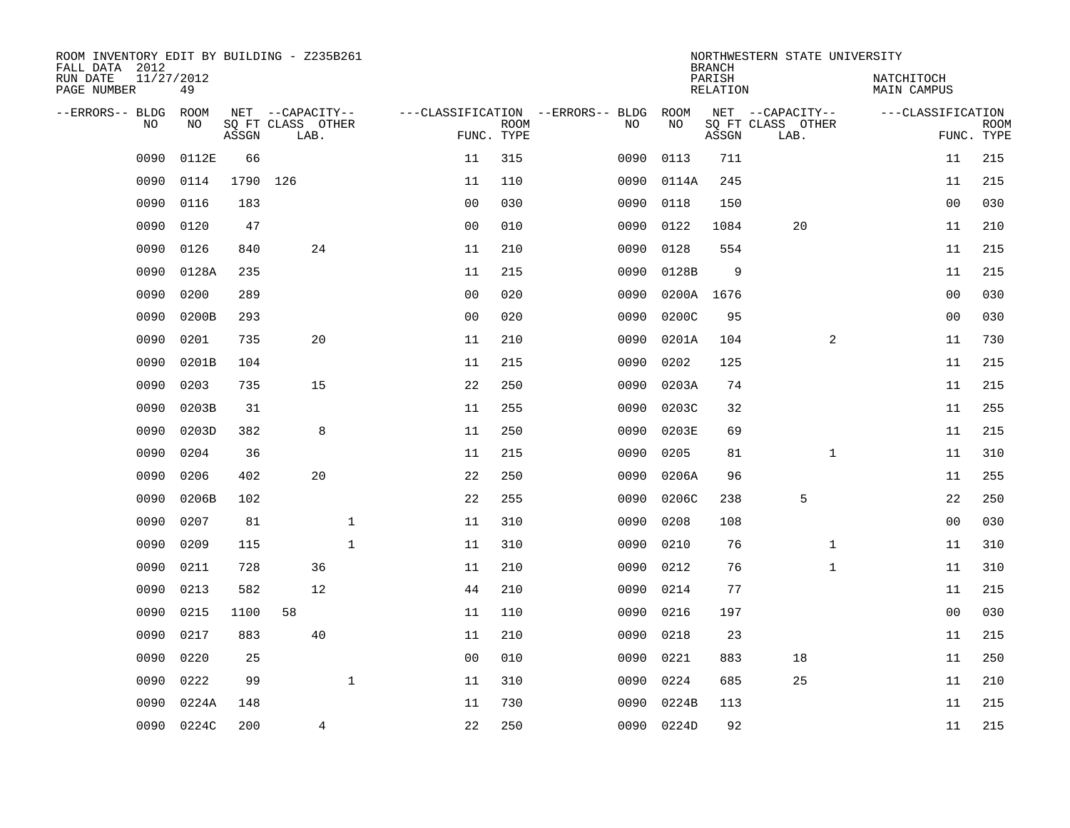ROOM INVENTORY EDIT BY BUILDING - Z235B261
FALL DATA 2012
RUN DATE 11/27/2012
PAGE NUMBER 49

NORTHWESTERN STATE UNIVERSITY
BRANCH
PARISH NATCHITOCH
RELATION MAIN CAMPUS

| --ERRORS-- | BLDG NO | ROOM NO | NET SQ FT ASSGN | CAPACITY CLASS | CAPACITY LAB. | CAPACITY OTHER | FUNC. | ROOM TYPE | --ERRORS-- | BLDG NO | ROOM NO | NET SQ FT ASSGN | CAPACITY CLASS | CAPACITY LAB. | CAPACITY OTHER | FUNC. | ROOM TYPE |
|---|---|---|---|---|---|---|---|---|---|---|---|---|---|---|---|---|---|
| | 0090 | 0112E | 66 | | | | 11 | 315 | | 0090 | 0113 | 711 | | | | 11 | 215 |
| | 0090 | 0114 | 1790 | 126 | | | 11 | 110 | | 0090 | 0114A | 245 | | | | 11 | 215 |
| | 0090 | 0116 | 183 | | | | 00 | 030 | | 0090 | 0118 | 150 | | | | 00 | 030 |
| | 0090 | 0120 | 47 | | | | 00 | 010 | | 0090 | 0122 | 1084 | | 20 | | 11 | 210 |
| | 0090 | 0126 | 840 | | 24 | | 11 | 210 | | 0090 | 0128 | 554 | | | | 11 | 215 |
| | 0090 | 0128A | 235 | | | | 11 | 215 | | 0090 | 0128B | 9 | | | | 11 | 215 |
| | 0090 | 0200 | 289 | | | | 00 | 020 | | 0090 | 0200A | 1676 | | | | 00 | 030 |
| | 0090 | 0200B | 293 | | | | 00 | 020 | | 0090 | 0200C | 95 | | | | 00 | 030 |
| | 0090 | 0201 | 735 | | 20 | | 11 | 210 | | 0090 | 0201A | 104 | | | 2 | 11 | 730 |
| | 0090 | 0201B | 104 | | | | 11 | 215 | | 0090 | 0202 | 125 | | | | 11 | 215 |
| | 0090 | 0203 | 735 | | 15 | | 22 | 250 | | 0090 | 0203A | 74 | | | | 11 | 215 |
| | 0090 | 0203B | 31 | | | | 11 | 255 | | 0090 | 0203C | 32 | | | | 11 | 255 |
| | 0090 | 0203D | 382 | | 8 | | 11 | 250 | | 0090 | 0203E | 69 | | | | 11 | 215 |
| | 0090 | 0204 | 36 | | | | 11 | 215 | | 0090 | 0205 | 81 | | | 1 | 11 | 310 |
| | 0090 | 0206 | 402 | | 20 | | 22 | 250 | | 0090 | 0206A | 96 | | | | 11 | 255 |
| | 0090 | 0206B | 102 | | | | 22 | 255 | | 0090 | 0206C | 238 | | 5 | | 22 | 250 |
| | 0090 | 0207 | 81 | | | 1 | 11 | 310 | | 0090 | 0208 | 108 | | | | 00 | 030 |
| | 0090 | 0209 | 115 | | | 1 | 11 | 310 | | 0090 | 0210 | 76 | | | 1 | 11 | 310 |
| | 0090 | 0211 | 728 | | 36 | | 11 | 210 | | 0090 | 0212 | 76 | | | 1 | 11 | 310 |
| | 0090 | 0213 | 582 | | 12 | | 44 | 210 | | 0090 | 0214 | 77 | | | | 11 | 215 |
| | 0090 | 0215 | 1100 | 58 | | | 11 | 110 | | 0090 | 0216 | 197 | | | | 00 | 030 |
| | 0090 | 0217 | 883 | | 40 | | 11 | 210 | | 0090 | 0218 | 23 | | | | 11 | 215 |
| | 0090 | 0220 | 25 | | | | 00 | 010 | | 0090 | 0221 | 883 | | 18 | | 11 | 250 |
| | 0090 | 0222 | 99 | | | 1 | 11 | 310 | | 0090 | 0224 | 685 | | 25 | | 11 | 210 |
| | 0090 | 0224A | 148 | | | | 11 | 730 | | 0090 | 0224B | 113 | | | | 11 | 215 |
| | 0090 | 0224C | 200 | | 4 | | 22 | 250 | | 0090 | 0224D | 92 | | | | 11 | 215 |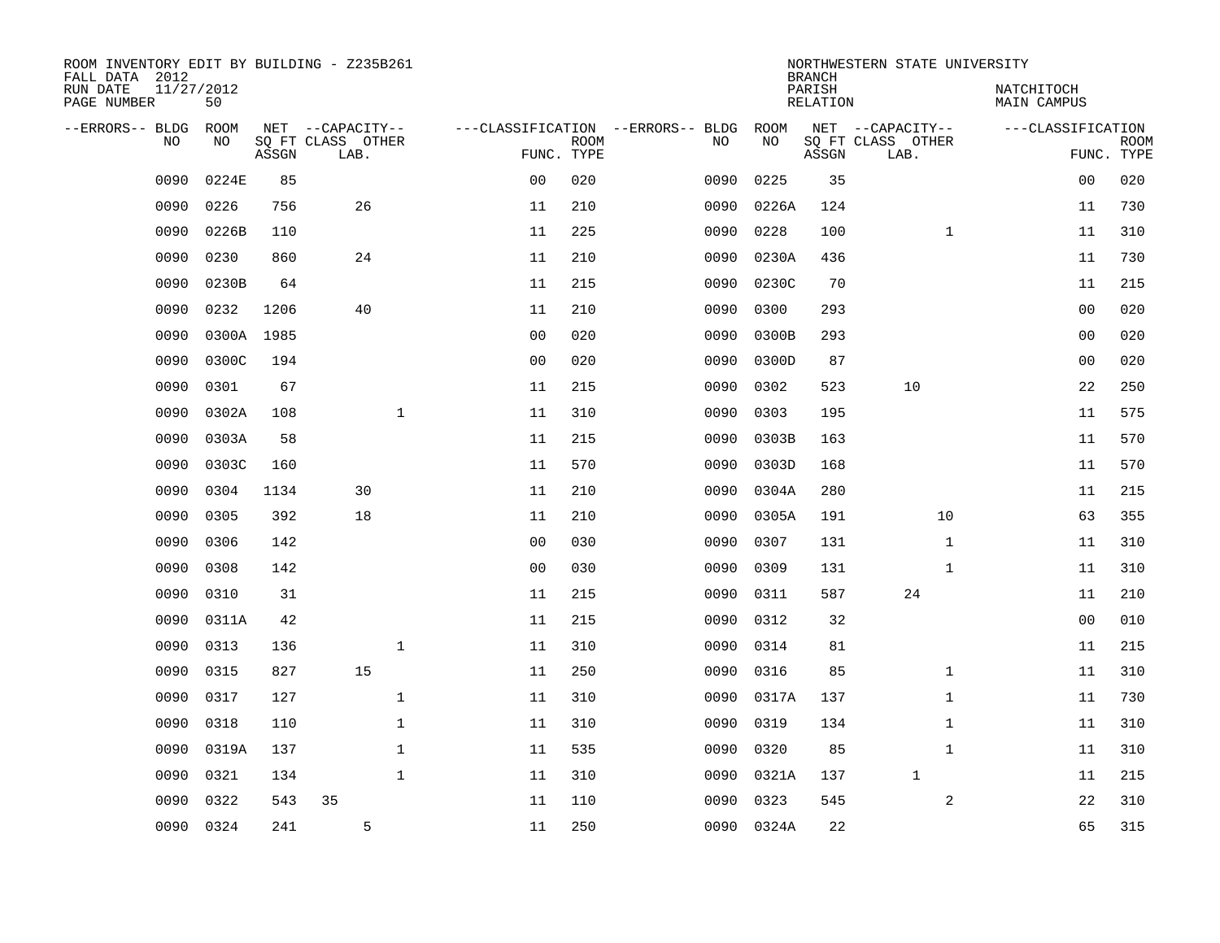ROOM INVENTORY EDIT BY BUILDING - Z235B261
FALL DATA 2012
RUN DATE 11/27/2012
PAGE NUMBER 50

NORTHWESTERN STATE UNIVERSITY
BRANCH
PARISH NATCHITOCH
RELATION MAIN CAMPUS

| --ERRORS-- | BLDG NO | ROOM NO | NET SQ FT ASSGN | --CAPACITY-- CLASS | LAB. | OTHER | ---CLASSIFICATION FUNC. | ROOM TYPE | --ERRORS-- | BLDG NO | ROOM NO | NET SQ FT ASSGN | --CAPACITY-- CLASS | LAB. | OTHER | ---CLASSIFICATION FUNC. | ROOM TYPE |
|---|---|---|---|---|---|---|---|---|---|---|---|---|---|---|---|---|---|
| | 0090 | 0224E | 85 | | | | 00 | 020 | | 0090 | 0225 | 35 | | | | 00 | 020 |
| | 0090 | 0226 | 756 | | 26 | | 11 | 210 | | 0090 | 0226A | 124 | | | | 11 | 730 |
| | 0090 | 0226B | 110 | | | | 11 | 225 | | 0090 | 0228 | 100 | | | 1 | 11 | 310 |
| | 0090 | 0230 | 860 | | 24 | | 11 | 210 | | 0090 | 0230A | 436 | | | | 11 | 730 |
| | 0090 | 0230B | 64 | | | | 11 | 215 | | 0090 | 0230C | 70 | | | | 11 | 215 |
| | 0090 | 0232 | 1206 | | 40 | | 11 | 210 | | 0090 | 0300 | 293 | | | | 00 | 020 |
| | 0090 | 0300A | 1985 | | | | 00 | 020 | | 0090 | 0300B | 293 | | | | 00 | 020 |
| | 0090 | 0300C | 194 | | | | 00 | 020 | | 0090 | 0300D | 87 | | | | 00 | 020 |
| | 0090 | 0301 | 67 | | | | 11 | 215 | | 0090 | 0302 | 523 | | 10 | | 22 | 250 |
| | 0090 | 0302A | 108 | | | 1 | 11 | 310 | | 0090 | 0303 | 195 | | | | 11 | 575 |
| | 0090 | 0303A | 58 | | | | 11 | 215 | | 0090 | 0303B | 163 | | | | 11 | 570 |
| | 0090 | 0303C | 160 | | | | 11 | 570 | | 0090 | 0303D | 168 | | | | 11 | 570 |
| | 0090 | 0304 | 1134 | | 30 | | 11 | 210 | | 0090 | 0304A | 280 | | | | 11 | 215 |
| | 0090 | 0305 | 392 | | 18 | | 11 | 210 | | 0090 | 0305A | 191 | | | 10 | 63 | 355 |
| | 0090 | 0306 | 142 | | | | 00 | 030 | | 0090 | 0307 | 131 | | | 1 | 11 | 310 |
| | 0090 | 0308 | 142 | | | | 00 | 030 | | 0090 | 0309 | 131 | | | 1 | 11 | 310 |
| | 0090 | 0310 | 31 | | | | 11 | 215 | | 0090 | 0311 | 587 | | 24 | | 11 | 210 |
| | 0090 | 0311A | 42 | | | | 11 | 215 | | 0090 | 0312 | 32 | | | | 00 | 010 |
| | 0090 | 0313 | 136 | | | 1 | 11 | 310 | | 0090 | 0314 | 81 | | | | 11 | 215 |
| | 0090 | 0315 | 827 | | 15 | | 11 | 250 | | 0090 | 0316 | 85 | | | 1 | 11 | 310 |
| | 0090 | 0317 | 127 | | | 1 | 11 | 310 | | 0090 | 0317A | 137 | | | 1 | 11 | 730 |
| | 0090 | 0318 | 110 | | | 1 | 11 | 310 | | 0090 | 0319 | 134 | | | 1 | 11 | 310 |
| | 0090 | 0319A | 137 | | | 1 | 11 | 535 | | 0090 | 0320 | 85 | | | 1 | 11 | 310 |
| | 0090 | 0321 | 134 | | | 1 | 11 | 310 | | 0090 | 0321A | 137 | | 1 | | 11 | 215 |
| | 0090 | 0322 | 543 | 35 | | | 11 | 110 | | 0090 | 0323 | 545 | | | 2 | 22 | 310 |
| | 0090 | 0324 | 241 | | 5 | | 11 | 250 | | 0090 | 0324A | 22 | | | | 65 | 315 |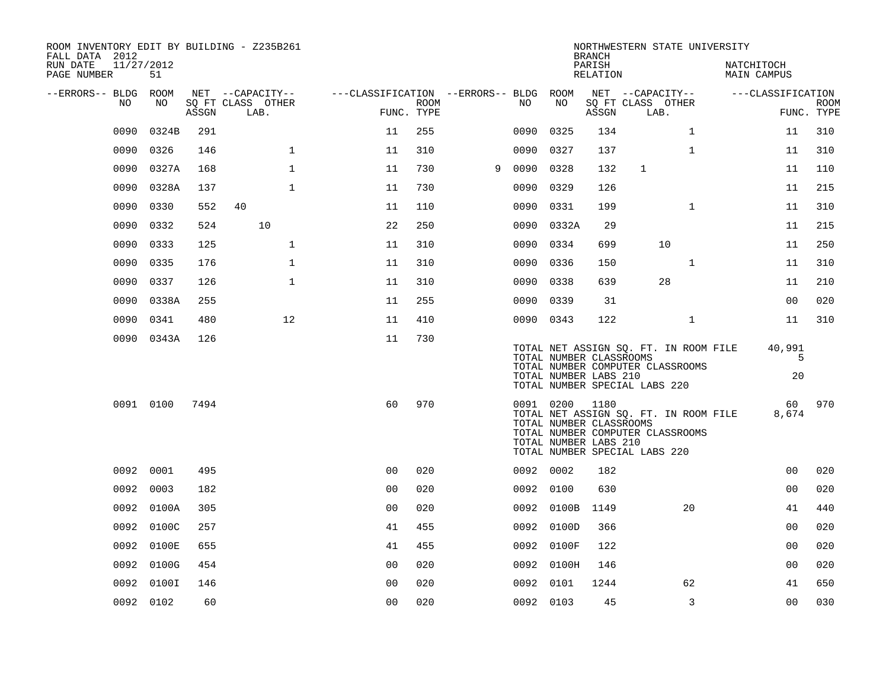ROOM INVENTORY EDIT BY BUILDING - Z235B261
FALL DATA 2012
RUN DATE 11/27/2012
PAGE NUMBER 51

NORTHWESTERN STATE UNIVERSITY
BRANCH
PARISH NATCHITOCH
RELATION MAIN CAMPUS

| --ERRORS-- | BLDG NO | ROOM NO | NET SQ FT ASSGN | CAPACITY CLASS LAB. | CAPACITY OTHER | CLASSIFICATION FUNC. | ROOM TYPE | --ERRORS-- | BLDG NO | ROOM NO | NET SQ FT ASSGN | CAPACITY CLASS LAB. | CAPACITY OTHER | CLASSIFICATION FUNC. | ROOM TYPE |
|---|---|---|---|---|---|---|---|---|---|---|---|---|---|---|---|
| | 0090 | 0324B | 291 | | | 11 | 255 | | 0090 | 0325 | 134 | | 1 | 11 | 310 |
| | 0090 | 0326 | 146 | | 1 | 11 | 310 | | 0090 | 0327 | 137 | | 1 | 11 | 310 |
| | 0090 | 0327A | 168 | | 1 | 11 | 730 | 9 | 0090 | 0328 | 132 | 1 | | 11 | 110 |
| | 0090 | 0328A | 137 | | 1 | 11 | 730 | | 0090 | 0329 | 126 | | | 11 | 215 |
| | 0090 | 0330 | 552 | 40 | | 11 | 110 | | 0090 | 0331 | 199 | | 1 | 11 | 310 |
| | 0090 | 0332 | 524 | 10 | | 22 | 250 | | 0090 | 0332A | 29 | | | 11 | 215 |
| | 0090 | 0333 | 125 | | 1 | 11 | 310 | | 0090 | 0334 | 699 | 10 | | 11 | 250 |
| | 0090 | 0335 | 176 | | 1 | 11 | 310 | | 0090 | 0336 | 150 | | 1 | 11 | 310 |
| | 0090 | 0337 | 126 | | 1 | 11 | 310 | | 0090 | 0338 | 639 | 28 | | 11 | 210 |
| | 0090 | 0338A | 255 | | | 11 | 255 | | 0090 | 0339 | 31 | | | 00 | 020 |
| | 0090 | 0341 | 480 | | 12 | 11 | 410 | | 0090 | 0343 | 122 | | 1 | 11 | 310 |
| | 0090 | 0343A | 126 | | | 11 | 730 | | | | | | | | |

TOTAL NET ASSIGN SQ. FT. IN ROOM FILE 40,991
TOTAL NUMBER CLASSROOMS 5
TOTAL NUMBER COMPUTER CLASSROOMS
TOTAL NUMBER LABS 210 20
TOTAL NUMBER SPECIAL LABS 220

| --ERRORS-- | BLDG NO | ROOM NO | NET SQ FT ASSGN | CAPACITY CLASS LAB. | CAPACITY OTHER | CLASSIFICATION FUNC. | ROOM TYPE | --ERRORS-- | BLDG NO | ROOM NO | NET SQ FT ASSGN | CAPACITY CLASS LAB. | CAPACITY OTHER | CLASSIFICATION FUNC. | ROOM TYPE |
|---|---|---|---|---|---|---|---|---|---|---|---|---|---|---|---|
| | 0091 | 0100 | 7494 | | | 60 | 970 | | 0091 | 0200 | 1180 | | | 60 | 970 |

TOTAL NET ASSIGN SQ. FT. IN ROOM FILE 8,674
TOTAL NUMBER CLASSROOMS
TOTAL NUMBER COMPUTER CLASSROOMS
TOTAL NUMBER LABS 210
TOTAL NUMBER SPECIAL LABS 220

| --ERRORS-- | BLDG NO | ROOM NO | NET SQ FT ASSGN | CAPACITY CLASS LAB. | CAPACITY OTHER | CLASSIFICATION FUNC. | ROOM TYPE | --ERRORS-- | BLDG NO | ROOM NO | NET SQ FT ASSGN | CAPACITY CLASS LAB. | CAPACITY OTHER | CLASSIFICATION FUNC. | ROOM TYPE |
|---|---|---|---|---|---|---|---|---|---|---|---|---|---|---|---|
| | 0092 | 0001 | 495 | | | 00 | 020 | | 0092 | 0002 | 182 | | | 00 | 020 |
| | 0092 | 0003 | 182 | | | 00 | 020 | | 0092 | 0100 | 630 | | | 00 | 020 |
| | 0092 | 0100A | 305 | | | 00 | 020 | | 0092 | 0100B | 1149 | | 20 | 41 | 440 |
| | 0092 | 0100C | 257 | | | 41 | 455 | | 0092 | 0100D | 366 | | | 00 | 020 |
| | 0092 | 0100E | 655 | | | 41 | 455 | | 0092 | 0100F | 122 | | | 00 | 020 |
| | 0092 | 0100G | 454 | | | 00 | 020 | | 0092 | 0100H | 146 | | | 00 | 020 |
| | 0092 | 0100I | 146 | | | 00 | 020 | | 0092 | 0101 | 1244 | | 62 | 41 | 650 |
| | 0092 | 0102 | 60 | | | 00 | 020 | | 0092 | 0103 | 45 | | 3 | 00 | 030 |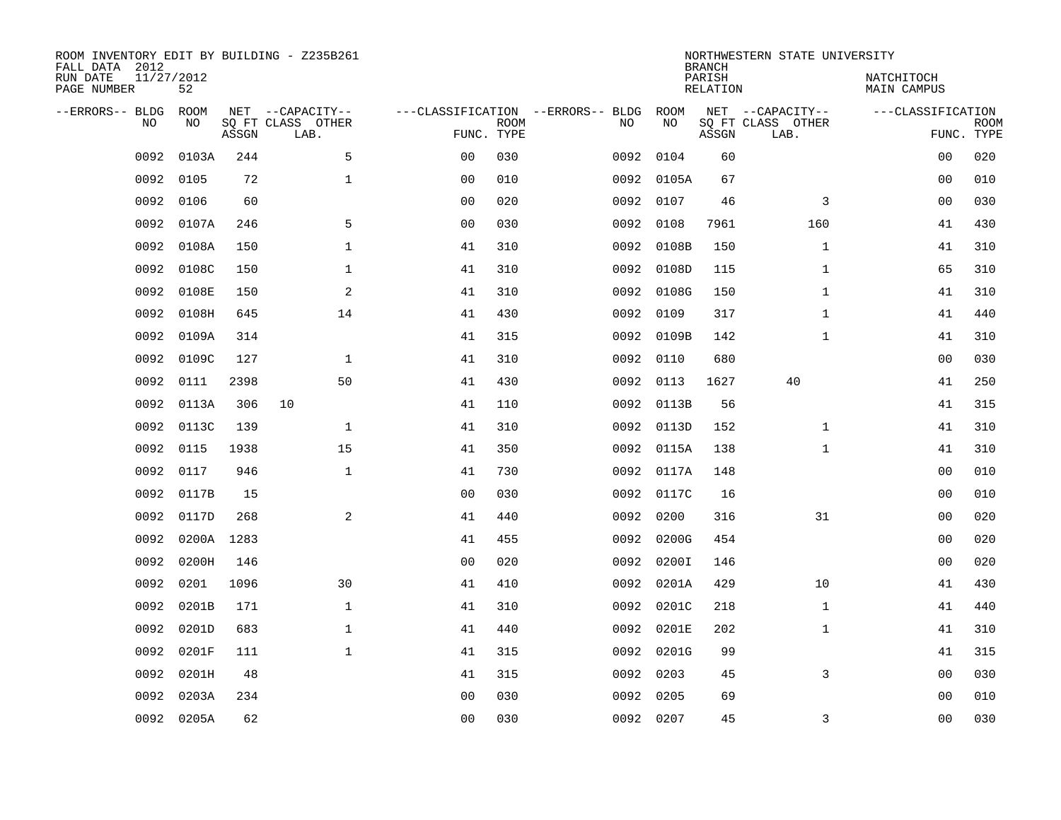ROOM INVENTORY EDIT BY BUILDING - Z235B261
FALL DATA 2012
RUN DATE 11/27/2012
PAGE NUMBER 52

NORTHWESTERN STATE UNIVERSITY
BRANCH
PARISH NATCHITOCH
RELATION MAIN CAMPUS

| --ERRORS-- | BLDG NO | ROOM NO | NET SQ FT ASSGN | CAPACITY CLASS | CAPACITY OTHER LAB. | CLASSIFICATION FUNC. | ROOM TYPE | --ERRORS-- | BLDG NO | ROOM NO | NET SQ FT ASSGN | CAPACITY CLASS | CAPACITY OTHER LAB. | CLASSIFICATION FUNC. | ROOM TYPE |
|---|---|---|---|---|---|---|---|---|---|---|---|---|---|---|---|
| | 0092 | 0103A | 244 | | 5 | 00 | 030 | | 0092 | 0104 | 60 | | | 00 | 020 |
| | 0092 | 0105 | 72 | | 1 | 00 | 010 | | 0092 | 0105A | 67 | | | 00 | 010 |
| | 0092 | 0106 | 60 | | | 00 | 020 | | 0092 | 0107 | 46 | | 3 | 00 | 030 |
| | 0092 | 0107A | 246 | | 5 | 00 | 030 | | 0092 | 0108 | 7961 | | 160 | 41 | 430 |
| | 0092 | 0108A | 150 | | 1 | 41 | 310 | | 0092 | 0108B | 150 | | 1 | 41 | 310 |
| | 0092 | 0108C | 150 | | 1 | 41 | 310 | | 0092 | 0108D | 115 | | 1 | 65 | 310 |
| | 0092 | 0108E | 150 | | 2 | 41 | 310 | | 0092 | 0108G | 150 | | 1 | 41 | 310 |
| | 0092 | 0108H | 645 | | 14 | 41 | 430 | | 0092 | 0109 | 317 | | 1 | 41 | 440 |
| | 0092 | 0109A | 314 | | | 41 | 315 | | 0092 | 0109B | 142 | | 1 | 41 | 310 |
| | 0092 | 0109C | 127 | | 1 | 41 | 310 | | 0092 | 0110 | 680 | | | 00 | 030 |
| | 0092 | 0111 | 2398 | | 50 | 41 | 430 | | 0092 | 0113 | 1627 | 40 | | 41 | 250 |
| | 0092 | 0113A | 306 | 10 | | 41 | 110 | | 0092 | 0113B | 56 | | | 41 | 315 |
| | 0092 | 0113C | 139 | | 1 | 41 | 310 | | 0092 | 0113D | 152 | | 1 | 41 | 310 |
| | 0092 | 0115 | 1938 | | 15 | 41 | 350 | | 0092 | 0115A | 138 | | 1 | 41 | 310 |
| | 0092 | 0117 | 946 | | 1 | 41 | 730 | | 0092 | 0117A | 148 | | | 00 | 010 |
| | 0092 | 0117B | 15 | | | 00 | 030 | | 0092 | 0117C | 16 | | | 00 | 010 |
| | 0092 | 0117D | 268 | | 2 | 41 | 440 | | 0092 | 0200 | 316 | | 31 | 00 | 020 |
| | 0092 | 0200A | 1283 | | | 41 | 455 | | 0092 | 0200G | 454 | | | 00 | 020 |
| | 0092 | 0200H | 146 | | | 00 | 020 | | 0092 | 0200I | 146 | | | 00 | 020 |
| | 0092 | 0201 | 1096 | | 30 | 41 | 410 | | 0092 | 0201A | 429 | | 10 | 41 | 430 |
| | 0092 | 0201B | 171 | | 1 | 41 | 310 | | 0092 | 0201C | 218 | | 1 | 41 | 440 |
| | 0092 | 0201D | 683 | | 1 | 41 | 440 | | 0092 | 0201E | 202 | | 1 | 41 | 310 |
| | 0092 | 0201F | 111 | | 1 | 41 | 315 | | 0092 | 0201G | 99 | | | 41 | 315 |
| | 0092 | 0201H | 48 | | | 41 | 315 | | 0092 | 0203 | 45 | | 3 | 00 | 030 |
| | 0092 | 0203A | 234 | | | 00 | 030 | | 0092 | 0205 | 69 | | | 00 | 010 |
| | 0092 | 0205A | 62 | | | 00 | 030 | | 0092 | 0207 | 45 | | 3 | 00 | 030 |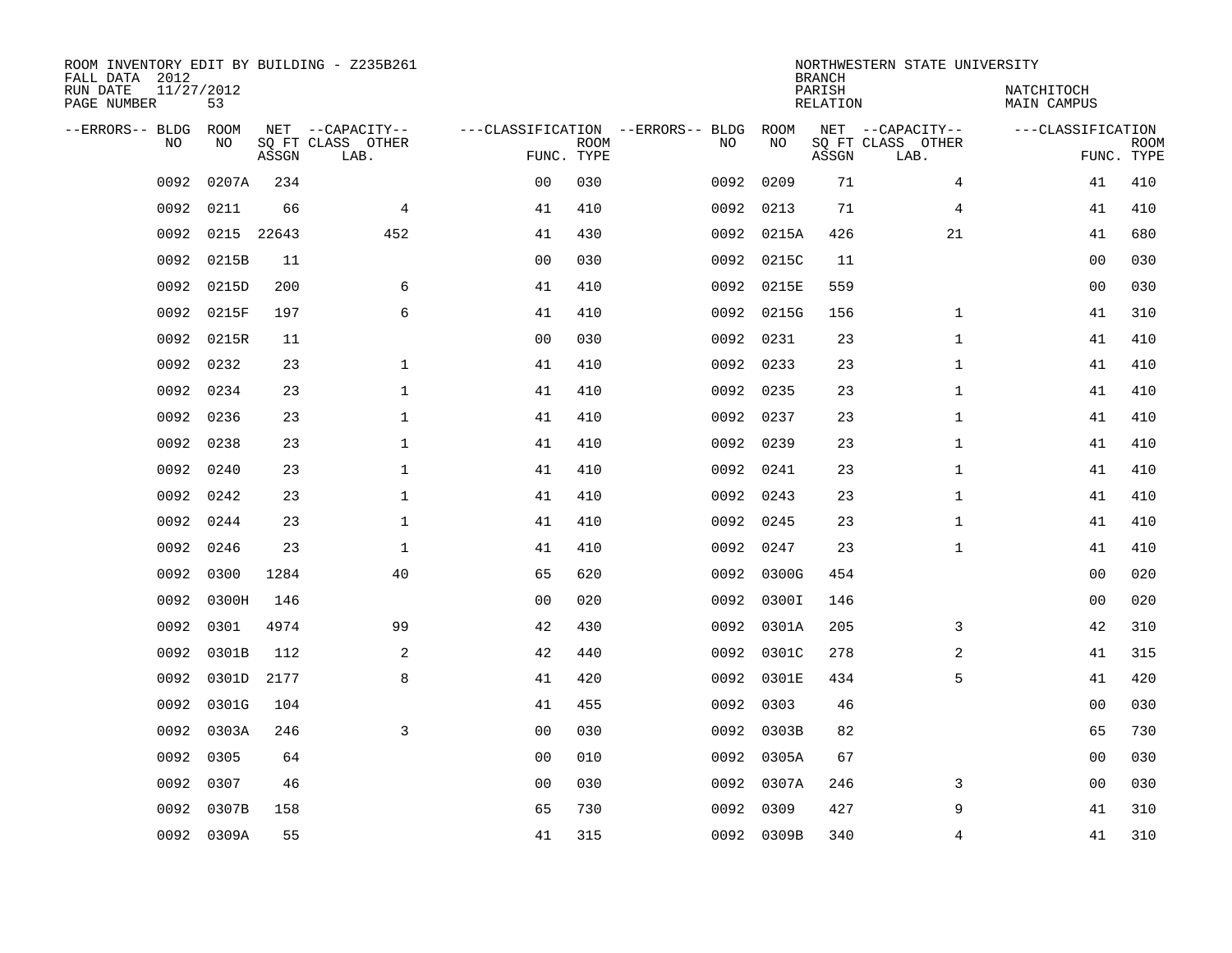ROOM INVENTORY EDIT BY BUILDING - Z235B261
FALL DATA 2012
RUN DATE 11/27/2012
PAGE NUMBER 53

NORTHWESTERN STATE UNIVERSITY
BRANCH
PARISH NATCHITOCH
RELATION MAIN CAMPUS

| --ERRORS-- | BLDG NO | ROOM NO | NET SQ FT ASSGN | CAPACITY CLASS LAB. | CAPACITY OTHER | CLASSIFICATION FUNC. | ROOM TYPE | --ERRORS-- | BLDG NO | ROOM NO | NET SQ FT ASSGN | CAPACITY CLASS LAB. | CAPACITY OTHER | CLASSIFICATION FUNC. | ROOM TYPE |
|---|---|---|---|---|---|---|---|---|---|---|---|---|---|---|---|
| | 0092 | 0207A | 234 | | | 00 | 030 | | 0092 | 0209 | 71 | | 4 | 41 | 410 |
| | 0092 | 0211 | 66 | | 4 | 41 | 410 | | 0092 | 0213 | 71 | | 4 | 41 | 410 |
| | 0092 | 0215 | 22643 | | 452 | 41 | 430 | | 0092 | 0215A | 426 | | 21 | 41 | 680 |
| | 0092 | 0215B | 11 | | | 00 | 030 | | 0092 | 0215C | 11 | | | 00 | 030 |
| | 0092 | 0215D | 200 | | 6 | 41 | 410 | | 0092 | 0215E | 559 | | | 00 | 030 |
| | 0092 | 0215F | 197 | | 6 | 41 | 410 | | 0092 | 0215G | 156 | | 1 | 41 | 310 |
| | 0092 | 0215R | 11 | | | 00 | 030 | | 0092 | 0231 | 23 | | 1 | 41 | 410 |
| | 0092 | 0232 | 23 | | 1 | 41 | 410 | | 0092 | 0233 | 23 | | 1 | 41 | 410 |
| | 0092 | 0234 | 23 | | 1 | 41 | 410 | | 0092 | 0235 | 23 | | 1 | 41 | 410 |
| | 0092 | 0236 | 23 | | 1 | 41 | 410 | | 0092 | 0237 | 23 | | 1 | 41 | 410 |
| | 0092 | 0238 | 23 | | 1 | 41 | 410 | | 0092 | 0239 | 23 | | 1 | 41 | 410 |
| | 0092 | 0240 | 23 | | 1 | 41 | 410 | | 0092 | 0241 | 23 | | 1 | 41 | 410 |
| | 0092 | 0242 | 23 | | 1 | 41 | 410 | | 0092 | 0243 | 23 | | 1 | 41 | 410 |
| | 0092 | 0244 | 23 | | 1 | 41 | 410 | | 0092 | 0245 | 23 | | 1 | 41 | 410 |
| | 0092 | 0246 | 23 | | 1 | 41 | 410 | | 0092 | 0247 | 23 | | 1 | 41 | 410 |
| | 0092 | 0300 | 1284 | | 40 | 65 | 620 | | 0092 | 0300G | 454 | | | 00 | 020 |
| | 0092 | 0300H | 146 | | | 00 | 020 | | 0092 | 0300I | 146 | | | 00 | 020 |
| | 0092 | 0301 | 4974 | | 99 | 42 | 430 | | 0092 | 0301A | 205 | | 3 | 42 | 310 |
| | 0092 | 0301B | 112 | | 2 | 42 | 440 | | 0092 | 0301C | 278 | | 2 | 41 | 315 |
| | 0092 | 0301D | 2177 | | 8 | 41 | 420 | | 0092 | 0301E | 434 | | 5 | 41 | 420 |
| | 0092 | 0301G | 104 | | | 41 | 455 | | 0092 | 0303 | 46 | | | 00 | 030 |
| | 0092 | 0303A | 246 | | 3 | 00 | 030 | | 0092 | 0303B | 82 | | | 65 | 730 |
| | 0092 | 0305 | 64 | | | 00 | 010 | | 0092 | 0305A | 67 | | | 00 | 030 |
| | 0092 | 0307 | 46 | | | 00 | 030 | | 0092 | 0307A | 246 | | 3 | 00 | 030 |
| | 0092 | 0307B | 158 | | | 65 | 730 | | 0092 | 0309 | 427 | | 9 | 41 | 310 |
| | 0092 | 0309A | 55 | | | 41 | 315 | | 0092 | 0309B | 340 | | 4 | 41 | 310 |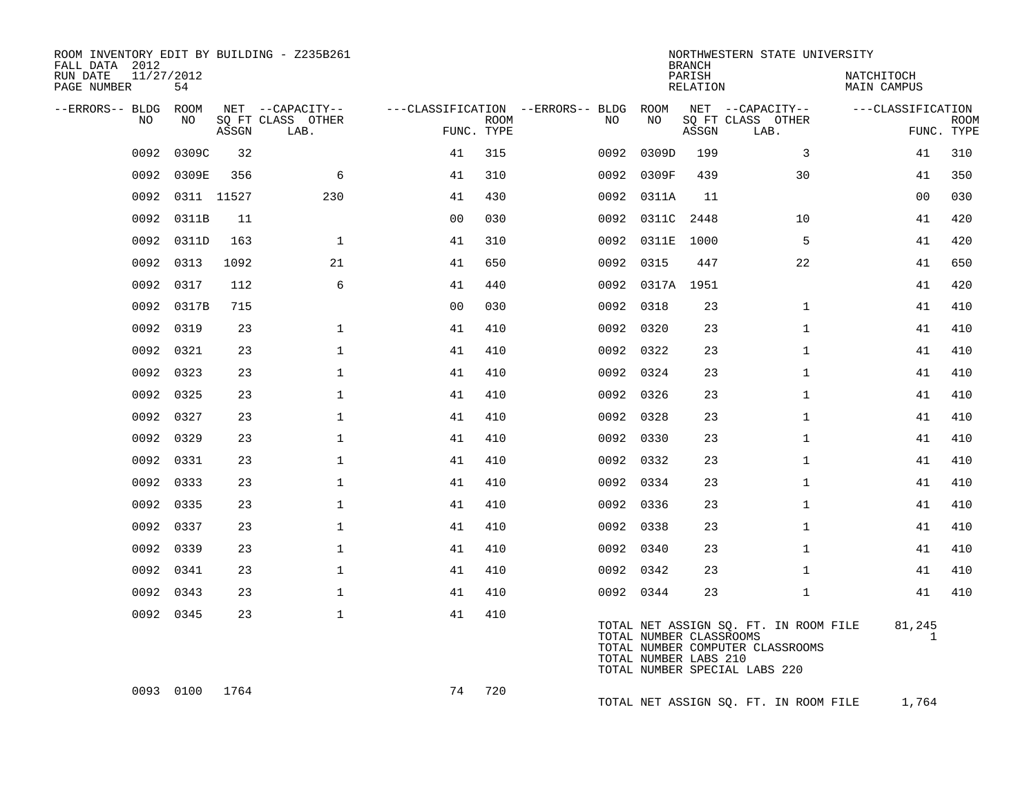ROOM INVENTORY EDIT BY BUILDING - Z235B261
FALL DATA 2012
RUN DATE 11/27/2012
PAGE NUMBER 54

NORTHWESTERN STATE UNIVERSITY
BRANCH
PARISH NATCHITOCH
RELATION MAIN CAMPUS

| --ERRORS-- | BLDG NO | ROOM NO | NET SQ FT ASSGN | --CAPACITY-- CLASS | OTHER LAB. | ---CLASSIFICATION FUNC. | ROOM TYPE | --ERRORS-- | BLDG NO | ROOM NO | NET SQ FT ASSGN | --CAPACITY-- CLASS | OTHER LAB. | ---CLASSIFICATION FUNC. | ROOM TYPE |
|---|---|---|---|---|---|---|---|---|---|---|---|---|---|---|---|
| | 0092 | 0309C | 32 | | | 41 | 315 | | 0092 | 0309D | 199 | | 3 | 41 | 310 |
| | 0092 | 0309E | 356 | | 6 | 41 | 310 | | 0092 | 0309F | 439 | | 30 | 41 | 350 |
| | 0092 | 0311 | 11527 | | 230 | 41 | 430 | | 0092 | 0311A | 11 | | | 00 | 030 |
| | 0092 | 0311B | 11 | | | 00 | 030 | | 0092 | 0311C | 2448 | | 10 | 41 | 420 |
| | 0092 | 0311D | 163 | | 1 | 41 | 310 | | 0092 | 0311E | 1000 | | 5 | 41 | 420 |
| | 0092 | 0313 | 1092 | | 21 | 41 | 650 | | 0092 | 0315 | 447 | | 22 | 41 | 650 |
| | 0092 | 0317 | 112 | | 6 | 41 | 440 | | 0092 | 0317A | 1951 | | | 41 | 420 |
| | 0092 | 0317B | 715 | | | 00 | 030 | | 0092 | 0318 | 23 | | 1 | 41 | 410 |
| | 0092 | 0319 | 23 | | 1 | 41 | 410 | | 0092 | 0320 | 23 | | 1 | 41 | 410 |
| | 0092 | 0321 | 23 | | 1 | 41 | 410 | | 0092 | 0322 | 23 | | 1 | 41 | 410 |
| | 0092 | 0323 | 23 | | 1 | 41 | 410 | | 0092 | 0324 | 23 | | 1 | 41 | 410 |
| | 0092 | 0325 | 23 | | 1 | 41 | 410 | | 0092 | 0326 | 23 | | 1 | 41 | 410 |
| | 0092 | 0327 | 23 | | 1 | 41 | 410 | | 0092 | 0328 | 23 | | 1 | 41 | 410 |
| | 0092 | 0329 | 23 | | 1 | 41 | 410 | | 0092 | 0330 | 23 | | 1 | 41 | 410 |
| | 0092 | 0331 | 23 | | 1 | 41 | 410 | | 0092 | 0332 | 23 | | 1 | 41 | 410 |
| | 0092 | 0333 | 23 | | 1 | 41 | 410 | | 0092 | 0334 | 23 | | 1 | 41 | 410 |
| | 0092 | 0335 | 23 | | 1 | 41 | 410 | | 0092 | 0336 | 23 | | 1 | 41 | 410 |
| | 0092 | 0337 | 23 | | 1 | 41 | 410 | | 0092 | 0338 | 23 | | 1 | 41 | 410 |
| | 0092 | 0339 | 23 | | 1 | 41 | 410 | | 0092 | 0340 | 23 | | 1 | 41 | 410 |
| | 0092 | 0341 | 23 | | 1 | 41 | 410 | | 0092 | 0342 | 23 | | 1 | 41 | 410 |
| | 0092 | 0343 | 23 | | 1 | 41 | 410 | | 0092 | 0344 | 23 | | 1 | 41 | 410 |
| | 0092 | 0345 | 23 | | 1 | 41 | 410 | | | | | | | | |

TOTAL NET ASSIGN SQ. FT. IN ROOM FILE 81,245
TOTAL NUMBER CLASSROOMS 1
TOTAL NUMBER COMPUTER CLASSROOMS
TOTAL NUMBER LABS 210
TOTAL NUMBER SPECIAL LABS 220

| --ERRORS-- | BLDG NO | ROOM NO | NET SQ FT ASSGN | --CAPACITY-- CLASS | OTHER LAB. | ---CLASSIFICATION FUNC. | ROOM TYPE |
|---|---|---|---|---|---|---|---|
| | 0093 | 0100 | 1764 | | | 74 | 720 |

TOTAL NET ASSIGN SQ. FT. IN ROOM FILE 1,764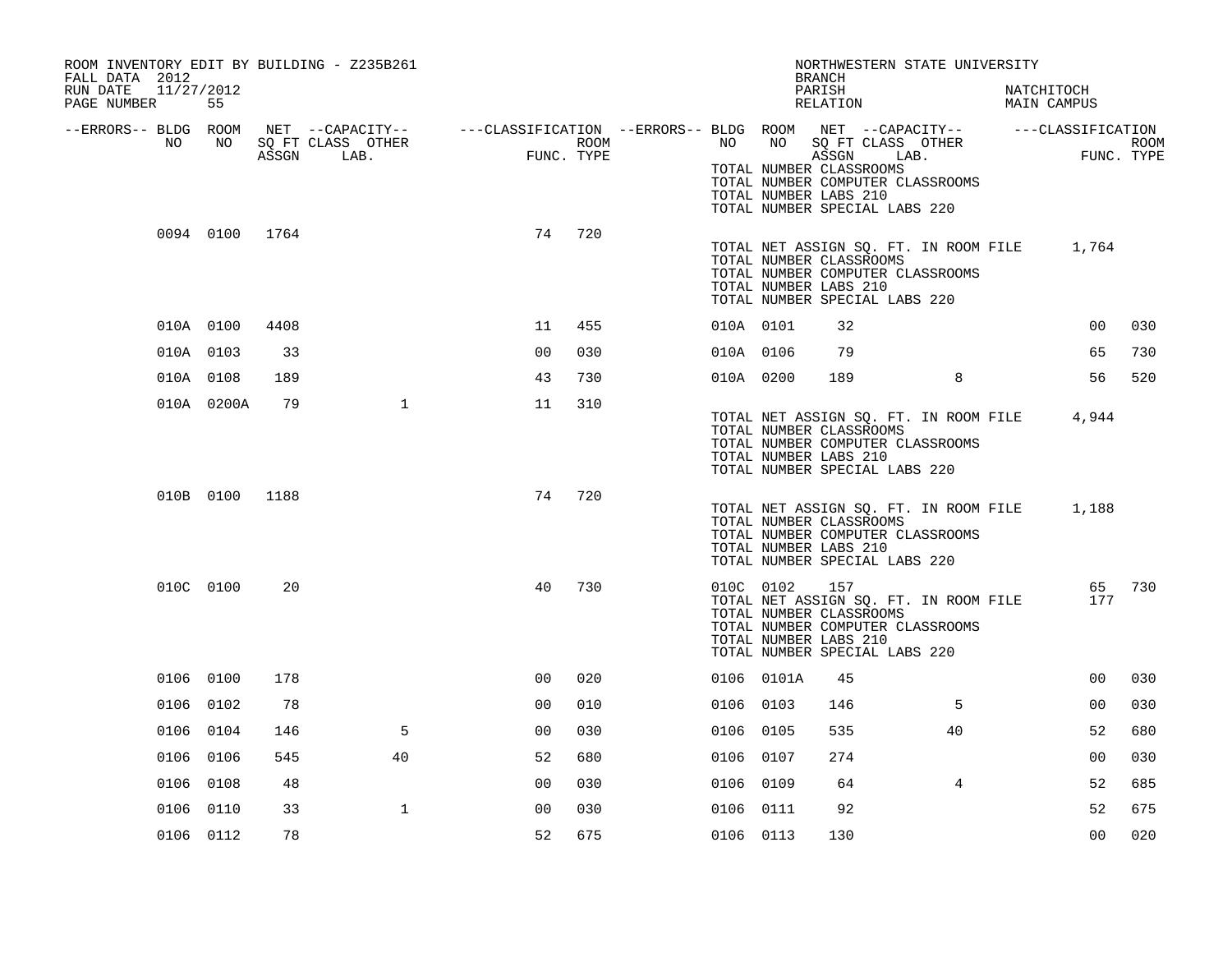ROOM INVENTORY EDIT BY BUILDING - Z235B261
FALL DATA 2012
RUN DATE 11/27/2012
PAGE NUMBER 55

NORTHWESTERN STATE UNIVERSITY
BRANCH
PARISH NATCHITOCH
RELATION MAIN CAMPUS

| --ERRORS-- | BLDG NO | ROOM NO | NET SQ FT ASSGN | --CAPACITY-- CLASS LAB. | OTHER | ---CLASSIFICATION FUNC. | ROOM TYPE | --ERRORS-- | BLDG NO | ROOM NO | NET SQ FT ASSGN | --CAPACITY-- CLASS LAB. | OTHER | ---CLASSIFICATION FUNC. | ROOM TYPE |
|---|---|---|---|---|---|---|---|---|---|---|---|---|---|---|---|
| | | | | | | | | | TOTAL NUMBER CLASSROOMS | | | | | | |
| | | | | | | | | | TOTAL NUMBER COMPUTER CLASSROOMS | | | | | | |
| | | | | | | | | | TOTAL NUMBER LABS 210 | | | | | | |
| | | | | | | | | | TOTAL NUMBER SPECIAL LABS 220 | | | | | | |
| | 0094 | 0100 | 1764 | | | 74 | 720 | | | | | | | | |
| | | | | | | | | | TOTAL NET ASSIGN SQ. FT. IN ROOM FILE | | | | | 1,764 | |
| | | | | | | | | | TOTAL NUMBER CLASSROOMS | | | | | | |
| | | | | | | | | | TOTAL NUMBER COMPUTER CLASSROOMS | | | | | | |
| | | | | | | | | | TOTAL NUMBER LABS 210 | | | | | | |
| | | | | | | | | | TOTAL NUMBER SPECIAL LABS 220 | | | | | | |
| | 010A | 0100 | 4408 | | | 11 | 455 | | 010A | 0101 | 32 | | | 00 | 030 |
| | 010A | 0103 | 33 | | | 00 | 030 | | 010A | 0106 | 79 | | | 65 | 730 |
| | 010A | 0108 | 189 | | | 43 | 730 | | 010A | 0200 | 189 | | 8 | 56 | 520 |
| | 010A | 0200A | 79 | | 1 | 11 | 310 | | | | | | | | |
| | | | | | | | | | TOTAL NET ASSIGN SQ. FT. IN ROOM FILE | | | | | 4,944 | |
| | | | | | | | | | TOTAL NUMBER CLASSROOMS | | | | | | |
| | | | | | | | | | TOTAL NUMBER COMPUTER CLASSROOMS | | | | | | |
| | | | | | | | | | TOTAL NUMBER LABS 210 | | | | | | |
| | | | | | | | | | TOTAL NUMBER SPECIAL LABS 220 | | | | | | |
| | 010B | 0100 | 1188 | | | 74 | 720 | | | | | | | | |
| | | | | | | | | | TOTAL NET ASSIGN SQ. FT. IN ROOM FILE | | | | | 1,188 | |
| | | | | | | | | | TOTAL NUMBER CLASSROOMS | | | | | | |
| | | | | | | | | | TOTAL NUMBER COMPUTER CLASSROOMS | | | | | | |
| | | | | | | | | | TOTAL NUMBER LABS 210 | | | | | | |
| | | | | | | | | | TOTAL NUMBER SPECIAL LABS 220 | | | | | | |
| | 010C | 0100 | 20 | | | 40 | 730 | | 010C | 0102 | 157 | | | 65 | 730 |
| | | | | | | | | | TOTAL NET ASSIGN SQ. FT. IN ROOM FILE | | | | | 177 | |
| | | | | | | | | | TOTAL NUMBER CLASSROOMS | | | | | | |
| | | | | | | | | | TOTAL NUMBER COMPUTER CLASSROOMS | | | | | | |
| | | | | | | | | | TOTAL NUMBER LABS 210 | | | | | | |
| | | | | | | | | | TOTAL NUMBER SPECIAL LABS 220 | | | | | | |
| | 0106 | 0100 | 178 | | | 00 | 020 | | 0106 | 0101A | 45 | | | 00 | 030 |
| | 0106 | 0102 | 78 | | | 00 | 010 | | 0106 | 0103 | 146 | | 5 | 00 | 030 |
| | 0106 | 0104 | 146 | | 5 | 00 | 030 | | 0106 | 0105 | 535 | | 40 | 52 | 680 |
| | 0106 | 0106 | 545 | | 40 | 52 | 680 | | 0106 | 0107 | 274 | | | 00 | 030 |
| | 0106 | 0108 | 48 | | | 00 | 030 | | 0106 | 0109 | 64 | | 4 | 52 | 685 |
| | 0106 | 0110 | 33 | | 1 | 00 | 030 | | 0106 | 0111 | 92 | | | 52 | 675 |
| | 0106 | 0112 | 78 | | | 52 | 675 | | 0106 | 0113 | 130 | | | 00 | 020 |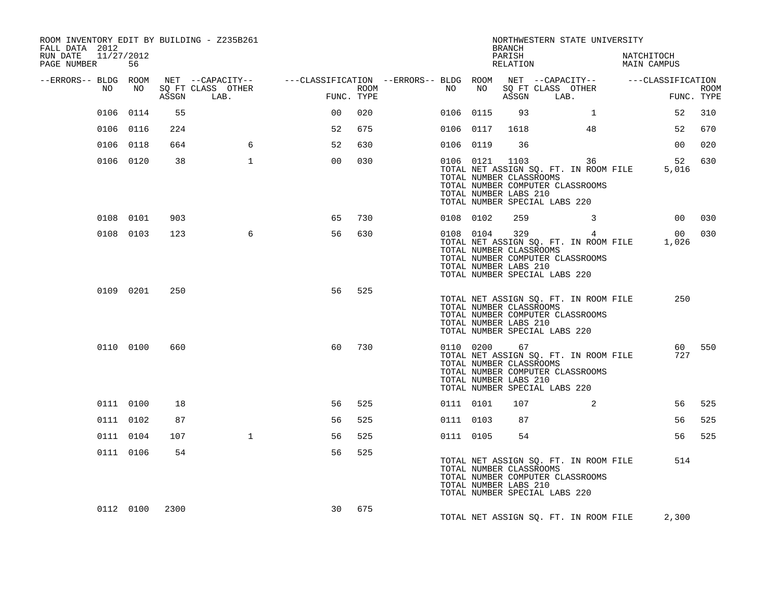ROOM INVENTORY EDIT BY BUILDING - Z235B261
FALL DATA 2012
RUN DATE 11/27/2012

NORTHWESTERN STATE UNIVERSITY
BRANCH
PARISH NATCHITOCH
RELATION MAIN CAMPUS

| --ERRORS-- | BLDG NO | ROOM NO | NET SQ FT ASSGN | CAPACITY CLASS LAB. | CAPACITY OTHER | CLASSIFICATION FUNC. | ROOM TYPE | --ERRORS-- | BLDG NO | ROOM NO | NET SQ FT ASSGN | CAPACITY CLASS LAB. | CAPACITY OTHER | CLASSIFICATION FUNC. | ROOM TYPE |
|---|---|---|---|---|---|---|---|---|---|---|---|---|---|---|---|
| | 0106 | 0114 | 55 | | | 00 | 020 | | 0106 | 0115 | 93 | | 1 | 52 | 310 |
| | 0106 | 0116 | 224 | | | 52 | 675 | | 0106 | 0117 | 1618 | | 48 | 52 | 670 |
| | 0106 | 0118 | 664 | | 6 | 52 | 630 | | 0106 | 0119 | 36 | | | 00 | 020 |
| | 0106 | 0120 | 38 | | 1 | 00 | 030 | | 0106 | 0121 | 1103 | | 36 | 52 | 630 |
| | | | | | | | | | TOTAL NET ASSIGN SQ. FT. IN ROOM FILE | | | | | 5,016 | |
| | | | | | | | | | TOTAL NUMBER CLASSROOMS | | | | | | |
| | | | | | | | | | TOTAL NUMBER COMPUTER CLASSROOMS | | | | | | |
| | | | | | | | | | TOTAL NUMBER LABS 210 | | | | | | |
| | | | | | | | | | TOTAL NUMBER SPECIAL LABS 220 | | | | | | |
| | 0108 | 0101 | 903 | | | 65 | 730 | | 0108 | 0102 | 259 | | 3 | 00 | 030 |
| | 0108 | 0103 | 123 | | 6 | 56 | 630 | | 0108 | 0104 | 329 | | 4 | 00 | 030 |
| | | | | | | | | | TOTAL NET ASSIGN SQ. FT. IN ROOM FILE | | | | | 1,026 | |
| | | | | | | | | | TOTAL NUMBER CLASSROOMS | | | | | | |
| | | | | | | | | | TOTAL NUMBER COMPUTER CLASSROOMS | | | | | | |
| | | | | | | | | | TOTAL NUMBER LABS 210 | | | | | | |
| | | | | | | | | | TOTAL NUMBER SPECIAL LABS 220 | | | | | | |
| | 0109 | 0201 | 250 | | | 56 | 525 | | | | | | | | |
| | | | | | | | | | TOTAL NET ASSIGN SQ. FT. IN ROOM FILE | | | | | 250 | |
| | | | | | | | | | TOTAL NUMBER CLASSROOMS | | | | | | |
| | | | | | | | | | TOTAL NUMBER COMPUTER CLASSROOMS | | | | | | |
| | | | | | | | | | TOTAL NUMBER LABS 210 | | | | | | |
| | | | | | | | | | TOTAL NUMBER SPECIAL LABS 220 | | | | | | |
| | 0110 | 0100 | 660 | | | 60 | 730 | | 0110 | 0200 | 67 | | | 60 | 550 |
| | | | | | | | | | TOTAL NET ASSIGN SQ. FT. IN ROOM FILE | | | | | 727 | |
| | | | | | | | | | TOTAL NUMBER CLASSROOMS | | | | | | |
| | | | | | | | | | TOTAL NUMBER COMPUTER CLASSROOMS | | | | | | |
| | | | | | | | | | TOTAL NUMBER LABS 210 | | | | | | |
| | | | | | | | | | TOTAL NUMBER SPECIAL LABS 220 | | | | | | |
| | 0111 | 0100 | 18 | | | 56 | 525 | | 0111 | 0101 | 107 | | 2 | 56 | 525 |
| | 0111 | 0102 | 87 | | | 56 | 525 | | 0111 | 0103 | 87 | | | 56 | 525 |
| | 0111 | 0104 | 107 | | 1 | 56 | 525 | | 0111 | 0105 | 54 | | | 56 | 525 |
| | 0111 | 0106 | 54 | | | 56 | 525 | | | | | | | | |
| | | | | | | | | | TOTAL NET ASSIGN SQ. FT. IN ROOM FILE | | | | | 514 | |
| | | | | | | | | | TOTAL NUMBER CLASSROOMS | | | | | | |
| | | | | | | | | | TOTAL NUMBER COMPUTER CLASSROOMS | | | | | | |
| | | | | | | | | | TOTAL NUMBER LABS 210 | | | | | | |
| | | | | | | | | | TOTAL NUMBER SPECIAL LABS 220 | | | | | | |
| | 0112 | 0100 | 2300 | | | 30 | 675 | | | | | | | | |
| | | | | | | | | | TOTAL NET ASSIGN SQ. FT. IN ROOM FILE | | | | | 2,300 | |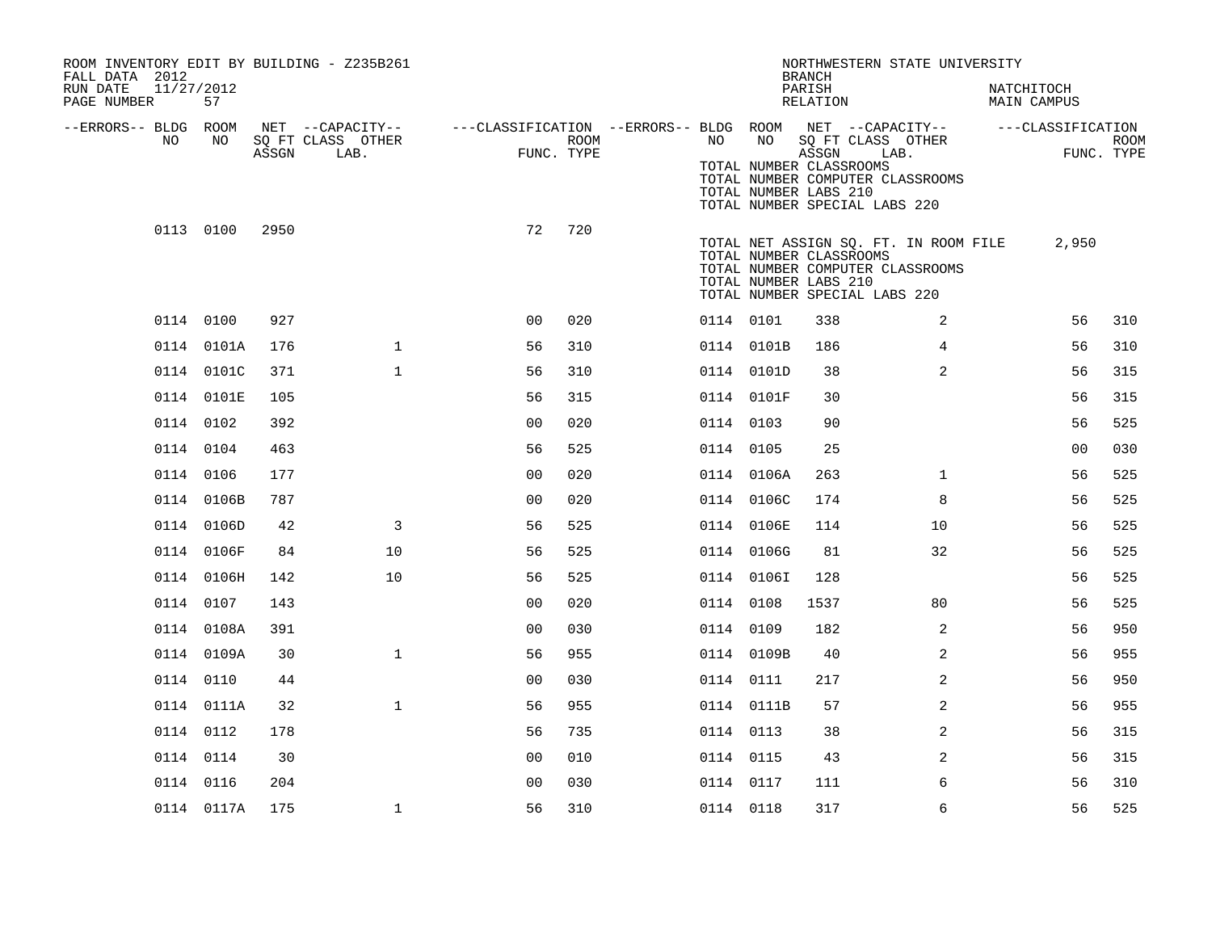ROOM INVENTORY EDIT BY BUILDING - Z235B261
FALL DATA 2012
RUN DATE 11/27/2012
PAGE NUMBER 57

NORTHWESTERN STATE UNIVERSITY
BRANCH
PARISH NATCHITOCH
RELATION MAIN CAMPUS

TOTAL NUMBER CLASSROOMS
TOTAL NUMBER COMPUTER CLASSROOMS
TOTAL NUMBER LABS 210
TOTAL NUMBER SPECIAL LABS 220

| --ERRORS-- | BLDG NO | ROOM NO | NET SQ FT ASSGN | CAPACITY CLASS LAB. | CAPACITY OTHER | FUNC. | ROOM TYPE | --ERRORS-- | BLDG NO | ROOM NO | NET SQ FT ASSGN | CAPACITY CLASS LAB. | CAPACITY OTHER | FUNC. | ROOM TYPE |
|---|---|---|---|---|---|---|---|---|---|---|---|---|---|---|---|
| | 0113 | 0100 | 2950 | | | 72 | 720 | | | | | | | | |

TOTAL NET ASSIGN SQ. FT. IN ROOM FILE 2,950
TOTAL NUMBER CLASSROOMS
TOTAL NUMBER COMPUTER CLASSROOMS
TOTAL NUMBER LABS 210
TOTAL NUMBER SPECIAL LABS 220

| --ERRORS-- | BLDG NO | ROOM NO | NET SQ FT ASSGN | CAPACITY CLASS LAB. | CAPACITY OTHER | FUNC. | ROOM TYPE | --ERRORS-- | BLDG NO | ROOM NO | NET SQ FT ASSGN | CAPACITY CLASS LAB. | CAPACITY OTHER | FUNC. | ROOM TYPE |
|---|---|---|---|---|---|---|---|---|---|---|---|---|---|---|---|
| | 0114 | 0100 | 927 | | | 00 | 020 | | 0114 | 0101 | 338 | | 2 | 56 | 310 |
| | 0114 | 0101A | 176 | | 1 | 56 | 310 | | 0114 | 0101B | 186 | | 4 | 56 | 310 |
| | 0114 | 0101C | 371 | | 1 | 56 | 310 | | 0114 | 0101D | 38 | | 2 | 56 | 315 |
| | 0114 | 0101E | 105 | | | 56 | 315 | | 0114 | 0101F | 30 | | | 56 | 315 |
| | 0114 | 0102 | 392 | | | 00 | 020 | | 0114 | 0103 | 90 | | | 56 | 525 |
| | 0114 | 0104 | 463 | | | 56 | 525 | | 0114 | 0105 | 25 | | | 00 | 030 |
| | 0114 | 0106 | 177 | | | 00 | 020 | | 0114 | 0106A | 263 | | 1 | 56 | 525 |
| | 0114 | 0106B | 787 | | | 00 | 020 | | 0114 | 0106C | 174 | | 8 | 56 | 525 |
| | 0114 | 0106D | 42 | | 3 | 56 | 525 | | 0114 | 0106E | 114 | | 10 | 56 | 525 |
| | 0114 | 0106F | 84 | | 10 | 56 | 525 | | 0114 | 0106G | 81 | | 32 | 56 | 525 |
| | 0114 | 0106H | 142 | | 10 | 56 | 525 | | 0114 | 0106I | 128 | | | 56 | 525 |
| | 0114 | 0107 | 143 | | | 00 | 020 | | 0114 | 0108 | 1537 | | 80 | 56 | 525 |
| | 0114 | 0108A | 391 | | | 00 | 030 | | 0114 | 0109 | 182 | | 2 | 56 | 950 |
| | 0114 | 0109A | 30 | | 1 | 56 | 955 | | 0114 | 0109B | 40 | | 2 | 56 | 955 |
| | 0114 | 0110 | 44 | | | 00 | 030 | | 0114 | 0111 | 217 | | 2 | 56 | 950 |
| | 0114 | 0111A | 32 | | 1 | 56 | 955 | | 0114 | 0111B | 57 | | 2 | 56 | 955 |
| | 0114 | 0112 | 178 | | | 56 | 735 | | 0114 | 0113 | 38 | | 2 | 56 | 315 |
| | 0114 | 0114 | 30 | | | 00 | 010 | | 0114 | 0115 | 43 | | 2 | 56 | 315 |
| | 0114 | 0116 | 204 | | | 00 | 030 | | 0114 | 0117 | 111 | | 6 | 56 | 310 |
| | 0114 | 0117A | 175 | | 1 | 56 | 310 | | 0114 | 0118 | 317 | | 6 | 56 | 525 |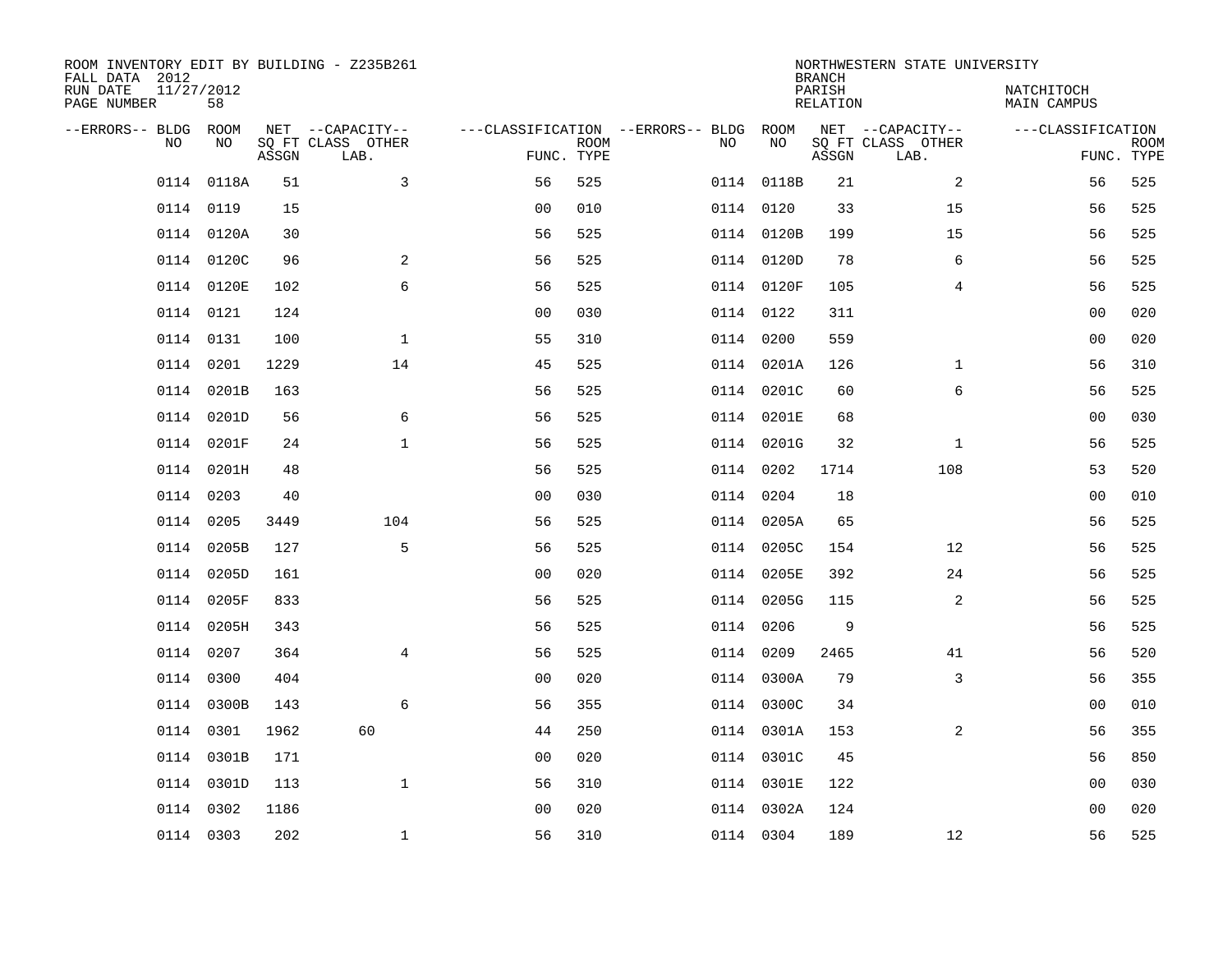ROOM INVENTORY EDIT BY BUILDING - Z235B261
FALL DATA 2012
RUN DATE 11/27/2012
PAGE NUMBER 58

NORTHWESTERN STATE UNIVERSITY
BRANCH
PARISH NATCHITOCH
RELATION MAIN CAMPUS

| --ERRORS-- | BLDG NO | ROOM NO | NET SQ FT ASSGN | --CAPACITY-- CLASS LAB. | OTHER | ---CLASSIFICATION FUNC. | ROOM TYPE | --ERRORS-- | BLDG NO | ROOM NO | NET SQ FT ASSGN | --CAPACITY-- CLASS LAB. | OTHER | ---CLASSIFICATION FUNC. | ROOM TYPE |
|---|---|---|---|---|---|---|---|---|---|---|---|---|---|---|---|
| | 0114 | 0118A | 51 | | 3 | 56 | 525 | | 0114 | 0118B | 21 | | 2 | 56 | 525 |
| | 0114 | 0119 | 15 | | | 00 | 010 | | 0114 | 0120 | 33 | | 15 | 56 | 525 |
| | 0114 | 0120A | 30 | | | 56 | 525 | | 0114 | 0120B | 199 | | 15 | 56 | 525 |
| | 0114 | 0120C | 96 | | 2 | 56 | 525 | | 0114 | 0120D | 78 | | 6 | 56 | 525 |
| | 0114 | 0120E | 102 | | 6 | 56 | 525 | | 0114 | 0120F | 105 | | 4 | 56 | 525 |
| | 0114 | 0121 | 124 | | | 00 | 030 | | 0114 | 0122 | 311 | | | 00 | 020 |
| | 0114 | 0131 | 100 | | 1 | 55 | 310 | | 0114 | 0200 | 559 | | | 00 | 020 |
| | 0114 | 0201 | 1229 | | 14 | 45 | 525 | | 0114 | 0201A | 126 | | 1 | 56 | 310 |
| | 0114 | 0201B | 163 | | | 56 | 525 | | 0114 | 0201C | 60 | | 6 | 56 | 525 |
| | 0114 | 0201D | 56 | | 6 | 56 | 525 | | 0114 | 0201E | 68 | | | 00 | 030 |
| | 0114 | 0201F | 24 | | 1 | 56 | 525 | | 0114 | 0201G | 32 | | 1 | 56 | 525 |
| | 0114 | 0201H | 48 | | | 56 | 525 | | 0114 | 0202 | 1714 | | 108 | 53 | 520 |
| | 0114 | 0203 | 40 | | | 00 | 030 | | 0114 | 0204 | 18 | | | 00 | 010 |
| | 0114 | 0205 | 3449 | | 104 | 56 | 525 | | 0114 | 0205A | 65 | | | 56 | 525 |
| | 0114 | 0205B | 127 | | 5 | 56 | 525 | | 0114 | 0205C | 154 | | 12 | 56 | 525 |
| | 0114 | 0205D | 161 | | | 00 | 020 | | 0114 | 0205E | 392 | | 24 | 56 | 525 |
| | 0114 | 0205F | 833 | | | 56 | 525 | | 0114 | 0205G | 115 | | 2 | 56 | 525 |
| | 0114 | 0205H | 343 | | | 56 | 525 | | 0114 | 0206 | 9 | | | 56 | 525 |
| | 0114 | 0207 | 364 | | 4 | 56 | 525 | | 0114 | 0209 | 2465 | | 41 | 56 | 520 |
| | 0114 | 0300 | 404 | | | 00 | 020 | | 0114 | 0300A | 79 | | 3 | 56 | 355 |
| | 0114 | 0300B | 143 | | 6 | 56 | 355 | | 0114 | 0300C | 34 | | | 00 | 010 |
| | 0114 | 0301 | 1962 | 60 | | 44 | 250 | | 0114 | 0301A | 153 | | 2 | 56 | 355 |
| | 0114 | 0301B | 171 | | | 00 | 020 | | 0114 | 0301C | 45 | | | 56 | 850 |
| | 0114 | 0301D | 113 | | 1 | 56 | 310 | | 0114 | 0301E | 122 | | | 00 | 030 |
| | 0114 | 0302 | 1186 | | | 00 | 020 | | 0114 | 0302A | 124 | | | 00 | 020 |
| | 0114 | 0303 | 202 | | 1 | 56 | 310 | | 0114 | 0304 | 189 | | 12 | 56 | 525 |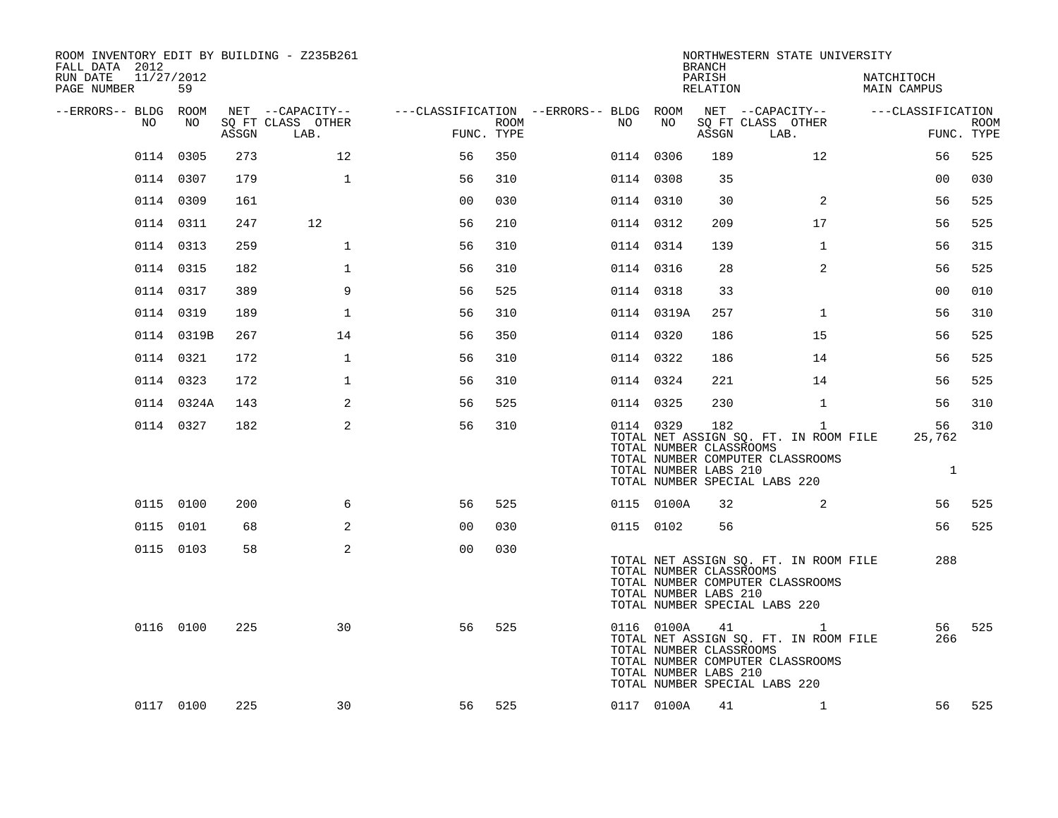ROOM INVENTORY EDIT BY BUILDING - Z235B261
FALL DATA 2012
RUN DATE 11/27/2012

NORTHWESTERN STATE UNIVERSITY
BRANCH
PARISH NATCHITOCH
RELATION MAIN CAMPUS

| --ERRORS-- | BLDG NO | ROOM NO | NET SQ FT ASSGN | --CAPACITY-- CLASS LAB. | OTHER | ---CLASSIFICATION FUNC. | ROOM TYPE | --ERRORS-- | BLDG NO | ROOM NO | NET SQ FT ASSGN | --CAPACITY-- CLASS LAB. | OTHER | ---CLASSIFICATION FUNC. | ROOM TYPE |
|---|---|---|---|---|---|---|---|---|---|---|---|---|---|---|---|
| | 0114 | 0305 | 273 | | 12 | 56 | 350 | | 0114 | 0306 | 189 | | 12 | 56 | 525 |
| | 0114 | 0307 | 179 | | 1 | 56 | 310 | | 0114 | 0308 | 35 | | | 00 | 030 |
| | 0114 | 0309 | 161 | | | 00 | 030 | | 0114 | 0310 | 30 | | 2 | 56 | 525 |
| | 0114 | 0311 | 247 | 12 | | 56 | 210 | | 0114 | 0312 | 209 | | 17 | 56 | 525 |
| | 0114 | 0313 | 259 | | 1 | 56 | 310 | | 0114 | 0314 | 139 | | 1 | 56 | 315 |
| | 0114 | 0315 | 182 | | 1 | 56 | 310 | | 0114 | 0316 | 28 | | 2 | 56 | 525 |
| | 0114 | 0317 | 389 | | 9 | 56 | 525 | | 0114 | 0318 | 33 | | | 00 | 010 |
| | 0114 | 0319 | 189 | | 1 | 56 | 310 | | 0114 | 0319A | 257 | | 1 | 56 | 310 |
| | 0114 | 0319B | 267 | | 14 | 56 | 350 | | 0114 | 0320 | 186 | | 15 | 56 | 525 |
| | 0114 | 0321 | 172 | | 1 | 56 | 310 | | 0114 | 0322 | 186 | | 14 | 56 | 525 |
| | 0114 | 0323 | 172 | | 1 | 56 | 310 | | 0114 | 0324 | 221 | | 14 | 56 | 525 |
| | 0114 | 0324A | 143 | | 2 | 56 | 525 | | 0114 | 0325 | 230 | | 1 | 56 | 310 |
| | 0114 | 0327 | 182 | | 2 | 56 | 310 | | 0114 | 0329 | 182 | | 1 | 56 | 310 |
| | | | | | | | | | TOTAL NET ASSIGN SQ. FT. IN ROOM FILE | | | | | 25,762 | |
| | | | | | | | | | TOTAL NUMBER CLASSROOMS | | | | | | |
| | | | | | | | | | TOTAL NUMBER COMPUTER CLASSROOMS | | | | | | |
| | | | | | | | | | TOTAL NUMBER LABS 210 | | | | | 1 | |
| | | | | | | | | | TOTAL NUMBER SPECIAL LABS 220 | | | | | | |
| | 0115 | 0100 | 200 | | 6 | 56 | 525 | | 0115 | 0100A | 32 | | 2 | 56 | 525 |
| | 0115 | 0101 | 68 | | 2 | 00 | 030 | | 0115 | 0102 | 56 | | | 56 | 525 |
| | 0115 | 0103 | 58 | | 2 | 00 | 030 | | | | | | | | |
| | | | | | | | | | TOTAL NET ASSIGN SQ. FT. IN ROOM FILE | | | | | 288 | |
| | | | | | | | | | TOTAL NUMBER CLASSROOMS | | | | | | |
| | | | | | | | | | TOTAL NUMBER COMPUTER CLASSROOMS | | | | | | |
| | | | | | | | | | TOTAL NUMBER LABS 210 | | | | | | |
| | | | | | | | | | TOTAL NUMBER SPECIAL LABS 220 | | | | | | |
| | 0116 | 0100 | 225 | | 30 | 56 | 525 | | 0116 | 0100A | 41 | | 1 | 56 | 525 |
| | | | | | | | | | TOTAL NET ASSIGN SQ. FT. IN ROOM FILE | | | | | 266 | |
| | | | | | | | | | TOTAL NUMBER CLASSROOMS | | | | | | |
| | | | | | | | | | TOTAL NUMBER COMPUTER CLASSROOMS | | | | | | |
| | | | | | | | | | TOTAL NUMBER LABS 210 | | | | | | |
| | | | | | | | | | TOTAL NUMBER SPECIAL LABS 220 | | | | | | |
| | 0117 | 0100 | 225 | | 30 | 56 | 525 | | 0117 | 0100A | 41 | | 1 | 56 | 525 |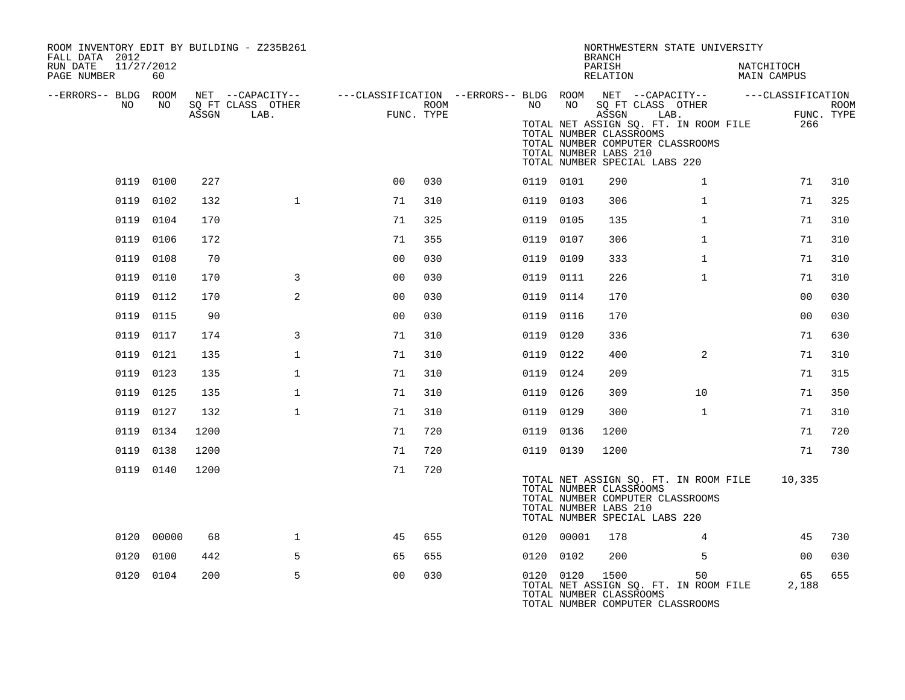ROOM INVENTORY EDIT BY BUILDING - Z235B261
FALL DATA 2012
RUN DATE 11/27/2012
PAGE NUMBER 60

NORTHWESTERN STATE UNIVERSITY
BRANCH
PARISH NATCHITOCH
RELATION MAIN CAMPUS

| --ERRORS-- | BLDG NO | ROOM NO | NET SQ FT ASSGN | --CAPACITY-- CLASS LAB. | OTHER | ---CLASSIFICATION FUNC. | ROOM TYPE | --ERRORS-- | BLDG NO | ROOM NO | NET SQ FT ASSGN | --CAPACITY-- CLASS LAB. | OTHER | ---CLASSIFICATION FUNC. | ROOM TYPE |
|---|---|---|---|---|---|---|---|---|---|---|---|---|---|---|---|
| | | | | | | | | | TOTAL NET ASSIGN SQ. FT. IN ROOM FILE | | | | | 266 | |
| | | | | | | | | | TOTAL NUMBER CLASSROOMS | | | | | | |
| | | | | | | | | | TOTAL NUMBER COMPUTER CLASSROOMS | | | | | | |
| | | | | | | | | | TOTAL NUMBER LABS 210 | | | | | | |
| | | | | | | | | | TOTAL NUMBER SPECIAL LABS 220 | | | | | | |
| | 0119 | 0100 | 227 | | | 00 | 030 | | 0119 | 0101 | 290 | | 1 | 71 | 310 |
| | 0119 | 0102 | 132 | | 1 | 71 | 310 | | 0119 | 0103 | 306 | | 1 | 71 | 325 |
| | 0119 | 0104 | 170 | | | 71 | 325 | | 0119 | 0105 | 135 | | 1 | 71 | 310 |
| | 0119 | 0106 | 172 | | | 71 | 355 | | 0119 | 0107 | 306 | | 1 | 71 | 310 |
| | 0119 | 0108 | 70 | | | 00 | 030 | | 0119 | 0109 | 333 | | 1 | 71 | 310 |
| | 0119 | 0110 | 170 | | 3 | 00 | 030 | | 0119 | 0111 | 226 | | 1 | 71 | 310 |
| | 0119 | 0112 | 170 | | 2 | 00 | 030 | | 0119 | 0114 | 170 | | | 00 | 030 |
| | 0119 | 0115 | 90 | | | 00 | 030 | | 0119 | 0116 | 170 | | | 00 | 030 |
| | 0119 | 0117 | 174 | | 3 | 71 | 310 | | 0119 | 0120 | 336 | | | 71 | 630 |
| | 0119 | 0121 | 135 | | 1 | 71 | 310 | | 0119 | 0122 | 400 | | 2 | 71 | 310 |
| | 0119 | 0123 | 135 | | 1 | 71 | 310 | | 0119 | 0124 | 209 | | | 71 | 315 |
| | 0119 | 0125 | 135 | | 1 | 71 | 310 | | 0119 | 0126 | 309 | | 10 | 71 | 350 |
| | 0119 | 0127 | 132 | | 1 | 71 | 310 | | 0119 | 0129 | 300 | | 1 | 71 | 310 |
| | 0119 | 0134 | 1200 | | | 71 | 720 | | 0119 | 0136 | 1200 | | | 71 | 720 |
| | 0119 | 0138 | 1200 | | | 71 | 720 | | 0119 | 0139 | 1200 | | | 71 | 730 |
| | 0119 | 0140 | 1200 | | | 71 | 720 | | | | | | | | |
| | | | | | | | | | TOTAL NET ASSIGN SQ. FT. IN ROOM FILE | | | | | 10,335 | |
| | | | | | | | | | TOTAL NUMBER CLASSROOMS | | | | | | |
| | | | | | | | | | TOTAL NUMBER COMPUTER CLASSROOMS | | | | | | |
| | | | | | | | | | TOTAL NUMBER LABS 210 | | | | | | |
| | | | | | | | | | TOTAL NUMBER SPECIAL LABS 220 | | | | | | |
| | 0120 | 00000 | 68 | | 1 | 45 | 655 | | 0120 | 00001 | 178 | | 4 | 45 | 730 |
| | 0120 | 0100 | 442 | | 5 | 65 | 655 | | 0120 | 0102 | 200 | | 5 | 00 | 030 |
| | 0120 | 0104 | 200 | | 5 | 00 | 030 | | 0120 | 0120 | 1500 | | 50 | 65 | 655 |
| | | | | | | | | | TOTAL NET ASSIGN SQ. FT. IN ROOM FILE | | | | | 2,188 | |
| | | | | | | | | | TOTAL NUMBER CLASSROOMS | | | | | | |
| | | | | | | | | | TOTAL NUMBER COMPUTER CLASSROOMS | | | | | | |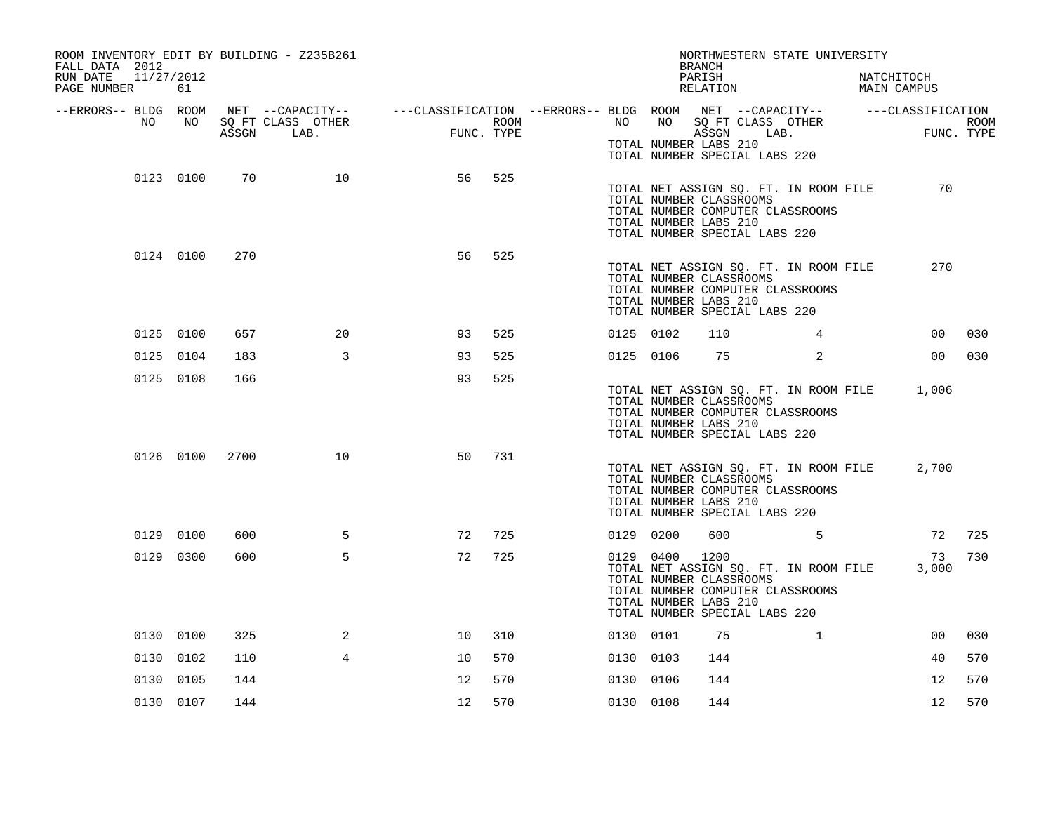ROOM INVENTORY EDIT BY BUILDING - Z235B261
FALL DATA 2012
RUN DATE 11/27/2012

NORTHWESTERN STATE UNIVERSITY
BRANCH
PARISH NATCHITOCH
RELATION MAIN CAMPUS

| --ERRORS-- | BLDG NO | ROOM NO | NET SQ FT ASSGN | CAPACITY CLASS LAB. | OTHER | FUNC. | ROOM TYPE | --ERRORS-- | BLDG NO | ROOM NO | NET SQ FT ASSGN | CAPACITY CLASS LAB. | OTHER | FUNC. | ROOM TYPE |
|---|---|---|---|---|---|---|---|---|---|---|---|---|---|---|---|
| | | | | | | | | | TOTAL NUMBER LABS 210 | | | | | | |
| | | | | | | | | | TOTAL NUMBER SPECIAL LABS 220 | | | | | | |
| | 0123 | 0100 | 70 | | 10 | 56 | 525 | | | | | | | | |
| | | | | | | | | | TOTAL NET ASSIGN SQ. FT. IN ROOM FILE | | | | | 70 | |
| | | | | | | | | | TOTAL NUMBER CLASSROOMS | | | | | | |
| | | | | | | | | | TOTAL NUMBER COMPUTER CLASSROOMS | | | | | | |
| | | | | | | | | | TOTAL NUMBER LABS 210 | | | | | | |
| | | | | | | | | | TOTAL NUMBER SPECIAL LABS 220 | | | | | | |
| | 0124 | 0100 | 270 | | | 56 | 525 | | | | | | | | |
| | | | | | | | | | TOTAL NET ASSIGN SQ. FT. IN ROOM FILE | | | | | 270 | |
| | | | | | | | | | TOTAL NUMBER CLASSROOMS | | | | | | |
| | | | | | | | | | TOTAL NUMBER COMPUTER CLASSROOMS | | | | | | |
| | | | | | | | | | TOTAL NUMBER LABS 210 | | | | | | |
| | | | | | | | | | TOTAL NUMBER SPECIAL LABS 220 | | | | | | |
| | 0125 | 0100 | 657 | | 20 | 93 | 525 | | 0125 | 0102 | 110 | | 4 | 00 | 030 |
| | 0125 | 0104 | 183 | | 3 | 93 | 525 | | 0125 | 0106 | 75 | | 2 | 00 | 030 |
| | 0125 | 0108 | 166 | | | 93 | 525 | | | | | | | | |
| | | | | | | | | | TOTAL NET ASSIGN SQ. FT. IN ROOM FILE | | | | | 1,006 | |
| | | | | | | | | | TOTAL NUMBER CLASSROOMS | | | | | | |
| | | | | | | | | | TOTAL NUMBER COMPUTER CLASSROOMS | | | | | | |
| | | | | | | | | | TOTAL NUMBER LABS 210 | | | | | | |
| | | | | | | | | | TOTAL NUMBER SPECIAL LABS 220 | | | | | | |
| | 0126 | 0100 | 2700 | | 10 | 50 | 731 | | | | | | | | |
| | | | | | | | | | TOTAL NET ASSIGN SQ. FT. IN ROOM FILE | | | | | 2,700 | |
| | | | | | | | | | TOTAL NUMBER CLASSROOMS | | | | | | |
| | | | | | | | | | TOTAL NUMBER COMPUTER CLASSROOMS | | | | | | |
| | | | | | | | | | TOTAL NUMBER LABS 210 | | | | | | |
| | | | | | | | | | TOTAL NUMBER SPECIAL LABS 220 | | | | | | |
| | 0129 | 0100 | 600 | | 5 | 72 | 725 | | 0129 | 0200 | 600 | | 5 | 72 | 725 |
| | 0129 | 0300 | 600 | | 5 | 72 | 725 | | 0129 | 0400 | 1200 | | | 73 | 730 |
| | | | | | | | | | TOTAL NET ASSIGN SQ. FT. IN ROOM FILE | | | | | 3,000 | |
| | | | | | | | | | TOTAL NUMBER CLASSROOMS | | | | | | |
| | | | | | | | | | TOTAL NUMBER COMPUTER CLASSROOMS | | | | | | |
| | | | | | | | | | TOTAL NUMBER LABS 210 | | | | | | |
| | | | | | | | | | TOTAL NUMBER SPECIAL LABS 220 | | | | | | |
| | 0130 | 0100 | 325 | | 2 | 10 | 310 | | 0130 | 0101 | 75 | | 1 | 00 | 030 |
| | 0130 | 0102 | 110 | | 4 | 10 | 570 | | 0130 | 0103 | 144 | | | 40 | 570 |
| | 0130 | 0105 | 144 | | | 12 | 570 | | 0130 | 0106 | 144 | | | 12 | 570 |
| | 0130 | 0107 | 144 | | | 12 | 570 | | 0130 | 0108 | 144 | | | 12 | 570 |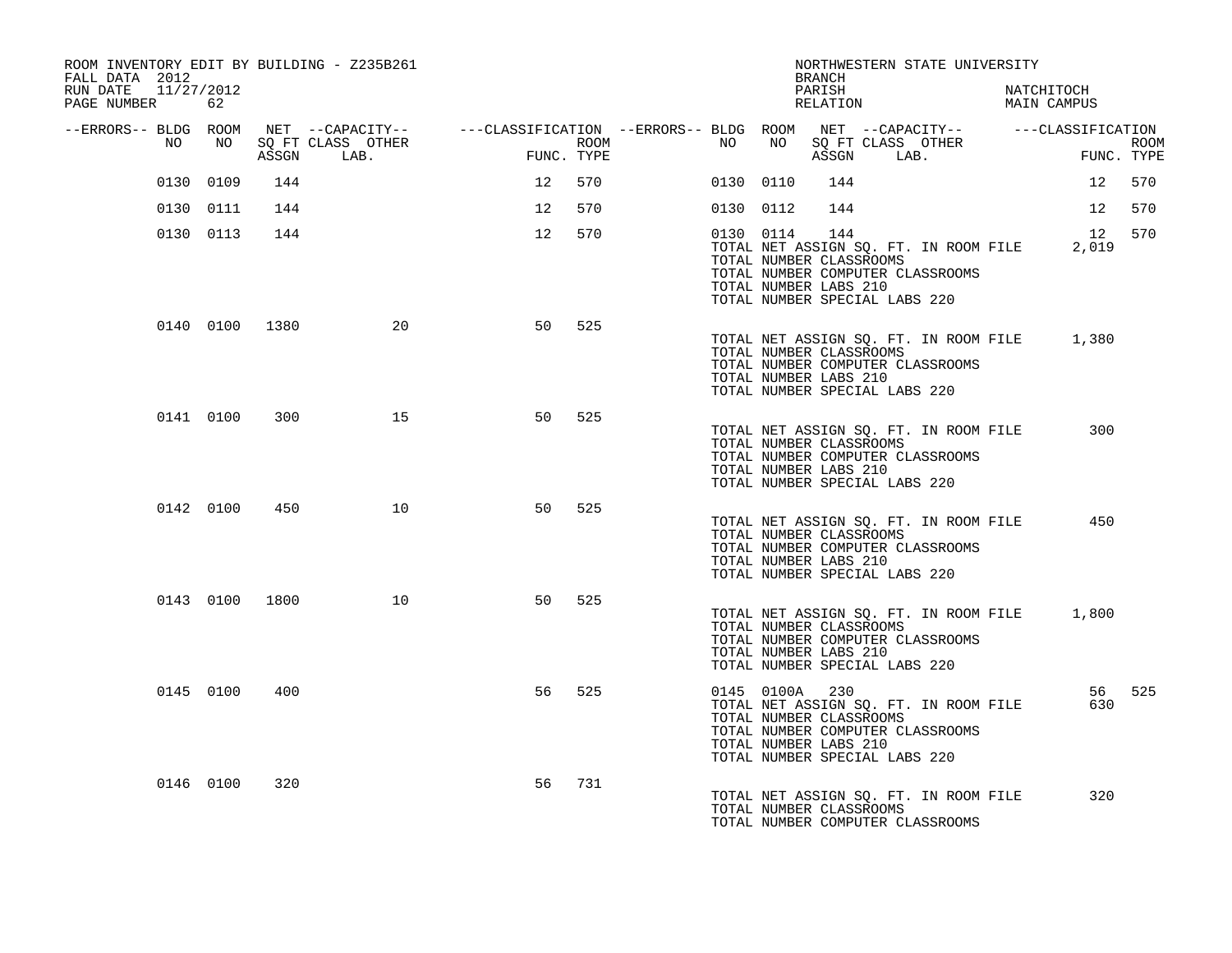ROOM INVENTORY EDIT BY BUILDING - Z235B261
FALL DATA 2012
RUN DATE 11/27/2012

NORTHWESTERN STATE UNIVERSITY
BRANCH
PARISH NATCHITOCH
RELATION MAIN CAMPUS

| --ERRORS-- | BLDG NO | ROOM NO | NET SQ FT ASSGN | CAPACITY CLASS LAB. | CAPACITY OTHER | CLASSIFICATION FUNC. | ROOM TYPE | --ERRORS-- | BLDG NO | ROOM NO | NET SQ FT ASSGN | CAPACITY CLASS LAB. | CAPACITY OTHER | CLASSIFICATION FUNC. | ROOM TYPE |
|---|---|---|---|---|---|---|---|---|---|---|---|---|---|---|---|
| | 0130 | 0109 | 144 | | | 12 | 570 | | 0130 | 0110 | 144 | | | 12 | 570 |
| | 0130 | 0111 | 144 | | | 12 | 570 | | 0130 | 0112 | 144 | | | 12 | 570 |
| | 0130 | 0113 | 144 | | | 12 | 570 | | 0130 | 0114 | 144 | | | 12 | 570 |

TOTAL NET ASSIGN SQ. FT. IN ROOM FILE 2,019
TOTAL NUMBER CLASSROOMS
TOTAL NUMBER COMPUTER CLASSROOMS
TOTAL NUMBER LABS 210
TOTAL NUMBER SPECIAL LABS 220

| --ERRORS-- | BLDG NO | ROOM NO | NET SQ FT ASSGN | CAPACITY CLASS LAB. | CAPACITY OTHER | CLASSIFICATION FUNC. | ROOM TYPE |
|---|---|---|---|---|---|---|---|
| | 0140 | 0100 | 1380 | | 20 | 50 | 525 |

TOTAL NET ASSIGN SQ. FT. IN ROOM FILE 1,380
TOTAL NUMBER CLASSROOMS
TOTAL NUMBER COMPUTER CLASSROOMS
TOTAL NUMBER LABS 210
TOTAL NUMBER SPECIAL LABS 220

| --ERRORS-- | BLDG NO | ROOM NO | NET SQ FT ASSGN | CAPACITY CLASS LAB. | CAPACITY OTHER | CLASSIFICATION FUNC. | ROOM TYPE |
|---|---|---|---|---|---|---|---|
| | 0141 | 0100 | 300 | | 15 | 50 | 525 |

TOTAL NET ASSIGN SQ. FT. IN ROOM FILE 300
TOTAL NUMBER CLASSROOMS
TOTAL NUMBER COMPUTER CLASSROOMS
TOTAL NUMBER LABS 210
TOTAL NUMBER SPECIAL LABS 220

| --ERRORS-- | BLDG NO | ROOM NO | NET SQ FT ASSGN | CAPACITY CLASS LAB. | CAPACITY OTHER | CLASSIFICATION FUNC. | ROOM TYPE |
|---|---|---|---|---|---|---|---|
| | 0142 | 0100 | 450 | | 10 | 50 | 525 |

TOTAL NET ASSIGN SQ. FT. IN ROOM FILE 450
TOTAL NUMBER CLASSROOMS
TOTAL NUMBER COMPUTER CLASSROOMS
TOTAL NUMBER LABS 210
TOTAL NUMBER SPECIAL LABS 220

| --ERRORS-- | BLDG NO | ROOM NO | NET SQ FT ASSGN | CAPACITY CLASS LAB. | CAPACITY OTHER | CLASSIFICATION FUNC. | ROOM TYPE |
|---|---|---|---|---|---|---|---|
| | 0143 | 0100 | 1800 | | 10 | 50 | 525 |

TOTAL NET ASSIGN SQ. FT. IN ROOM FILE 1,800
TOTAL NUMBER CLASSROOMS
TOTAL NUMBER COMPUTER CLASSROOMS
TOTAL NUMBER LABS 210
TOTAL NUMBER SPECIAL LABS 220

| --ERRORS-- | BLDG NO | ROOM NO | NET SQ FT ASSGN | CAPACITY CLASS LAB. | CAPACITY OTHER | CLASSIFICATION FUNC. | ROOM TYPE | --ERRORS-- | BLDG NO | ROOM NO | NET SQ FT ASSGN | CAPACITY CLASS LAB. | CAPACITY OTHER | CLASSIFICATION FUNC. | ROOM TYPE |
|---|---|---|---|---|---|---|---|---|---|---|---|---|---|---|---|
| | 0145 | 0100 | 400 | | | 56 | 525 | | 0145 | 0100A | 230 | | | 56 | 525 |

TOTAL NET ASSIGN SQ. FT. IN ROOM FILE 630
TOTAL NUMBER CLASSROOMS
TOTAL NUMBER COMPUTER CLASSROOMS
TOTAL NUMBER LABS 210
TOTAL NUMBER SPECIAL LABS 220

| --ERRORS-- | BLDG NO | ROOM NO | NET SQ FT ASSGN | CAPACITY CLASS LAB. | CAPACITY OTHER | CLASSIFICATION FUNC. | ROOM TYPE |
|---|---|---|---|---|---|---|---|
| | 0146 | 0100 | 320 | | | 56 | 731 |

TOTAL NET ASSIGN SQ. FT. IN ROOM FILE 320
TOTAL NUMBER CLASSROOMS
TOTAL NUMBER COMPUTER CLASSROOMS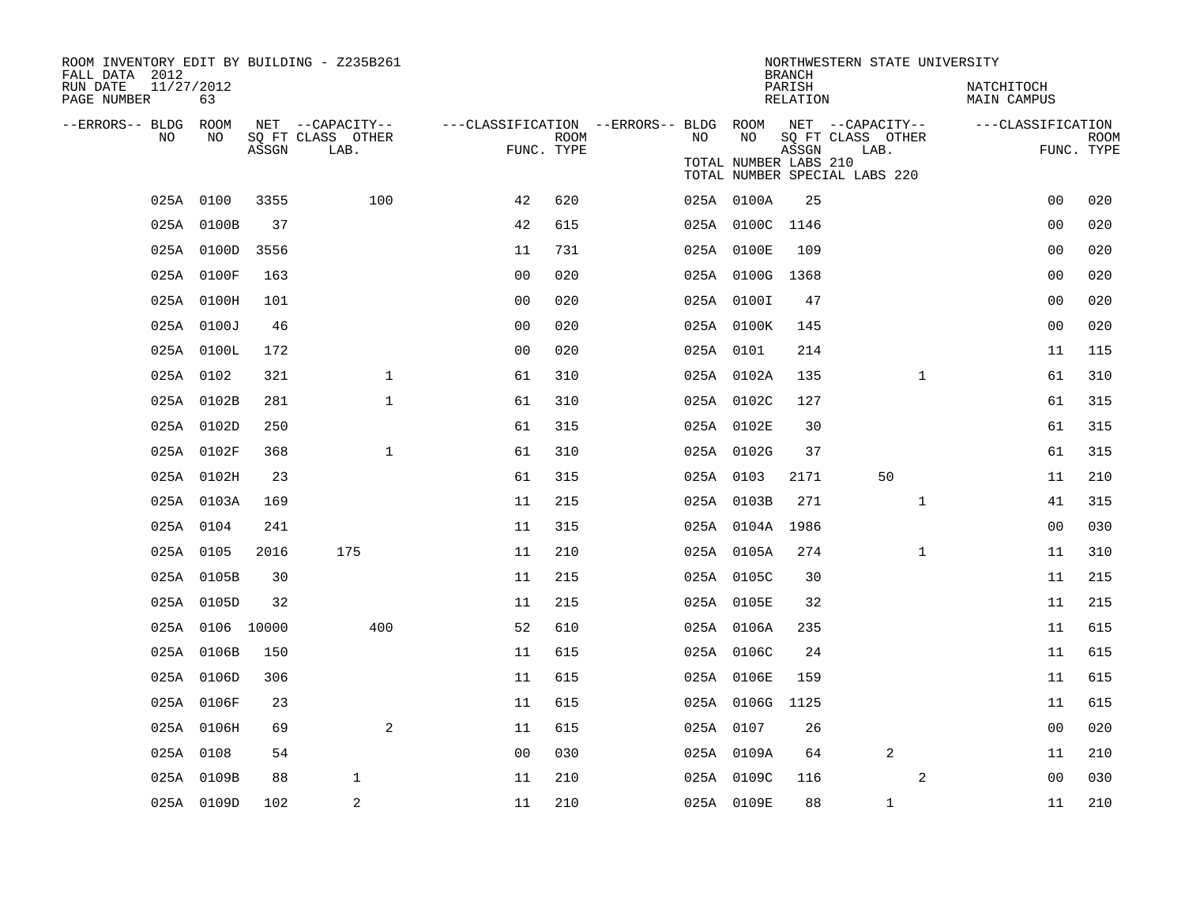ROOM INVENTORY EDIT BY BUILDING - Z235B261
FALL DATA 2012
RUN DATE 11/27/2012
PAGE NUMBER 63

NORTHWESTERN STATE UNIVERSITY
BRANCH
PARISH NATCHITOCH
RELATION MAIN CAMPUS

TOTAL NUMBER LABS 210
TOTAL NUMBER SPECIAL LABS 220

| --ERRORS-- | BLDG NO | ROOM NO | NET SQ FT ASSGN | CAPACITY CLASS LAB. | CAPACITY OTHER | CLASSIFICATION FUNC. | ROOM TYPE | --ERRORS-- | BLDG NO | ROOM NO | NET SQ FT ASSGN | CAPACITY CLASS LAB. | CAPACITY OTHER | CLASSIFICATION FUNC. | ROOM TYPE |
|---|---|---|---|---|---|---|---|---|---|---|---|---|---|---|---|
| | 025A | 0100 | 3355 | | 100 | 42 | 620 | | 025A | 0100A | 25 | | | 00 | 020 |
| | 025A | 0100B | 37 | | | 42 | 615 | | 025A | 0100C | 1146 | | | 00 | 020 |
| | 025A | 0100D | 3556 | | | 11 | 731 | | 025A | 0100E | 109 | | | 00 | 020 |
| | 025A | 0100F | 163 | | | 00 | 020 | | 025A | 0100G | 1368 | | | 00 | 020 |
| | 025A | 0100H | 101 | | | 00 | 020 | | 025A | 0100I | 47 | | | 00 | 020 |
| | 025A | 0100J | 46 | | | 00 | 020 | | 025A | 0100K | 145 | | | 00 | 020 |
| | 025A | 0100L | 172 | | | 00 | 020 | | 025A | 0101 | 214 | | | 11 | 115 |
| | 025A | 0102 | 321 | | 1 | 61 | 310 | | 025A | 0102A | 135 | | 1 | 61 | 310 |
| | 025A | 0102B | 281 | | 1 | 61 | 310 | | 025A | 0102C | 127 | | | 61 | 315 |
| | 025A | 0102D | 250 | | | 61 | 315 | | 025A | 0102E | 30 | | | 61 | 315 |
| | 025A | 0102F | 368 | | 1 | 61 | 310 | | 025A | 0102G | 37 | | | 61 | 315 |
| | 025A | 0102H | 23 | | | 61 | 315 | | 025A | 0103 | 2171 | 50 | | 11 | 210 |
| | 025A | 0103A | 169 | | | 11 | 215 | | 025A | 0103B | 271 | | 1 | 41 | 315 |
| | 025A | 0104 | 241 | | | 11 | 315 | | 025A | 0104A | 1986 | | | 00 | 030 |
| | 025A | 0105 | 2016 | 175 | | 11 | 210 | | 025A | 0105A | 274 | | 1 | 11 | 310 |
| | 025A | 0105B | 30 | | | 11 | 215 | | 025A | 0105C | 30 | | | 11 | 215 |
| | 025A | 0105D | 32 | | | 11 | 215 | | 025A | 0105E | 32 | | | 11 | 215 |
| | 025A | 0106 | 10000 | | 400 | 52 | 610 | | 025A | 0106A | 235 | | | 11 | 615 |
| | 025A | 0106B | 150 | | | 11 | 615 | | 025A | 0106C | 24 | | | 11 | 615 |
| | 025A | 0106D | 306 | | | 11 | 615 | | 025A | 0106E | 159 | | | 11 | 615 |
| | 025A | 0106F | 23 | | | 11 | 615 | | 025A | 0106G | 1125 | | | 11 | 615 |
| | 025A | 0106H | 69 | | 2 | 11 | 615 | | 025A | 0107 | 26 | | | 00 | 020 |
| | 025A | 0108 | 54 | | | 00 | 030 | | 025A | 0109A | 64 | 2 | | 11 | 210 |
| | 025A | 0109B | 88 | 1 | | 11 | 210 | | 025A | 0109C | 116 | | 2 | 00 | 030 |
| | 025A | 0109D | 102 | 2 | | 11 | 210 | | 025A | 0109E | 88 | 1 | | 11 | 210 |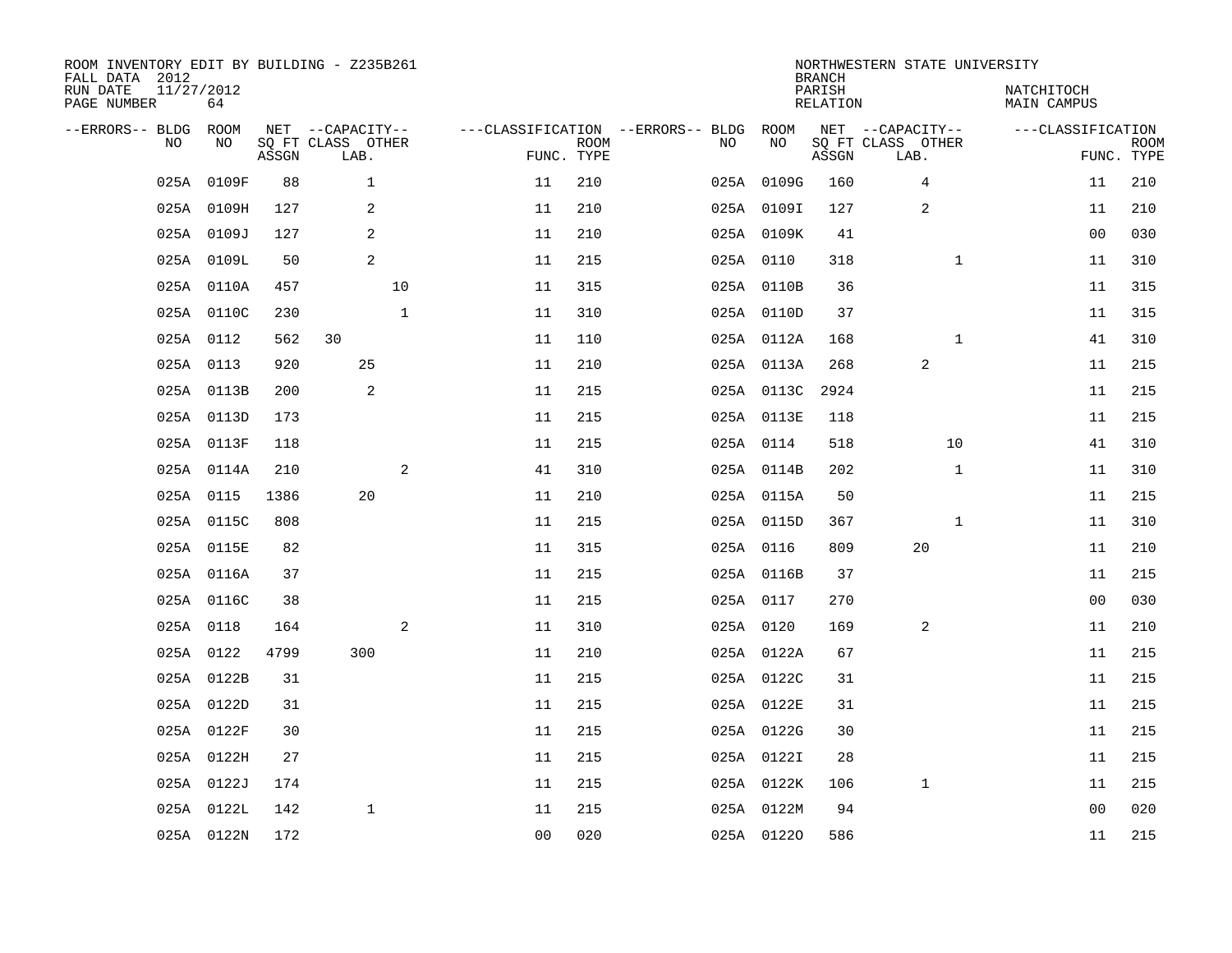ROOM INVENTORY EDIT BY BUILDING - Z235B261
FALL DATA 2012
RUN DATE 11/27/2012
PAGE NUMBER 64

NORTHWESTERN STATE UNIVERSITY
BRANCH
PARISH NATCHITOCH
RELATION MAIN CAMPUS

| --ERRORS-- | BLDG NO | ROOM NO | NET SQ FT ASSGN | CAPACITY CLASS | CAPACITY LAB. | CAPACITY OTHER | CLASSIFICATION FUNC. | ROOM TYPE | --ERRORS-- | BLDG NO | ROOM NO | NET SQ FT ASSGN | CAPACITY CLASS | CAPACITY LAB. | CAPACITY OTHER | CLASSIFICATION FUNC. | ROOM TYPE |
|---|---|---|---|---|---|---|---|---|---|---|---|---|---|---|---|---|---|
| | 025A | 0109F | 88 | | 1 | | 11 | 210 | | 025A | 0109G | 160 | | 4 | | 11 | 210 |
| | 025A | 0109H | 127 | | 2 | | 11 | 210 | | 025A | 0109I | 127 | | 2 | | 11 | 210 |
| | 025A | 0109J | 127 | | 2 | | 11 | 210 | | 025A | 0109K | 41 | | | | 00 | 030 |
| | 025A | 0109L | 50 | | 2 | | 11 | 215 | | 025A | 0110 | 318 | | | 1 | 11 | 310 |
| | 025A | 0110A | 457 | | | 10 | 11 | 315 | | 025A | 0110B | 36 | | | | 11 | 315 |
| | 025A | 0110C | 230 | | | 1 | 11 | 310 | | 025A | 0110D | 37 | | | | 11 | 315 |
| | 025A | 0112 | 562 | 30 | | | 11 | 110 | | 025A | 0112A | 168 | | | 1 | 41 | 310 |
| | 025A | 0113 | 920 | | 25 | | 11 | 210 | | 025A | 0113A | 268 | | 2 | | 11 | 215 |
| | 025A | 0113B | 200 | | 2 | | 11 | 215 | | 025A | 0113C | 2924 | | | | 11 | 215 |
| | 025A | 0113D | 173 | | | | 11 | 215 | | 025A | 0113E | 118 | | | | 11 | 215 |
| | 025A | 0113F | 118 | | | | 11 | 215 | | 025A | 0114 | 518 | | | 10 | 41 | 310 |
| | 025A | 0114A | 210 | | | 2 | 41 | 310 | | 025A | 0114B | 202 | | | 1 | 11 | 310 |
| | 025A | 0115 | 1386 | | 20 | | 11 | 210 | | 025A | 0115A | 50 | | | | 11 | 215 |
| | 025A | 0115C | 808 | | | | 11 | 215 | | 025A | 0115D | 367 | | | 1 | 11 | 310 |
| | 025A | 0115E | 82 | | | | 11 | 315 | | 025A | 0116 | 809 | | 20 | | 11 | 210 |
| | 025A | 0116A | 37 | | | | 11 | 215 | | 025A | 0116B | 37 | | | | 11 | 215 |
| | 025A | 0116C | 38 | | | | 11 | 215 | | 025A | 0117 | 270 | | | | 00 | 030 |
| | 025A | 0118 | 164 | | | 2 | 11 | 310 | | 025A | 0120 | 169 | | 2 | | 11 | 210 |
| | 025A | 0122 | 4799 | | 300 | | 11 | 210 | | 025A | 0122A | 67 | | | | 11 | 215 |
| | 025A | 0122B | 31 | | | | 11 | 215 | | 025A | 0122C | 31 | | | | 11 | 215 |
| | 025A | 0122D | 31 | | | | 11 | 215 | | 025A | 0122E | 31 | | | | 11 | 215 |
| | 025A | 0122F | 30 | | | | 11 | 215 | | 025A | 0122G | 30 | | | | 11 | 215 |
| | 025A | 0122H | 27 | | | | 11 | 215 | | 025A | 0122I | 28 | | | | 11 | 215 |
| | 025A | 0122J | 174 | | | | 11 | 215 | | 025A | 0122K | 106 | | 1 | | 11 | 215 |
| | 025A | 0122L | 142 | | 1 | | 11 | 215 | | 025A | 0122M | 94 | | | | 00 | 020 |
| | 025A | 0122N | 172 | | | | 00 | 020 | | 025A | 0122O | 586 | | | | 11 | 215 |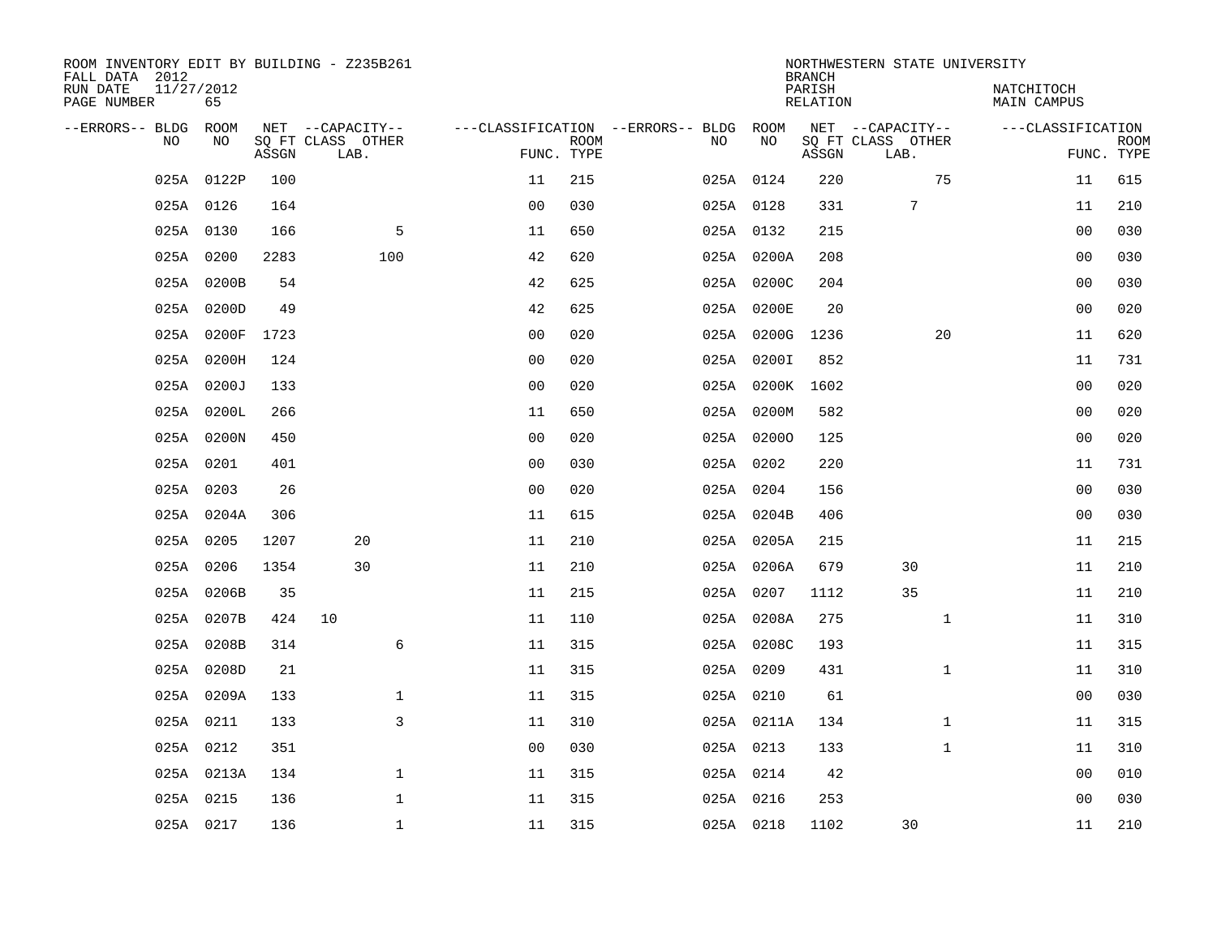ROOM INVENTORY EDIT BY BUILDING - Z235B261
FALL DATA 2012
RUN DATE 11/27/2012
PAGE NUMBER 65

NORTHWESTERN STATE UNIVERSITY
BRANCH
PARISH NATCHITOCH
RELATION MAIN CAMPUS

| --ERRORS-- | BLDG NO | ROOM NO | NET SQ FT ASSGN | CAPACITY CLASS | CAPACITY LAB. | CAPACITY OTHER | CLASSIFICATION FUNC. | ROOM TYPE | --ERRORS-- | BLDG NO | ROOM NO | NET SQ FT ASSGN | CAPACITY CLASS | CAPACITY LAB. | CAPACITY OTHER | CLASSIFICATION FUNC. | ROOM TYPE |
|---|---|---|---|---|---|---|---|---|---|---|---|---|---|---|---|---|---|
| | 025A | 0122P | 100 | | | | 11 | 215 | | 025A | 0124 | 220 | | | 75 | 11 | 615 |
| | 025A | 0126 | 164 | | | | 00 | 030 | | 025A | 0128 | 331 | | 7 | | 11 | 210 |
| | 025A | 0130 | 166 | | | 5 | 11 | 650 | | 025A | 0132 | 215 | | | | 00 | 030 |
| | 025A | 0200 | 2283 | | | 100 | 42 | 620 | | 025A | 0200A | 208 | | | | 00 | 030 |
| | 025A | 0200B | 54 | | | | 42 | 625 | | 025A | 0200C | 204 | | | | 00 | 030 |
| | 025A | 0200D | 49 | | | | 42 | 625 | | 025A | 0200E | 20 | | | | 00 | 020 |
| | 025A | 0200F | 1723 | | | | 00 | 020 | | 025A | 0200G | 1236 | | | 20 | 11 | 620 |
| | 025A | 0200H | 124 | | | | 00 | 020 | | 025A | 0200I | 852 | | | | 11 | 731 |
| | 025A | 0200J | 133 | | | | 00 | 020 | | 025A | 0200K | 1602 | | | | 00 | 020 |
| | 025A | 0200L | 266 | | | | 11 | 650 | | 025A | 0200M | 582 | | | | 00 | 020 |
| | 025A | 0200N | 450 | | | | 00 | 020 | | 025A | 0200O | 125 | | | | 00 | 020 |
| | 025A | 0201 | 401 | | | | 00 | 030 | | 025A | 0202 | 220 | | | | 11 | 731 |
| | 025A | 0203 | 26 | | | | 00 | 020 | | 025A | 0204 | 156 | | | | 00 | 030 |
| | 025A | 0204A | 306 | | | | 11 | 615 | | 025A | 0204B | 406 | | | | 00 | 030 |
| | 025A | 0205 | 1207 | | 20 | | 11 | 210 | | 025A | 0205A | 215 | | | | 11 | 215 |
| | 025A | 0206 | 1354 | | 30 | | 11 | 210 | | 025A | 0206A | 679 | | 30 | | 11 | 210 |
| | 025A | 0206B | 35 | | | | 11 | 215 | | 025A | 0207 | 1112 | | 35 | | 11 | 210 |
| | 025A | 0207B | 424 | 10 | | | 11 | 110 | | 025A | 0208A | 275 | | | 1 | 11 | 310 |
| | 025A | 0208B | 314 | | | 6 | 11 | 315 | | 025A | 0208C | 193 | | | | 11 | 315 |
| | 025A | 0208D | 21 | | | | 11 | 315 | | 025A | 0209 | 431 | | | 1 | 11 | 310 |
| | 025A | 0209A | 133 | | | 1 | 11 | 315 | | 025A | 0210 | 61 | | | | 00 | 030 |
| | 025A | 0211 | 133 | | | 3 | 11 | 310 | | 025A | 0211A | 134 | | | 1 | 11 | 315 |
| | 025A | 0212 | 351 | | | | 00 | 030 | | 025A | 0213 | 133 | | | 1 | 11 | 310 |
| | 025A | 0213A | 134 | | | 1 | 11 | 315 | | 025A | 0214 | 42 | | | | 00 | 010 |
| | 025A | 0215 | 136 | | | 1 | 11 | 315 | | 025A | 0216 | 253 | | | | 00 | 030 |
| | 025A | 0217 | 136 | | | 1 | 11 | 315 | | 025A | 0218 | 1102 | | 30 | | 11 | 210 |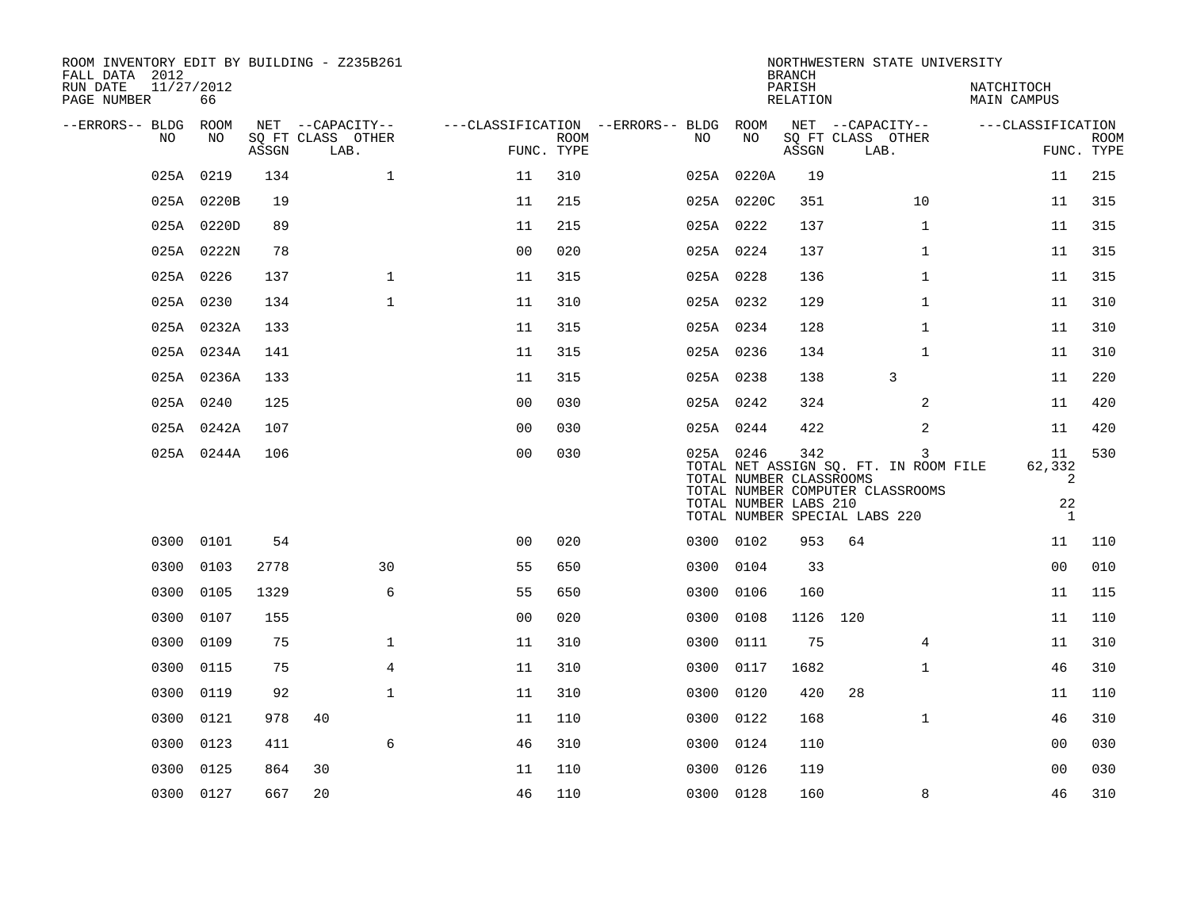ROOM INVENTORY EDIT BY BUILDING - Z235B261
FALL DATA 2012
RUN DATE 11/27/2012
PAGE NUMBER 66

NORTHWESTERN STATE UNIVERSITY
BRANCH
PARISH NATCHITOCH
RELATION MAIN CAMPUS

| --ERRORS-- | BLDG NO | ROOM NO | NET SQ FT ASSGN | CAPACITY CLASS | CAPACITY LAB. | CAPACITY OTHER | FUNC. | ROOM TYPE | --ERRORS-- | BLDG NO | ROOM NO | NET SQ FT ASSGN | CAPACITY CLASS | CAPACITY LAB. | CAPACITY OTHER | FUNC. | ROOM TYPE |
|---|---|---|---|---|---|---|---|---|---|---|---|---|---|---|---|---|---|
| | 025A | 0219 | 134 | | | 1 | 11 | 310 | | 025A | 0220A | 19 | | | | 11 | 215 |
| | 025A | 0220B | 19 | | | | 11 | 215 | | 025A | 0220C | 351 | | | 10 | 11 | 315 |
| | 025A | 0220D | 89 | | | | 11 | 215 | | 025A | 0222 | 137 | | | 1 | 11 | 315 |
| | 025A | 0222N | 78 | | | | 00 | 020 | | 025A | 0224 | 137 | | | 1 | 11 | 315 |
| | 025A | 0226 | 137 | | | 1 | 11 | 315 | | 025A | 0228 | 136 | | | 1 | 11 | 315 |
| | 025A | 0230 | 134 | | | 1 | 11 | 310 | | 025A | 0232 | 129 | | | 1 | 11 | 310 |
| | 025A | 0232A | 133 | | | | 11 | 315 | | 025A | 0234 | 128 | | | 1 | 11 | 310 |
| | 025A | 0234A | 141 | | | | 11 | 315 | | 025A | 0236 | 134 | | | 1 | 11 | 310 |
| | 025A | 0236A | 133 | | | | 11 | 315 | | 025A | 0238 | 138 | | 3 | | 11 | 220 |
| | 025A | 0240 | 125 | | | | 00 | 030 | | 025A | 0242 | 324 | | | 2 | 11 | 420 |
| | 025A | 0242A | 107 | | | | 00 | 030 | | 025A | 0244 | 422 | | | 2 | 11 | 420 |
| | 025A | 0244A | 106 | | | | 00 | 030 | | 025A | 0246 | 342 | | | 3 | 11 | 530 |

TOTAL NET ASSIGN SQ. FT. IN ROOM FILE 62,332
TOTAL NUMBER CLASSROOMS 2
TOTAL NUMBER COMPUTER CLASSROOMS
TOTAL NUMBER LABS 210 22
TOTAL NUMBER SPECIAL LABS 220 1

| --ERRORS-- | BLDG NO | ROOM NO | NET SQ FT ASSGN | CAPACITY CLASS | CAPACITY LAB. | CAPACITY OTHER | FUNC. | ROOM TYPE | --ERRORS-- | BLDG NO | ROOM NO | NET SQ FT ASSGN | CAPACITY CLASS | CAPACITY LAB. | CAPACITY OTHER | FUNC. | ROOM TYPE |
|---|---|---|---|---|---|---|---|---|---|---|---|---|---|---|---|---|---|
| | 0300 | 0101 | 54 | | | | 00 | 020 | | 0300 | 0102 | 953 | 64 | | | 11 | 110 |
| | 0300 | 0103 | 2778 | | | 30 | 55 | 650 | | 0300 | 0104 | 33 | | | | 00 | 010 |
| | 0300 | 0105 | 1329 | | | 6 | 55 | 650 | | 0300 | 0106 | 160 | | | | 11 | 115 |
| | 0300 | 0107 | 155 | | | | 00 | 020 | | 0300 | 0108 | 1126 | 120 | | | 11 | 110 |
| | 0300 | 0109 | 75 | | | 1 | 11 | 310 | | 0300 | 0111 | 75 | | | 4 | 11 | 310 |
| | 0300 | 0115 | 75 | | | 4 | 11 | 310 | | 0300 | 0117 | 1682 | | | 1 | 46 | 310 |
| | 0300 | 0119 | 92 | | | 1 | 11 | 310 | | 0300 | 0120 | 420 | 28 | | | 11 | 110 |
| | 0300 | 0121 | 978 | 40 | | | 11 | 110 | | 0300 | 0122 | 168 | | | 1 | 46 | 310 |
| | 0300 | 0123 | 411 | | | 6 | 46 | 310 | | 0300 | 0124 | 110 | | | | 00 | 030 |
| | 0300 | 0125 | 864 | 30 | | | 11 | 110 | | 0300 | 0126 | 119 | | | | 00 | 030 |
| | 0300 | 0127 | 667 | 20 | | | 46 | 110 | | 0300 | 0128 | 160 | | | 8 | 46 | 310 |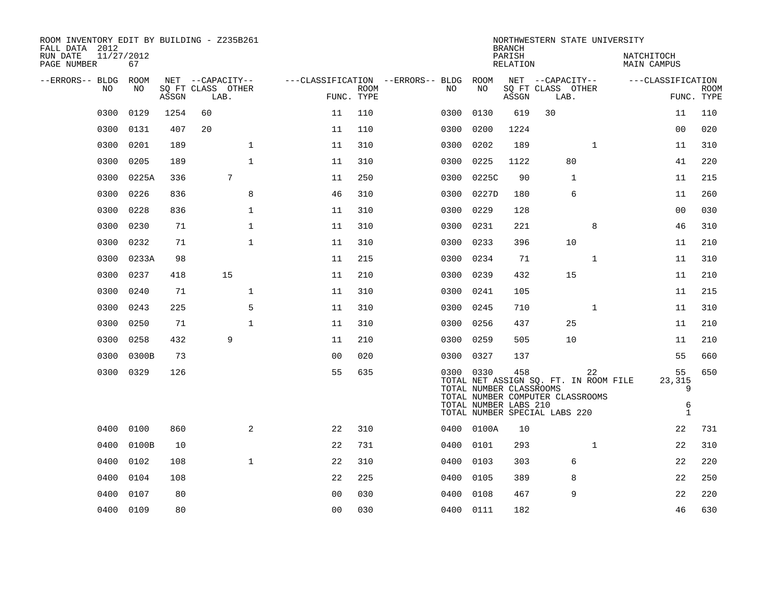ROOM INVENTORY EDIT BY BUILDING - Z235B261
FALL DATA 2012
RUN DATE 11/27/2012
PAGE NUMBER 67

NORTHWESTERN STATE UNIVERSITY
BRANCH
PARISH NATCHITOCH
RELATION MAIN CAMPUS

| --ERRORS-- | BLDG NO | ROOM NO | NET SQ FT ASSGN | CAPACITY CLASS LAB. | CAPACITY OTHER | CLASSIFICATION FUNC. | ROOM TYPE | --ERRORS-- | BLDG NO | ROOM NO | NET SQ FT ASSGN | CAPACITY CLASS LAB. | CAPACITY OTHER | CLASSIFICATION FUNC. | ROOM TYPE |
|---|---|---|---|---|---|---|---|---|---|---|---|---|---|---|---|
| | 0300 | 0129 | 1254 | 60 | | 11 | 110 | | 0300 | 0130 | 619 | 30 | | 11 | 110 |
| | 0300 | 0131 | 407 | 20 | | 11 | 110 | | 0300 | 0200 | 1224 | | | 00 | 020 |
| | 0300 | 0201 | 189 | | 1 | 11 | 310 | | 0300 | 0202 | 189 | | 1 | 11 | 310 |
| | 0300 | 0205 | 189 | | 1 | 11 | 310 | | 0300 | 0225 | 1122 | 80 | | 41 | 220 |
| | 0300 | 0225A | 336 | 7 | | 11 | 250 | | 0300 | 0225C | 90 | 1 | | 11 | 215 |
| | 0300 | 0226 | 836 | | 8 | 46 | 310 | | 0300 | 0227D | 180 | 6 | | 11 | 260 |
| | 0300 | 0228 | 836 | | 1 | 11 | 310 | | 0300 | 0229 | 128 | | | 00 | 030 |
| | 0300 | 0230 | 71 | | 1 | 11 | 310 | | 0300 | 0231 | 221 | | 8 | 46 | 310 |
| | 0300 | 0232 | 71 | | 1 | 11 | 310 | | 0300 | 0233 | 396 | 10 | | 11 | 210 |
| | 0300 | 0233A | 98 | | | 11 | 215 | | 0300 | 0234 | 71 | | 1 | 11 | 310 |
| | 0300 | 0237 | 418 | 15 | | 11 | 210 | | 0300 | 0239 | 432 | 15 | | 11 | 210 |
| | 0300 | 0240 | 71 | | 1 | 11 | 310 | | 0300 | 0241 | 105 | | | 11 | 215 |
| | 0300 | 0243 | 225 | | 5 | 11 | 310 | | 0300 | 0245 | 710 | | 1 | 11 | 310 |
| | 0300 | 0250 | 71 | | 1 | 11 | 310 | | 0300 | 0256 | 437 | 25 | | 11 | 210 |
| | 0300 | 0258 | 432 | 9 | | 11 | 210 | | 0300 | 0259 | 505 | 10 | | 11 | 210 |
| | 0300 | 0300B | 73 | | | 00 | 020 | | 0300 | 0327 | 137 | | | 55 | 660 |
| | 0300 | 0329 | 126 | | | 55 | 635 | | 0300 | 0330 | 458 | | 22 | 55 | 650 |
| | 0400 | 0100 | 860 | | 2 | 22 | 310 | | 0400 | 0100A | 10 | | | 22 | 731 |
| | 0400 | 0100B | 10 | | | 22 | 731 | | 0400 | 0101 | 293 | | 1 | 22 | 310 |
| | 0400 | 0102 | 108 | | 1 | 22 | 310 | | 0400 | 0103 | 303 | 6 | | 22 | 220 |
| | 0400 | 0104 | 108 | | | 22 | 225 | | 0400 | 0105 | 389 | 8 | | 22 | 250 |
| | 0400 | 0107 | 80 | | | 00 | 030 | | 0400 | 0108 | 467 | 9 | | 22 | 220 |
| | 0400 | 0109 | 80 | | | 00 | 030 | | 0400 | 0111 | 182 | | | 46 | 630 |

Building 0300 totals:

- TOTAL NET ASSIGN SQ. FT. IN ROOM FILE: 23,315
- TOTAL NUMBER CLASSROOMS: 9
- TOTAL NUMBER COMPUTER CLASSROOMS:
- TOTAL NUMBER LABS 210: 6
- TOTAL NUMBER SPECIAL LABS 220: 1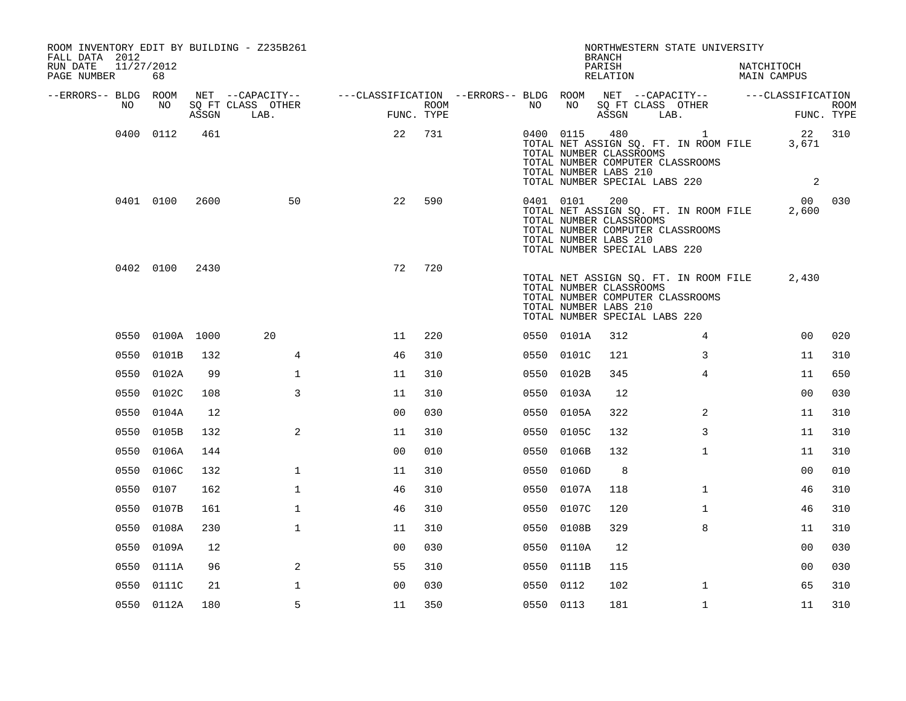ROOM INVENTORY EDIT BY BUILDING - Z235B261
FALL DATA 2012
RUN DATE 11/27/2012

NORTHWESTERN STATE UNIVERSITY
BRANCH
PARISH NATCHITOCH
RELATION MAIN CAMPUS

| --ERRORS-- | BLDG NO | ROOM NO | NET SQ FT ASSGN | CAPACITY CLASS LAB. | CAPACITY OTHER | FUNC. | ROOM TYPE | --ERRORS-- | BLDG NO | ROOM NO | NET SQ FT ASSGN | CAPACITY CLASS LAB. | CAPACITY OTHER | FUNC. | ROOM TYPE |
|---|---|---|---|---|---|---|---|---|---|---|---|---|---|---|---|
| | 0400 | 0112 | 461 | | | 22 | 731 | | 0400 | 0115 | 480 | | 1 | 22 | 310 |
| | | | | | | | | | TOTAL NET ASSIGN SQ. FT. IN ROOM FILE | | | | | 3,671 | |
| | | | | | | | | | TOTAL NUMBER CLASSROOMS | | | | | | |
| | | | | | | | | | TOTAL NUMBER COMPUTER CLASSROOMS | | | | | | |
| | | | | | | | | | TOTAL NUMBER LABS 210 | | | | | | |
| | | | | | | | | | TOTAL NUMBER SPECIAL LABS 220 | | | | | 2 | |
| | 0401 | 0100 | 2600 | | 50 | 22 | 590 | | 0401 | 0101 | 200 | | | 00 | 030 |
| | | | | | | | | | TOTAL NET ASSIGN SQ. FT. IN ROOM FILE | | | | | 2,600 | |
| | | | | | | | | | TOTAL NUMBER CLASSROOMS | | | | | | |
| | | | | | | | | | TOTAL NUMBER COMPUTER CLASSROOMS | | | | | | |
| | | | | | | | | | TOTAL NUMBER LABS 210 | | | | | | |
| | | | | | | | | | TOTAL NUMBER SPECIAL LABS 220 | | | | | | |
| | 0402 | 0100 | 2430 | | | 72 | 720 | | | | | | | | |
| | | | | | | | | | TOTAL NET ASSIGN SQ. FT. IN ROOM FILE | | | | | 2,430 | |
| | | | | | | | | | TOTAL NUMBER CLASSROOMS | | | | | | |
| | | | | | | | | | TOTAL NUMBER COMPUTER CLASSROOMS | | | | | | |
| | | | | | | | | | TOTAL NUMBER LABS 210 | | | | | | |
| | | | | | | | | | TOTAL NUMBER SPECIAL LABS 220 | | | | | | |
| | 0550 | 0100A | 1000 | 20 | | 11 | 220 | | 0550 | 0101A | 312 | | 4 | 00 | 020 |
| | 0550 | 0101B | 132 | | 4 | 46 | 310 | | 0550 | 0101C | 121 | | 3 | 11 | 310 |
| | 0550 | 0102A | 99 | | 1 | 11 | 310 | | 0550 | 0102B | 345 | | 4 | 11 | 650 |
| | 0550 | 0102C | 108 | | 3 | 11 | 310 | | 0550 | 0103A | 12 | | | 00 | 030 |
| | 0550 | 0104A | 12 | | | 00 | 030 | | 0550 | 0105A | 322 | | 2 | 11 | 310 |
| | 0550 | 0105B | 132 | | 2 | 11 | 310 | | 0550 | 0105C | 132 | | 3 | 11 | 310 |
| | 0550 | 0106A | 144 | | | 00 | 010 | | 0550 | 0106B | 132 | | 1 | 11 | 310 |
| | 0550 | 0106C | 132 | | 1 | 11 | 310 | | 0550 | 0106D | 8 | | | 00 | 010 |
| | 0550 | 0107 | 162 | | 1 | 46 | 310 | | 0550 | 0107A | 118 | | 1 | 46 | 310 |
| | 0550 | 0107B | 161 | | 1 | 46 | 310 | | 0550 | 0107C | 120 | | 1 | 46 | 310 |
| | 0550 | 0108A | 230 | | 1 | 11 | 310 | | 0550 | 0108B | 329 | | 8 | 11 | 310 |
| | 0550 | 0109A | 12 | | | 00 | 030 | | 0550 | 0110A | 12 | | | 00 | 030 |
| | 0550 | 0111A | 96 | | 2 | 55 | 310 | | 0550 | 0111B | 115 | | | 00 | 030 |
| | 0550 | 0111C | 21 | | 1 | 00 | 030 | | 0550 | 0112 | 102 | | 1 | 65 | 310 |
| | 0550 | 0112A | 180 | | 5 | 11 | 350 | | 0550 | 0113 | 181 | | 1 | 11 | 310 |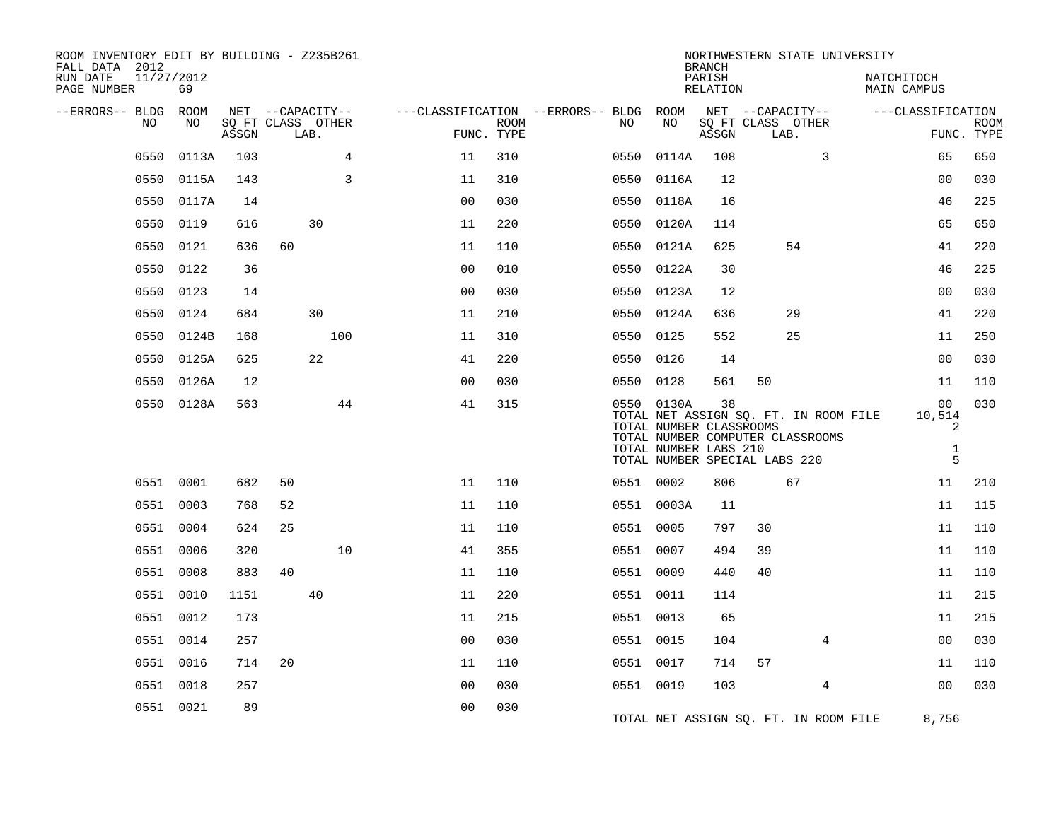ROOM INVENTORY EDIT BY BUILDING - Z235B261
FALL DATA 2012
RUN DATE 11/27/2012
PAGE NUMBER 69

NORTHWESTERN STATE UNIVERSITY
BRANCH
PARISH NATCHITOCH
RELATION MAIN CAMPUS

| --ERRORS-- | BLDG NO | ROOM NO | NET SQ FT ASSGN | CAPACITY CLASS | CAPACITY LAB. | CAPACITY OTHER | FUNC. | ROOM TYPE | --ERRORS-- | BLDG NO | ROOM NO | NET SQ FT ASSGN | CAPACITY CLASS | CAPACITY LAB. | CAPACITY OTHER | FUNC. | ROOM TYPE |
|---|---|---|---|---|---|---|---|---|---|---|---|---|---|---|---|---|---|
| | 0550 | 0113A | 103 | | | 4 | 11 | 310 | | 0550 | 0114A | 108 | | | 3 | 65 | 650 |
| | 0550 | 0115A | 143 | | | 3 | 11 | 310 | | 0550 | 0116A | 12 | | | | 00 | 030 |
| | 0550 | 0117A | 14 | | | | 00 | 030 | | 0550 | 0118A | 16 | | | | 46 | 225 |
| | 0550 | 0119 | 616 | | 30 | | 11 | 220 | | 0550 | 0120A | 114 | | | | 65 | 650 |
| | 0550 | 0121 | 636 | 60 | | | 11 | 110 | | 0550 | 0121A | 625 | | 54 | | 41 | 220 |
| | 0550 | 0122 | 36 | | | | 00 | 010 | | 0550 | 0122A | 30 | | | | 46 | 225 |
| | 0550 | 0123 | 14 | | | | 00 | 030 | | 0550 | 0123A | 12 | | | | 00 | 030 |
| | 0550 | 0124 | 684 | | 30 | | 11 | 210 | | 0550 | 0124A | 636 | | 29 | | 41 | 220 |
| | 0550 | 0124B | 168 | | | 100 | 11 | 310 | | 0550 | 0125 | 552 | | 25 | | 11 | 250 |
| | 0550 | 0125A | 625 | | 22 | | 41 | 220 | | 0550 | 0126 | 14 | | | | 00 | 030 |
| | 0550 | 0126A | 12 | | | | 00 | 030 | | 0550 | 0128 | 561 | 50 | | | 11 | 110 |
| | 0550 | 0128A | 563 | | | 44 | 41 | 315 | | 0550 | 0130A | 38 | | | | 00 | 030 |

TOTAL NET ASSIGN SQ. FT. IN ROOM FILE 10,514
TOTAL NUMBER CLASSROOMS 2
TOTAL NUMBER COMPUTER CLASSROOMS
TOTAL NUMBER LABS 210 1
TOTAL NUMBER SPECIAL LABS 220 5

| --ERRORS-- | BLDG NO | ROOM NO | NET SQ FT ASSGN | CAPACITY CLASS | CAPACITY LAB. | CAPACITY OTHER | FUNC. | ROOM TYPE | --ERRORS-- | BLDG NO | ROOM NO | NET SQ FT ASSGN | CAPACITY CLASS | CAPACITY LAB. | CAPACITY OTHER | FUNC. | ROOM TYPE |
|---|---|---|---|---|---|---|---|---|---|---|---|---|---|---|---|---|---|
| | 0551 | 0001 | 682 | 50 | | | 11 | 110 | | 0551 | 0002 | 806 | | 67 | | 11 | 210 |
| | 0551 | 0003 | 768 | 52 | | | 11 | 110 | | 0551 | 0003A | 11 | | | | 11 | 115 |
| | 0551 | 0004 | 624 | 25 | | | 11 | 110 | | 0551 | 0005 | 797 | 30 | | | 11 | 110 |
| | 0551 | 0006 | 320 | | | 10 | 41 | 355 | | 0551 | 0007 | 494 | 39 | | | 11 | 110 |
| | 0551 | 0008 | 883 | 40 | | | 11 | 110 | | 0551 | 0009 | 440 | 40 | | | 11 | 110 |
| | 0551 | 0010 | 1151 | | 40 | | 11 | 220 | | 0551 | 0011 | 114 | | | | 11 | 215 |
| | 0551 | 0012 | 173 | | | | 11 | 215 | | 0551 | 0013 | 65 | | | | 11 | 215 |
| | 0551 | 0014 | 257 | | | | 00 | 030 | | 0551 | 0015 | 104 | | | 4 | 00 | 030 |
| | 0551 | 0016 | 714 | 20 | | | 11 | 110 | | 0551 | 0017 | 714 | 57 | | | 11 | 110 |
| | 0551 | 0018 | 257 | | | | 00 | 030 | | 0551 | 0019 | 103 | | | 4 | 00 | 030 |
| | 0551 | 0021 | 89 | | | | 00 | 030 | | | | | | | | | |

TOTAL NET ASSIGN SQ. FT. IN ROOM FILE 8,756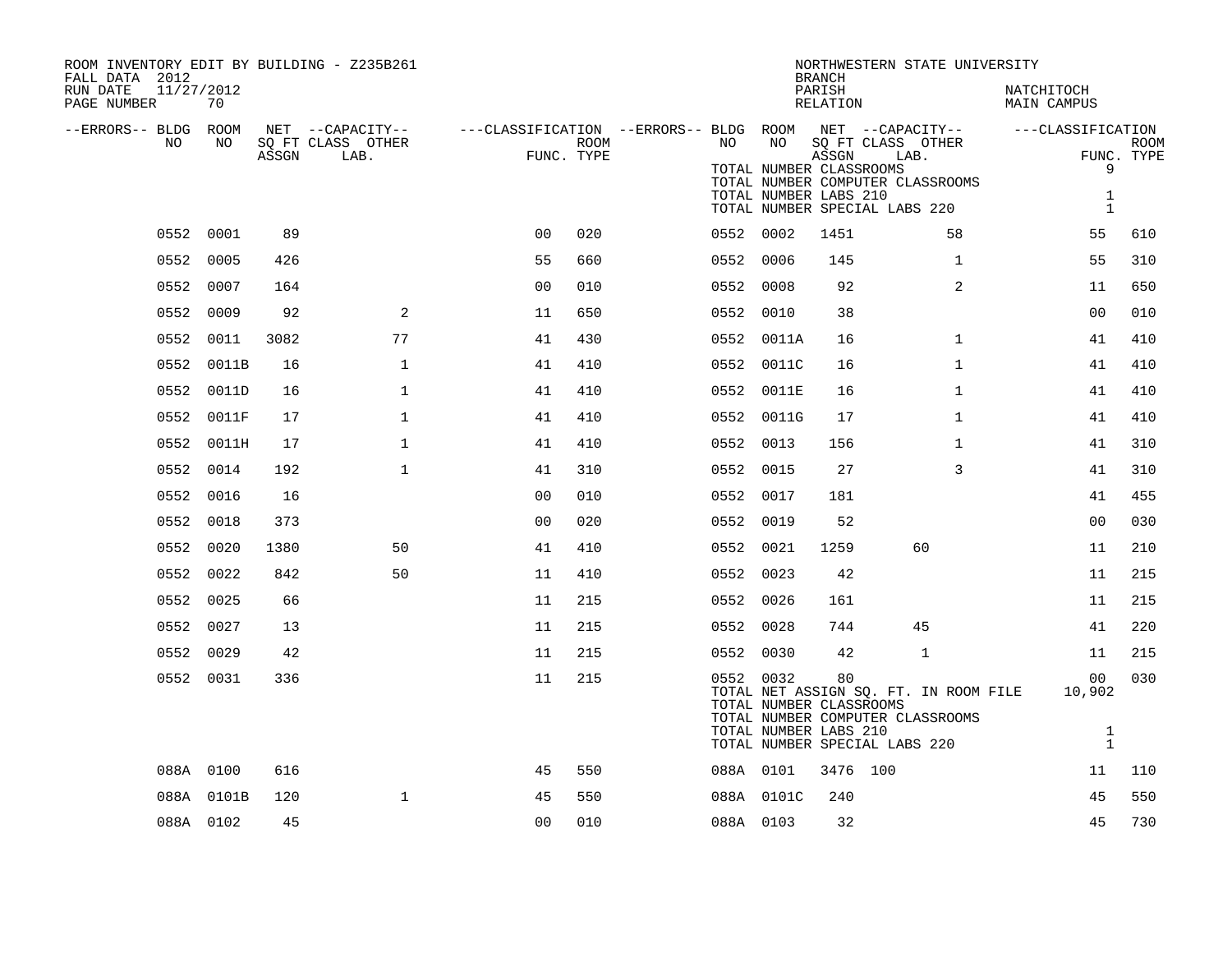ROOM INVENTORY EDIT BY BUILDING - Z235B261
FALL DATA 2012
RUN DATE 11/27/2012
PAGE NUMBER 70

NORTHWESTERN STATE UNIVERSITY
BRANCH
PARISH NATCHITOCH
RELATION MAIN CAMPUS

TOTAL NUMBER CLASSROOMS 9
TOTAL NUMBER COMPUTER CLASSROOMS
TOTAL NUMBER LABS 210 1
TOTAL NUMBER SPECIAL LABS 220 1

| --ERRORS-- | BLDG NO | ROOM NO | NET SQ FT ASSGN | CAPACITY CLASS LAB. | CAPACITY OTHER | FUNC. | ROOM TYPE | --ERRORS-- | BLDG NO | ROOM NO | NET SQ FT ASSGN | CAPACITY CLASS LAB. | CAPACITY OTHER | FUNC. | ROOM TYPE |
|---|---|---|---|---|---|---|---|---|---|---|---|---|---|---|---|
| | 0552 | 0001 | 89 | | | 00 | 020 | | 0552 | 0002 | 1451 | | 58 | 55 | 610 |
| | 0552 | 0005 | 426 | | | 55 | 660 | | 0552 | 0006 | 145 | | 1 | 55 | 310 |
| | 0552 | 0007 | 164 | | | 00 | 010 | | 0552 | 0008 | 92 | | 2 | 11 | 650 |
| | 0552 | 0009 | 92 | | 2 | 11 | 650 | | 0552 | 0010 | 38 | | | 00 | 010 |
| | 0552 | 0011 | 3082 | | 77 | 41 | 430 | | 0552 | 0011A | 16 | | 1 | 41 | 410 |
| | 0552 | 0011B | 16 | | 1 | 41 | 410 | | 0552 | 0011C | 16 | | 1 | 41 | 410 |
| | 0552 | 0011D | 16 | | 1 | 41 | 410 | | 0552 | 0011E | 16 | | 1 | 41 | 410 |
| | 0552 | 0011F | 17 | | 1 | 41 | 410 | | 0552 | 0011G | 17 | | 1 | 41 | 410 |
| | 0552 | 0011H | 17 | | 1 | 41 | 410 | | 0552 | 0013 | 156 | | 1 | 41 | 310 |
| | 0552 | 0014 | 192 | | 1 | 41 | 310 | | 0552 | 0015 | 27 | | 3 | 41 | 310 |
| | 0552 | 0016 | 16 | | | 00 | 010 | | 0552 | 0017 | 181 | | | 41 | 455 |
| | 0552 | 0018 | 373 | | | 00 | 020 | | 0552 | 0019 | 52 | | | 00 | 030 |
| | 0552 | 0020 | 1380 | | 50 | 41 | 410 | | 0552 | 0021 | 1259 | 60 | | 11 | 210 |
| | 0552 | 0022 | 842 | | 50 | 11 | 410 | | 0552 | 0023 | 42 | | | 11 | 215 |
| | 0552 | 0025 | 66 | | | 11 | 215 | | 0552 | 0026 | 161 | | | 11 | 215 |
| | 0552 | 0027 | 13 | | | 11 | 215 | | 0552 | 0028 | 744 | 45 | | 41 | 220 |
| | 0552 | 0029 | 42 | | | 11 | 215 | | 0552 | 0030 | 42 | 1 | | 11 | 215 |
| | 0552 | 0031 | 336 | | | 11 | 215 | | 0552 | 0032 | 80 | | | 00 | 030 |

TOTAL NET ASSIGN SQ. FT. IN ROOM FILE 10,902
TOTAL NUMBER CLASSROOMS
TOTAL NUMBER COMPUTER CLASSROOMS
TOTAL NUMBER LABS 210 1
TOTAL NUMBER SPECIAL LABS 220 1

| --ERRORS-- | BLDG NO | ROOM NO | NET SQ FT ASSGN | CAPACITY CLASS LAB. | CAPACITY OTHER | FUNC. | ROOM TYPE | --ERRORS-- | BLDG NO | ROOM NO | NET SQ FT ASSGN | CAPACITY CLASS LAB. | CAPACITY OTHER | FUNC. | ROOM TYPE |
|---|---|---|---|---|---|---|---|---|---|---|---|---|---|---|---|
| | 088A | 0100 | 616 | | | 45 | 550 | | 088A | 0101 | 3476 | 100 | | 11 | 110 |
| | 088A | 0101B | 120 | | 1 | 45 | 550 | | 088A | 0101C | 240 | | | 45 | 550 |
| | 088A | 0102 | 45 | | | 00 | 010 | | 088A | 0103 | 32 | | | 45 | 730 |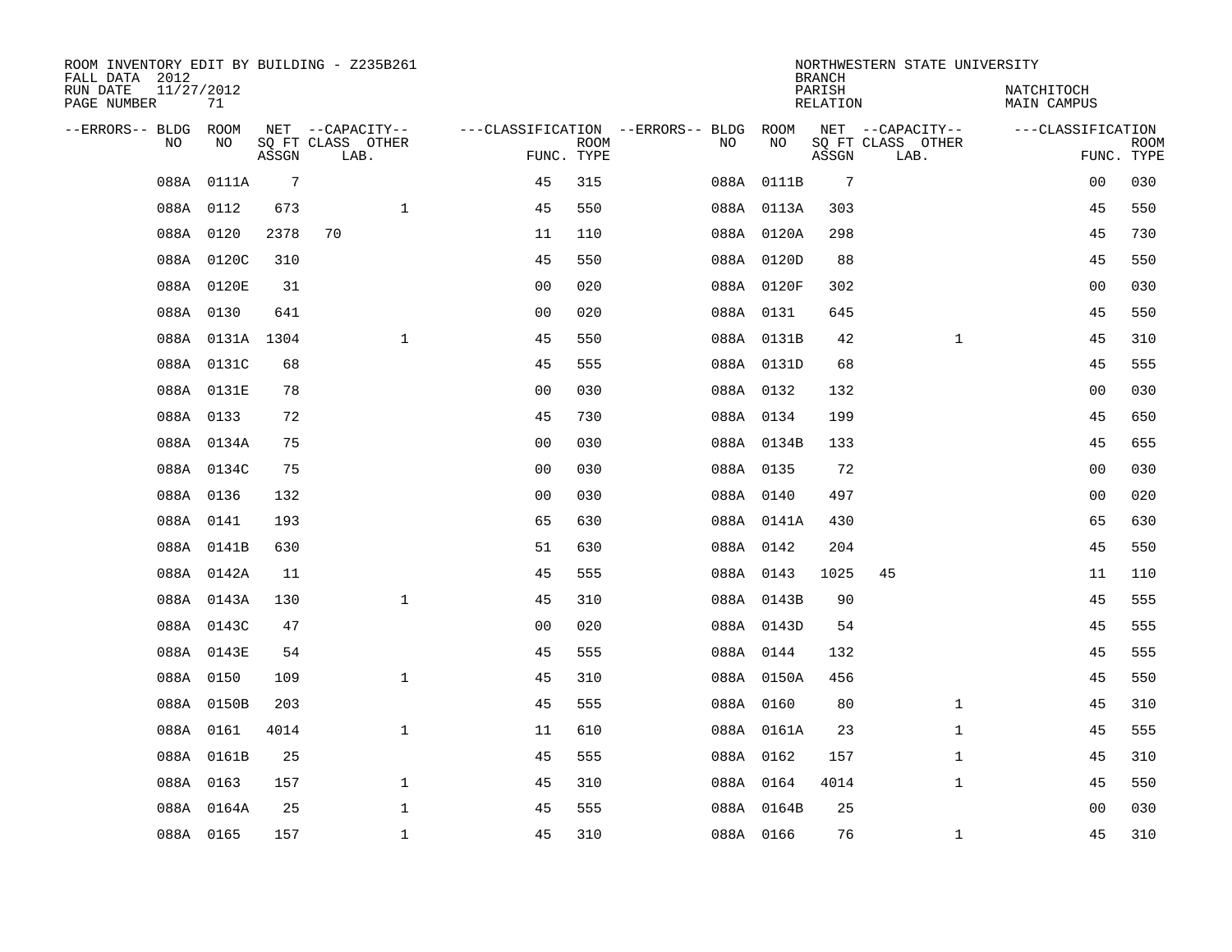ROOM INVENTORY EDIT BY BUILDING - Z235B261
FALL DATA 2012
RUN DATE 11/27/2012
PAGE NUMBER 71

NORTHWESTERN STATE UNIVERSITY
BRANCH
PARISH NATCHITOCH
RELATION MAIN CAMPUS

| --ERRORS-- | BLDG NO | ROOM NO | NET SQ FT ASSGN | --CAPACITY-- CLASS LAB. | OTHER | ---CLASSIFICATION FUNC. | ROOM TYPE | --ERRORS-- | BLDG NO | ROOM NO | NET SQ FT ASSGN | --CAPACITY-- CLASS LAB. | OTHER | ---CLASSIFICATION FUNC. | ROOM TYPE |
|---|---|---|---|---|---|---|---|---|---|---|---|---|---|---|---|
| | 088A | 0111A | 7 | | | 45 | 315 | | 088A | 0111B | 7 | | | 00 | 030 |
| | 088A | 0112 | 673 | | 1 | 45 | 550 | | 088A | 0113A | 303 | | | 45 | 550 |
| | 088A | 0120 | 2378 | 70 | | 11 | 110 | | 088A | 0120A | 298 | | | 45 | 730 |
| | 088A | 0120C | 310 | | | 45 | 550 | | 088A | 0120D | 88 | | | 45 | 550 |
| | 088A | 0120E | 31 | | | 00 | 020 | | 088A | 0120F | 302 | | | 00 | 030 |
| | 088A | 0130 | 641 | | | 00 | 020 | | 088A | 0131 | 645 | | | 45 | 550 |
| | 088A | 0131A | 1304 | | 1 | 45 | 550 | | 088A | 0131B | 42 | | 1 | 45 | 310 |
| | 088A | 0131C | 68 | | | 45 | 555 | | 088A | 0131D | 68 | | | 45 | 555 |
| | 088A | 0131E | 78 | | | 00 | 030 | | 088A | 0132 | 132 | | | 00 | 030 |
| | 088A | 0133 | 72 | | | 45 | 730 | | 088A | 0134 | 199 | | | 45 | 650 |
| | 088A | 0134A | 75 | | | 00 | 030 | | 088A | 0134B | 133 | | | 45 | 655 |
| | 088A | 0134C | 75 | | | 00 | 030 | | 088A | 0135 | 72 | | | 00 | 030 |
| | 088A | 0136 | 132 | | | 00 | 030 | | 088A | 0140 | 497 | | | 00 | 020 |
| | 088A | 0141 | 193 | | | 65 | 630 | | 088A | 0141A | 430 | | | 65 | 630 |
| | 088A | 0141B | 630 | | | 51 | 630 | | 088A | 0142 | 204 | | | 45 | 550 |
| | 088A | 0142A | 11 | | | 45 | 555 | | 088A | 0143 | 1025 | 45 | | 11 | 110 |
| | 088A | 0143A | 130 | | 1 | 45 | 310 | | 088A | 0143B | 90 | | | 45 | 555 |
| | 088A | 0143C | 47 | | | 00 | 020 | | 088A | 0143D | 54 | | | 45 | 555 |
| | 088A | 0143E | 54 | | | 45 | 555 | | 088A | 0144 | 132 | | | 45 | 555 |
| | 088A | 0150 | 109 | | 1 | 45 | 310 | | 088A | 0150A | 456 | | | 45 | 550 |
| | 088A | 0150B | 203 | | | 45 | 555 | | 088A | 0160 | 80 | | 1 | 45 | 310 |
| | 088A | 0161 | 4014 | | 1 | 11 | 610 | | 088A | 0161A | 23 | | 1 | 45 | 555 |
| | 088A | 0161B | 25 | | | 45 | 555 | | 088A | 0162 | 157 | | 1 | 45 | 310 |
| | 088A | 0163 | 157 | | 1 | 45 | 310 | | 088A | 0164 | 4014 | | 1 | 45 | 550 |
| | 088A | 0164A | 25 | | 1 | 45 | 555 | | 088A | 0164B | 25 | | | 00 | 030 |
| | 088A | 0165 | 157 | | 1 | 45 | 310 | | 088A | 0166 | 76 | | 1 | 45 | 310 |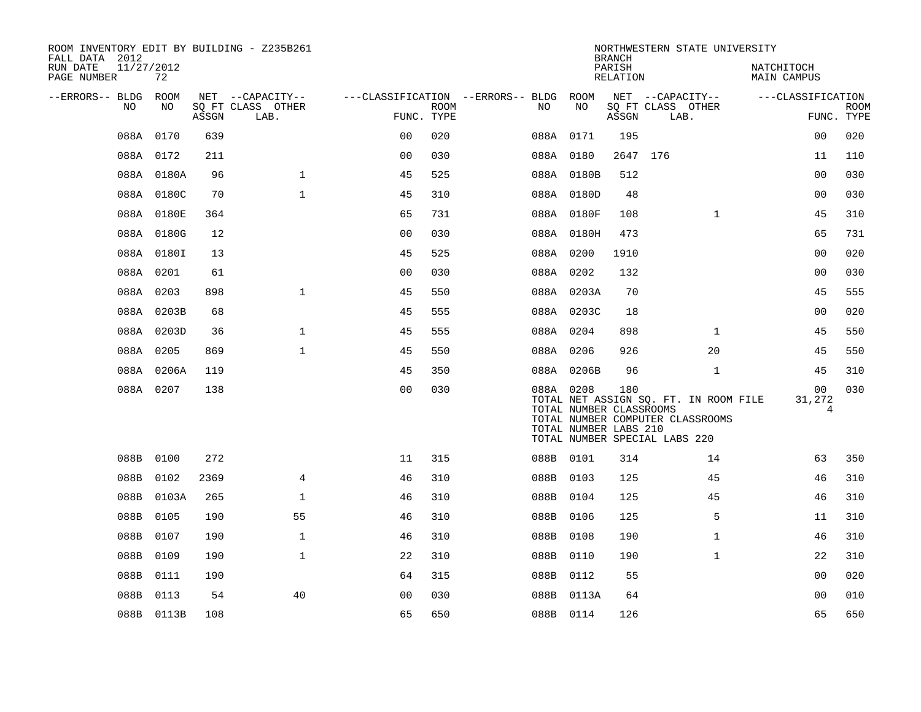ROOM INVENTORY EDIT BY BUILDING - Z235B261
FALL DATA 2012
RUN DATE 11/27/2012
PAGE NUMBER 72

NORTHWESTERN STATE UNIVERSITY
BRANCH
PARISH NATCHITOCH
RELATION MAIN CAMPUS

| --ERRORS-- | BLDG NO | ROOM NO | NET SQ FT ASSGN | --CAPACITY-- CLASS LAB. | OTHER | ---CLASSIFICATION FUNC. | ROOM TYPE | --ERRORS-- | BLDG NO | ROOM NO | NET SQ FT ASSGN | --CAPACITY-- CLASS LAB. | OTHER | ---CLASSIFICATION FUNC. | ROOM TYPE |
|---|---|---|---|---|---|---|---|---|---|---|---|---|---|---|---|
| | 088A | 0170 | 639 | | | 00 | 020 | | 088A | 0171 | 195 | | | 00 | 020 |
| | 088A | 0172 | 211 | | | 00 | 030 | | 088A | 0180 | 2647 | 176 | | 11 | 110 |
| | 088A | 0180A | 96 | | 1 | 45 | 525 | | 088A | 0180B | 512 | | | 00 | 030 |
| | 088A | 0180C | 70 | | 1 | 45 | 310 | | 088A | 0180D | 48 | | | 00 | 030 |
| | 088A | 0180E | 364 | | | 65 | 731 | | 088A | 0180F | 108 | | 1 | 45 | 310 |
| | 088A | 0180G | 12 | | | 00 | 030 | | 088A | 0180H | 473 | | | 65 | 731 |
| | 088A | 0180I | 13 | | | 45 | 525 | | 088A | 0200 | 1910 | | | 00 | 020 |
| | 088A | 0201 | 61 | | | 00 | 030 | | 088A | 0202 | 132 | | | 00 | 030 |
| | 088A | 0203 | 898 | | 1 | 45 | 550 | | 088A | 0203A | 70 | | | 45 | 555 |
| | 088A | 0203B | 68 | | | 45 | 555 | | 088A | 0203C | 18 | | | 00 | 020 |
| | 088A | 0203D | 36 | | 1 | 45 | 555 | | 088A | 0204 | 898 | | 1 | 45 | 550 |
| | 088A | 0205 | 869 | | 1 | 45 | 550 | | 088A | 0206 | 926 | | 20 | 45 | 550 |
| | 088A | 0206A | 119 | | | 45 | 350 | | 088A | 0206B | 96 | | 1 | 45 | 310 |
| | 088A | 0207 | 138 | | | 00 | 030 | | 088A | 0208 | 180 | | | 00 | 030 |
| | | | | | | | | | TOTAL NET ASSIGN SQ. FT. IN ROOM FILE | | | | | 31,272 | |
| | | | | | | | | | TOTAL NUMBER CLASSROOMS | | | | | 4 | |
| | | | | | | | | | TOTAL NUMBER COMPUTER CLASSROOMS | | | | | | |
| | | | | | | | | | TOTAL NUMBER LABS 210 | | | | | | |
| | | | | | | | | | TOTAL NUMBER SPECIAL LABS 220 | | | | | | |
| | 088B | 0100 | 272 | | | 11 | 315 | | 088B | 0101 | 314 | | 14 | 63 | 350 |
| | 088B | 0102 | 2369 | | 4 | 46 | 310 | | 088B | 0103 | 125 | | 45 | 46 | 310 |
| | 088B | 0103A | 265 | | 1 | 46 | 310 | | 088B | 0104 | 125 | | 45 | 46 | 310 |
| | 088B | 0105 | 190 | | 55 | 46 | 310 | | 088B | 0106 | 125 | | 5 | 11 | 310 |
| | 088B | 0107 | 190 | | 1 | 46 | 310 | | 088B | 0108 | 190 | | 1 | 46 | 310 |
| | 088B | 0109 | 190 | | 1 | 22 | 310 | | 088B | 0110 | 190 | | 1 | 22 | 310 |
| | 088B | 0111 | 190 | | | 64 | 315 | | 088B | 0112 | 55 | | | 00 | 020 |
| | 088B | 0113 | 54 | | 40 | 00 | 030 | | 088B | 0113A | 64 | | | 00 | 010 |
| | 088B | 0113B | 108 | | | 65 | 650 | | 088B | 0114 | 126 | | | 65 | 650 |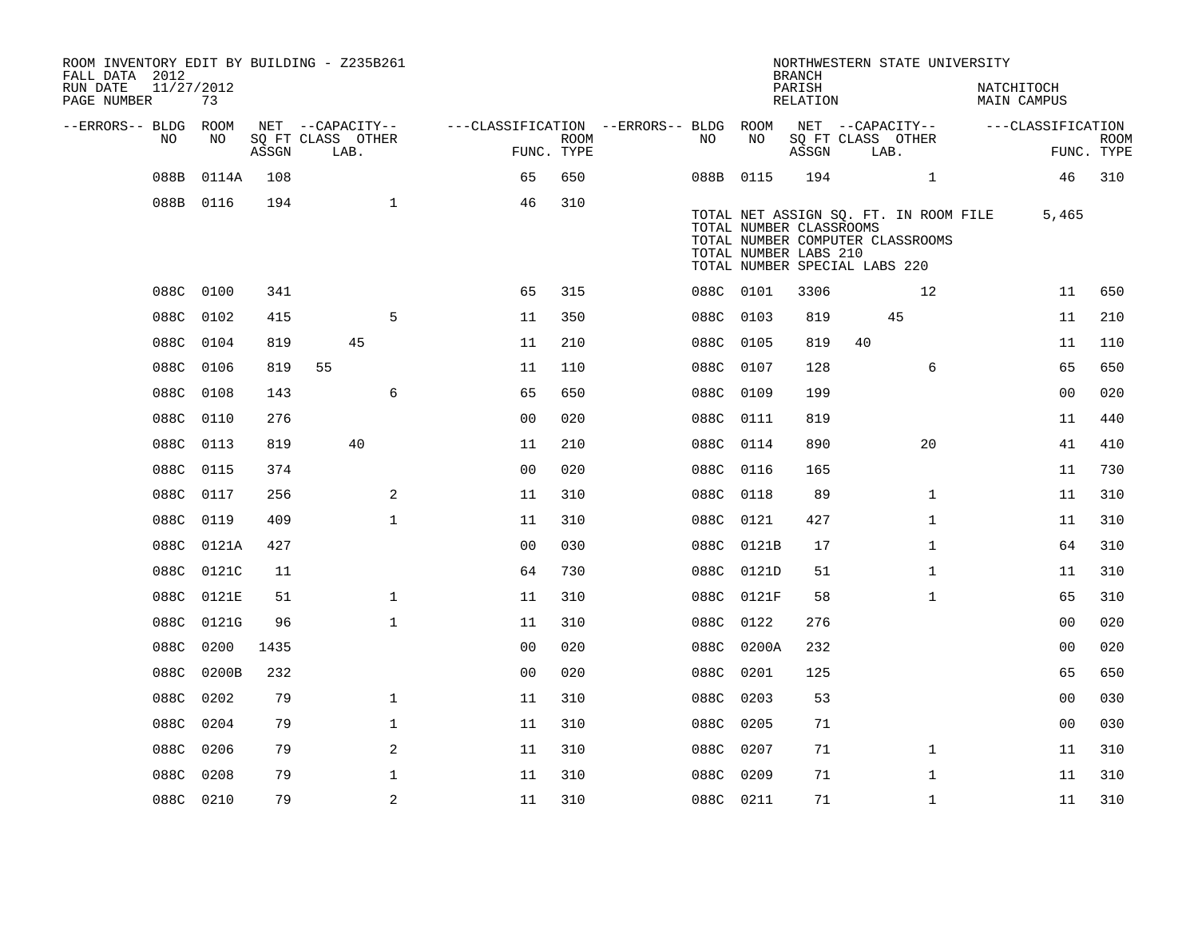ROOM INVENTORY EDIT BY BUILDING - Z235B261
FALL DATA 2012
RUN DATE 11/27/2012
PAGE NUMBER 73

NORTHWESTERN STATE UNIVERSITY
BRANCH
PARISH NATCHITOCH
RELATION MAIN CAMPUS

| --ERRORS-- | BLDG NO | ROOM NO | NET SQ FT ASSGN | CAPACITY CLASS LAB. | CAPACITY OTHER | CLASSIFICATION FUNC. | ROOM TYPE | --ERRORS-- | BLDG NO | ROOM NO | NET SQ FT ASSGN | CAPACITY CLASS LAB. | CAPACITY OTHER | CLASSIFICATION FUNC. | ROOM TYPE |
|---|---|---|---|---|---|---|---|---|---|---|---|---|---|---|---|
| | 088B | 0114A | 108 | | | 65 | 650 | | 088B | 0115 | 194 | | 1 | 46 | 310 |
| | 088B | 0116 | 194 | | 1 | 46 | 310 | | | | | | | | |

TOTAL NET ASSIGN SQ. FT. IN ROOM FILE 5,465
TOTAL NUMBER CLASSROOMS
TOTAL NUMBER COMPUTER CLASSROOMS
TOTAL NUMBER LABS 210
TOTAL NUMBER SPECIAL LABS 220

| --ERRORS-- | BLDG NO | ROOM NO | NET SQ FT ASSGN | CAPACITY CLASS LAB. | CAPACITY OTHER | CLASSIFICATION FUNC. | ROOM TYPE | --ERRORS-- | BLDG NO | ROOM NO | NET SQ FT ASSGN | CAPACITY CLASS LAB. | CAPACITY OTHER | CLASSIFICATION FUNC. | ROOM TYPE |
|---|---|---|---|---|---|---|---|---|---|---|---|---|---|---|---|
| | 088C | 0100 | 341 | | | 65 | 315 | | 088C | 0101 | 3306 | | 12 | 11 | 650 |
| | 088C | 0102 | 415 | | 5 | 11 | 350 | | 088C | 0103 | 819 | 45 | | 11 | 210 |
| | 088C | 0104 | 819 | 45 | | 11 | 210 | | 088C | 0105 | 819 | 40 | | 11 | 110 |
| | 088C | 0106 | 819 | 55 | | 11 | 110 | | 088C | 0107 | 128 | | 6 | 65 | 650 |
| | 088C | 0108 | 143 | | 6 | 65 | 650 | | 088C | 0109 | 199 | | | 00 | 020 |
| | 088C | 0110 | 276 | | | 00 | 020 | | 088C | 0111 | 819 | | | 11 | 440 |
| | 088C | 0113 | 819 | 40 | | 11 | 210 | | 088C | 0114 | 890 | | 20 | 41 | 410 |
| | 088C | 0115 | 374 | | | 00 | 020 | | 088C | 0116 | 165 | | | 11 | 730 |
| | 088C | 0117 | 256 | | 2 | 11 | 310 | | 088C | 0118 | 89 | | 1 | 11 | 310 |
| | 088C | 0119 | 409 | | 1 | 11 | 310 | | 088C | 0121 | 427 | | 1 | 11 | 310 |
| | 088C | 0121A | 427 | | | 00 | 030 | | 088C | 0121B | 17 | | 1 | 64 | 310 |
| | 088C | 0121C | 11 | | | 64 | 730 | | 088C | 0121D | 51 | | 1 | 11 | 310 |
| | 088C | 0121E | 51 | | 1 | 11 | 310 | | 088C | 0121F | 58 | | 1 | 65 | 310 |
| | 088C | 0121G | 96 | | 1 | 11 | 310 | | 088C | 0122 | 276 | | | 00 | 020 |
| | 088C | 0200 | 1435 | | | 00 | 020 | | 088C | 0200A | 232 | | | 00 | 020 |
| | 088C | 0200B | 232 | | | 00 | 020 | | 088C | 0201 | 125 | | | 65 | 650 |
| | 088C | 0202 | 79 | | 1 | 11 | 310 | | 088C | 0203 | 53 | | | 00 | 030 |
| | 088C | 0204 | 79 | | 1 | 11 | 310 | | 088C | 0205 | 71 | | | 00 | 030 |
| | 088C | 0206 | 79 | | 2 | 11 | 310 | | 088C | 0207 | 71 | | 1 | 11 | 310 |
| | 088C | 0208 | 79 | | 1 | 11 | 310 | | 088C | 0209 | 71 | | 1 | 11 | 310 |
| | 088C | 0210 | 79 | | 2 | 11 | 310 | | 088C | 0211 | 71 | | 1 | 11 | 310 |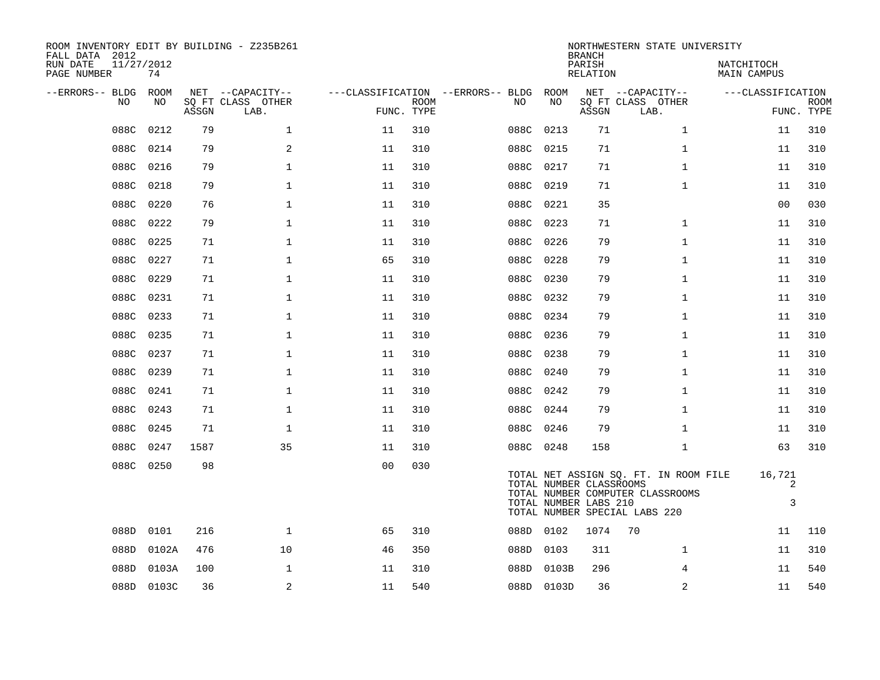ROOM INVENTORY EDIT BY BUILDING - Z235B261
FALL DATA 2012
RUN DATE 11/27/2012
PAGE NUMBER 74

NORTHWESTERN STATE UNIVERSITY
BRANCH
PARISH NATCHITOCH
RELATION MAIN CAMPUS

| --ERRORS-- | BLDG NO | ROOM NO | NET SQ FT ASSGN | --CAPACITY-- CLASS | LAB. | OTHER | ---CLASSIFICATION FUNC. | ROOM TYPE | --ERRORS-- | BLDG NO | ROOM NO | NET SQ FT ASSGN | --CAPACITY-- CLASS | LAB. | OTHER | ---CLASSIFICATION FUNC. | ROOM TYPE |
|---|---|---|---|---|---|---|---|---|---|---|---|---|---|---|---|---|---|
| | 088C | 0212 | 79 | | | 1 | 11 | 310 | | 088C | 0213 | 71 | | | 1 | 11 | 310 |
| | 088C | 0214 | 79 | | | 2 | 11 | 310 | | 088C | 0215 | 71 | | | 1 | 11 | 310 |
| | 088C | 0216 | 79 | | | 1 | 11 | 310 | | 088C | 0217 | 71 | | | 1 | 11 | 310 |
| | 088C | 0218 | 79 | | | 1 | 11 | 310 | | 088C | 0219 | 71 | | | 1 | 11 | 310 |
| | 088C | 0220 | 76 | | | 1 | 11 | 310 | | 088C | 0221 | 35 | | | | 00 | 030 |
| | 088C | 0222 | 79 | | | 1 | 11 | 310 | | 088C | 0223 | 71 | | | 1 | 11 | 310 |
| | 088C | 0225 | 71 | | | 1 | 11 | 310 | | 088C | 0226 | 79 | | | 1 | 11 | 310 |
| | 088C | 0227 | 71 | | | 1 | 65 | 310 | | 088C | 0228 | 79 | | | 1 | 11 | 310 |
| | 088C | 0229 | 71 | | | 1 | 11 | 310 | | 088C | 0230 | 79 | | | 1 | 11 | 310 |
| | 088C | 0231 | 71 | | | 1 | 11 | 310 | | 088C | 0232 | 79 | | | 1 | 11 | 310 |
| | 088C | 0233 | 71 | | | 1 | 11 | 310 | | 088C | 0234 | 79 | | | 1 | 11 | 310 |
| | 088C | 0235 | 71 | | | 1 | 11 | 310 | | 088C | 0236 | 79 | | | 1 | 11 | 310 |
| | 088C | 0237 | 71 | | | 1 | 11 | 310 | | 088C | 0238 | 79 | | | 1 | 11 | 310 |
| | 088C | 0239 | 71 | | | 1 | 11 | 310 | | 088C | 0240 | 79 | | | 1 | 11 | 310 |
| | 088C | 0241 | 71 | | | 1 | 11 | 310 | | 088C | 0242 | 79 | | | 1 | 11 | 310 |
| | 088C | 0243 | 71 | | | 1 | 11 | 310 | | 088C | 0244 | 79 | | | 1 | 11 | 310 |
| | 088C | 0245 | 71 | | | 1 | 11 | 310 | | 088C | 0246 | 79 | | | 1 | 11 | 310 |
| | 088C | 0247 | 1587 | | | 35 | 11 | 310 | | 088C | 0248 | 158 | | | 1 | 63 | 310 |
| | 088C | 0250 | 98 | | | | 00 | 030 | | | | | | | | | |

TOTAL NET ASSIGN SQ. FT. IN ROOM FILE 16,721
TOTAL NUMBER CLASSROOMS 2
TOTAL NUMBER COMPUTER CLASSROOMS
TOTAL NUMBER LABS 210 3
TOTAL NUMBER SPECIAL LABS 220

| --ERRORS-- | BLDG NO | ROOM NO | NET SQ FT ASSGN | --CAPACITY-- CLASS | LAB. | OTHER | ---CLASSIFICATION FUNC. | ROOM TYPE | --ERRORS-- | BLDG NO | ROOM NO | NET SQ FT ASSGN | --CAPACITY-- CLASS | LAB. | OTHER | ---CLASSIFICATION FUNC. | ROOM TYPE |
|---|---|---|---|---|---|---|---|---|---|---|---|---|---|---|---|---|---|
| | 088D | 0101 | 216 | | | 1 | 65 | 310 | | 088D | 0102 | 1074 | 70 | | | 11 | 110 |
| | 088D | 0102A | 476 | | | 10 | 46 | 350 | | 088D | 0103 | 311 | | | 1 | 11 | 310 |
| | 088D | 0103A | 100 | | | 1 | 11 | 310 | | 088D | 0103B | 296 | | | 4 | 11 | 540 |
| | 088D | 0103C | 36 | | | 2 | 11 | 540 | | 088D | 0103D | 36 | | | 2 | 11 | 540 |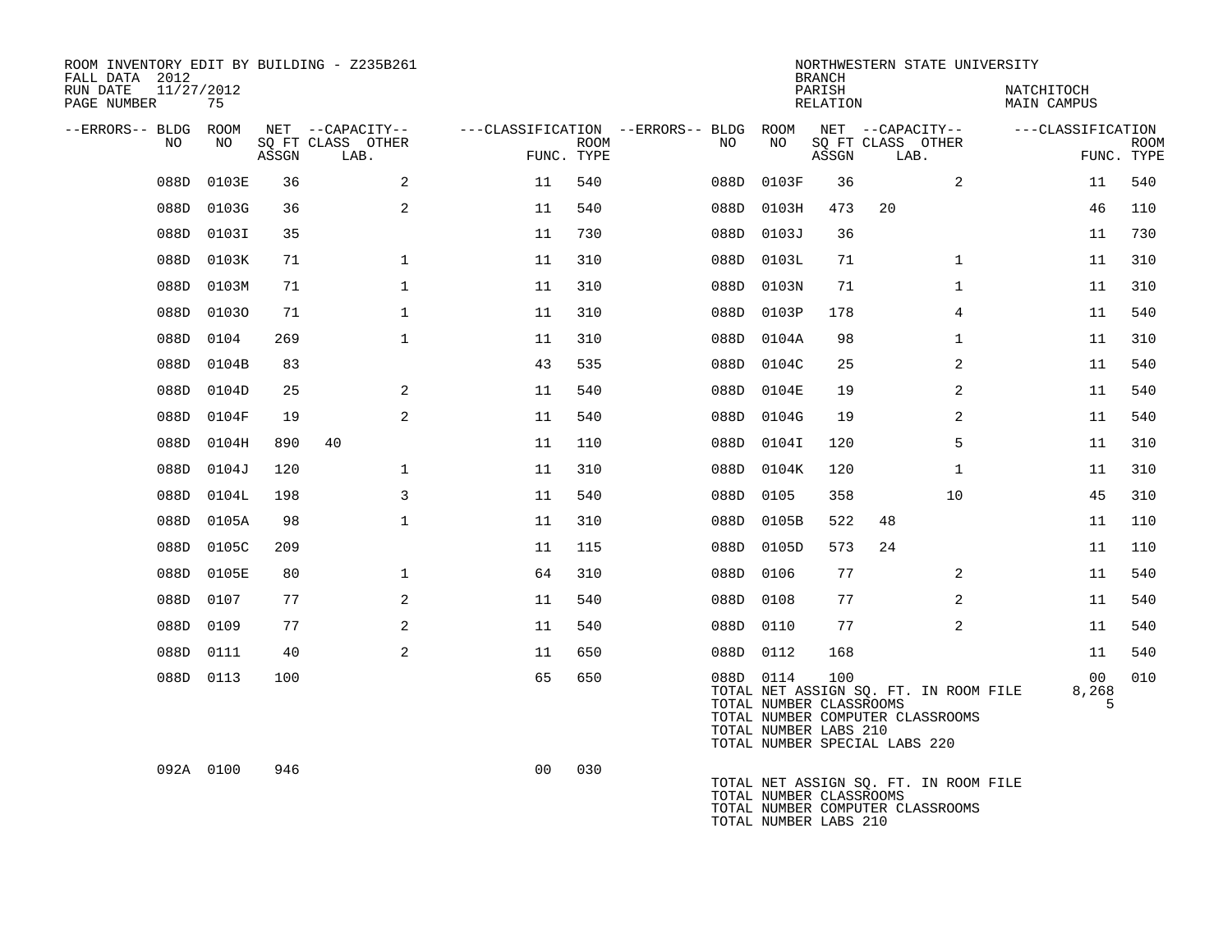ROOM INVENTORY EDIT BY BUILDING - Z235B261
FALL DATA 2012
RUN DATE 11/27/2012
PAGE NUMBER 75

NORTHWESTERN STATE UNIVERSITY
BRANCH
PARISH NATCHITOCH
RELATION MAIN CAMPUS

| --ERRORS-- | BLDG NO | ROOM NO | NET SQ FT ASSGN | CAPACITY CLASS | CAPACITY LAB. | CAPACITY OTHER | CLASSIFICATION FUNC. | ROOM TYPE | --ERRORS-- | BLDG NO | ROOM NO | NET SQ FT ASSGN | CAPACITY CLASS | CAPACITY LAB. | CAPACITY OTHER | CLASSIFICATION FUNC. | ROOM TYPE |
|---|---|---|---|---|---|---|---|---|---|---|---|---|---|---|---|---|---|
| | 088D | 0103E | 36 | | | 2 | 11 | 540 | | 088D | 0103F | 36 | | | 2 | 11 | 540 |
| | 088D | 0103G | 36 | | | 2 | 11 | 540 | | 088D | 0103H | 473 | 20 | | | 46 | 110 |
| | 088D | 0103I | 35 | | | | 11 | 730 | | 088D | 0103J | 36 | | | | 11 | 730 |
| | 088D | 0103K | 71 | | | 1 | 11 | 310 | | 088D | 0103L | 71 | | | 1 | 11 | 310 |
| | 088D | 0103M | 71 | | | 1 | 11 | 310 | | 088D | 0103N | 71 | | | 1 | 11 | 310 |
| | 088D | 0103O | 71 | | | 1 | 11 | 310 | | 088D | 0103P | 178 | | | 4 | 11 | 540 |
| | 088D | 0104 | 269 | | | 1 | 11 | 310 | | 088D | 0104A | 98 | | | 1 | 11 | 310 |
| | 088D | 0104B | 83 | | | | 43 | 535 | | 088D | 0104C | 25 | | | 2 | 11 | 540 |
| | 088D | 0104D | 25 | | | 2 | 11 | 540 | | 088D | 0104E | 19 | | | 2 | 11 | 540 |
| | 088D | 0104F | 19 | | | 2 | 11 | 540 | | 088D | 0104G | 19 | | | 2 | 11 | 540 |
| | 088D | 0104H | 890 | 40 | | | 11 | 110 | | 088D | 0104I | 120 | | | 5 | 11 | 310 |
| | 088D | 0104J | 120 | | | 1 | 11 | 310 | | 088D | 0104K | 120 | | | 1 | 11 | 310 |
| | 088D | 0104L | 198 | | | 3 | 11 | 540 | | 088D | 0105 | 358 | | | 10 | 45 | 310 |
| | 088D | 0105A | 98 | | | 1 | 11 | 310 | | 088D | 0105B | 522 | 48 | | | 11 | 110 |
| | 088D | 0105C | 209 | | | | 11 | 115 | | 088D | 0105D | 573 | 24 | | | 11 | 110 |
| | 088D | 0105E | 80 | | | 1 | 64 | 310 | | 088D | 0106 | 77 | | | 2 | 11 | 540 |
| | 088D | 0107 | 77 | | | 2 | 11 | 540 | | 088D | 0108 | 77 | | | 2 | 11 | 540 |
| | 088D | 0109 | 77 | | | 2 | 11 | 540 | | 088D | 0110 | 77 | | | 2 | 11 | 540 |
| | 088D | 0111 | 40 | | | 2 | 11 | 650 | | 088D | 0112 | 168 | | | | 11 | 540 |
| | 088D | 0113 | 100 | | | | 65 | 650 | | 088D | 0114 | 100 | | | | 00 | 010 |

TOTAL NET ASSIGN SQ. FT. IN ROOM FILE 8,268
TOTAL NUMBER CLASSROOMS 5
TOTAL NUMBER COMPUTER CLASSROOMS
TOTAL NUMBER LABS 210
TOTAL NUMBER SPECIAL LABS 220

| --ERRORS-- | BLDG NO | ROOM NO | NET SQ FT ASSGN | CAPACITY CLASS | CAPACITY LAB. | CAPACITY OTHER | CLASSIFICATION FUNC. | ROOM TYPE |
|---|---|---|---|---|---|---|---|---|
| | 092A | 0100 | 946 | | | | 00 | 030 |

TOTAL NET ASSIGN SQ. FT. IN ROOM FILE
TOTAL NUMBER CLASSROOMS
TOTAL NUMBER COMPUTER CLASSROOMS
TOTAL NUMBER LABS 210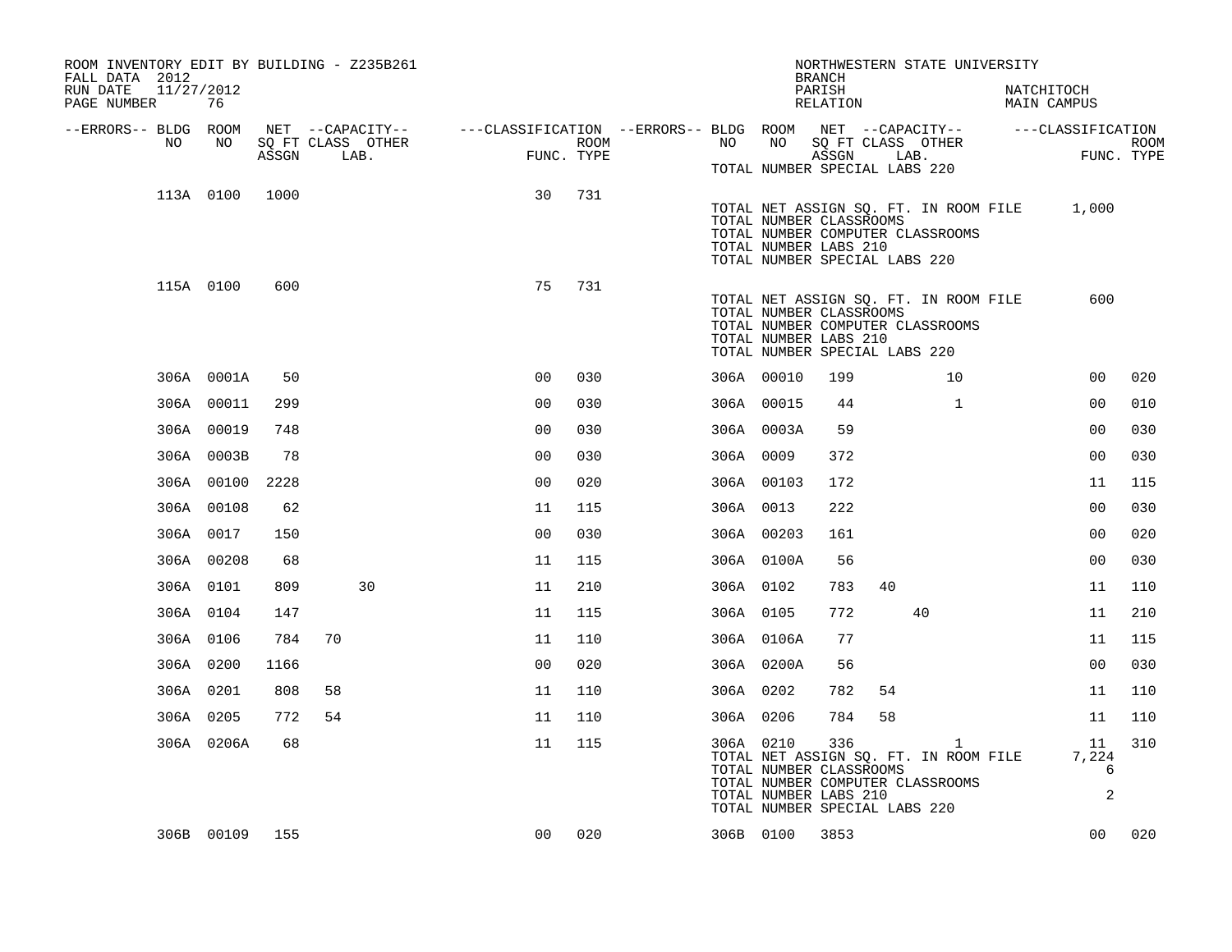ROOM INVENTORY EDIT BY BUILDING - Z235B261
FALL DATA 2012
RUN DATE 11/27/2012

NORTHWESTERN STATE UNIVERSITY
BRANCH
PARISH NATCHITOCH
RELATION MAIN CAMPUS

| --ERRORS-- | BLDG NO | ROOM NO | NET ASSGN SQ FT | CAPACITY CLASS | CAPACITY OTHER LAB. | CLASSIFICATION FUNC. | ROOM TYPE | --ERRORS-- | BLDG NO | ROOM NO | NET ASSGN SQ FT | CAPACITY CLASS | CAPACITY OTHER LAB. | CLASSIFICATION FUNC. | ROOM TYPE |
|---|---|---|---|---|---|---|---|---|---|---|---|---|---|---|---|
| | | | | | | | | | TOTAL NUMBER SPECIAL LABS 220 | | | | | | |
| | 113A | 0100 | 1000 | | | 30 | 731 | | | | | | | | |
| | | | | | | | | | TOTAL NET ASSIGN SQ. FT. IN ROOM FILE | | | | | 1,000 | |
| | | | | | | | | | TOTAL NUMBER CLASSROOMS | | | | | | |
| | | | | | | | | | TOTAL NUMBER COMPUTER CLASSROOMS | | | | | | |
| | | | | | | | | | TOTAL NUMBER LABS 210 | | | | | | |
| | | | | | | | | | TOTAL NUMBER SPECIAL LABS 220 | | | | | | |
| | 115A | 0100 | 600 | | | 75 | 731 | | | | | | | | |
| | | | | | | | | | TOTAL NET ASSIGN SQ. FT. IN ROOM FILE | | | | | 600 | |
| | | | | | | | | | TOTAL NUMBER CLASSROOMS | | | | | | |
| | | | | | | | | | TOTAL NUMBER COMPUTER CLASSROOMS | | | | | | |
| | | | | | | | | | TOTAL NUMBER LABS 210 | | | | | | |
| | | | | | | | | | TOTAL NUMBER SPECIAL LABS 220 | | | | | | |
| | 306A | 0001A | 50 | | | 00 | 030 | | 306A | 00010 | 199 | | 10 | 00 | 020 |
| | 306A | 00011 | 299 | | | 00 | 030 | | 306A | 00015 | 44 | | 1 | 00 | 010 |
| | 306A | 00019 | 748 | | | 00 | 030 | | 306A | 0003A | 59 | | | 00 | 030 |
| | 306A | 0003B | 78 | | | 00 | 030 | | 306A | 0009 | 372 | | | 00 | 030 |
| | 306A | 00100 | 2228 | | | 00 | 020 | | 306A | 00103 | 172 | | | 11 | 115 |
| | 306A | 00108 | 62 | | | 11 | 115 | | 306A | 0013 | 222 | | | 00 | 030 |
| | 306A | 0017 | 150 | | | 00 | 030 | | 306A | 00203 | 161 | | | 00 | 020 |
| | 306A | 00208 | 68 | | | 11 | 115 | | 306A | 0100A | 56 | | | 00 | 030 |
| | 306A | 0101 | 809 | | 30 | 11 | 210 | | 306A | 0102 | 783 | 40 | | 11 | 110 |
| | 306A | 0104 | 147 | | | 11 | 115 | | 306A | 0105 | 772 | | 40 | 11 | 210 |
| | 306A | 0106 | 784 | 70 | | 11 | 110 | | 306A | 0106A | 77 | | | 11 | 115 |
| | 306A | 0200 | 1166 | | | 00 | 020 | | 306A | 0200A | 56 | | | 00 | 030 |
| | 306A | 0201 | 808 | 58 | | 11 | 110 | | 306A | 0202 | 782 | 54 | | 11 | 110 |
| | 306A | 0205 | 772 | 54 | | 11 | 110 | | 306A | 0206 | 784 | 58 | | 11 | 110 |
| | 306A | 0206A | 68 | | | 11 | 115 | | 306A | 0210 | 336 | | 1 | 11 | 310 |
| | | | | | | | | | TOTAL NET ASSIGN SQ. FT. IN ROOM FILE | | | | | 7,224 | |
| | | | | | | | | | TOTAL NUMBER CLASSROOMS | | | | | 6 | |
| | | | | | | | | | TOTAL NUMBER COMPUTER CLASSROOMS | | | | | | |
| | | | | | | | | | TOTAL NUMBER LABS 210 | | | | | 2 | |
| | | | | | | | | | TOTAL NUMBER SPECIAL LABS 220 | | | | | | |
| | 306B | 00109 | 155 | | | 00 | 020 | | 306B | 0100 | 3853 | | | 00 | 020 |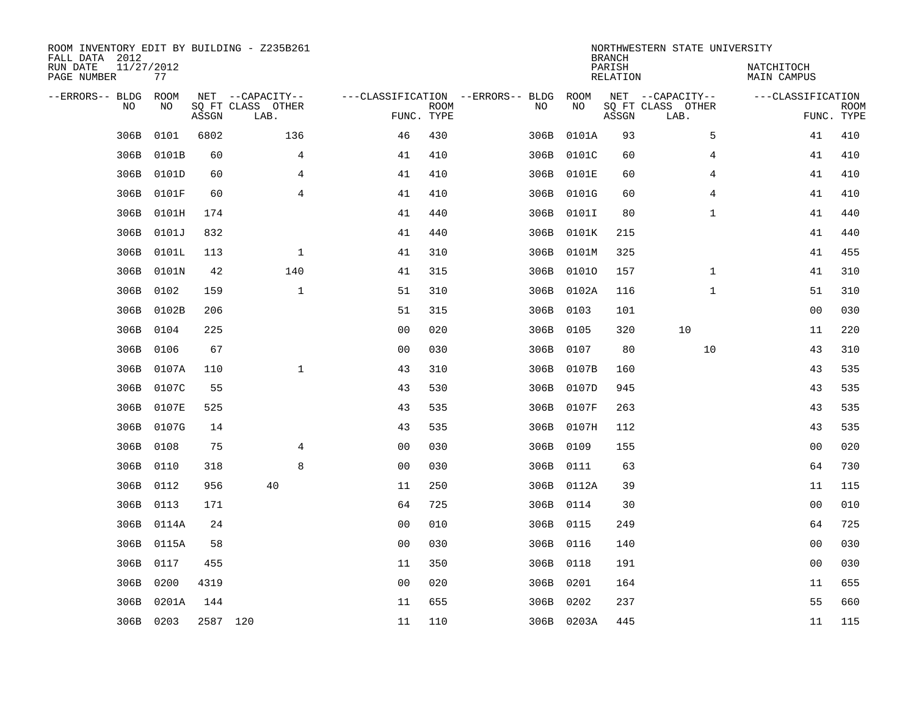ROOM INVENTORY EDIT BY BUILDING - Z235B261
FALL DATA 2012
RUN DATE 11/27/2012
PAGE NUMBER 77

NORTHWESTERN STATE UNIVERSITY
BRANCH
PARISH NATCHITOCH
RELATION MAIN CAMPUS

| --ERRORS-- | BLDG NO | ROOM NO | NET SQ FT ASSGN | CAPACITY CLASS LAB. | CAPACITY OTHER | CLASSIFICATION FUNC. | ROOM TYPE | --ERRORS-- | BLDG NO | ROOM NO | NET SQ FT ASSGN | CAPACITY CLASS LAB. | CAPACITY OTHER | CLASSIFICATION FUNC. | ROOM TYPE |
|---|---|---|---|---|---|---|---|---|---|---|---|---|---|---|---|
| | 306B | 0101 | 6802 | | 136 | 46 | 430 | | 306B | 0101A | 93 | | 5 | 41 | 410 |
| | 306B | 0101B | 60 | | 4 | 41 | 410 | | 306B | 0101C | 60 | | 4 | 41 | 410 |
| | 306B | 0101D | 60 | | 4 | 41 | 410 | | 306B | 0101E | 60 | | 4 | 41 | 410 |
| | 306B | 0101F | 60 | | 4 | 41 | 410 | | 306B | 0101G | 60 | | 4 | 41 | 410 |
| | 306B | 0101H | 174 | | | 41 | 440 | | 306B | 0101I | 80 | | 1 | 41 | 440 |
| | 306B | 0101J | 832 | | | 41 | 440 | | 306B | 0101K | 215 | | | 41 | 440 |
| | 306B | 0101L | 113 | | 1 | 41 | 310 | | 306B | 0101M | 325 | | | 41 | 455 |
| | 306B | 0101N | 42 | | 140 | 41 | 315 | | 306B | 0101O | 157 | | 1 | 41 | 310 |
| | 306B | 0102 | 159 | | 1 | 51 | 310 | | 306B | 0102A | 116 | | 1 | 51 | 310 |
| | 306B | 0102B | 206 | | | 51 | 315 | | 306B | 0103 | 101 | | | 00 | 030 |
| | 306B | 0104 | 225 | | | 00 | 020 | | 306B | 0105 | 320 | 10 | | 11 | 220 |
| | 306B | 0106 | 67 | | | 00 | 030 | | 306B | 0107 | 80 | | 10 | 43 | 310 |
| | 306B | 0107A | 110 | | 1 | 43 | 310 | | 306B | 0107B | 160 | | | 43 | 535 |
| | 306B | 0107C | 55 | | | 43 | 530 | | 306B | 0107D | 945 | | | 43 | 535 |
| | 306B | 0107E | 525 | | | 43 | 535 | | 306B | 0107F | 263 | | | 43 | 535 |
| | 306B | 0107G | 14 | | | 43 | 535 | | 306B | 0107H | 112 | | | 43 | 535 |
| | 306B | 0108 | 75 | | 4 | 00 | 030 | | 306B | 0109 | 155 | | | 00 | 020 |
| | 306B | 0110 | 318 | | 8 | 00 | 030 | | 306B | 0111 | 63 | | | 64 | 730 |
| | 306B | 0112 | 956 | 40 | | 11 | 250 | | 306B | 0112A | 39 | | | 11 | 115 |
| | 306B | 0113 | 171 | | | 64 | 725 | | 306B | 0114 | 30 | | | 00 | 010 |
| | 306B | 0114A | 24 | | | 00 | 010 | | 306B | 0115 | 249 | | | 64 | 725 |
| | 306B | 0115A | 58 | | | 00 | 030 | | 306B | 0116 | 140 | | | 00 | 030 |
| | 306B | 0117 | 455 | | | 11 | 350 | | 306B | 0118 | 191 | | | 00 | 030 |
| | 306B | 0200 | 4319 | | | 00 | 020 | | 306B | 0201 | 164 | | | 11 | 655 |
| | 306B | 0201A | 144 | | | 11 | 655 | | 306B | 0202 | 237 | | | 55 | 660 |
| | 306B | 0203 | 2587 | 120 | | 11 | 110 | | 306B | 0203A | 445 | | | 11 | 115 |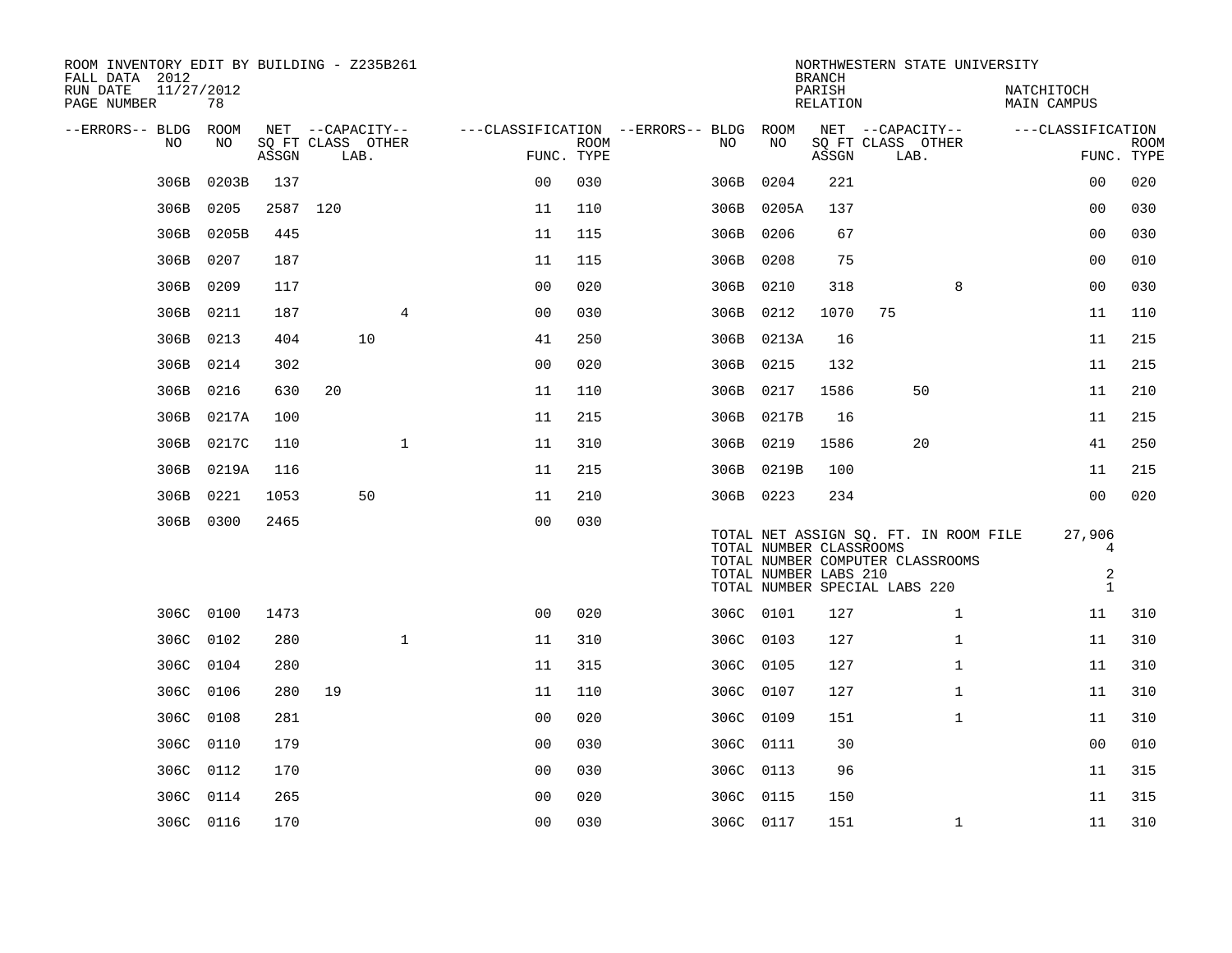ROOM INVENTORY EDIT BY BUILDING - Z235B261
FALL DATA 2012
RUN DATE 11/27/2012
PAGE NUMBER 78

NORTHWESTERN STATE UNIVERSITY
BRANCH
PARISH NATCHITOCH
RELATION MAIN CAMPUS

| --ERRORS-- | BLDG NO | ROOM NO | NET SQ FT ASSGN | CAPACITY CLASS | CAPACITY LAB. | CAPACITY OTHER | CLASSIFICATION FUNC. | ROOM TYPE | --ERRORS-- | BLDG NO | ROOM NO | NET SQ FT ASSGN | CAPACITY CLASS | CAPACITY LAB. | CAPACITY OTHER | CLASSIFICATION FUNC. | ROOM TYPE |
|---|---|---|---|---|---|---|---|---|---|---|---|---|---|---|---|---|---|
| | 306B | 0203B | 137 | | | | 00 | 030 | | 306B | 0204 | 221 | | | | 00 | 020 |
| | 306B | 0205 | 2587 | 120 | | | 11 | 110 | | 306B | 0205A | 137 | | | | 00 | 030 |
| | 306B | 0205B | 445 | | | | 11 | 115 | | 306B | 0206 | 67 | | | | 00 | 030 |
| | 306B | 0207 | 187 | | | | 11 | 115 | | 306B | 0208 | 75 | | | | 00 | 010 |
| | 306B | 0209 | 117 | | | | 00 | 020 | | 306B | 0210 | 318 | | | 8 | 00 | 030 |
| | 306B | 0211 | 187 | | | 4 | 00 | 030 | | 306B | 0212 | 1070 | 75 | | | 11 | 110 |
| | 306B | 0213 | 404 | | 10 | | 41 | 250 | | 306B | 0213A | 16 | | | | 11 | 215 |
| | 306B | 0214 | 302 | | | | 00 | 020 | | 306B | 0215 | 132 | | | | 11 | 215 |
| | 306B | 0216 | 630 | 20 | | | 11 | 110 | | 306B | 0217 | 1586 | | 50 | | 11 | 210 |
| | 306B | 0217A | 100 | | | | 11 | 215 | | 306B | 0217B | 16 | | | | 11 | 215 |
| | 306B | 0217C | 110 | | | 1 | 11 | 310 | | 306B | 0219 | 1586 | | 20 | | 41 | 250 |
| | 306B | 0219A | 116 | | | | 11 | 215 | | 306B | 0219B | 100 | | | | 11 | 215 |
| | 306B | 0221 | 1053 | | 50 | | 11 | 210 | | 306B | 0223 | 234 | | | | 00 | 020 |
| | 306B | 0300 | 2465 | | | | 00 | 030 | | | | | | | | | |

TOTAL NET ASSIGN SQ. FT. IN ROOM FILE 27,906
TOTAL NUMBER CLASSROOMS 4
TOTAL NUMBER COMPUTER CLASSROOMS
TOTAL NUMBER LABS 210 2
TOTAL NUMBER SPECIAL LABS 220 1

| --ERRORS-- | BLDG NO | ROOM NO | NET SQ FT ASSGN | CAPACITY CLASS | CAPACITY LAB. | CAPACITY OTHER | CLASSIFICATION FUNC. | ROOM TYPE | --ERRORS-- | BLDG NO | ROOM NO | NET SQ FT ASSGN | CAPACITY CLASS | CAPACITY LAB. | CAPACITY OTHER | CLASSIFICATION FUNC. | ROOM TYPE |
|---|---|---|---|---|---|---|---|---|---|---|---|---|---|---|---|---|---|
| | 306C | 0100 | 1473 | | | | 00 | 020 | | 306C | 0101 | 127 | | | 1 | 11 | 310 |
| | 306C | 0102 | 280 | | | 1 | 11 | 310 | | 306C | 0103 | 127 | | | 1 | 11 | 310 |
| | 306C | 0104 | 280 | | | | 11 | 315 | | 306C | 0105 | 127 | | | 1 | 11 | 310 |
| | 306C | 0106 | 280 | 19 | | | 11 | 110 | | 306C | 0107 | 127 | | | 1 | 11 | 310 |
| | 306C | 0108 | 281 | | | | 00 | 020 | | 306C | 0109 | 151 | | | 1 | 11 | 310 |
| | 306C | 0110 | 179 | | | | 00 | 030 | | 306C | 0111 | 30 | | | | 00 | 010 |
| | 306C | 0112 | 170 | | | | 00 | 030 | | 306C | 0113 | 96 | | | | 11 | 315 |
| | 306C | 0114 | 265 | | | | 00 | 020 | | 306C | 0115 | 150 | | | | 11 | 315 |
| | 306C | 0116 | 170 | | | | 00 | 030 | | 306C | 0117 | 151 | | | 1 | 11 | 310 |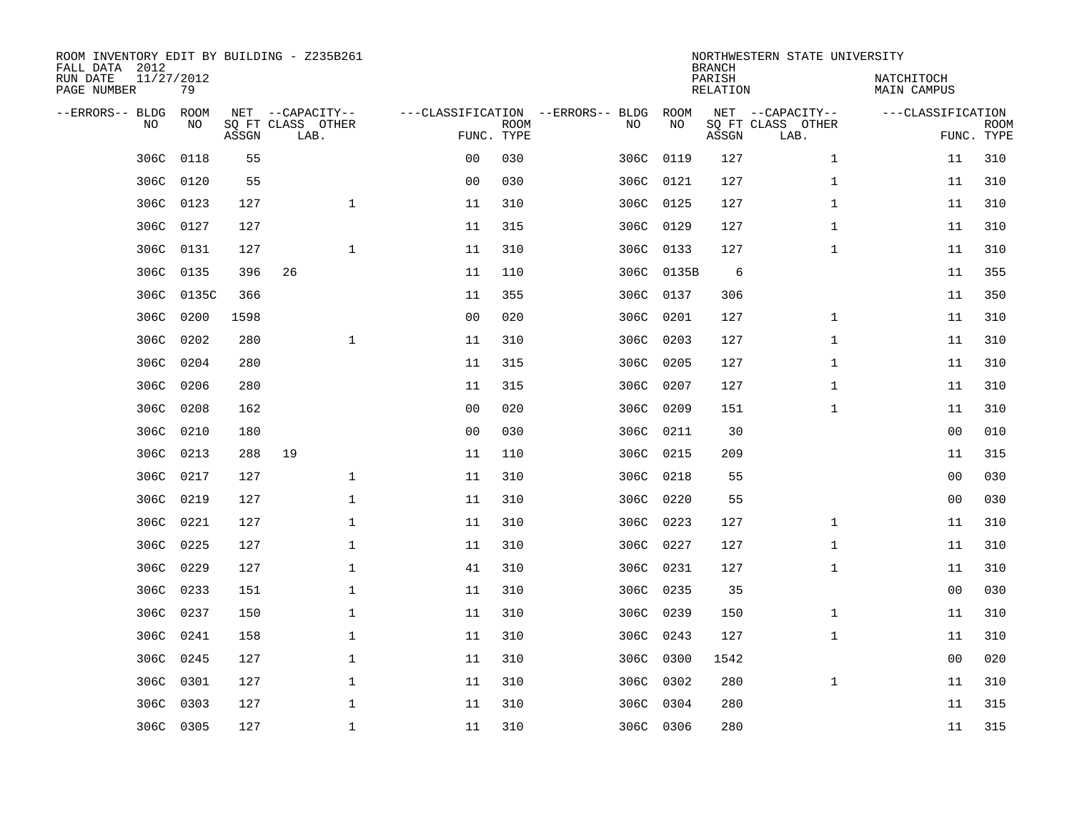ROOM INVENTORY EDIT BY BUILDING - Z235B261
FALL DATA 2012
RUN DATE 11/27/2012
PAGE NUMBER 79

NORTHWESTERN STATE UNIVERSITY
BRANCH
PARISH NATCHITOCH
RELATION MAIN CAMPUS

| --ERRORS-- | BLDG NO | ROOM NO | NET SQ FT ASSGN | --CAPACITY-- CLASS | OTHER LAB. | ---CLASSIFICATION FUNC. | ROOM TYPE | --ERRORS-- | BLDG NO | ROOM NO | NET SQ FT ASSGN | --CAPACITY-- CLASS | OTHER LAB. | ---CLASSIFICATION FUNC. | ROOM TYPE |
|---|---|---|---|---|---|---|---|---|---|---|---|---|---|---|---|
| | 306C | 0118 | 55 | | | 00 | 030 | | 306C | 0119 | 127 | | 1 | 11 | 310 |
| | 306C | 0120 | 55 | | | 00 | 030 | | 306C | 0121 | 127 | | 1 | 11 | 310 |
| | 306C | 0123 | 127 | | 1 | 11 | 310 | | 306C | 0125 | 127 | | 1 | 11 | 310 |
| | 306C | 0127 | 127 | | | 11 | 315 | | 306C | 0129 | 127 | | 1 | 11 | 310 |
| | 306C | 0131 | 127 | | 1 | 11 | 310 | | 306C | 0133 | 127 | | 1 | 11 | 310 |
| | 306C | 0135 | 396 | 26 | | 11 | 110 | | 306C | 0135B | 6 | | | 11 | 355 |
| | 306C | 0135C | 366 | | | 11 | 355 | | 306C | 0137 | 306 | | | 11 | 350 |
| | 306C | 0200 | 1598 | | | 00 | 020 | | 306C | 0201 | 127 | | 1 | 11 | 310 |
| | 306C | 0202 | 280 | | 1 | 11 | 310 | | 306C | 0203 | 127 | | 1 | 11 | 310 |
| | 306C | 0204 | 280 | | | 11 | 315 | | 306C | 0205 | 127 | | 1 | 11 | 310 |
| | 306C | 0206 | 280 | | | 11 | 315 | | 306C | 0207 | 127 | | 1 | 11 | 310 |
| | 306C | 0208 | 162 | | | 00 | 020 | | 306C | 0209 | 151 | | 1 | 11 | 310 |
| | 306C | 0210 | 180 | | | 00 | 030 | | 306C | 0211 | 30 | | | 00 | 010 |
| | 306C | 0213 | 288 | 19 | | 11 | 110 | | 306C | 0215 | 209 | | | 11 | 315 |
| | 306C | 0217 | 127 | | 1 | 11 | 310 | | 306C | 0218 | 55 | | | 00 | 030 |
| | 306C | 0219 | 127 | | 1 | 11 | 310 | | 306C | 0220 | 55 | | | 00 | 030 |
| | 306C | 0221 | 127 | | 1 | 11 | 310 | | 306C | 0223 | 127 | | 1 | 11 | 310 |
| | 306C | 0225 | 127 | | 1 | 11 | 310 | | 306C | 0227 | 127 | | 1 | 11 | 310 |
| | 306C | 0229 | 127 | | 1 | 41 | 310 | | 306C | 0231 | 127 | | 1 | 11 | 310 |
| | 306C | 0233 | 151 | | 1 | 11 | 310 | | 306C | 0235 | 35 | | | 00 | 030 |
| | 306C | 0237 | 150 | | 1 | 11 | 310 | | 306C | 0239 | 150 | | 1 | 11 | 310 |
| | 306C | 0241 | 158 | | 1 | 11 | 310 | | 306C | 0243 | 127 | | 1 | 11 | 310 |
| | 306C | 0245 | 127 | | 1 | 11 | 310 | | 306C | 0300 | 1542 | | | 00 | 020 |
| | 306C | 0301 | 127 | | 1 | 11 | 310 | | 306C | 0302 | 280 | | 1 | 11 | 310 |
| | 306C | 0303 | 127 | | 1 | 11 | 310 | | 306C | 0304 | 280 | | | 11 | 315 |
| | 306C | 0305 | 127 | | 1 | 11 | 310 | | 306C | 0306 | 280 | | | 11 | 315 |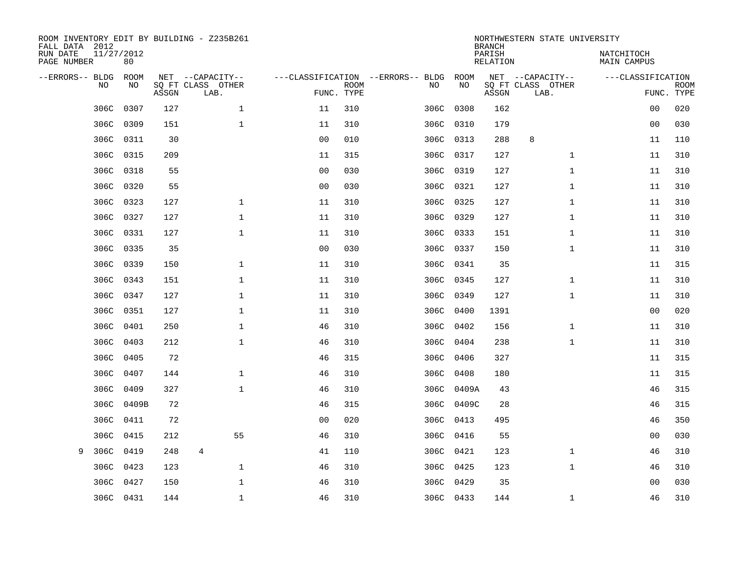ROOM INVENTORY EDIT BY BUILDING - Z235B261
FALL DATA 2012
RUN DATE 11/27/2012
PAGE NUMBER 80

NORTHWESTERN STATE UNIVERSITY
BRANCH
PARISH NATCHITOCH
RELATION MAIN CAMPUS

| --ERRORS-- | BLDG NO | ROOM NO | NET SQ FT ASSGN | CAPACITY CLASS LAB. | CAPACITY OTHER | CLASSIFICATION FUNC. | ROOM TYPE | --ERRORS-- | BLDG NO | ROOM NO | NET SQ FT ASSGN | CAPACITY CLASS LAB. | CAPACITY OTHER | CLASSIFICATION FUNC. | ROOM TYPE |
|---|---|---|---|---|---|---|---|---|---|---|---|---|---|---|---|
| | 306C | 0307 | 127 | | 1 | 11 | 310 | | 306C | 0308 | 162 | | | 00 | 020 |
| | 306C | 0309 | 151 | | 1 | 11 | 310 | | 306C | 0310 | 179 | | | 00 | 030 |
| | 306C | 0311 | 30 | | | 00 | 010 | | 306C | 0313 | 288 | 8 | | 11 | 110 |
| | 306C | 0315 | 209 | | | 11 | 315 | | 306C | 0317 | 127 | | 1 | 11 | 310 |
| | 306C | 0318 | 55 | | | 00 | 030 | | 306C | 0319 | 127 | | 1 | 11 | 310 |
| | 306C | 0320 | 55 | | | 00 | 030 | | 306C | 0321 | 127 | | 1 | 11 | 310 |
| | 306C | 0323 | 127 | | 1 | 11 | 310 | | 306C | 0325 | 127 | | 1 | 11 | 310 |
| | 306C | 0327 | 127 | | 1 | 11 | 310 | | 306C | 0329 | 127 | | 1 | 11 | 310 |
| | 306C | 0331 | 127 | | 1 | 11 | 310 | | 306C | 0333 | 151 | | 1 | 11 | 310 |
| | 306C | 0335 | 35 | | | 00 | 030 | | 306C | 0337 | 150 | | 1 | 11 | 310 |
| | 306C | 0339 | 150 | | 1 | 11 | 310 | | 306C | 0341 | 35 | | | 11 | 315 |
| | 306C | 0343 | 151 | | 1 | 11 | 310 | | 306C | 0345 | 127 | | 1 | 11 | 310 |
| | 306C | 0347 | 127 | | 1 | 11 | 310 | | 306C | 0349 | 127 | | 1 | 11 | 310 |
| | 306C | 0351 | 127 | | 1 | 11 | 310 | | 306C | 0400 | 1391 | | | 00 | 020 |
| | 306C | 0401 | 250 | | 1 | 46 | 310 | | 306C | 0402 | 156 | | 1 | 11 | 310 |
| | 306C | 0403 | 212 | | 1 | 46 | 310 | | 306C | 0404 | 238 | | 1 | 11 | 310 |
| | 306C | 0405 | 72 | | | 46 | 315 | | 306C | 0406 | 327 | | | 11 | 315 |
| | 306C | 0407 | 144 | | 1 | 46 | 310 | | 306C | 0408 | 180 | | | 11 | 315 |
| | 306C | 0409 | 327 | | 1 | 46 | 310 | | 306C | 0409A | 43 | | | 46 | 315 |
| | 306C | 0409B | 72 | | | 46 | 315 | | 306C | 0409C | 28 | | | 46 | 315 |
| | 306C | 0411 | 72 | | | 00 | 020 | | 306C | 0413 | 495 | | | 46 | 350 |
| | 306C | 0415 | 212 | | 55 | 46 | 310 | | 306C | 0416 | 55 | | | 00 | 030 |
| 9 | 306C | 0419 | 248 | 4 | | 41 | 110 | | 306C | 0421 | 123 | | 1 | 46 | 310 |
| | 306C | 0423 | 123 | | 1 | 46 | 310 | | 306C | 0425 | 123 | | 1 | 46 | 310 |
| | 306C | 0427 | 150 | | 1 | 46 | 310 | | 306C | 0429 | 35 | | | 00 | 030 |
| | 306C | 0431 | 144 | | 1 | 46 | 310 | | 306C | 0433 | 144 | | 1 | 46 | 310 |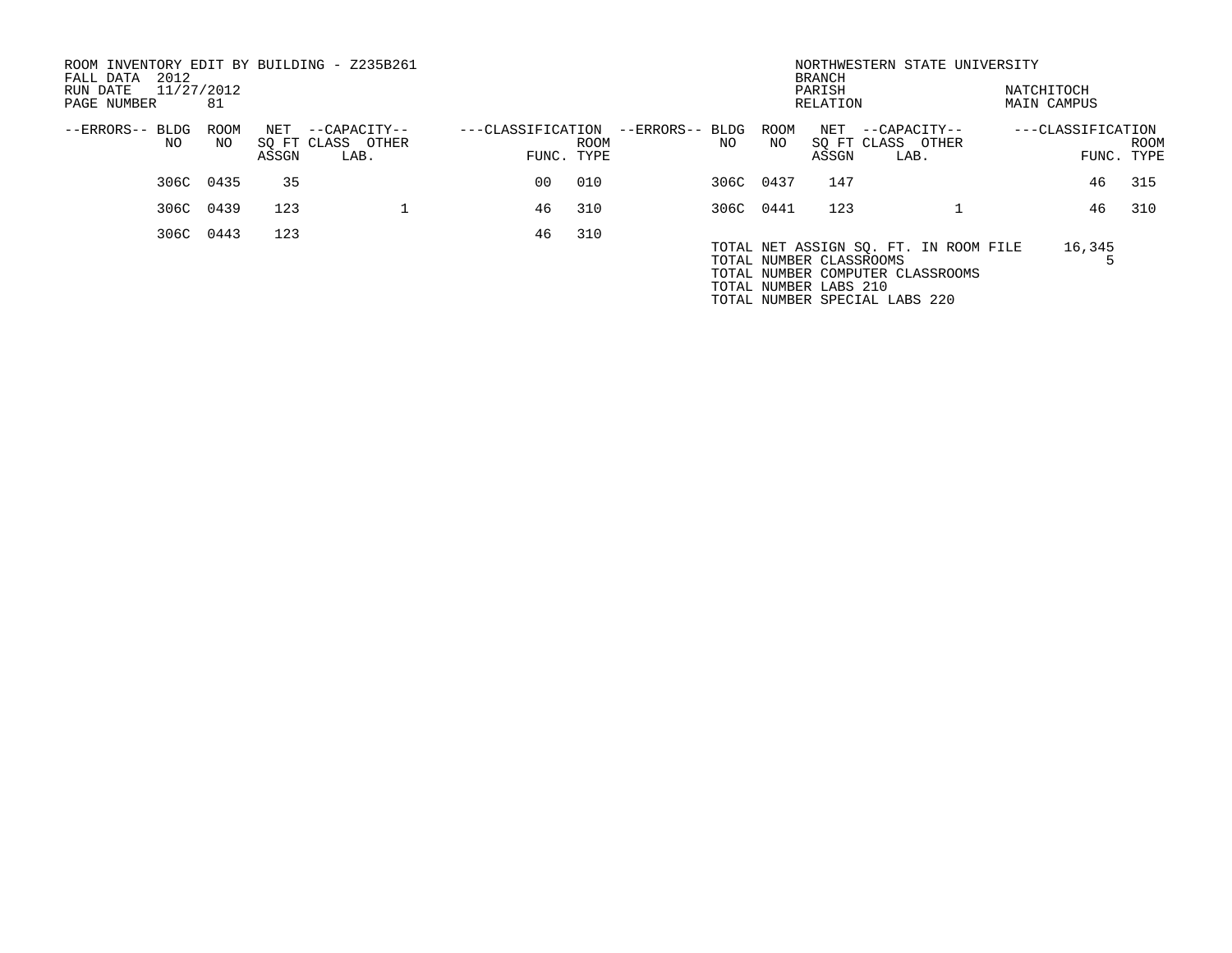ROOM INVENTORY EDIT BY BUILDING - Z235B261
FALL DATA 2012
RUN DATE 11/27/2012
PAGE NUMBER 81

NORTHWESTERN STATE UNIVERSITY
BRANCH
PARISH NATCHITOCH
RELATION MAIN CAMPUS

| --ERRORS-- | BLDG NO | ROOM NO | NET SQ FT ASSGN | --CAPACITY-- CLASS | OTHER LAB. | ---CLASSIFICATION FUNC. | ROOM TYPE | --ERRORS-- | BLDG NO | ROOM NO | NET SQ FT ASSGN | --CAPACITY-- CLASS | OTHER LAB. | ---CLASSIFICATION FUNC. | ROOM TYPE |
|---|---|---|---|---|---|---|---|---|---|---|---|---|---|---|---|
| | 306C | 0435 | 35 | | | 00 | 010 | | 306C | 0437 | 147 | | | 46 | 315 |
| | 306C | 0439 | 123 | | 1 | 46 | 310 | | 306C | 0441 | 123 | | 1 | 46 | 310 |
| | 306C | 0443 | 123 | | | 46 | 310 | | | | | | | | |

TOTAL NET ASSIGN SQ. FT. IN ROOM FILE 16,345
TOTAL NUMBER CLASSROOMS 5
TOTAL NUMBER COMPUTER CLASSROOMS
TOTAL NUMBER LABS 210
TOTAL NUMBER SPECIAL LABS 220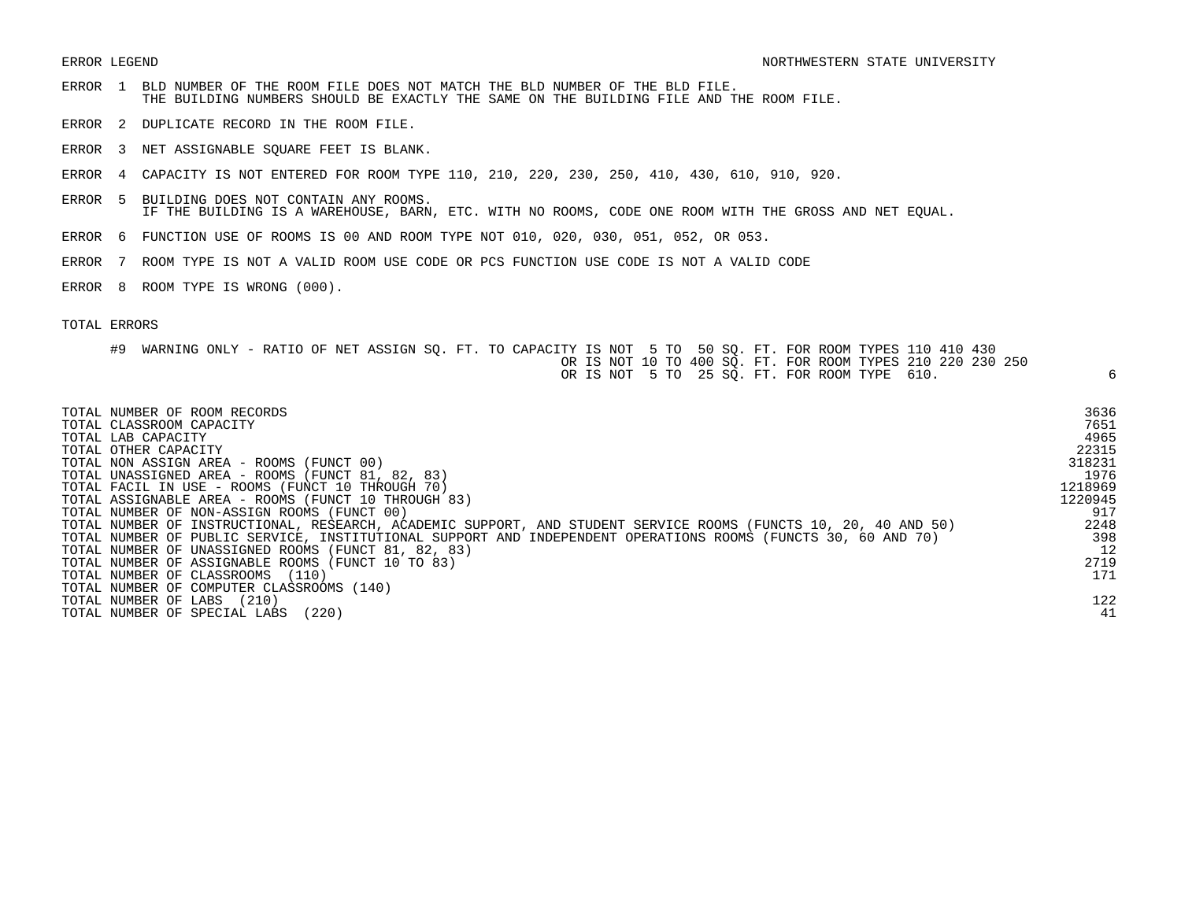ERROR LEGEND

NORTHWESTERN STATE UNIVERSITY

ERROR 1 BLD NUMBER OF THE ROOM FILE DOES NOT MATCH THE BLD NUMBER OF THE BLD FILE.
THE BUILDING NUMBERS SHOULD BE EXACTLY THE SAME ON THE BUILDING FILE AND THE ROOM FILE.

ERROR 2 DUPLICATE RECORD IN THE ROOM FILE.

ERROR 3 NET ASSIGNABLE SQUARE FEET IS BLANK.

ERROR 4 CAPACITY IS NOT ENTERED FOR ROOM TYPE 110, 210, 220, 230, 250, 410, 430, 610, 910, 920.

ERROR 5 BUILDING DOES NOT CONTAIN ANY ROOMS.
IF THE BUILDING IS A WAREHOUSE, BARN, ETC. WITH NO ROOMS, CODE ONE ROOM WITH THE GROSS AND NET EQUAL.

ERROR 6 FUNCTION USE OF ROOMS IS 00 AND ROOM TYPE NOT 010, 020, 030, 051, 052, OR 053.

ERROR 7 ROOM TYPE IS NOT A VALID ROOM USE CODE OR PCS FUNCTION USE CODE IS NOT A VALID CODE

ERROR 8 ROOM TYPE IS WRONG (000).

TOTAL ERRORS

#9 WARNING ONLY - RATIO OF NET ASSIGN SQ. FT. TO CAPACITY IS NOT 5 TO 50 SQ. FT. FOR ROOM TYPES 110 410 430
OR IS NOT 10 TO 400 SQ. FT. FOR ROOM TYPES 210 220 230 250
OR IS NOT 5 TO 25 SQ. FT. FOR ROOM TYPE 610. 6

| | |
|---|---|
| TOTAL NUMBER OF ROOM RECORDS | 3636 |
| TOTAL CLASSROOM CAPACITY | 7651 |
| TOTAL LAB CAPACITY | 4965 |
| TOTAL OTHER CAPACITY | 22315 |
| TOTAL NON ASSIGN AREA - ROOMS (FUNCT 00) | 318231 |
| TOTAL UNASSIGNED AREA - ROOMS (FUNCT 81, 82, 83) | 1976 |
| TOTAL FACIL IN USE - ROOMS (FUNCT 10 THROUGH 70) | 1218969 |
| TOTAL ASSIGNABLE AREA - ROOMS (FUNCT 10 THROUGH 83) | 1220945 |
| TOTAL NUMBER OF NON-ASSIGN ROOMS (FUNCT 00) | 917 |
| TOTAL NUMBER OF INSTRUCTIONAL, RESEARCH, ACADEMIC SUPPORT, AND STUDENT SERVICE ROOMS (FUNCTS 10, 20, 40 AND 50) | 2248 |
| TOTAL NUMBER OF PUBLIC SERVICE, INSTITUTIONAL SUPPORT AND INDEPENDENT OPERATIONS ROOMS (FUNCTS 30, 60 AND 70) | 398 |
| TOTAL NUMBER OF UNASSIGNED ROOMS (FUNCT 81, 82, 83) | 12 |
| TOTAL NUMBER OF ASSIGNABLE ROOMS (FUNCT 10 TO 83) | 2719 |
| TOTAL NUMBER OF CLASSROOMS (110) | 171 |
| TOTAL NUMBER OF COMPUTER CLASSROOMS (140) | |
| TOTAL NUMBER OF LABS (210) | 122 |
| TOTAL NUMBER OF SPECIAL LABS (220) | 41 |